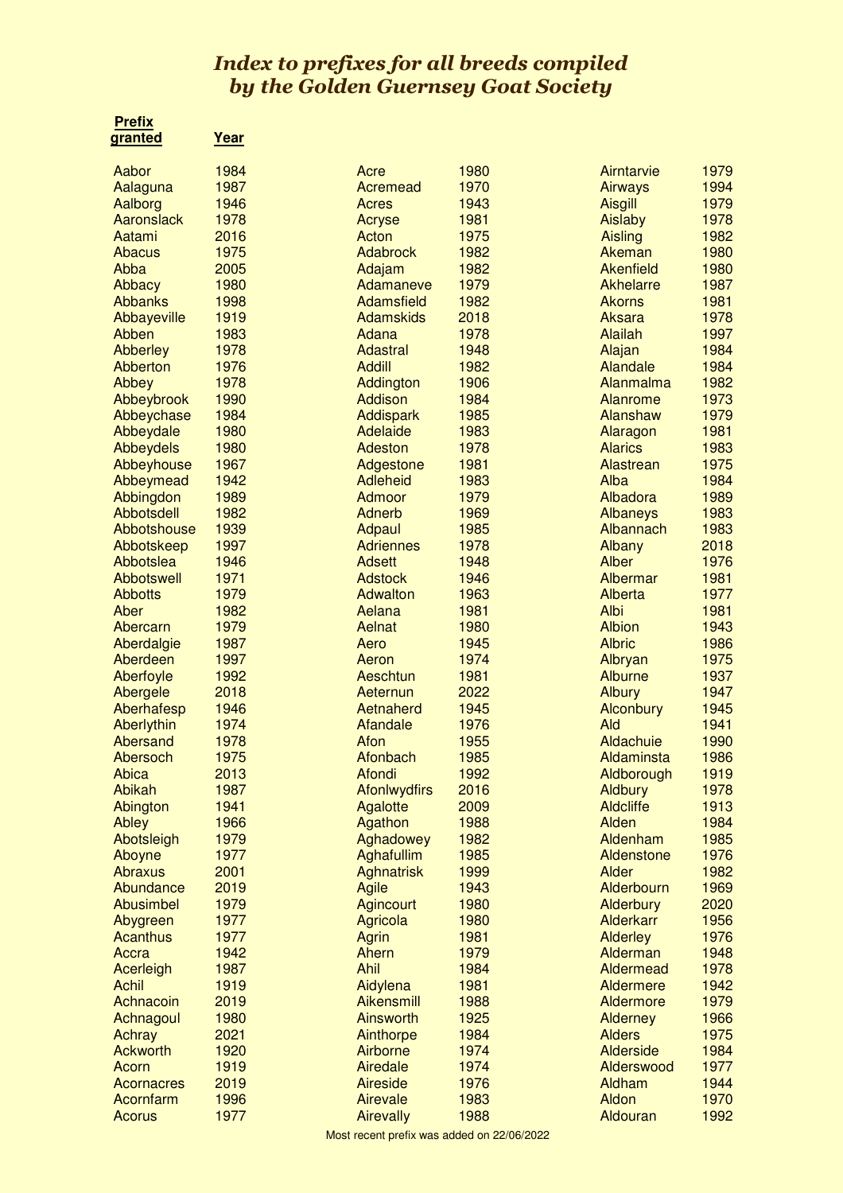# *Index to prefixes for all breeds compiled by the Golden Guernsey Goat Society*

| Prefix granted | Year |
|---|---|
| Aabor | 1984 |
| Aalaguna | 1987 |
| Aalborg | 1946 |
| Aaronslack | 1978 |
| Aatami | 2016 |
| Abacus | 1975 |
| Abba | 2005 |
| Abbacy | 1980 |
| Abbanks | 1998 |
| Abbayeville | 1919 |
| Abben | 1983 |
| Abberley | 1978 |
| Abberton | 1976 |
| Abbey | 1978 |
| Abbeybrook | 1990 |
| Abbeychase | 1984 |
| Abbeydale | 1980 |
| Abbeydels | 1980 |
| Abbeyhouse | 1967 |
| Abbeymead | 1942 |
| Abbingdon | 1989 |
| Abbotsdell | 1982 |
| Abbotshouse | 1939 |
| Abbotskeep | 1997 |
| Abbotslea | 1946 |
| Abbotswell | 1971 |
| Abbotts | 1979 |
| Aber | 1982 |
| Abercarn | 1979 |
| Aberdalgie | 1987 |
| Aberdeen | 1997 |
| Aberfoyle | 1992 |
| Abergele | 2018 |
| Aberhafesp | 1946 |
| Aberlythin | 1974 |
| Abersand | 1978 |
| Abersoch | 1975 |
| Abica | 2013 |
| Abikah | 1987 |
| Abington | 1941 |
| Abley | 1966 |
| Abotsleigh | 1979 |
| Aboyne | 1977 |
| Abraxus | 2001 |
| Abundance | 2019 |
| Abusimbel | 1979 |
| Abygreen | 1977 |
| Acanthus | 1977 |
| Accra | 1942 |
| Acerleigh | 1987 |
| Achil | 1919 |
| Achnacoin | 2019 |
| Achnagoul | 1980 |
| Achray | 2021 |
| Ackworth | 1920 |
| Acorn | 1919 |
| Acornacres | 2019 |
| Acornfarm | 1996 |
| Acorus | 1977 |
| Acre | 1980 |
| Acremead | 1970 |
| Acres | 1943 |
| Acryse | 1981 |
| Acton | 1975 |
| Adabrock | 1982 |
| Adajam | 1982 |
| Adamaneve | 1979 |
| Adamsfield | 1982 |
| Adamskids | 2018 |
| Adana | 1978 |
| Adastral | 1948 |
| Addill | 1982 |
| Addington | 1906 |
| Addison | 1984 |
| Addispark | 1985 |
| Adelaide | 1983 |
| Adeston | 1978 |
| Adgestone | 1981 |
| Adleheid | 1983 |
| Admoor | 1979 |
| Adnerb | 1969 |
| Adpaul | 1985 |
| Adriennes | 1978 |
| Adsett | 1948 |
| Adstock | 1946 |
| Adwalton | 1963 |
| Aelana | 1981 |
| Aelnat | 1980 |
| Aero | 1945 |
| Aeron | 1974 |
| Aeschtun | 1981 |
| Aeternun | 2022 |
| Aetnaherd | 1945 |
| Afandale | 1976 |
| Afon | 1955 |
| Afonbach | 1985 |
| Afondi | 1992 |
| Afonlwydfirs | 2016 |
| Agalotte | 2009 |
| Agathon | 1988 |
| Aghadowey | 1982 |
| Aghafullim | 1985 |
| Aghnatrisk | 1999 |
| Agile | 1943 |
| Agincourt | 1980 |
| Agricola | 1980 |
| Agrin | 1981 |
| Ahern | 1979 |
| Ahil | 1984 |
| Aidylena | 1981 |
| Aikensmill | 1988 |
| Ainsworth | 1925 |
| Ainthorpe | 1984 |
| Airborne | 1974 |
| Airedale | 1974 |
| Aireside | 1976 |
| Airevale | 1983 |
| Airevally | 1988 |
| Airntarvie | 1979 |
| Airways | 1994 |
| Aisgill | 1979 |
| Aislaby | 1978 |
| Aisling | 1982 |
| Akeman | 1980 |
| Akenfield | 1980 |
| Akhelarre | 1987 |
| Akorns | 1981 |
| Aksara | 1978 |
| Alailah | 1997 |
| Alajan | 1984 |
| Alandale | 1984 |
| Alanmalma | 1982 |
| Alanrome | 1973 |
| Alanshaw | 1979 |
| Alaragon | 1981 |
| Alarics | 1983 |
| Alastrean | 1975 |
| Alba | 1984 |
| Albadora | 1989 |
| Albaneys | 1983 |
| Albannach | 1983 |
| Albany | 2018 |
| Alber | 1976 |
| Albermar | 1981 |
| Alberta | 1977 |
| Albi | 1981 |
| Albion | 1943 |
| Albric | 1986 |
| Albryan | 1975 |
| Alburne | 1937 |
| Albury | 1947 |
| Alconbury | 1945 |
| Ald | 1941 |
| Aldachuie | 1990 |
| Aldaminsta | 1986 |
| Aldborough | 1919 |
| Aldbury | 1978 |
| Aldcliffe | 1913 |
| Alden | 1984 |
| Aldenham | 1985 |
| Aldenstone | 1976 |
| Alder | 1982 |
| Alderbourn | 1969 |
| Alderbury | 2020 |
| Alderkarr | 1956 |
| Alderley | 1976 |
| Alderman | 1948 |
| Aldermead | 1978 |
| Aldermere | 1942 |
| Aldermore | 1979 |
| Alderney | 1966 |
| Alders | 1975 |
| Alderside | 1984 |
| Alderswood | 1977 |
| Aldham | 1944 |
| Aldon | 1970 |
| Aldouran | 1992 |

Most recent prefix was added on 22/06/2022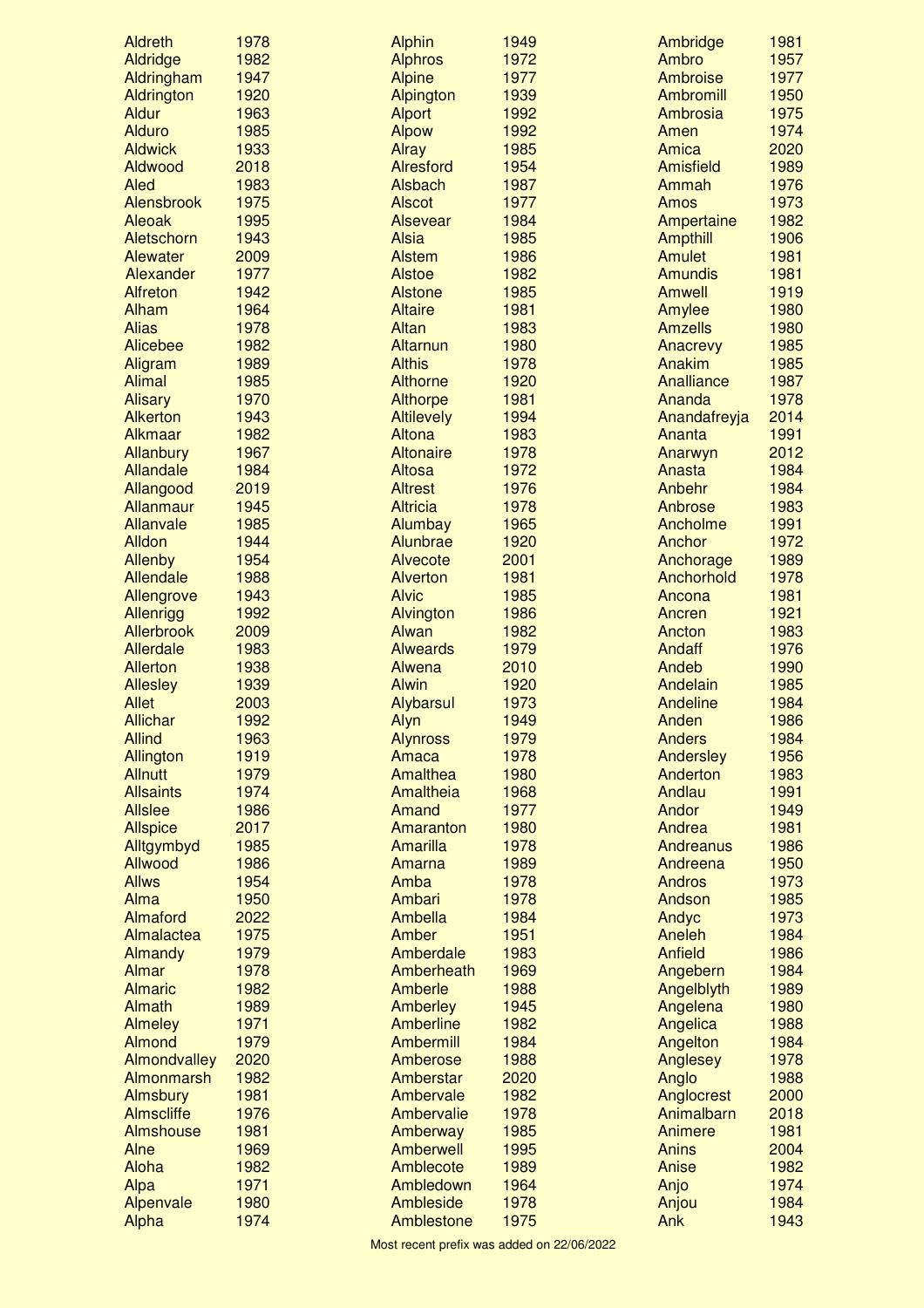| Name | Year |
|---|---|
| Aldreth | 1978 |
| Aldridge | 1982 |
| Aldringham | 1947 |
| Aldrington | 1920 |
| Aldur | 1963 |
| Alduro | 1985 |
| Aldwick | 1933 |
| Aldwood | 2018 |
| Aled | 1983 |
| Alensbrook | 1975 |
| Aleoak | 1995 |
| Aletschorn | 1943 |
| Alewater | 2009 |
| Alexander | 1977 |
| Alfreton | 1942 |
| Alham | 1964 |
| Alias | 1978 |
| Alicebee | 1982 |
| Aligram | 1989 |
| Alimal | 1985 |
| Alisary | 1970 |
| Alkerton | 1943 |
| Alkmaar | 1982 |
| Allanbury | 1967 |
| Allandale | 1984 |
| Allangood | 2019 |
| Allanmaur | 1945 |
| Allanvale | 1985 |
| Alldon | 1944 |
| Allenby | 1954 |
| Allendale | 1988 |
| Allengrove | 1943 |
| Allenrigg | 1992 |
| Allerbrook | 2009 |
| Allerdale | 1983 |
| Allerton | 1938 |
| Allesley | 1939 |
| Allet | 2003 |
| Allichar | 1992 |
| Allind | 1963 |
| Allington | 1919 |
| Allnutt | 1979 |
| Allsaints | 1974 |
| Allslee | 1986 |
| Allspice | 2017 |
| Alltgymbyd | 1985 |
| Allwood | 1986 |
| Allws | 1954 |
| Alma | 1950 |
| Almaford | 2022 |
| Almalactea | 1975 |
| Almandy | 1979 |
| Almar | 1978 |
| Almaric | 1982 |
| Almath | 1989 |
| Almeley | 1971 |
| Almond | 1979 |
| Almondvalley | 2020 |
| Almonmarsh | 1982 |
| Almsbury | 1981 |
| Almscliffe | 1976 |
| Almshouse | 1981 |
| Alne | 1969 |
| Aloha | 1982 |
| Alpa | 1971 |
| Alpenvale | 1980 |
| Alpha | 1974 |
| Alphin | 1949 |
| Alphros | 1972 |
| Alpine | 1977 |
| Alpington | 1939 |
| Alport | 1992 |
| Alpow | 1992 |
| Alray | 1985 |
| Alresford | 1954 |
| Alsbach | 1987 |
| Alscot | 1977 |
| Alsevear | 1984 |
| Alsia | 1985 |
| Alstem | 1986 |
| Alstoe | 1982 |
| Alstone | 1985 |
| Altaire | 1981 |
| Altan | 1983 |
| Altarnun | 1980 |
| Althis | 1978 |
| Althorne | 1920 |
| Althorpe | 1981 |
| Altilevely | 1994 |
| Altona | 1983 |
| Altonaire | 1978 |
| Altosa | 1972 |
| Altrest | 1976 |
| Altricia | 1978 |
| Alumbay | 1965 |
| Alunbrae | 1920 |
| Alvecote | 2001 |
| Alverton | 1981 |
| Alvic | 1985 |
| Alvington | 1986 |
| Alwan | 1982 |
| Alweards | 1979 |
| Alwena | 2010 |
| Alwin | 1920 |
| Alybarsul | 1973 |
| Alyn | 1949 |
| Alynross | 1979 |
| Amaca | 1978 |
| Amalthea | 1980 |
| Amaltheia | 1968 |
| Amand | 1977 |
| Amaranton | 1980 |
| Amarilla | 1978 |
| Amarna | 1989 |
| Amba | 1978 |
| Ambari | 1978 |
| Ambella | 1984 |
| Amber | 1951 |
| Amberdale | 1983 |
| Amberheath | 1969 |
| Amberle | 1988 |
| Amberley | 1945 |
| Amberline | 1982 |
| Ambermill | 1984 |
| Amberose | 1988 |
| Amberstar | 2020 |
| Ambervale | 1982 |
| Ambervalie | 1978 |
| Amberway | 1985 |
| Amberwell | 1995 |
| Amblecote | 1989 |
| Ambledown | 1964 |
| Ambleside | 1978 |
| Amblestone | 1975 |
| Ambridge | 1981 |
| Ambro | 1957 |
| Ambroise | 1977 |
| Ambromill | 1950 |
| Ambrosia | 1975 |
| Amen | 1974 |
| Amica | 2020 |
| Amisfield | 1989 |
| Ammah | 1976 |
| Amos | 1973 |
| Ampertaine | 1982 |
| Ampthill | 1906 |
| Amulet | 1981 |
| Amundis | 1981 |
| Amwell | 1919 |
| Amylee | 1980 |
| Amzells | 1980 |
| Anacrevy | 1985 |
| Anakim | 1985 |
| Analliance | 1987 |
| Ananda | 1978 |
| Anandafreyja | 2014 |
| Ananta | 1991 |
| Anarwyn | 2012 |
| Anasta | 1984 |
| Anbehr | 1984 |
| Anbrose | 1983 |
| Ancholme | 1991 |
| Anchor | 1972 |
| Anchorage | 1989 |
| Anchorhold | 1978 |
| Ancona | 1981 |
| Ancren | 1921 |
| Ancton | 1983 |
| Andaff | 1976 |
| Andeb | 1990 |
| Andelain | 1985 |
| Andeline | 1984 |
| Anden | 1986 |
| Anders | 1984 |
| Andersley | 1956 |
| Anderton | 1983 |
| Andlau | 1991 |
| Andor | 1949 |
| Andrea | 1981 |
| Andreanus | 1986 |
| Andreena | 1950 |
| Andros | 1973 |
| Andson | 1985 |
| Andyc | 1973 |
| Aneleh | 1984 |
| Anfield | 1986 |
| Angebern | 1984 |
| Angelblyth | 1989 |
| Angelena | 1980 |
| Angelica | 1988 |
| Angelton | 1984 |
| Anglesey | 1978 |
| Anglo | 1988 |
| Anglocrest | 2000 |
| Animalbarn | 2018 |
| Animere | 1981 |
| Anins | 2004 |
| Anise | 1982 |
| Anjo | 1974 |
| Anjou | 1984 |
| Ank | 1943 |

Most recent prefix was added on 22/06/2022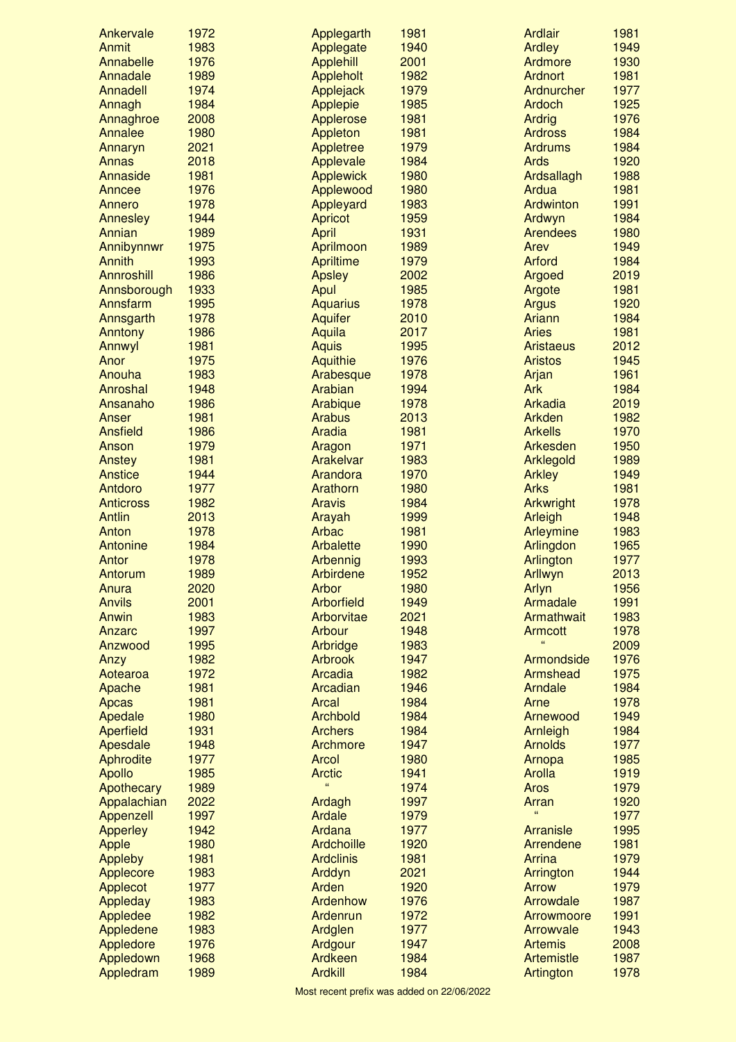| Name | Year |
|---|---|
| Ankervale | 1972 |
| Anmit | 1983 |
| Annabelle | 1976 |
| Annadale | 1989 |
| Annadell | 1974 |
| Annagh | 1984 |
| Annaghroe | 2008 |
| Annalee | 1980 |
| Annaryn | 2021 |
| Annas | 2018 |
| Annaside | 1981 |
| Anncee | 1976 |
| Annero | 1978 |
| Annesley | 1944 |
| Annian | 1989 |
| Annibynnwr | 1975 |
| Annith | 1993 |
| Annroshill | 1986 |
| Annsborough | 1933 |
| Annsfarm | 1995 |
| Annsgarth | 1978 |
| Anntony | 1986 |
| Annwyl | 1981 |
| Anor | 1975 |
| Anouha | 1983 |
| Anroshal | 1948 |
| Ansanaho | 1986 |
| Anser | 1981 |
| Ansfield | 1986 |
| Anson | 1979 |
| Anstey | 1981 |
| Anstice | 1944 |
| Antdoro | 1977 |
| Anticross | 1982 |
| Antlin | 2013 |
| Anton | 1978 |
| Antonine | 1984 |
| Antor | 1978 |
| Antorum | 1989 |
| Anura | 2020 |
| Anvils | 2001 |
| Anwin | 1983 |
| Anzarc | 1997 |
| Anzwood | 1995 |
| Anzy | 1982 |
| Aotearoa | 1972 |
| Apache | 1981 |
| Apcas | 1981 |
| Apedale | 1980 |
| Aperfield | 1931 |
| Apesdale | 1948 |
| Aphrodite | 1977 |
| Apollo | 1985 |
| Apothecary | 1989 |
| Appalachian | 2022 |
| Appenzell | 1997 |
| Apperley | 1942 |
| Apple | 1980 |
| Appleby | 1981 |
| Applecore | 1983 |
| Applecot | 1977 |
| Appleday | 1983 |
| Appledee | 1982 |
| Appledene | 1983 |
| Appledore | 1976 |
| Appledown | 1968 |
| Appledram | 1989 |
| Applegarth | 1981 |
| Applegate | 1940 |
| Applehill | 2001 |
| Appleholt | 1982 |
| Applejack | 1979 |
| Applepie | 1985 |
| Applerose | 1981 |
| Appleton | 1981 |
| Appletree | 1979 |
| Applevale | 1984 |
| Applewick | 1980 |
| Applewood | 1980 |
| Appleyard | 1983 |
| Apricot | 1959 |
| April | 1931 |
| Aprilmoon | 1989 |
| Apriltime | 1979 |
| Apsley | 2002 |
| Apul | 1985 |
| Aquarius | 1978 |
| Aquifer | 2010 |
| Aquila | 2017 |
| Aquis | 1995 |
| Aquithie | 1976 |
| Arabesque | 1978 |
| Arabian | 1994 |
| Arabique | 1978 |
| Arabus | 2013 |
| Aradia | 1981 |
| Aragon | 1971 |
| Arakelvar | 1983 |
| Arandora | 1970 |
| Arathorn | 1980 |
| Aravis | 1984 |
| Arayah | 1999 |
| Arbac | 1981 |
| Arbalette | 1990 |
| Arbennig | 1993 |
| Arbirdene | 1952 |
| Arbor | 1980 |
| Arborfield | 1949 |
| Arborvitae | 2021 |
| Arbour | 1948 |
| Arbridge | 1983 |
| Arbrook | 1947 |
| Arcadia | 1982 |
| Arcadian | 1946 |
| Arcal | 1984 |
| Archbold | 1984 |
| Archers | 1984 |
| Archmore | 1947 |
| Arcol | 1980 |
| Arctic | 1941 |
| " | 1974 |
| Ardagh | 1997 |
| Ardale | 1979 |
| Ardana | 1977 |
| Ardchoille | 1920 |
| Ardclinis | 1981 |
| Arddyn | 2021 |
| Arden | 1920 |
| Ardenhow | 1976 |
| Ardenrun | 1972 |
| Ardglen | 1977 |
| Ardgour | 1947 |
| Ardkeen | 1984 |
| Ardkill | 1984 |
| Ardlair | 1981 |
| Ardley | 1949 |
| Ardmore | 1930 |
| Ardnort | 1981 |
| Ardnurcher | 1977 |
| Ardoch | 1925 |
| Ardrig | 1976 |
| Ardross | 1984 |
| Ardrums | 1984 |
| Ards | 1920 |
| Ardsallagh | 1988 |
| Ardua | 1981 |
| Ardwinton | 1991 |
| Ardwyn | 1984 |
| Arendees | 1980 |
| Arev | 1949 |
| Arford | 1984 |
| Argoed | 2019 |
| Argote | 1981 |
| Argus | 1920 |
| Ariann | 1984 |
| Aries | 1981 |
| Aristaeus | 2012 |
| Aristos | 1945 |
| Arjan | 1961 |
| Ark | 1984 |
| Arkadia | 2019 |
| Arkden | 1982 |
| Arkells | 1970 |
| Arkesden | 1950 |
| Arklegold | 1989 |
| Arkley | 1949 |
| Arks | 1981 |
| Arkwright | 1978 |
| Arleigh | 1948 |
| Arleymine | 1983 |
| Arlingdon | 1965 |
| Arlington | 1977 |
| Arllwyn | 2013 |
| Arlyn | 1956 |
| Armadale | 1991 |
| Armathwait | 1983 |
| Armcott | 1978 |
| " | 2009 |
| Armondside | 1976 |
| Armshead | 1975 |
| Arndale | 1984 |
| Arne | 1978 |
| Arnewood | 1949 |
| Arnleigh | 1984 |
| Arnolds | 1977 |
| Arnopa | 1985 |
| Arolla | 1919 |
| Aros | 1979 |
| Arran | 1920 |
| " | 1977 |
| Arranisle | 1995 |
| Arrendene | 1981 |
| Arrina | 1979 |
| Arrington | 1944 |
| Arrow | 1979 |
| Arrowdale | 1987 |
| Arrowmoore | 1991 |
| Arrowvale | 1943 |
| Artemis | 2008 |
| Artemistle | 1987 |
| Artington | 1978 |

Most recent prefix was added on 22/06/2022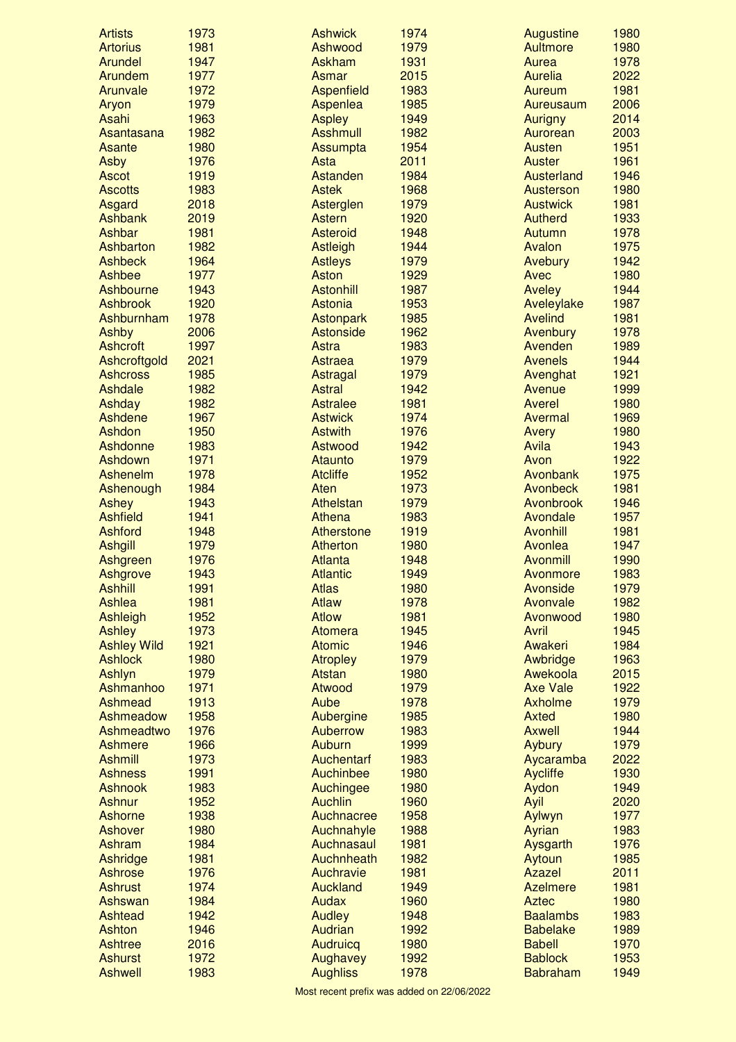| | | | | | | | |
|---|---|---|---|---|---|---|---|
| Artists | 1973 | | Ashwick | 1974 | | Augustine | 1980 |
| Artorius | 1981 | | Ashwood | 1979 | | Aultmore | 1980 |
| Arundel | 1947 | | Askham | 1931 | | Aurea | 1978 |
| Arundem | 1977 | | Asmar | 2015 | | Aurelia | 2022 |
| Arunvale | 1972 | | Aspenfield | 1983 | | Aureum | 1981 |
| Aryon | 1979 | | Aspenlea | 1985 | | Aureusaum | 2006 |
| Asahi | 1963 | | Aspley | 1949 | | Aurigny | 2014 |
| Asantasana | 1982 | | Asshmull | 1982 | | Aurorean | 2003 |
| Asante | 1980 | | Assumpta | 1954 | | Austen | 1951 |
| Asby | 1976 | | Asta | 2011 | | Auster | 1961 |
| Ascot | 1919 | | Astanden | 1984 | | Austerland | 1946 |
| Ascotts | 1983 | | Astek | 1968 | | Austerson | 1980 |
| Asgard | 2018 | | Asterglen | 1979 | | Austwick | 1981 |
| Ashbank | 2019 | | Astern | 1920 | | Autherd | 1933 |
| Ashbar | 1981 | | Asteroid | 1948 | | Autumn | 1978 |
| Ashbarton | 1982 | | Astleigh | 1944 | | Avalon | 1975 |
| Ashbeck | 1964 | | Astleys | 1979 | | Avebury | 1942 |
| Ashbee | 1977 | | Aston | 1929 | | Avec | 1980 |
| Ashbourne | 1943 | | Astonhill | 1987 | | Aveley | 1944 |
| Ashbrook | 1920 | | Astonia | 1953 | | Aveleylake | 1987 |
| Ashburnham | 1978 | | Astonpark | 1985 | | Avelind | 1981 |
| Ashby | 2006 | | Astonside | 1962 | | Avenbury | 1978 |
| Ashcroft | 1997 | | Astra | 1983 | | Avenden | 1989 |
| Ashcroftgold | 2021 | | Astraea | 1979 | | Avenels | 1944 |
| Ashcross | 1985 | | Astragal | 1979 | | Avenghat | 1921 |
| Ashdale | 1982 | | Astral | 1942 | | Avenue | 1999 |
| Ashday | 1982 | | Astralee | 1981 | | Averel | 1980 |
| Ashdene | 1967 | | Astwick | 1974 | | Avermal | 1969 |
| Ashdon | 1950 | | Astwith | 1976 | | Avery | 1980 |
| Ashdonne | 1983 | | Astwood | 1942 | | Avila | 1943 |
| Ashdown | 1971 | | Ataunto | 1979 | | Avon | 1922 |
| Ashenelm | 1978 | | Atcliffe | 1952 | | Avonbank | 1975 |
| Ashenough | 1984 | | Aten | 1973 | | Avonbeck | 1981 |
| Ashey | 1943 | | Athelstan | 1979 | | Avonbrook | 1946 |
| Ashfield | 1941 | | Athena | 1983 | | Avondale | 1957 |
| Ashford | 1948 | | Atherstone | 1919 | | Avonhill | 1981 |
| Ashgill | 1979 | | Atherton | 1980 | | Avonlea | 1947 |
| Ashgreen | 1976 | | Atlanta | 1948 | | Avonmill | 1990 |
| Ashgrove | 1943 | | Atlantic | 1949 | | Avonmore | 1983 |
| Ashhill | 1991 | | Atlas | 1980 | | Avonside | 1979 |
| Ashlea | 1981 | | Atlaw | 1978 | | Avonvale | 1982 |
| Ashleigh | 1952 | | Atlow | 1981 | | Avonwood | 1980 |
| Ashley | 1973 | | Atomera | 1945 | | Avril | 1945 |
| Ashley Wild | 1921 | | Atomic | 1946 | | Awakeri | 1984 |
| Ashlock | 1980 | | Atropley | 1979 | | Awbridge | 1963 |
| Ashlyn | 1979 | | Atstan | 1980 | | Awekoola | 2015 |
| Ashmanhoo | 1971 | | Atwood | 1979 | | Axe Vale | 1922 |
| Ashmead | 1913 | | Aube | 1978 | | Axholme | 1979 |
| Ashmeadow | 1958 | | Aubergine | 1985 | | Axted | 1980 |
| Ashmeadtwo | 1976 | | Auberrow | 1983 | | Axwell | 1944 |
| Ashmere | 1966 | | Auburn | 1999 | | Aybury | 1979 |
| Ashmill | 1973 | | Auchentarf | 1983 | | Aycaramba | 2022 |
| Ashness | 1991 | | Auchinbee | 1980 | | Aycliffe | 1930 |
| Ashnook | 1983 | | Auchingee | 1980 | | Aydon | 1949 |
| Ashnur | 1952 | | Auchlin | 1960 | | Ayil | 2020 |
| Ashorne | 1938 | | Auchnacree | 1958 | | Aylwyn | 1977 |
| Ashover | 1980 | | Auchnahyle | 1988 | | Ayrian | 1983 |
| Ashram | 1984 | | Auchnasaul | 1981 | | Aysgarth | 1976 |
| Ashridge | 1981 | | Auchnheath | 1982 | | Aytoun | 1985 |
| Ashrose | 1976 | | Auchravie | 1981 | | Azazel | 2011 |
| Ashrust | 1974 | | Auckland | 1949 | | Azelmere | 1981 |
| Ashswan | 1984 | | Audax | 1960 | | Aztec | 1980 |
| Ashtead | 1942 | | Audley | 1948 | | Baalambs | 1983 |
| Ashton | 1946 | | Audrian | 1992 | | Babelake | 1989 |
| Ashtree | 2016 | | Audruicq | 1980 | | Babell | 1970 |
| Ashurst | 1972 | | Aughavey | 1992 | | Bablock | 1953 |
| Ashwell | 1983 | | Aughliss | 1978 | | Babraham | 1949 |

Most recent prefix was added on 22/06/2022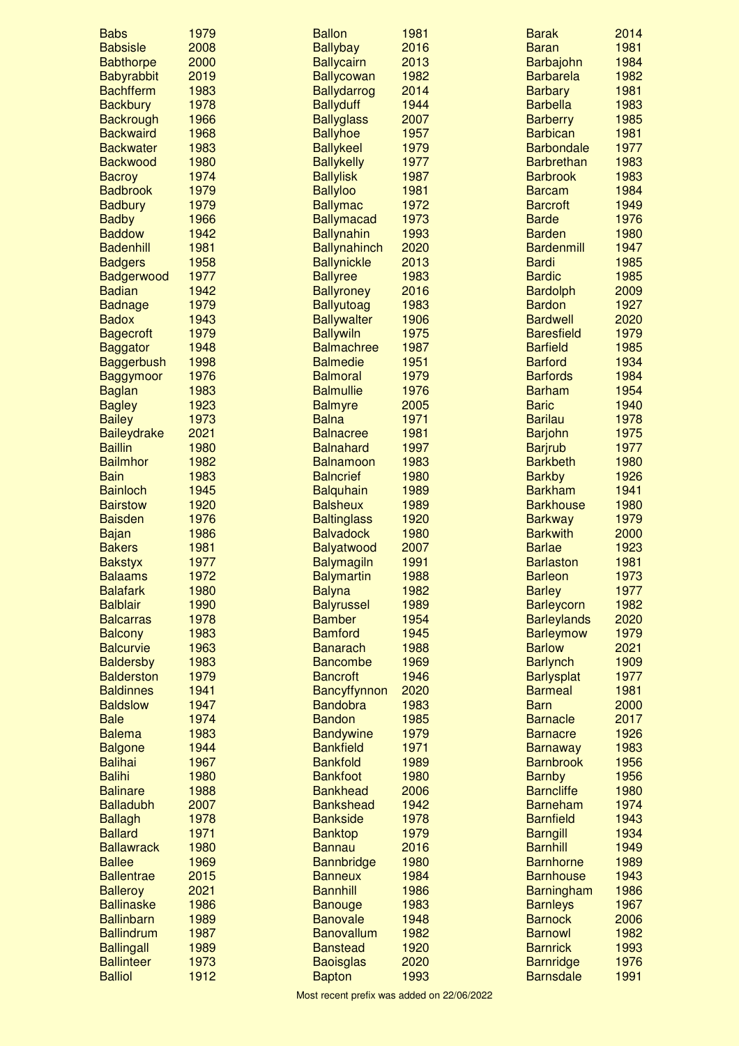| Prefix | Year |
|---|---|
| Babs | 1979 |
| Babsisle | 2008 |
| Babthorpe | 2000 |
| Babyrabbit | 2019 |
| Bachfferm | 1983 |
| Backbury | 1978 |
| Backrough | 1966 |
| Backwaird | 1968 |
| Backwater | 1983 |
| Backwood | 1980 |
| Bacroy | 1974 |
| Badbrook | 1979 |
| Badbury | 1979 |
| Badby | 1966 |
| Baddow | 1942 |
| Badenhill | 1981 |
| Badgers | 1958 |
| Badgerwood | 1977 |
| Badian | 1942 |
| Badnage | 1979 |
| Badox | 1943 |
| Bagecroft | 1979 |
| Baggator | 1948 |
| Baggerbush | 1998 |
| Baggymoor | 1976 |
| Baglan | 1983 |
| Bagley | 1923 |
| Bailey | 1973 |
| Baileydrake | 2021 |
| Baillin | 1980 |
| Bailmhor | 1982 |
| Bain | 1983 |
| Bainloch | 1945 |
| Bairstow | 1920 |
| Baisden | 1976 |
| Bajan | 1986 |
| Bakers | 1981 |
| Bakstyx | 1977 |
| Balaams | 1972 |
| Balafark | 1980 |
| Balblair | 1990 |
| Balcarras | 1978 |
| Balcony | 1983 |
| Balcurvie | 1963 |
| Baldersby | 1983 |
| Balderston | 1979 |
| Baldinnes | 1941 |
| Baldslow | 1947 |
| Bale | 1974 |
| Balema | 1983 |
| Balgone | 1944 |
| Balihai | 1967 |
| Balihi | 1980 |
| Balinare | 1988 |
| Balladubh | 2007 |
| Ballagh | 1978 |
| Ballard | 1971 |
| Ballawrack | 1980 |
| Ballee | 1969 |
| Ballentrae | 2015 |
| Balleroy | 2021 |
| Ballinaske | 1986 |
| Ballinbarn | 1989 |
| Ballindrum | 1987 |
| Ballingall | 1989 |
| Ballinteer | 1973 |
| Balliol | 1912 |
| Ballon | 1981 |
| Ballybay | 2016 |
| Ballycairn | 2013 |
| Ballycowan | 1982 |
| Ballydarrog | 2014 |
| Ballyduff | 1944 |
| Ballyglass | 2007 |
| Ballyhoe | 1957 |
| Ballykeel | 1979 |
| Ballykelly | 1977 |
| Ballylisk | 1987 |
| Ballyloo | 1981 |
| Ballymac | 1972 |
| Ballymacad | 1973 |
| Ballynahin | 1993 |
| Ballynahinch | 2020 |
| Ballynickle | 2013 |
| Ballyree | 1983 |
| Ballyroney | 2016 |
| Ballyutoag | 1983 |
| Ballywalter | 1906 |
| Ballywiln | 1975 |
| Balmachree | 1987 |
| Balmedie | 1951 |
| Balmoral | 1979 |
| Balmullie | 1976 |
| Balmyre | 2005 |
| Balna | 1971 |
| Balnacree | 1981 |
| Balnahard | 1997 |
| Balnamoon | 1983 |
| Balncrief | 1980 |
| Balquhain | 1989 |
| Balsheux | 1989 |
| Baltinglass | 1920 |
| Balvadock | 1980 |
| Balyatwood | 2007 |
| Balymagiln | 1991 |
| Balymartin | 1988 |
| Balyna | 1982 |
| Balyrussel | 1989 |
| Bamber | 1954 |
| Bamford | 1945 |
| Banarach | 1988 |
| Bancombe | 1969 |
| Bancroft | 1946 |
| Bancyffynnon | 2020 |
| Bandobra | 1983 |
| Bandon | 1985 |
| Bandywine | 1979 |
| Bankfield | 1971 |
| Bankfold | 1989 |
| Bankfoot | 1980 |
| Bankhead | 2006 |
| Bankshead | 1942 |
| Bankside | 1978 |
| Banktop | 1979 |
| Bannau | 2016 |
| Bannbridge | 1980 |
| Banneux | 1984 |
| Bannhill | 1986 |
| Banouge | 1983 |
| Banovale | 1948 |
| Banovallum | 1982 |
| Banstead | 1920 |
| Baoisglas | 2020 |
| Bapton | 1993 |
| Barak | 2014 |
| Baran | 1981 |
| Barbajohn | 1984 |
| Barbarela | 1982 |
| Barbary | 1981 |
| Barbella | 1983 |
| Barberry | 1985 |
| Barbican | 1981 |
| Barbondale | 1977 |
| Barbrethan | 1983 |
| Barbrook | 1983 |
| Barcam | 1984 |
| Barcroft | 1949 |
| Barde | 1976 |
| Barden | 1980 |
| Bardenmill | 1947 |
| Bardi | 1985 |
| Bardic | 1985 |
| Bardolph | 2009 |
| Bardon | 1927 |
| Bardwell | 2020 |
| Baresfield | 1979 |
| Barfield | 1985 |
| Barford | 1934 |
| Barfords | 1984 |
| Barham | 1954 |
| Baric | 1940 |
| Barilau | 1978 |
| Barjohn | 1975 |
| Barjrub | 1977 |
| Barkbeth | 1980 |
| Barkby | 1926 |
| Barkham | 1941 |
| Barkhouse | 1980 |
| Barkway | 1979 |
| Barkwith | 2000 |
| Barlae | 1923 |
| Barlaston | 1981 |
| Barleon | 1973 |
| Barley | 1977 |
| Barleycorn | 1982 |
| Barleylands | 2020 |
| Barleymow | 1979 |
| Barlow | 2021 |
| Barlynch | 1909 |
| Barlysplat | 1977 |
| Barmeal | 1981 |
| Barn | 2000 |
| Barnacle | 2017 |
| Barnacre | 1926 |
| Barnaway | 1983 |
| Barnbrook | 1956 |
| Barnby | 1956 |
| Barncliffe | 1980 |
| Barneham | 1974 |
| Barnfield | 1943 |
| Barngill | 1934 |
| Barnhill | 1949 |
| Barnhorne | 1989 |
| Barnhouse | 1943 |
| Barningham | 1986 |
| Barnleys | 1967 |
| Barnock | 2006 |
| Barnowl | 1982 |
| Barnrick | 1993 |
| Barnridge | 1976 |
| Barnsdale | 1991 |

Most recent prefix was added on 22/06/2022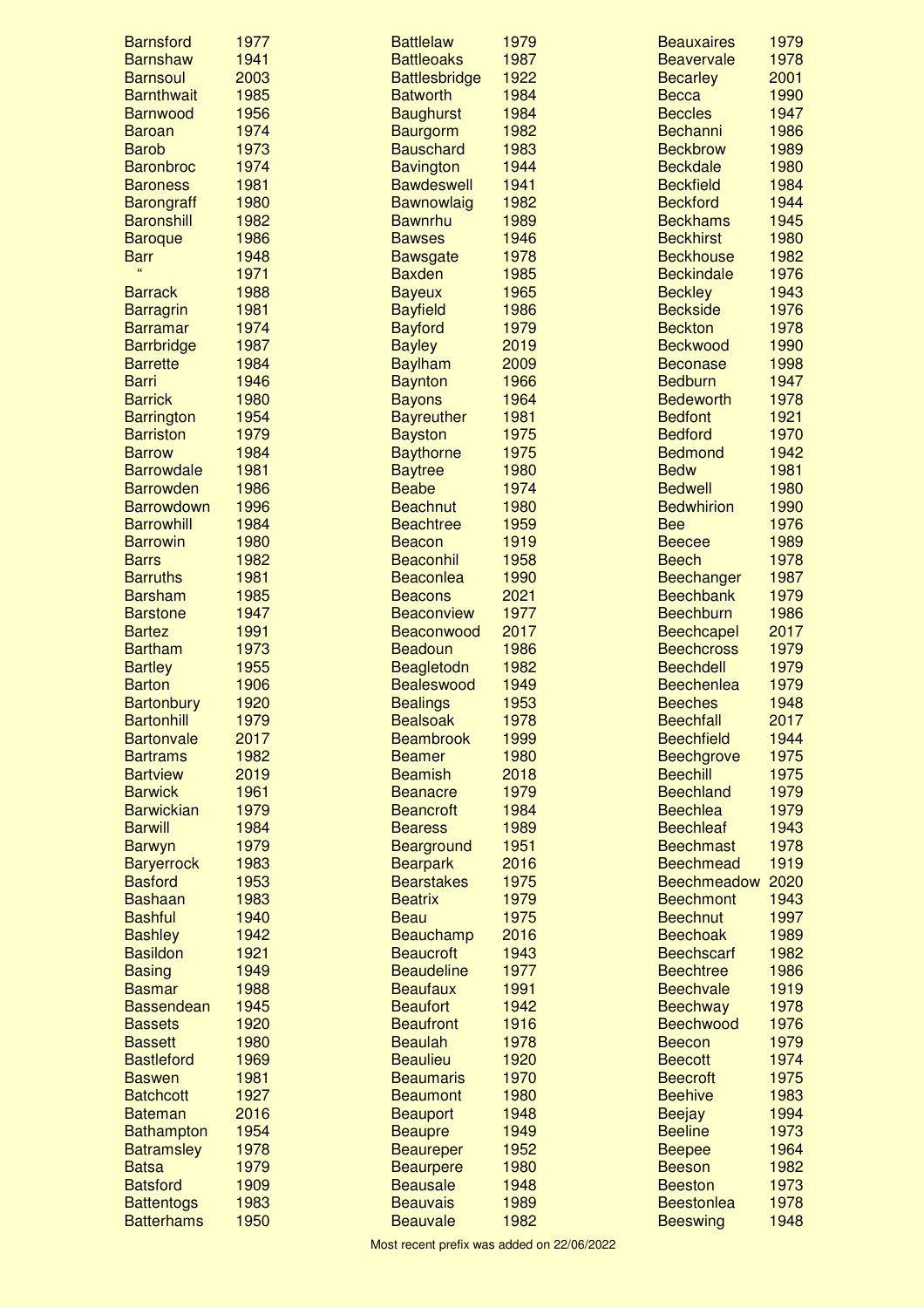| Prefix | Year |
|---|---|
| Barnsford | 1977 |
| Barnshaw | 1941 |
| Barnsoul | 2003 |
| Barnthwait | 1985 |
| Barnwood | 1956 |
| Baroan | 1974 |
| Barob | 1973 |
| Baronbroc | 1974 |
| Baroness | 1981 |
| Barongraff | 1980 |
| Baronshill | 1982 |
| Baroque | 1986 |
| Barr | 1948 |
| " | 1971 |
| Barrack | 1988 |
| Barragrin | 1981 |
| Barramar | 1974 |
| Barrbridge | 1987 |
| Barrette | 1984 |
| Barri | 1946 |
| Barrick | 1980 |
| Barrington | 1954 |
| Barriston | 1979 |
| Barrow | 1984 |
| Barrowdale | 1981 |
| Barrowden | 1986 |
| Barrowdown | 1996 |
| Barrowhill | 1984 |
| Barrowin | 1980 |
| Barrs | 1982 |
| Barruths | 1981 |
| Barsham | 1985 |
| Barstone | 1947 |
| Bartez | 1991 |
| Bartham | 1973 |
| Bartley | 1955 |
| Barton | 1906 |
| Bartonbury | 1920 |
| Bartonhill | 1979 |
| Bartonvale | 2017 |
| Bartrams | 1982 |
| Bartview | 2019 |
| Barwick | 1961 |
| Barwickian | 1979 |
| Barwill | 1984 |
| Barwyn | 1979 |
| Baryerrock | 1983 |
| Basford | 1953 |
| Bashaan | 1983 |
| Bashful | 1940 |
| Bashley | 1942 |
| Basildon | 1921 |
| Basing | 1949 |
| Basmar | 1988 |
| Bassendean | 1945 |
| Bassets | 1920 |
| Bassett | 1980 |
| Bastleford | 1969 |
| Baswen | 1981 |
| Batchcott | 1927 |
| Bateman | 2016 |
| Bathampton | 1954 |
| Batramsley | 1978 |
| Batsa | 1979 |
| Batsford | 1909 |
| Battentogs | 1983 |
| Batterhams | 1950 |
| Battlelaw | 1979 |
| Battleoaks | 1987 |
| Battlesbridge | 1922 |
| Batworth | 1984 |
| Baughurst | 1984 |
| Baurgorm | 1982 |
| Bauschard | 1983 |
| Bavington | 1944 |
| Bawdeswell | 1941 |
| Bawnowlaig | 1982 |
| Bawnrhu | 1989 |
| Bawses | 1946 |
| Bawsgate | 1978 |
| Baxden | 1985 |
| Bayeux | 1965 |
| Bayfield | 1986 |
| Bayford | 1979 |
| Bayley | 2019 |
| Baylham | 2009 |
| Baynton | 1966 |
| Bayons | 1964 |
| Bayreuther | 1981 |
| Bayston | 1975 |
| Baythorne | 1975 |
| Baytree | 1980 |
| Beabe | 1974 |
| Beachnut | 1980 |
| Beachtree | 1959 |
| Beacon | 1919 |
| Beaconhil | 1958 |
| Beaconlea | 1990 |
| Beacons | 2021 |
| Beaconview | 1977 |
| Beaconwood | 2017 |
| Beadoun | 1986 |
| Beagletodn | 1982 |
| Bealeswood | 1949 |
| Bealings | 1953 |
| Bealsoak | 1978 |
| Beambrook | 1999 |
| Beamer | 1980 |
| Beamish | 2018 |
| Beanacre | 1979 |
| Beancroft | 1984 |
| Beaess | 1989 |
| Bearground | 1951 |
| Bearpark | 2016 |
| Bearstakes | 1975 |
| Beatrix | 1979 |
| Beau | 1975 |
| Beauchamp | 2016 |
| Beaucroft | 1943 |
| Beaudeline | 1977 |
| Beaufaux | 1991 |
| Beaufort | 1942 |
| Beaufront | 1916 |
| Beaulah | 1978 |
| Beaulieu | 1920 |
| Beaumaris | 1970 |
| Beaumont | 1980 |
| Beauport | 1948 |
| Beaupre | 1949 |
| Beaureper | 1952 |
| Beaurpere | 1980 |
| Beausale | 1948 |
| Beauvais | 1989 |
| Beauvale | 1982 |
| Beauxaires | 1979 |
| Beavervale | 1978 |
| Becarley | 2001 |
| Becca | 1990 |
| Beccles | 1947 |
| Bechanni | 1986 |
| Beckbrow | 1989 |
| Beckdale | 1980 |
| Beckfield | 1984 |
| Beckford | 1944 |
| Beckhams | 1945 |
| Beckhirst | 1980 |
| Beckhouse | 1982 |
| Beckindale | 1976 |
| Beckley | 1943 |
| Beckside | 1976 |
| Beckton | 1978 |
| Beckwood | 1990 |
| Beconase | 1998 |
| Bedburn | 1947 |
| Bedeworth | 1978 |
| Bedfont | 1921 |
| Bedford | 1970 |
| Bedmond | 1942 |
| Bedw | 1981 |
| Bedwell | 1980 |
| Bedwhirion | 1990 |
| Bee | 1976 |
| Beecee | 1989 |
| Beech | 1978 |
| Beechanger | 1987 |
| Beechbank | 1979 |
| Beechburn | 1986 |
| Beechcapel | 2017 |
| Beechcross | 1979 |
| Beechdell | 1979 |
| Beechenlea | 1979 |
| Beeches | 1948 |
| Beechfall | 2017 |
| Beechfield | 1944 |
| Beechgrove | 1975 |
| Beechill | 1975 |
| Beechland | 1979 |
| Beechlea | 1979 |
| Beechleaf | 1943 |
| Beechmast | 1978 |
| Beechmead | 1919 |
| Beechmeadow | 2020 |
| Beechmont | 1943 |
| Beechnut | 1997 |
| Beechoak | 1989 |
| Beechscarf | 1982 |
| Beechtree | 1986 |
| Beechvale | 1919 |
| Beechway | 1978 |
| Beechwood | 1976 |
| Beecon | 1979 |
| Beecott | 1974 |
| Beecroft | 1975 |
| Beehive | 1983 |
| Beejay | 1994 |
| Beeline | 1973 |
| Beepee | 1964 |
| Beeson | 1982 |
| Beeston | 1973 |
| Beestonlea | 1978 |
| Beeswing | 1948 |

Most recent prefix was added on 22/06/2022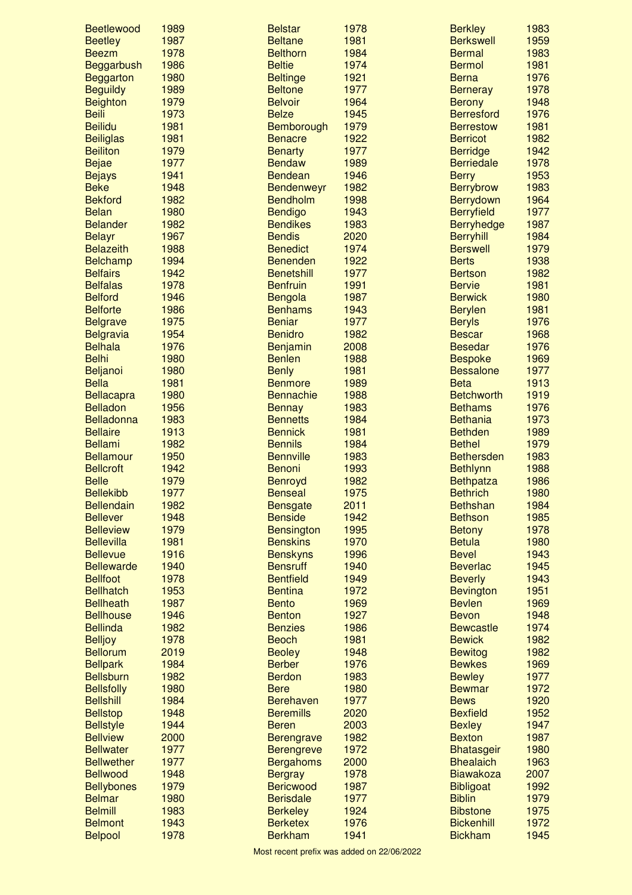| Prefix | Year |
|---|---|
| Beetlewood | 1989 |
| Beetley | 1987 |
| Beezm | 1978 |
| Beggarbush | 1986 |
| Beggarton | 1980 |
| Beguildy | 1989 |
| Beighton | 1979 |
| Beili | 1973 |
| Beilidu | 1981 |
| Beiliglas | 1981 |
| Beiliton | 1979 |
| Bejae | 1977 |
| Bejays | 1941 |
| Beke | 1948 |
| Bekford | 1982 |
| Belan | 1980 |
| Belander | 1982 |
| Belayr | 1967 |
| Belazeith | 1988 |
| Belchamp | 1994 |
| Belfairs | 1942 |
| Belfalas | 1978 |
| Belford | 1946 |
| Belforte | 1986 |
| Belgrave | 1975 |
| Belgravia | 1954 |
| Belhala | 1976 |
| Belhi | 1980 |
| Beljanoi | 1980 |
| Bella | 1981 |
| Bellacapra | 1980 |
| Belladon | 1956 |
| Belladonna | 1983 |
| Bellaire | 1913 |
| Bellami | 1982 |
| Bellamour | 1950 |
| Bellcroft | 1942 |
| Belle | 1979 |
| Bellekibb | 1977 |
| Bellendain | 1982 |
| Bellever | 1948 |
| Belleview | 1979 |
| Bellevilla | 1981 |
| Bellevue | 1916 |
| Bellewarde | 1940 |
| Bellfoot | 1978 |
| Bellhatch | 1953 |
| Bellheath | 1987 |
| Bellhouse | 1946 |
| Bellinda | 1982 |
| Belljoy | 1978 |
| Bellorum | 2019 |
| Bellpark | 1984 |
| Bellsburn | 1982 |
| Bellsfolly | 1980 |
| Bellshill | 1984 |
| Bellstop | 1948 |
| Bellstyle | 1944 |
| Bellview | 2000 |
| Bellwater | 1977 |
| Bellwether | 1977 |
| Bellwood | 1948 |
| Bellybones | 1979 |
| Belmar | 1980 |
| Belmill | 1983 |
| Belmont | 1943 |
| Belpool | 1978 |
| Belstar | 1978 |
| Beltane | 1981 |
| Belthorn | 1984 |
| Beltie | 1974 |
| Beltinge | 1921 |
| Beltone | 1977 |
| Belvoir | 1964 |
| Belze | 1945 |
| Bemborough | 1979 |
| Benacre | 1922 |
| Benarty | 1977 |
| Bendaw | 1989 |
| Bendean | 1946 |
| Bendenweyr | 1982 |
| Bendholm | 1998 |
| Bendigo | 1943 |
| Bendikes | 1983 |
| Bendis | 2020 |
| Benedict | 1974 |
| Benenden | 1922 |
| Benetshill | 1977 |
| Benfruin | 1991 |
| Bengola | 1987 |
| Benhams | 1943 |
| Beniar | 1977 |
| Benidro | 1982 |
| Benjamin | 2008 |
| Benlen | 1988 |
| Benly | 1981 |
| Benmore | 1989 |
| Bennachie | 1988 |
| Bennay | 1983 |
| Bennetts | 1984 |
| Bennick | 1981 |
| Bennils | 1984 |
| Bennville | 1983 |
| Benoni | 1993 |
| Benroyd | 1982 |
| Benseal | 1975 |
| Bensgate | 2011 |
| Benside | 1942 |
| Bensington | 1995 |
| Benskins | 1970 |
| Benskyns | 1996 |
| Bensruff | 1940 |
| Bentfield | 1949 |
| Bentina | 1972 |
| Bento | 1969 |
| Benton | 1927 |
| Benzies | 1986 |
| Beoch | 1981 |
| Beoley | 1948 |
| Berber | 1976 |
| Berdon | 1983 |
| Bere | 1980 |
| Berehaven | 1977 |
| Beremills | 2020 |
| Beren | 2003 |
| Berengrave | 1982 |
| Berengreve | 1972 |
| Bergahoms | 2000 |
| Bergray | 1978 |
| Bericwood | 1987 |
| Berisdale | 1977 |
| Berkeley | 1924 |
| Berketex | 1976 |
| Berkham | 1941 |
| Berkley | 1983 |
| Berkswell | 1959 |
| Bermal | 1983 |
| Bermol | 1981 |
| Berna | 1976 |
| Berneray | 1978 |
| Berony | 1948 |
| Berresford | 1976 |
| Berrestow | 1981 |
| Berricot | 1982 |
| Berridge | 1942 |
| Berriedale | 1978 |
| Berry | 1953 |
| Berrybrow | 1983 |
| Berrydown | 1964 |
| Berryfield | 1977 |
| Berryhedge | 1987 |
| Berryhill | 1984 |
| Berswell | 1979 |
| Berts | 1938 |
| Bertson | 1982 |
| Bervie | 1981 |
| Berwick | 1980 |
| Berylen | 1981 |
| Beryls | 1976 |
| Bescar | 1968 |
| Besedar | 1976 |
| Bespoke | 1969 |
| Bessalone | 1977 |
| Beta | 1913 |
| Betchworth | 1919 |
| Bethams | 1976 |
| Bethania | 1973 |
| Bethden | 1989 |
| Bethel | 1979 |
| Bethersden | 1983 |
| Bethlynn | 1988 |
| Bethpatza | 1986 |
| Bethrich | 1980 |
| Bethshan | 1984 |
| Bethson | 1985 |
| Betony | 1978 |
| Betula | 1980 |
| Bevel | 1943 |
| Beverlac | 1945 |
| Beverly | 1943 |
| Bevington | 1951 |
| Bevlen | 1969 |
| Bevon | 1948 |
| Bewcastle | 1974 |
| Bewick | 1982 |
| Bewitog | 1982 |
| Bewkes | 1969 |
| Bewley | 1977 |
| Bewmar | 1972 |
| Bews | 1920 |
| Bexfield | 1952 |
| Bexley | 1947 |
| Bexton | 1987 |
| Bhatasgeir | 1980 |
| Bhealaich | 1963 |
| Biawakoza | 2007 |
| Bibligoat | 1992 |
| Biblin | 1979 |
| Bibstone | 1975 |
| Bickenhill | 1972 |
| Bickham | 1945 |

Most recent prefix was added on 22/06/2022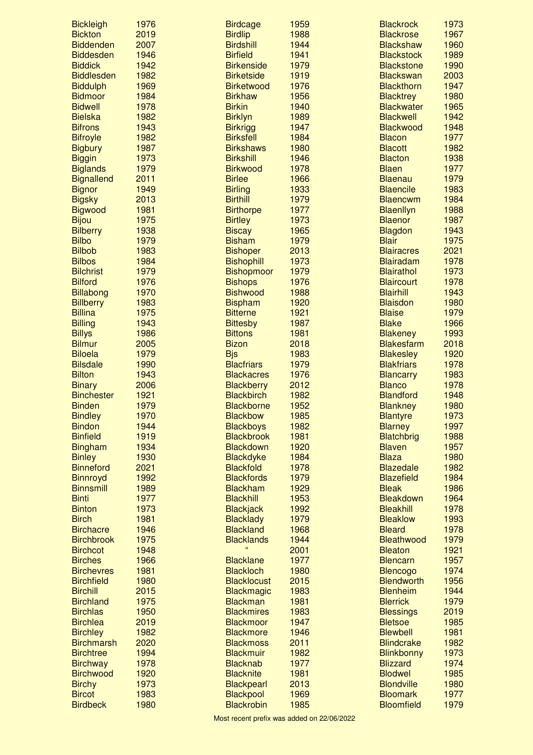| | | | | | |
|---|---|---|---|---|---|
| Bickleigh | 1976 | Birdcage | 1959 | Blackrock | 1973 |
| Bickton | 2019 | Birdlip | 1988 | Blackrose | 1967 |
| Biddenden | 2007 | Birdshill | 1944 | Blackshaw | 1960 |
| Biddesden | 1946 | Birfield | 1941 | Blackstock | 1989 |
| Biddick | 1942 | Birkenside | 1979 | Blackstone | 1990 |
| Biddlesden | 1982 | Birketside | 1919 | Blackswan | 2003 |
| Biddulph | 1969 | Birketwood | 1976 | Blackthorn | 1947 |
| Bidmoor | 1984 | Birkhaw | 1956 | Blacktrey | 1980 |
| Bidwell | 1978 | Birkin | 1940 | Blackwater | 1965 |
| Bielska | 1982 | Birklyn | 1989 | Blackwell | 1942 |
| Bifrons | 1943 | Birkrigg | 1947 | Blackwood | 1948 |
| Bifroyle | 1982 | Birksfell | 1984 | Blacon | 1977 |
| Bigbury | 1987 | Birkshaws | 1980 | Blacott | 1982 |
| Biggin | 1973 | Birkshill | 1946 | Blacton | 1938 |
| Biglands | 1979 | Birkwood | 1978 | Blaen | 1977 |
| Bignallend | 2011 | Birlee | 1966 | Blaenau | 1979 |
| Bignor | 1949 | Birling | 1933 | Blaencile | 1983 |
| Bigsky | 2013 | Birthill | 1979 | Blaencwm | 1984 |
| Bigwood | 1981 | Birthorpe | 1977 | Blaenllyn | 1988 |
| Bijou | 1975 | Birtley | 1973 | Blaenor | 1987 |
| Bilberry | 1938 | Biscay | 1965 | Blagdon | 1943 |
| Bilbo | 1979 | Bisham | 1979 | Blair | 1975 |
| Bilbob | 1983 | Bishoper | 2013 | Blairacres | 2021 |
| Bilbos | 1984 | Bishophill | 1973 | Blairadam | 1978 |
| Bilchrist | 1979 | Bishopmoor | 1979 | Blairathol | 1973 |
| Bilford | 1976 | Bishops | 1976 | Blaircourt | 1978 |
| Billabong | 1970 | Bishwood | 1988 | Blairhill | 1943 |
| Billberry | 1983 | Bispham | 1920 | Blaisdon | 1980 |
| Billina | 1975 | Bitterne | 1921 | Blaise | 1979 |
| Billing | 1943 | Bittesby | 1987 | Blake | 1966 |
| Billys | 1986 | Bittons | 1981 | Blakeney | 1993 |
| Bilmur | 2005 | Bizon | 2018 | Blakesfarm | 2018 |
| Biloela | 1979 | Bjs | 1983 | Blakesley | 1920 |
| Bilsdale | 1990 | Blacfriars | 1979 | Blakfriars | 1978 |
| Bilton | 1943 | Blackacres | 1976 | Blancarry | 1983 |
| Binary | 2006 | Blackberry | 2012 | Blanco | 1978 |
| Binchester | 1921 | Blackbirch | 1982 | Blandford | 1948 |
| Binden | 1979 | Blackborne | 1952 | Blankney | 1980 |
| Bindley | 1970 | Blackbow | 1985 | Blantyre | 1973 |
| Bindon | 1944 | Blackboys | 1982 | Blarney | 1997 |
| Binfield | 1919 | Blackbrook | 1981 | Blatchbrig | 1988 |
| Bingham | 1934 | Blackdown | 1920 | Blaven | 1957 |
| Binley | 1930 | Blackdyke | 1984 | Blaza | 1980 |
| Binneford | 2021 | Blackfold | 1978 | Blazedale | 1982 |
| Binnroyd | 1992 | Blackfords | 1979 | Blazefield | 1984 |
| Binnsmill | 1989 | Blackham | 1929 | Bleak | 1986 |
| Binti | 1977 | Blackhill | 1953 | Bleakdown | 1964 |
| Binton | 1973 | Blackjack | 1992 | Bleakhill | 1978 |
| Birch | 1981 | Blacklady | 1979 | Bleaklow | 1993 |
| Birchacre | 1946 | Blackland | 1968 | Bleard | 1978 |
| Birchbrook | 1975 | Blacklands | 1944 | Bleathwood | 1979 |
| Birchcot | 1948 | " | 2001 | Bleaton | 1921 |
| Birches | 1966 | Blacklane | 1977 | Blencarn | 1957 |
| Birchevres | 1981 | Blackloch | 1980 | Blencogo | 1974 |
| Birchfield | 1980 | Blacklocust | 2015 | Blendworth | 1956 |
| Birchill | 2015 | Blackmagic | 1983 | Blenheim | 1944 |
| Birchland | 1975 | Blackman | 1981 | Blerrick | 1979 |
| Birchlas | 1950 | Blackmires | 1983 | Blessings | 2019 |
| Birchlea | 2019 | Blackmoor | 1947 | Bletsoe | 1985 |
| Birchley | 1982 | Blackmore | 1946 | Blewbell | 1981 |
| Birchmarsh | 2020 | Blackmoss | 2011 | Blindcrake | 1982 |
| Birchtree | 1994 | Blackmuir | 1982 | Blinkbonny | 1973 |
| Birchway | 1978 | Blacknab | 1977 | Blizzard | 1974 |
| Birchwood | 1920 | Blacknite | 1981 | Blodwel | 1985 |
| Birchy | 1973 | Blackpearl | 2013 | Blondville | 1980 |
| Bircot | 1983 | Blackpool | 1969 | Bloomark | 1977 |
| Birdbeck | 1980 | Blackrobin | 1985 | Bloomfield | 1979 |

Most recent prefix was added on 22/06/2022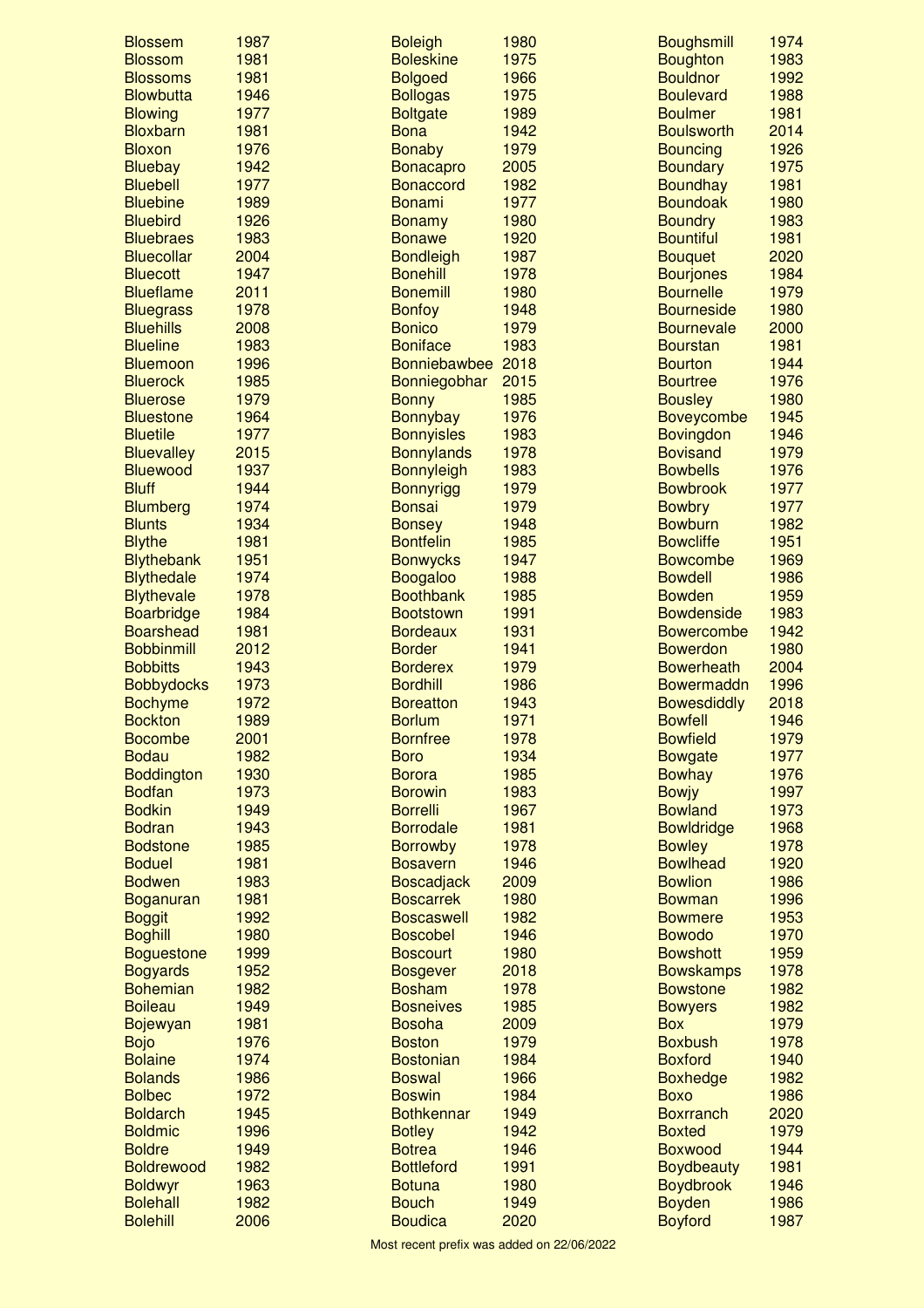| Prefix | Year |
|---|---|
| Blossem | 1987 |
| Blossom | 1981 |
| Blossoms | 1981 |
| Blowbutta | 1946 |
| Blowing | 1977 |
| Bloxbarn | 1981 |
| Bloxon | 1976 |
| Bluebay | 1942 |
| Bluebell | 1977 |
| Bluebine | 1989 |
| Bluebird | 1926 |
| Bluebraes | 1983 |
| Bluecollar | 2004 |
| Bluecott | 1947 |
| Blueflame | 2011 |
| Bluegrass | 1978 |
| Bluehills | 2008 |
| Blueline | 1983 |
| Bluemoon | 1996 |
| Bluerock | 1985 |
| Bluerose | 1979 |
| Bluestone | 1964 |
| Bluetile | 1977 |
| Bluevalley | 2015 |
| Bluewood | 1937 |
| Bluff | 1944 |
| Blumberg | 1974 |
| Blunts | 1934 |
| Blythe | 1981 |
| Blythebank | 1951 |
| Blythedale | 1974 |
| Blythevale | 1978 |
| Boarbridge | 1984 |
| Boarshead | 1981 |
| Bobbinmill | 2012 |
| Bobbitts | 1943 |
| Bobbydocks | 1973 |
| Bochyme | 1972 |
| Bockton | 1989 |
| Bocombe | 2001 |
| Bodau | 1982 |
| Boddington | 1930 |
| Bodfan | 1973 |
| Bodkin | 1949 |
| Bodran | 1943 |
| Bodstone | 1985 |
| Boduel | 1981 |
| Bodwen | 1983 |
| Boganuran | 1981 |
| Boggit | 1992 |
| Boghill | 1980 |
| Boguestone | 1999 |
| Bogyards | 1952 |
| Bohemian | 1982 |
| Boileau | 1949 |
| Bojewyan | 1981 |
| Bojo | 1976 |
| Bolaine | 1974 |
| Bolands | 1986 |
| Bolbec | 1972 |
| Boldarch | 1945 |
| Boldmic | 1996 |
| Boldre | 1949 |
| Boldrewood | 1982 |
| Boldwyr | 1963 |
| Bolehall | 1982 |
| Bolehill | 2006 |
| Boleigh | 1980 |
| Boleskine | 1975 |
| Bolgoed | 1966 |
| Bollogas | 1975 |
| Boltgate | 1989 |
| Bona | 1942 |
| Bonaby | 1979 |
| Bonacapro | 2005 |
| Bonaccord | 1982 |
| Bonami | 1977 |
| Bonamy | 1980 |
| Bonawe | 1920 |
| Bondleigh | 1987 |
| Bonehill | 1978 |
| Bonemill | 1980 |
| Bonfoy | 1948 |
| Bonico | 1979 |
| Boniface | 1983 |
| Bonniebawbee | 2018 |
| Bonniegobhar | 2015 |
| Bonny | 1985 |
| Bonnybay | 1976 |
| Bonnyisles | 1983 |
| Bonnylands | 1978 |
| Bonnyleigh | 1983 |
| Bonnyrigg | 1979 |
| Bonsai | 1979 |
| Bonsey | 1948 |
| Bontfelin | 1985 |
| Bonwycks | 1947 |
| Boogaloo | 1988 |
| Boothbank | 1985 |
| Bootstown | 1991 |
| Bordeaux | 1931 |
| Border | 1941 |
| Borderex | 1979 |
| Bordhill | 1986 |
| Boreatton | 1943 |
| Borlum | 1971 |
| Bornfree | 1978 |
| Boro | 1934 |
| Borora | 1985 |
| Borowin | 1983 |
| Borrelli | 1967 |
| Borrodale | 1981 |
| Borrowby | 1978 |
| Bosavern | 1946 |
| Boscadjack | 2009 |
| Boscarrek | 1980 |
| Boscaswell | 1982 |
| Boscobel | 1946 |
| Boscourt | 1980 |
| Bosgever | 2018 |
| Bosham | 1978 |
| Bosneives | 1985 |
| Bosoha | 2009 |
| Boston | 1979 |
| Bostonian | 1984 |
| Boswal | 1966 |
| Boswin | 1984 |
| Bothkennar | 1949 |
| Botley | 1942 |
| Botrea | 1946 |
| Bottleford | 1991 |
| Botuna | 1980 |
| Bouch | 1949 |
| Boudica | 2020 |
| Boughsmill | 1974 |
| Boughton | 1983 |
| Bouldnor | 1992 |
| Boulevard | 1988 |
| Boulmer | 1981 |
| Boulsworth | 2014 |
| Bouncing | 1926 |
| Boundary | 1975 |
| Boundhay | 1981 |
| Boundoak | 1980 |
| Boundry | 1983 |
| Bountiful | 1981 |
| Bouquet | 2020 |
| Bourjones | 1984 |
| Bournelle | 1979 |
| Bourneside | 1980 |
| Bournevale | 2000 |
| Bourstan | 1981 |
| Bourton | 1944 |
| Bourtree | 1976 |
| Bousley | 1980 |
| Boveycombe | 1945 |
| Bovingdon | 1946 |
| Bovisand | 1979 |
| Bowbells | 1976 |
| Bowbrook | 1977 |
| Bowbry | 1977 |
| Bowburn | 1982 |
| Bowcliffe | 1951 |
| Bowcombe | 1969 |
| Bowdell | 1986 |
| Bowden | 1959 |
| Bowdenside | 1983 |
| Bowercombe | 1942 |
| Bowerdon | 1980 |
| Bowerheath | 2004 |
| Bowermaddn | 1996 |
| Bowesdiddly | 2018 |
| Bowfell | 1946 |
| Bowfield | 1979 |
| Bowgate | 1977 |
| Bowhay | 1976 |
| Bowjy | 1997 |
| Bowland | 1973 |
| Bowldridge | 1968 |
| Bowley | 1978 |
| Bowlhead | 1920 |
| Bowlion | 1986 |
| Bowman | 1996 |
| Bowmere | 1953 |
| Bowodo | 1970 |
| Bowshott | 1959 |
| Bowskamps | 1978 |
| Bowstone | 1982 |
| Bowyers | 1982 |
| Box | 1979 |
| Boxbush | 1978 |
| Boxford | 1940 |
| Boxhedge | 1982 |
| Boxo | 1986 |
| Boxrranch | 2020 |
| Boxted | 1979 |
| Boxwood | 1944 |
| Boydbeauty | 1981 |
| Boydbrook | 1946 |
| Boyden | 1986 |
| Boyford | 1987 |

Most recent prefix was added on 22/06/2022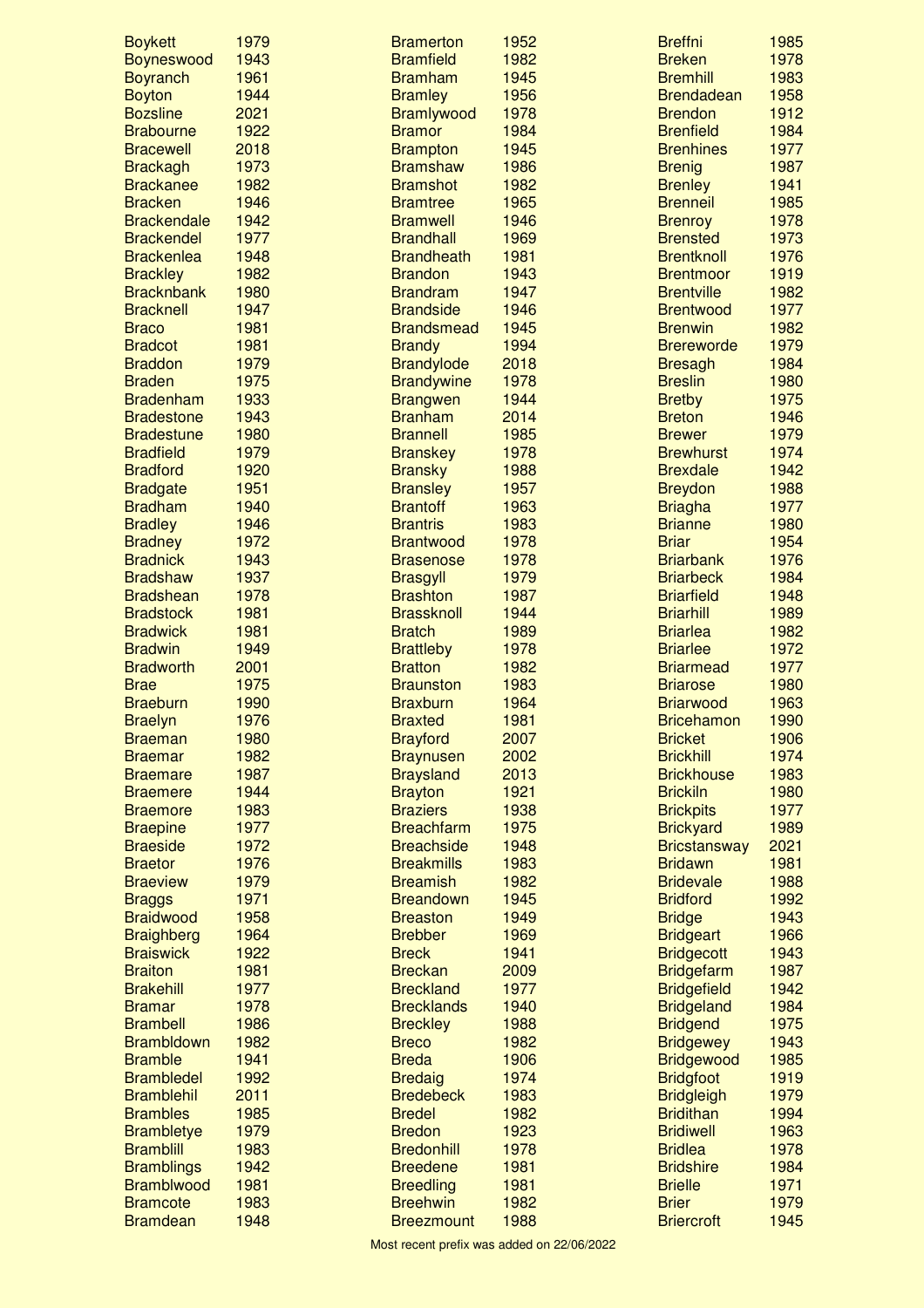| Prefix | Year |
|---|---|
| Boykett | 1979 |
| Boyneswood | 1943 |
| Boyranch | 1961 |
| Boyton | 1944 |
| Bozsline | 2021 |
| Brabourne | 1922 |
| Bracewell | 2018 |
| Brackagh | 1973 |
| Brackanee | 1982 |
| Bracken | 1946 |
| Brackendale | 1942 |
| Brackendel | 1977 |
| Brackenlea | 1948 |
| Brackley | 1982 |
| Bracknbank | 1980 |
| Bracknell | 1947 |
| Braco | 1981 |
| Bradcot | 1981 |
| Braddon | 1979 |
| Braden | 1975 |
| Bradenham | 1933 |
| Bradestone | 1943 |
| Bradestune | 1980 |
| Bradfield | 1979 |
| Bradford | 1920 |
| Bradgate | 1951 |
| Bradham | 1940 |
| Bradley | 1946 |
| Bradney | 1972 |
| Bradnick | 1943 |
| Bradshaw | 1937 |
| Bradshean | 1978 |
| Bradstock | 1981 |
| Bradwick | 1981 |
| Bradwin | 1949 |
| Bradworth | 2001 |
| Brae | 1975 |
| Braeburn | 1990 |
| Braelyn | 1976 |
| Braeman | 1980 |
| Braemar | 1982 |
| Braemare | 1987 |
| Braemere | 1944 |
| Braemore | 1983 |
| Braepine | 1977 |
| Braeside | 1972 |
| Braetor | 1976 |
| Braeview | 1979 |
| Braggs | 1971 |
| Braidwood | 1958 |
| Braighberg | 1964 |
| Braiswick | 1922 |
| Braiton | 1981 |
| Brakehill | 1977 |
| Bramar | 1978 |
| Brambell | 1986 |
| Brambldown | 1982 |
| Bramble | 1941 |
| Brambledel | 1992 |
| Bramblehil | 2011 |
| Brambles | 1985 |
| Brambletye | 1979 |
| Bramblill | 1983 |
| Bramblings | 1942 |
| Bramblwood | 1981 |
| Bramcote | 1983 |
| Bramdean | 1948 |
| Bramerton | 1952 |
| Bramfield | 1982 |
| Bramham | 1945 |
| Bramley | 1956 |
| Bramlywood | 1978 |
| Bramor | 1984 |
| Brampton | 1945 |
| Bramshaw | 1986 |
| Bramshot | 1982 |
| Bramtree | 1965 |
| Bramwell | 1946 |
| Brandhall | 1969 |
| Brandheath | 1981 |
| Brandon | 1943 |
| Brandram | 1947 |
| Brandside | 1946 |
| Brandsmead | 1945 |
| Brandy | 1994 |
| Brandylode | 2018 |
| Brandywine | 1978 |
| Brangwen | 1944 |
| Branham | 2014 |
| Brannell | 1985 |
| Branskey | 1978 |
| Bransky | 1988 |
| Bransley | 1957 |
| Brantoff | 1963 |
| Brantris | 1983 |
| Brantwood | 1978 |
| Brasenose | 1978 |
| Brasgyll | 1979 |
| Brashton | 1987 |
| Brassknoll | 1944 |
| Bratch | 1989 |
| Brattleby | 1978 |
| Bratton | 1982 |
| Braunston | 1983 |
| Braxburn | 1964 |
| Braxted | 1981 |
| Brayford | 2007 |
| Braynusen | 2002 |
| Braysland | 2013 |
| Brayton | 1921 |
| Braziers | 1938 |
| Breachfarm | 1975 |
| Breachside | 1948 |
| Breakmills | 1983 |
| Breamish | 1982 |
| Breandown | 1945 |
| Breaston | 1949 |
| Brebber | 1969 |
| Breck | 1941 |
| Breckan | 2009 |
| Breckland | 1977 |
| Brecklands | 1940 |
| Breckley | 1988 |
| Breco | 1982 |
| Breda | 1906 |
| Bredaig | 1974 |
| Bredebeck | 1983 |
| Bredel | 1982 |
| Bredon | 1923 |
| Bredonhill | 1978 |
| Breedene | 1981 |
| Breedling | 1981 |
| Breehwin | 1982 |
| Breezmount | 1988 |
| Breffni | 1985 |
| Breken | 1978 |
| Bremhill | 1983 |
| Brendadean | 1958 |
| Brendon | 1912 |
| Brenfield | 1984 |
| Brenhines | 1977 |
| Brenig | 1987 |
| Brenley | 1941 |
| Brenneil | 1985 |
| Brenroy | 1978 |
| Brensted | 1973 |
| Brentknoll | 1976 |
| Brentmoor | 1919 |
| Brentville | 1982 |
| Brentwood | 1977 |
| Brenwin | 1982 |
| Brereworde | 1979 |
| Bresagh | 1984 |
| Breslin | 1980 |
| Bretby | 1975 |
| Breton | 1946 |
| Brewer | 1979 |
| Brewhurst | 1974 |
| Brexdale | 1942 |
| Breydon | 1988 |
| Briagha | 1977 |
| Brianne | 1980 |
| Briar | 1954 |
| Briarbank | 1976 |
| Briarbeck | 1984 |
| Briarfield | 1948 |
| Briarhill | 1989 |
| Briarlea | 1982 |
| Briarlee | 1972 |
| Briarmead | 1977 |
| Briarose | 1980 |
| Briarwood | 1963 |
| Bricehamon | 1990 |
| Bricket | 1906 |
| Brickhill | 1974 |
| Brickhouse | 1983 |
| Brickiln | 1980 |
| Brickpits | 1977 |
| Brickyard | 1989 |
| Bricstansway | 2021 |
| Bridawn | 1981 |
| Bridevale | 1988 |
| Bridford | 1992 |
| Bridge | 1943 |
| Bridgeart | 1966 |
| Bridgecott | 1943 |
| Bridgefarm | 1987 |
| Bridgefield | 1942 |
| Bridgeland | 1984 |
| Bridgend | 1975 |
| Bridgewey | 1943 |
| Bridgewood | 1985 |
| Bridgfoot | 1919 |
| Bridgleigh | 1979 |
| Bridithan | 1994 |
| Bridiwell | 1963 |
| Bridlea | 1978 |
| Bridshire | 1984 |
| Brielle | 1971 |
| Brier | 1979 |
| Briercroft | 1945 |

Most recent prefix was added on 22/06/2022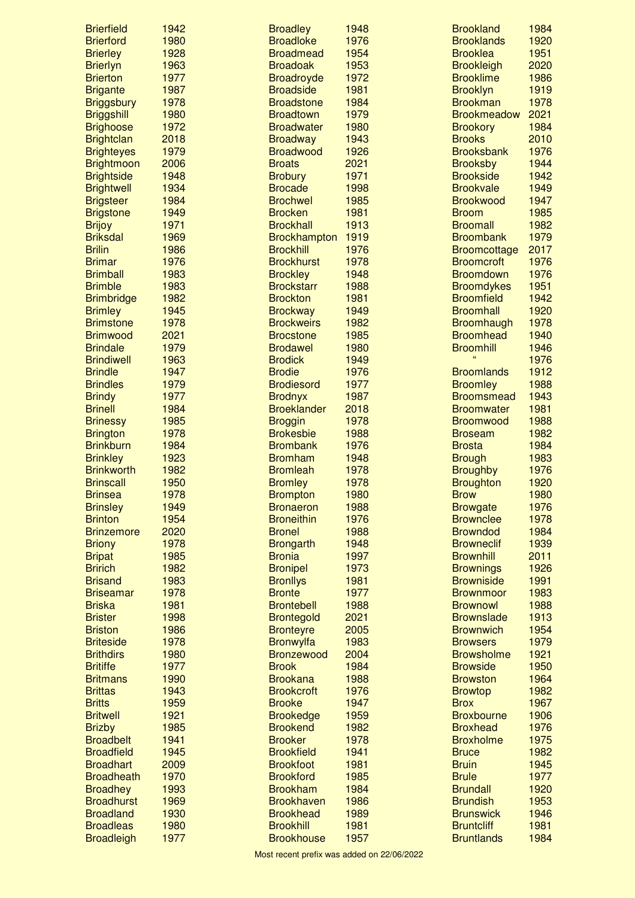| Name | Year |
|---|---|
| Brierfield | 1942 |
| Brierford | 1980 |
| Brierley | 1928 |
| Brierlyn | 1963 |
| Brierton | 1977 |
| Brigante | 1987 |
| Briggsbury | 1978 |
| Briggshill | 1980 |
| Brighoose | 1972 |
| Brightclan | 2018 |
| Brighteyes | 1979 |
| Brightmoon | 2006 |
| Brightside | 1948 |
| Brightwell | 1934 |
| Brigsteer | 1984 |
| Brigstone | 1949 |
| Brijoy | 1971 |
| Briksdal | 1969 |
| Brilin | 1986 |
| Brimar | 1976 |
| Brimball | 1983 |
| Brimble | 1983 |
| Brimbridge | 1982 |
| Brimley | 1945 |
| Brimstone | 1978 |
| Brimwood | 2021 |
| Brindale | 1979 |
| Brindiwell | 1963 |
| Brindle | 1947 |
| Brindles | 1979 |
| Brindy | 1977 |
| Brinell | 1984 |
| Brinessy | 1985 |
| Brington | 1978 |
| Brinkburn | 1984 |
| Brinkley | 1923 |
| Brinkworth | 1982 |
| Brinscall | 1950 |
| Brinsea | 1978 |
| Brinsley | 1949 |
| Brinton | 1954 |
| Brinzemore | 2020 |
| Briony | 1978 |
| Bripat | 1985 |
| Bririch | 1982 |
| Brisand | 1983 |
| Briseamar | 1978 |
| Briska | 1981 |
| Brister | 1998 |
| Briston | 1986 |
| Briteside | 1978 |
| Brithdirs | 1980 |
| Britiffe | 1977 |
| Britmans | 1990 |
| Brittas | 1943 |
| Britts | 1959 |
| Britwell | 1921 |
| Brizby | 1985 |
| Broadbelt | 1941 |
| Broadfield | 1945 |
| Broadhart | 2009 |
| Broadheath | 1970 |
| Broadhey | 1993 |
| Broadhurst | 1969 |
| Broadland | 1930 |
| Broadleas | 1980 |
| Broadleigh | 1977 |
| Broadley | 1948 |
| Broadloke | 1976 |
| Broadmead | 1954 |
| Broadoak | 1953 |
| Broadroyde | 1972 |
| Broadside | 1981 |
| Broadstone | 1984 |
| Broadtown | 1979 |
| Broadwater | 1980 |
| Broadway | 1943 |
| Broadwood | 1926 |
| Broats | 2021 |
| Brobury | 1971 |
| Brocade | 1998 |
| Brochwel | 1985 |
| Brocken | 1981 |
| Brockhall | 1913 |
| Brockhampton | 1919 |
| Brockhill | 1976 |
| Brockhurst | 1978 |
| Brockley | 1948 |
| Brockstarr | 1988 |
| Brockton | 1981 |
| Brockway | 1949 |
| Brockweirs | 1982 |
| Brocstone | 1985 |
| Brodawel | 1980 |
| Brodick | 1949 |
| Brodie | 1976 |
| Brodiesord | 1977 |
| Brodnyx | 1987 |
| Broeklander | 2018 |
| Broggin | 1978 |
| Brokesbie | 1988 |
| Brombank | 1976 |
| Bromham | 1948 |
| Bromleah | 1978 |
| Bromley | 1978 |
| Brompton | 1980 |
| Bronaeron | 1988 |
| Broneithin | 1976 |
| Bronel | 1988 |
| Brongarth | 1948 |
| Bronia | 1997 |
| Bronipel | 1973 |
| Bronllys | 1981 |
| Bronte | 1977 |
| Brontebell | 1988 |
| Brontegold | 2021 |
| Bronteyre | 2005 |
| Bronwylfa | 1983 |
| Bronzewood | 2004 |
| Brook | 1984 |
| Brookana | 1988 |
| Brookcroft | 1976 |
| Brooke | 1947 |
| Brookedge | 1959 |
| Brookend | 1982 |
| Brooker | 1978 |
| Brookfield | 1941 |
| Brookfoot | 1981 |
| Brookford | 1985 |
| Brookham | 1984 |
| Brookhaven | 1986 |
| Brookhead | 1989 |
| Brookhill | 1981 |
| Brookhouse | 1957 |
| Brookland | 1984 |
| Brooklands | 1920 |
| Brooklea | 1951 |
| Brookleigh | 2020 |
| Brooklime | 1986 |
| Brooklyn | 1919 |
| Brookman | 1978 |
| Brookmeadow | 2021 |
| Brookory | 1984 |
| Brooks | 2010 |
| Brooksbank | 1976 |
| Brooksby | 1944 |
| Brookside | 1942 |
| Brookvale | 1949 |
| Brookwood | 1947 |
| Broom | 1985 |
| Broomall | 1982 |
| Broombank | 1979 |
| Broomcottage | 2017 |
| Broomcroft | 1976 |
| Broomdown | 1976 |
| Broomdykes | 1951 |
| Broomfield | 1942 |
| Broomhall | 1920 |
| Broomhaugh | 1978 |
| Broomhead | 1940 |
| Broomhill | 1946 |
| “ | 1976 |
| Broomlands | 1912 |
| Broomley | 1988 |
| Broomsmead | 1943 |
| Broomwater | 1981 |
| Broomwood | 1988 |
| Broseam | 1982 |
| Brosta | 1984 |
| Brough | 1983 |
| Broughby | 1976 |
| Broughton | 1920 |
| Brow | 1980 |
| Browgate | 1976 |
| Brownclee | 1978 |
| Browndod | 1984 |
| Browneclif | 1939 |
| Brownhill | 2011 |
| Brownings | 1926 |
| Browniside | 1991 |
| Brownmoor | 1983 |
| Brownowl | 1988 |
| Brownslade | 1913 |
| Brownwich | 1954 |
| Browsers | 1979 |
| Browsholme | 1921 |
| Browside | 1950 |
| Browston | 1964 |
| Browtop | 1982 |
| Brox | 1967 |
| Broxbourne | 1906 |
| Broxhead | 1976 |
| Broxholme | 1975 |
| Bruce | 1982 |
| Bruin | 1945 |
| Brule | 1977 |
| Brundall | 1920 |
| Brundish | 1953 |
| Brunswick | 1946 |
| Bruntcliff | 1981 |
| Bruntlands | 1984 |

Most recent prefix was added on 22/06/2022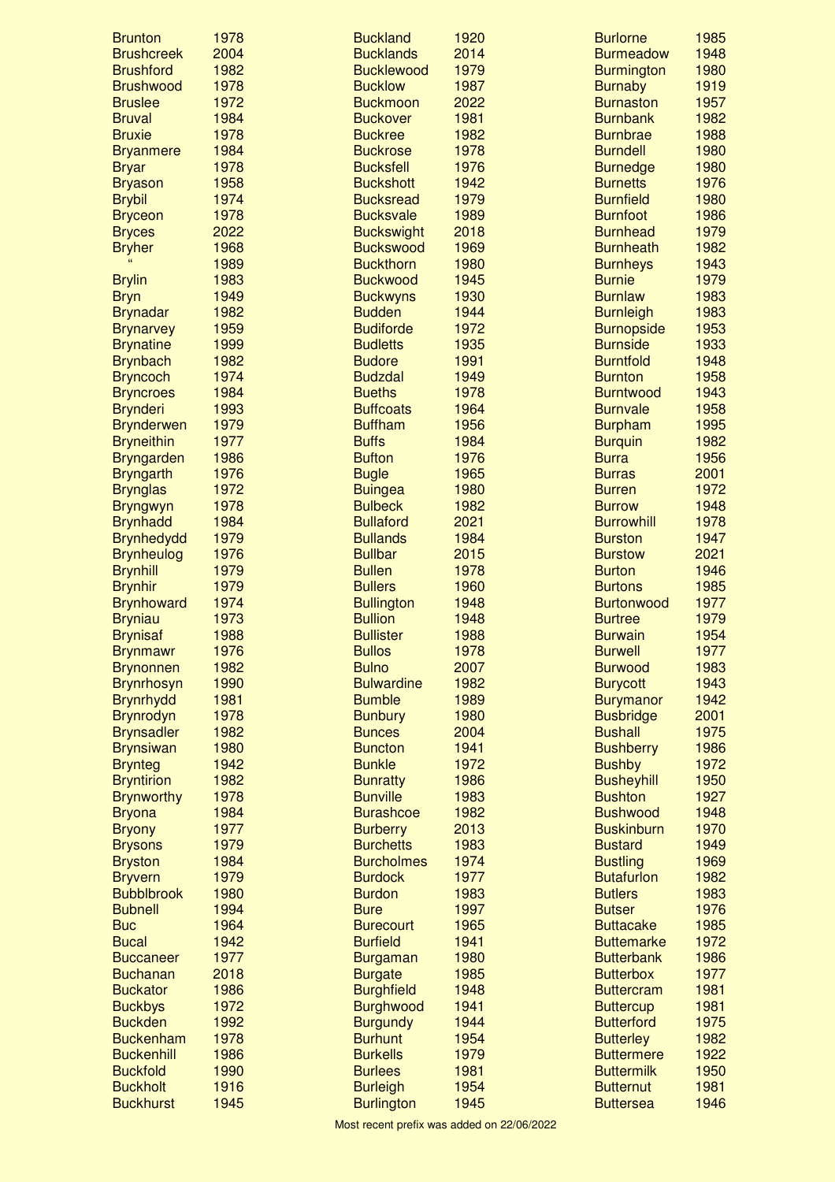| Prefix | Year |
|---|---|
| Brunton | 1978 |
| Brushcreek | 2004 |
| Brushford | 1982 |
| Brushwood | 1978 |
| Bruslee | 1972 |
| Bruval | 1984 |
| Bruxie | 1978 |
| Bryanmere | 1984 |
| Bryar | 1978 |
| Bryason | 1958 |
| Brybil | 1974 |
| Bryceon | 1978 |
| Bryces | 2022 |
| Bryher | 1968 |
| " | 1989 |
| Brylin | 1983 |
| Bryn | 1949 |
| Brynadar | 1982 |
| Brynarvey | 1959 |
| Brynatine | 1999 |
| Brynbach | 1982 |
| Bryncoch | 1974 |
| Bryncroes | 1984 |
| Brynderi | 1993 |
| Brynderwen | 1979 |
| Bryneithin | 1977 |
| Bryngarden | 1986 |
| Bryngarth | 1976 |
| Brynglas | 1972 |
| Bryngwyn | 1978 |
| Brynhadd | 1984 |
| Brynhedydd | 1979 |
| Brynheulog | 1976 |
| Brynhill | 1979 |
| Brynhir | 1979 |
| Brynhoward | 1974 |
| Bryniau | 1973 |
| Brynisaf | 1988 |
| Brynmawr | 1976 |
| Brynonnen | 1982 |
| Brynrhosyn | 1990 |
| Brynrhydd | 1981 |
| Brynrodyn | 1978 |
| Brynsadler | 1982 |
| Brynsiwan | 1980 |
| Brynteg | 1942 |
| Bryntirion | 1982 |
| Brynworthy | 1978 |
| Bryona | 1984 |
| Bryony | 1977 |
| Brysons | 1979 |
| Bryston | 1984 |
| Bryvern | 1979 |
| Bubblbrook | 1980 |
| Bubnell | 1994 |
| Buc | 1964 |
| Bucal | 1942 |
| Buccaneer | 1977 |
| Buchanan | 2018 |
| Buckator | 1986 |
| Buckbys | 1972 |
| Buckden | 1992 |
| Buckenham | 1978 |
| Buckenhill | 1986 |
| Buckfold | 1990 |
| Buckholt | 1916 |
| Buckhurst | 1945 |
| Buckland | 1920 |
| Bucklands | 2014 |
| Bucklewood | 1979 |
| Bucklow | 1987 |
| Buckmoon | 2022 |
| Buckover | 1981 |
| Buckree | 1982 |
| Buckrose | 1978 |
| Bucksfell | 1976 |
| Buckshott | 1942 |
| Bucksread | 1979 |
| Bucksvale | 1989 |
| Buckswight | 2018 |
| Buckswood | 1969 |
| Buckthorn | 1980 |
| Buckwood | 1945 |
| Buckwyns | 1930 |
| Budden | 1944 |
| Budiforde | 1972 |
| Budletts | 1935 |
| Budore | 1991 |
| Budzdal | 1949 |
| Bueths | 1978 |
| Buffcoats | 1964 |
| Buffham | 1956 |
| Buffs | 1984 |
| Bufton | 1976 |
| Bugle | 1965 |
| Buingea | 1980 |
| Bulbeck | 1982 |
| Bullaford | 2021 |
| Bullands | 1984 |
| Bullbar | 2015 |
| Bullen | 1978 |
| Bullers | 1960 |
| Bullington | 1948 |
| Bullion | 1948 |
| Bullister | 1988 |
| Bullos | 1978 |
| Bulno | 2007 |
| Bulwardine | 1982 |
| Bumble | 1989 |
| Bunbury | 1980 |
| Bunces | 2004 |
| Buncton | 1941 |
| Bunkle | 1972 |
| Bunratty | 1986 |
| Bunville | 1983 |
| Burashcoe | 1982 |
| Burberry | 2013 |
| Burchetts | 1983 |
| Burcholmes | 1974 |
| Burdock | 1977 |
| Burdon | 1983 |
| Bure | 1997 |
| Burecourt | 1965 |
| Burfield | 1941 |
| Burgaman | 1980 |
| Burgate | 1985 |
| Burghfield | 1948 |
| Burghwood | 1941 |
| Burgundy | 1944 |
| Burhunt | 1954 |
| Burkells | 1979 |
| Burlees | 1981 |
| Burleigh | 1954 |
| Burlington | 1945 |
| Burlorne | 1985 |
| Burmeadow | 1948 |
| Burmington | 1980 |
| Burnaby | 1919 |
| Burnaston | 1957 |
| Burnbank | 1982 |
| Burnbrae | 1988 |
| Burndell | 1980 |
| Burnedge | 1980 |
| Burnetts | 1976 |
| Burnfield | 1980 |
| Burnfoot | 1986 |
| Burnhead | 1979 |
| Burnheath | 1982 |
| Burnheys | 1943 |
| Burnie | 1979 |
| Burnlaw | 1983 |
| Burnleigh | 1983 |
| Burnopside | 1953 |
| Burnside | 1933 |
| Burntfold | 1948 |
| Burnton | 1958 |
| Burntwood | 1943 |
| Burnvale | 1958 |
| Burpham | 1995 |
| Burquin | 1982 |
| Burra | 1956 |
| Burras | 2001 |
| Burren | 1972 |
| Burrow | 1948 |
| Burrowhill | 1978 |
| Burston | 1947 |
| Burstow | 2021 |
| Burton | 1946 |
| Burtons | 1985 |
| Burtonwood | 1977 |
| Burtree | 1979 |
| Burwain | 1954 |
| Burwell | 1977 |
| Burwood | 1983 |
| Burycott | 1943 |
| Burymanor | 1942 |
| Busbridge | 2001 |
| Bushall | 1975 |
| Bushberry | 1986 |
| Bushby | 1972 |
| Busheyhill | 1950 |
| Bushton | 1927 |
| Bushwood | 1948 |
| Buskinburn | 1970 |
| Bustard | 1949 |
| Bustling | 1969 |
| Butafurlon | 1982 |
| Butlers | 1983 |
| Butser | 1976 |
| Buttacake | 1985 |
| Buttemarke | 1972 |
| Butterbank | 1986 |
| Butterbox | 1977 |
| Buttercram | 1981 |
| Buttercup | 1981 |
| Butterford | 1975 |
| Butterley | 1982 |
| Buttermere | 1922 |
| Buttermilk | 1950 |
| Butternut | 1981 |
| Buttersea | 1946 |

Most recent prefix was added on 22/06/2022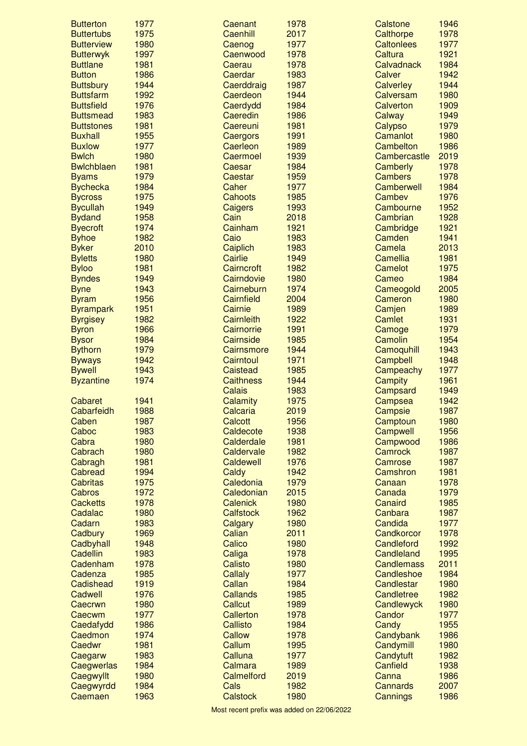| Name | Year |
|---|---|
| Butterton | 1977 |
| Buttertubs | 1975 |
| Butterview | 1980 |
| Butterwyk | 1997 |
| Buttlane | 1981 |
| Button | 1986 |
| Buttsbury | 1944 |
| Buttsfarm | 1992 |
| Buttsfield | 1976 |
| Buttsmead | 1983 |
| Buttstones | 1981 |
| Buxhall | 1955 |
| Buxlow | 1977 |
| Bwlch | 1980 |
| Bwlchblaen | 1981 |
| Byams | 1979 |
| Bychecka | 1984 |
| Bycross | 1975 |
| Bycullah | 1949 |
| Bydand | 1958 |
| Byecroft | 1974 |
| Byhoe | 1982 |
| Byker | 2010 |
| Byletts | 1980 |
| Byloo | 1981 |
| Byndes | 1949 |
| Byne | 1943 |
| Byram | 1956 |
| Byrampark | 1951 |
| Byrgisey | 1982 |
| Byron | 1966 |
| Bysor | 1984 |
| Bythorn | 1979 |
| Byways | 1942 |
| Bywell | 1943 |
| Byzantine | 1974 |

| Name | Year |
|---|---|
| Cabaret | 1941 |
| Cabarfeidh | 1988 |
| Caben | 1987 |
| Caboc | 1983 |
| Cabra | 1980 |
| Cabrach | 1980 |
| Cabragh | 1981 |
| Cabread | 1994 |
| Cabritas | 1975 |
| Cabros | 1972 |
| Cacketts | 1978 |
| Cadalac | 1980 |
| Cadarn | 1983 |
| Cadbury | 1969 |
| Cadbyhall | 1948 |
| Cadellin | 1983 |
| Cadenham | 1978 |
| Cadenza | 1985 |
| Cadishead | 1919 |
| Cadwell | 1976 |
| Caecrwn | 1980 |
| Caecwm | 1977 |
| Caedafydd | 1986 |
| Caedmon | 1974 |
| Caedwr | 1981 |
| Caegarw | 1983 |
| Caegwerlas | 1984 |
| Caegwyllt | 1980 |
| Caegwyrdd | 1984 |
| Caemaen | 1963 |
| Caenant | 1978 |
| Caenhill | 2017 |
| Caenog | 1977 |
| Caenwood | 1978 |
| Caerau | 1978 |
| Caerdar | 1983 |
| Caerddraig | 1987 |
| Caerdeon | 1944 |
| Caerdydd | 1984 |
| Caeredin | 1986 |
| Caereuni | 1981 |
| Caergors | 1991 |
| Caerleon | 1989 |
| Caermoel | 1939 |
| Caesar | 1984 |
| Caestar | 1959 |
| Caher | 1977 |
| Cahoots | 1985 |
| Caigers | 1993 |
| Cain | 2018 |
| Cainham | 1921 |
| Caio | 1983 |
| Caiplich | 1983 |
| Cairlie | 1949 |
| Cairncroft | 1982 |
| Cairndovie | 1980 |
| Cairneburn | 1974 |
| Cairnfield | 2004 |
| Cairnie | 1989 |
| Cairnleith | 1922 |
| Cairnorrie | 1991 |
| Cairnside | 1985 |
| Cairnsmore | 1944 |
| Cairntoul | 1971 |
| Caistead | 1985 |
| Caithness | 1944 |
| Calais | 1983 |
| Calamity | 1975 |
| Calcaria | 2019 |
| Calcott | 1956 |
| Caldecote | 1938 |
| Calderdale | 1981 |
| Caldervale | 1982 |
| Caldewell | 1976 |
| Caldy | 1942 |
| Caledonia | 1979 |
| Caledonian | 2015 |
| Calenick | 1980 |
| Calfstock | 1962 |
| Calgary | 1980 |
| Calian | 2011 |
| Calico | 1980 |
| Caliga | 1978 |
| Calisto | 1980 |
| Callaly | 1977 |
| Callan | 1984 |
| Callands | 1985 |
| Callcut | 1989 |
| Callerton | 1978 |
| Callisto | 1984 |
| Callow | 1978 |
| Callum | 1995 |
| Calluna | 1977 |
| Calmara | 1989 |
| Calmelford | 2019 |
| Cals | 1982 |
| Calstock | 1980 |
| Calstone | 1946 |
| Calthorpe | 1978 |
| Caltonlees | 1977 |
| Caltura | 1921 |
| Calvadnack | 1984 |
| Calver | 1942 |
| Calverley | 1944 |
| Calversam | 1980 |
| Calverton | 1909 |
| Calway | 1949 |
| Calypso | 1979 |
| Camanlot | 1980 |
| Cambelton | 1986 |
| Cambercastle | 2019 |
| Camberly | 1978 |
| Cambers | 1978 |
| Camberwell | 1984 |
| Cambev | 1976 |
| Cambourne | 1952 |
| Cambrian | 1928 |
| Cambridge | 1921 |
| Camden | 1941 |
| Camela | 2013 |
| Camellia | 1981 |
| Camelot | 1975 |
| Cameo | 1984 |
| Cameogold | 2005 |
| Cameron | 1980 |
| Camjen | 1989 |
| Camlet | 1931 |
| Camoge | 1979 |
| Camolin | 1954 |
| Camoquhill | 1943 |
| Campbell | 1948 |
| Campeachy | 1977 |
| Campity | 1961 |
| Campsard | 1949 |
| Campsea | 1942 |
| Campsie | 1987 |
| Camptoun | 1980 |
| Campwell | 1956 |
| Campwood | 1986 |
| Camrock | 1987 |
| Camrose | 1987 |
| Camshron | 1981 |
| Canaan | 1978 |
| Canada | 1979 |
| Canaird | 1985 |
| Canbara | 1987 |
| Candida | 1977 |
| Candkorcor | 1978 |
| Candleford | 1992 |
| Candleland | 1995 |
| Candlemass | 2011 |
| Candleshoe | 1984 |
| Candlestar | 1980 |
| Candletree | 1982 |
| Candlewyck | 1980 |
| Candor | 1977 |
| Candy | 1955 |
| Candybank | 1986 |
| Candymill | 1980 |
| Candytuft | 1982 |
| Canfield | 1938 |
| Canna | 1986 |
| Cannards | 2007 |
| Cannings | 1986 |

Most recent prefix was added on 22/06/2022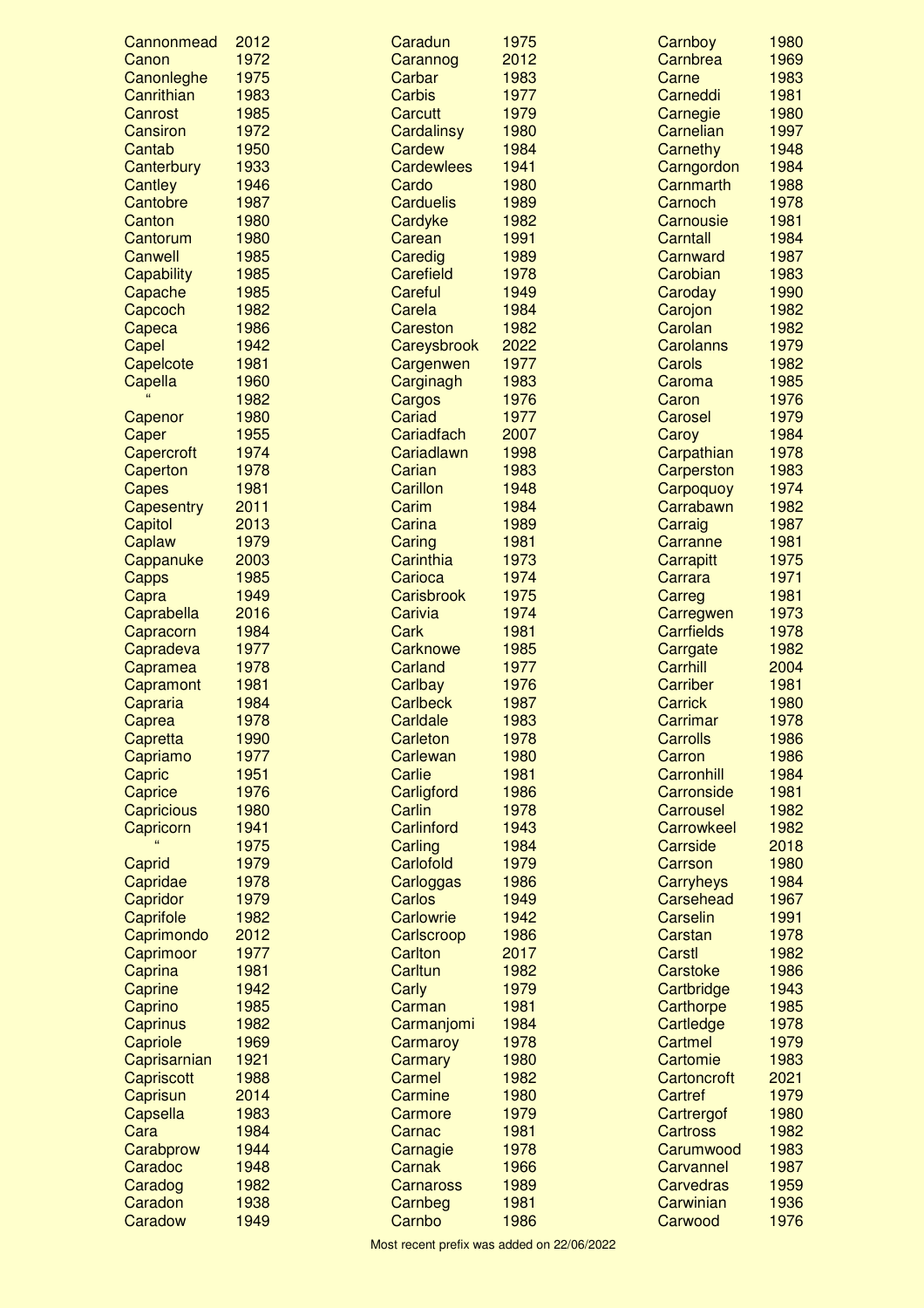| Name | Year |
|---|---|
| Cannonmead | 2012 |
| Canon | 1972 |
| Canonleghe | 1975 |
| Canrithian | 1983 |
| Canrost | 1985 |
| Cansiron | 1972 |
| Cantab | 1950 |
| Canterbury | 1933 |
| Cantley | 1946 |
| Cantobre | 1987 |
| Canton | 1980 |
| Cantorum | 1980 |
| Canwell | 1985 |
| Capability | 1985 |
| Capache | 1985 |
| Capcoch | 1982 |
| Capeca | 1986 |
| Capel | 1942 |
| Capelcote | 1981 |
| Capella | 1960 |
| " | 1982 |
| Capenor | 1980 |
| Caper | 1955 |
| Capercroft | 1974 |
| Caperton | 1978 |
| Capes | 1981 |
| Capesentry | 2011 |
| Capitol | 2013 |
| Caplaw | 1979 |
| Cappanuke | 2003 |
| Capps | 1985 |
| Capra | 1949 |
| Caprabella | 2016 |
| Capracorn | 1984 |
| Capradeva | 1977 |
| Capramea | 1978 |
| Capramont | 1981 |
| Capraria | 1984 |
| Caprea | 1978 |
| Capretta | 1990 |
| Capriamo | 1977 |
| Capric | 1951 |
| Caprice | 1976 |
| Capricious | 1980 |
| Capricorn | 1941 |
| " | 1975 |
| Caprid | 1979 |
| Capridae | 1978 |
| Capridor | 1979 |
| Caprifole | 1982 |
| Caprimondo | 2012 |
| Caprimoor | 1977 |
| Caprina | 1981 |
| Caprine | 1942 |
| Caprino | 1985 |
| Caprinus | 1982 |
| Capriole | 1969 |
| Caprisarnian | 1921 |
| Capriscott | 1988 |
| Caprisun | 2014 |
| Capsella | 1983 |
| Cara | 1984 |
| Carabprow | 1944 |
| Caradoc | 1948 |
| Caradog | 1982 |
| Caradon | 1938 |
| Caradow | 1949 |
| Caradun | 1975 |
| Carannog | 2012 |
| Carbar | 1983 |
| Carbis | 1977 |
| Carcutt | 1979 |
| Cardalinsy | 1980 |
| Cardew | 1984 |
| Cardewlees | 1941 |
| Cardo | 1980 |
| Carduelis | 1989 |
| Cardyke | 1982 |
| Carean | 1991 |
| Caredig | 1989 |
| Carefield | 1978 |
| Careful | 1949 |
| Carela | 1984 |
| Careston | 1982 |
| Careysbrook | 2022 |
| Cargenwen | 1977 |
| Carginagh | 1983 |
| Cargos | 1976 |
| Cariad | 1977 |
| Cariadfach | 2007 |
| Cariadlawn | 1998 |
| Carian | 1983 |
| Carillon | 1948 |
| Carim | 1984 |
| Carina | 1989 |
| Caring | 1981 |
| Carinthia | 1973 |
| Carioca | 1974 |
| Carisbrook | 1975 |
| Carivia | 1974 |
| Cark | 1981 |
| Carknowe | 1985 |
| Carland | 1977 |
| Carlbay | 1976 |
| Carlbeck | 1987 |
| Carldale | 1983 |
| Carleton | 1978 |
| Carlewan | 1980 |
| Carlie | 1981 |
| Carligford | 1986 |
| Carlin | 1978 |
| Carlinford | 1943 |
| Carling | 1984 |
| Carlofold | 1979 |
| Carloggas | 1986 |
| Carlos | 1949 |
| Carlowrie | 1942 |
| Carlscroop | 1986 |
| Carlton | 2017 |
| Carltun | 1982 |
| Carly | 1979 |
| Carman | 1981 |
| Carmanjomi | 1984 |
| Carmaroy | 1978 |
| Carmary | 1980 |
| Carmel | 1982 |
| Carmine | 1980 |
| Carmore | 1979 |
| Carnac | 1981 |
| Carnagie | 1978 |
| Carnak | 1966 |
| Carnaross | 1989 |
| Carnbeg | 1981 |
| Carnbo | 1986 |
| Carnboy | 1980 |
| Carnbrea | 1969 |
| Carne | 1983 |
| Carneddi | 1981 |
| Carnegie | 1980 |
| Carnelian | 1997 |
| Carnethy | 1948 |
| Carngordon | 1984 |
| Carnmarth | 1988 |
| Carnoch | 1978 |
| Carnousie | 1981 |
| Carntall | 1984 |
| Carnward | 1987 |
| Carobian | 1983 |
| Caroday | 1990 |
| Carojon | 1982 |
| Carolan | 1982 |
| Carolanns | 1979 |
| Carols | 1982 |
| Caroma | 1985 |
| Caron | 1976 |
| Carosel | 1979 |
| Caroy | 1984 |
| Carpathian | 1978 |
| Carperston | 1983 |
| Carpoquoy | 1974 |
| Carrabawn | 1982 |
| Carraig | 1987 |
| Carranne | 1981 |
| Carrapitt | 1975 |
| Carrara | 1971 |
| Carreg | 1981 |
| Carregwen | 1973 |
| Carrfields | 1978 |
| Carrgate | 1982 |
| Carrhill | 2004 |
| Carriber | 1981 |
| Carrick | 1980 |
| Carrimar | 1978 |
| Carrolls | 1986 |
| Carron | 1986 |
| Carronhill | 1984 |
| Carronside | 1981 |
| Carrousel | 1982 |
| Carrowkeel | 1982 |
| Carrside | 2018 |
| Carrson | 1980 |
| Carryheys | 1984 |
| Carsehead | 1967 |
| Carselin | 1991 |
| Carstan | 1978 |
| Carstl | 1982 |
| Carstoke | 1986 |
| Cartbridge | 1943 |
| Carthorpe | 1985 |
| Cartledge | 1978 |
| Cartmel | 1979 |
| Cartomie | 1983 |
| Cartoncroft | 2021 |
| Cartref | 1979 |
| Cartrergof | 1980 |
| Cartross | 1982 |
| Carumwood | 1983 |
| Carvannel | 1987 |
| Carvedras | 1959 |
| Carwinian | 1936 |
| Carwood | 1976 |

Most recent prefix was added on 22/06/2022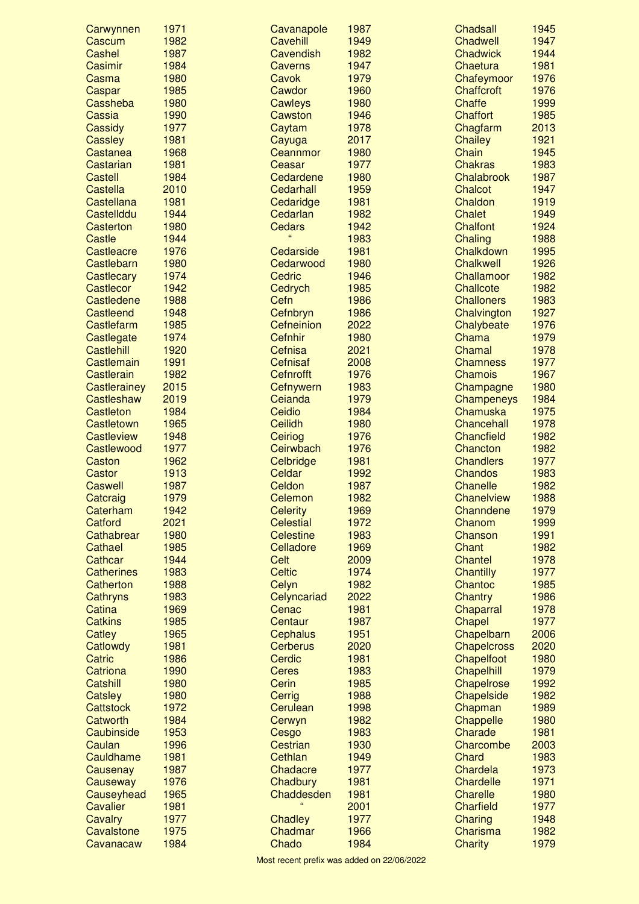| Prefix | Year |
|---|---|
| Carwynnen | 1971 |
| Cascum | 1982 |
| Cashel | 1987 |
| Casimir | 1984 |
| Casma | 1980 |
| Caspar | 1985 |
| Cassheba | 1980 |
| Cassia | 1990 |
| Cassidy | 1977 |
| Cassley | 1981 |
| Castanea | 1968 |
| Castarian | 1981 |
| Castell | 1984 |
| Castella | 2010 |
| Castellana | 1981 |
| Castellddu | 1944 |
| Casterton | 1980 |
| Castle | 1944 |
| Castleacre | 1976 |
| Castlebarn | 1980 |
| Castlecary | 1974 |
| Castlecor | 1942 |
| Castledene | 1988 |
| Castleend | 1948 |
| Castlefarm | 1985 |
| Castlegate | 1974 |
| Castlehill | 1920 |
| Castlemain | 1991 |
| Castlerain | 1982 |
| Castlerainey | 2015 |
| Castleshaw | 2019 |
| Castleton | 1984 |
| Castletown | 1965 |
| Castleview | 1948 |
| Castlewood | 1977 |
| Caston | 1962 |
| Castor | 1913 |
| Caswell | 1987 |
| Catcraig | 1979 |
| Caterham | 1942 |
| Catford | 2021 |
| Cathabrear | 1980 |
| Cathael | 1985 |
| Cathcar | 1944 |
| Catherines | 1983 |
| Catherton | 1988 |
| Cathryns | 1983 |
| Catina | 1969 |
| Catkins | 1985 |
| Catley | 1965 |
| Catlowdy | 1981 |
| Catric | 1986 |
| Catriona | 1990 |
| Catshill | 1980 |
| Catsley | 1980 |
| Cattstock | 1972 |
| Catworth | 1984 |
| Caubinside | 1953 |
| Caulan | 1996 |
| Cauldhame | 1981 |
| Causenay | 1987 |
| Causeway | 1976 |
| Causeyhead | 1965 |
| Cavalier | 1981 |
| Cavalry | 1977 |
| Cavalstone | 1975 |
| Cavanacaw | 1984 |
| Cavanapole | 1987 |
| Cavehill | 1949 |
| Cavendish | 1982 |
| Caverns | 1947 |
| Cavok | 1979 |
| Cawdor | 1960 |
| Cawleys | 1980 |
| Cawston | 1946 |
| Caytam | 1978 |
| Cayuga | 2017 |
| Ceannmor | 1980 |
| Ceasar | 1977 |
| Cedardene | 1980 |
| Cedarhall | 1959 |
| Cedaridge | 1981 |
| Cedarlan | 1982 |
| Cedars | 1942 |
| " | 1983 |
| Cedarside | 1981 |
| Cedarwood | 1980 |
| Cedric | 1946 |
| Cedrych | 1985 |
| Cefn | 1986 |
| Cefnbryn | 1986 |
| Cefneinion | 2022 |
| Cefnhir | 1980 |
| Cefnisa | 2021 |
| Cefnisaf | 2008 |
| Cefnrofft | 1976 |
| Cefnywern | 1983 |
| Ceianda | 1979 |
| Ceidio | 1984 |
| Ceilidh | 1980 |
| Ceiriog | 1976 |
| Ceirwbach | 1976 |
| Celbridge | 1981 |
| Celdar | 1992 |
| Celdon | 1987 |
| Celemon | 1982 |
| Celerity | 1969 |
| Celestial | 1972 |
| Celestine | 1983 |
| Celladore | 1969 |
| Celt | 2009 |
| Celtic | 1974 |
| Celyn | 1982 |
| Celyncariad | 2022 |
| Cenac | 1981 |
| Centaur | 1987 |
| Cephalus | 1951 |
| Cerberus | 2020 |
| Cerdic | 1981 |
| Ceres | 1983 |
| Cerin | 1985 |
| Cerrig | 1988 |
| Cerulean | 1998 |
| Cerwyn | 1982 |
| Cesgo | 1983 |
| Cestrian | 1930 |
| Cethlan | 1949 |
| Chadacre | 1977 |
| Chadbury | 1981 |
| Chaddesden | 1981 |
| " | 2001 |
| Chadley | 1977 |
| Chadmar | 1966 |
| Chado | 1984 |
| Chadsall | 1945 |
| Chadwell | 1947 |
| Chadwick | 1944 |
| Chaetura | 1981 |
| Chafeymoor | 1976 |
| Chaffcroft | 1976 |
| Chaffe | 1999 |
| Chaffort | 1985 |
| Chagfarm | 2013 |
| Chailey | 1921 |
| Chain | 1945 |
| Chakras | 1983 |
| Chalabrook | 1987 |
| Chalcot | 1947 |
| Chaldon | 1919 |
| Chalet | 1949 |
| Chalfont | 1924 |
| Chaling | 1988 |
| Chalkdown | 1995 |
| Chalkwell | 1926 |
| Challamoor | 1982 |
| Challcote | 1982 |
| Challoners | 1983 |
| Chalvington | 1927 |
| Chalybeate | 1976 |
| Chama | 1979 |
| Chamal | 1978 |
| Chamness | 1977 |
| Chamois | 1967 |
| Champagne | 1980 |
| Champeneys | 1984 |
| Chamuska | 1975 |
| Chancehall | 1978 |
| Chancfield | 1982 |
| Chancton | 1982 |
| Chandlers | 1977 |
| Chandos | 1983 |
| Chanelle | 1982 |
| Chanelview | 1988 |
| Channdene | 1979 |
| Chanom | 1999 |
| Chanson | 1991 |
| Chant | 1982 |
| Chantel | 1978 |
| Chantilly | 1977 |
| Chantoc | 1985 |
| Chantry | 1986 |
| Chaparral | 1978 |
| Chapel | 1977 |
| Chapelbarn | 2006 |
| Chapelcross | 2020 |
| Chapelfoot | 1980 |
| Chapelhill | 1979 |
| Chapelrose | 1992 |
| Chapelside | 1982 |
| Chapman | 1989 |
| Chappelle | 1980 |
| Charade | 1981 |
| Charcombe | 2003 |
| Chard | 1983 |
| Chardela | 1973 |
| Chardelle | 1971 |
| Charelle | 1980 |
| Charfield | 1977 |
| Charing | 1948 |
| Charisma | 1982 |
| Charity | 1979 |

Most recent prefix was added on 22/06/2022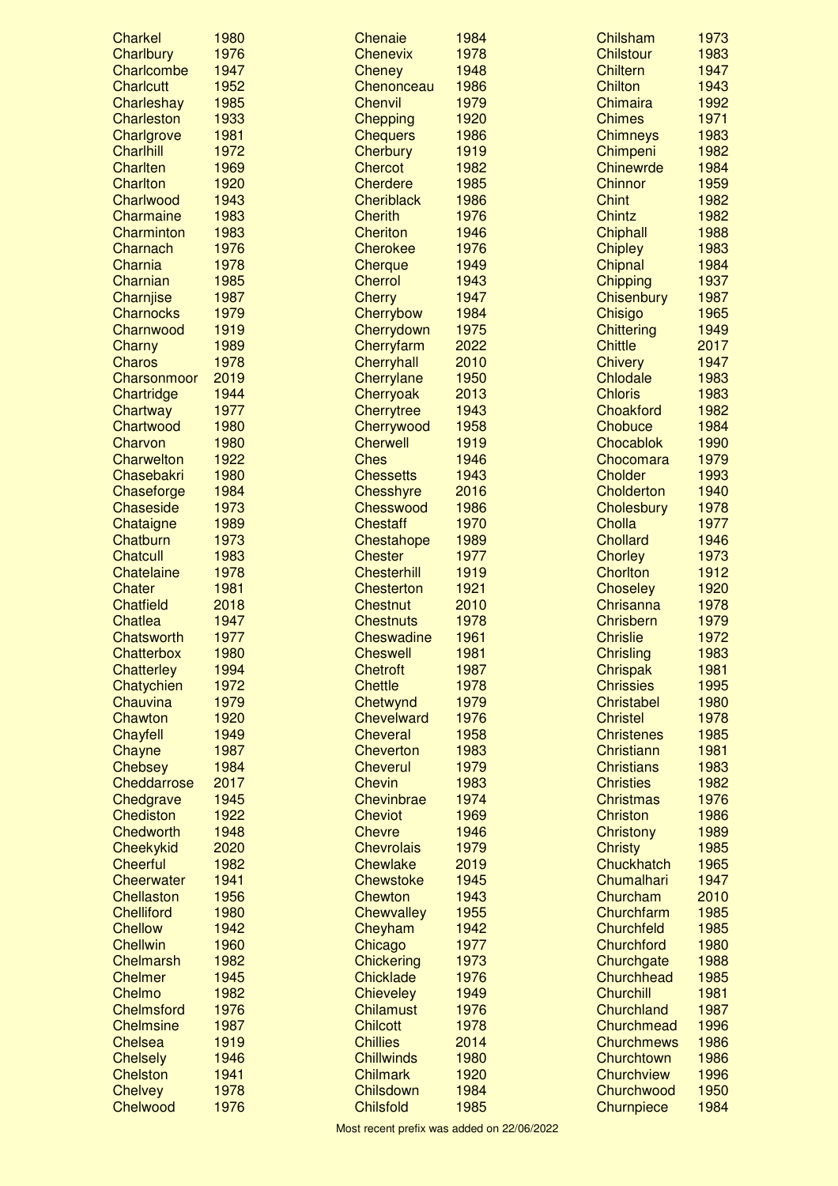| Prefix | Year |
|---|---|
| Charkel | 1980 |
| Charlbury | 1976 |
| Charlcombe | 1947 |
| Charlcutt | 1952 |
| Charleshay | 1985 |
| Charleston | 1933 |
| Charlgrove | 1981 |
| Charlhill | 1972 |
| Charlten | 1969 |
| Charlton | 1920 |
| Charlwood | 1943 |
| Charmaine | 1983 |
| Charminton | 1983 |
| Charnach | 1976 |
| Charnia | 1978 |
| Charnian | 1985 |
| Charnjise | 1987 |
| Charnocks | 1979 |
| Charnwood | 1919 |
| Charny | 1989 |
| Charos | 1978 |
| Charsonmoor | 2019 |
| Chartridge | 1944 |
| Chartway | 1977 |
| Chartwood | 1980 |
| Charvon | 1980 |
| Charwelton | 1922 |
| Chasebakri | 1980 |
| Chaseforge | 1984 |
| Chaseside | 1973 |
| Chataigne | 1989 |
| Chatburn | 1973 |
| Chatcull | 1983 |
| Chatelaine | 1978 |
| Chater | 1981 |
| Chatfield | 2018 |
| Chatlea | 1947 |
| Chatsworth | 1977 |
| Chatterbox | 1980 |
| Chatterley | 1994 |
| Chatychien | 1972 |
| Chauvina | 1979 |
| Chawton | 1920 |
| Chayfell | 1949 |
| Chayne | 1987 |
| Chebsey | 1984 |
| Cheddarrose | 2017 |
| Chedgrave | 1945 |
| Chediston | 1922 |
| Chedworth | 1948 |
| Cheekykid | 2020 |
| Cheerful | 1982 |
| Cheerwater | 1941 |
| Chellaston | 1956 |
| Chelliford | 1980 |
| Chellow | 1942 |
| Chellwin | 1960 |
| Chelmarsh | 1982 |
| Chelmer | 1945 |
| Chelmo | 1982 |
| Chelmsford | 1976 |
| Chelmsine | 1987 |
| Chelsea | 1919 |
| Chelsely | 1946 |
| Chelston | 1941 |
| Chelvey | 1978 |
| Chelwood | 1976 |
| Chenaie | 1984 |
| Chenevix | 1978 |
| Cheney | 1948 |
| Chenonceau | 1986 |
| Chenvil | 1979 |
| Chepping | 1920 |
| Chequers | 1986 |
| Cherbury | 1919 |
| Chercot | 1982 |
| Cherdere | 1985 |
| Cheriblack | 1986 |
| Cherith | 1976 |
| Cheriton | 1946 |
| Cherokee | 1976 |
| Cherque | 1949 |
| Cherrol | 1943 |
| Cherry | 1947 |
| Cherrybow | 1984 |
| Cherrydown | 1975 |
| Cherryfarm | 2022 |
| Cherryhall | 2010 |
| Cherrylane | 1950 |
| Cherryoak | 2013 |
| Cherrytree | 1943 |
| Cherrywood | 1958 |
| Cherwell | 1919 |
| Ches | 1946 |
| Chessetts | 1943 |
| Chesshyre | 2016 |
| Chesswood | 1986 |
| Chestaff | 1970 |
| Chestahope | 1989 |
| Chester | 1977 |
| Chesterhill | 1919 |
| Chesterton | 1921 |
| Chestnut | 2010 |
| Chestnuts | 1978 |
| Cheswadine | 1961 |
| Cheswell | 1981 |
| Chetroft | 1987 |
| Chettle | 1978 |
| Chetwynd | 1979 |
| Chevelward | 1976 |
| Cheveral | 1958 |
| Cheverton | 1983 |
| Cheverul | 1979 |
| Chevin | 1983 |
| Chevinbrae | 1974 |
| Cheviot | 1969 |
| Chevre | 1946 |
| Chevrolais | 1979 |
| Chewlake | 2019 |
| Chewstoke | 1945 |
| Chewton | 1943 |
| Chewvalley | 1955 |
| Cheyham | 1942 |
| Chicago | 1977 |
| Chickering | 1973 |
| Chicklade | 1976 |
| Chieveley | 1949 |
| Chilamust | 1976 |
| Chilcott | 1978 |
| Chillies | 2014 |
| Chillwinds | 1980 |
| Chilmark | 1920 |
| Chilsdown | 1984 |
| Chilsfold | 1985 |
| Chilsham | 1973 |
| Chilstour | 1983 |
| Chiltern | 1947 |
| Chilton | 1943 |
| Chimaira | 1992 |
| Chimes | 1971 |
| Chimneys | 1983 |
| Chimpeni | 1982 |
| Chinewrde | 1984 |
| Chinnor | 1959 |
| Chint | 1982 |
| Chintz | 1982 |
| Chiphall | 1988 |
| Chipley | 1983 |
| Chipnal | 1984 |
| Chipping | 1937 |
| Chisenbury | 1987 |
| Chisigo | 1965 |
| Chittering | 1949 |
| Chittle | 2017 |
| Chivery | 1947 |
| Chlodale | 1983 |
| Chloris | 1983 |
| Choakford | 1982 |
| Chobuce | 1984 |
| Chocablok | 1990 |
| Chocomara | 1979 |
| Cholder | 1993 |
| Cholderton | 1940 |
| Cholesbury | 1978 |
| Cholla | 1977 |
| Chollard | 1946 |
| Chorley | 1973 |
| Chorlton | 1912 |
| Choseley | 1920 |
| Chrisanna | 1978 |
| Chrisbern | 1979 |
| Chrislie | 1972 |
| Chrisling | 1983 |
| Chrispak | 1981 |
| Chrissies | 1995 |
| Christabel | 1980 |
| Christel | 1978 |
| Christenes | 1985 |
| Christiann | 1981 |
| Christians | 1983 |
| Christies | 1982 |
| Christmas | 1976 |
| Christon | 1986 |
| Christony | 1989 |
| Christy | 1985 |
| Chuckhatch | 1965 |
| Chumalhari | 1947 |
| Churcham | 2010 |
| Churchfarm | 1985 |
| Churchfeld | 1985 |
| Churchford | 1980 |
| Churchgate | 1988 |
| Churchhead | 1985 |
| Churchill | 1981 |
| Churchland | 1987 |
| Churchmead | 1996 |
| Churchmews | 1986 |
| Churchtown | 1986 |
| Churchview | 1996 |
| Churchwood | 1950 |
| Churnpiece | 1984 |

Most recent prefix was added on 22/06/2022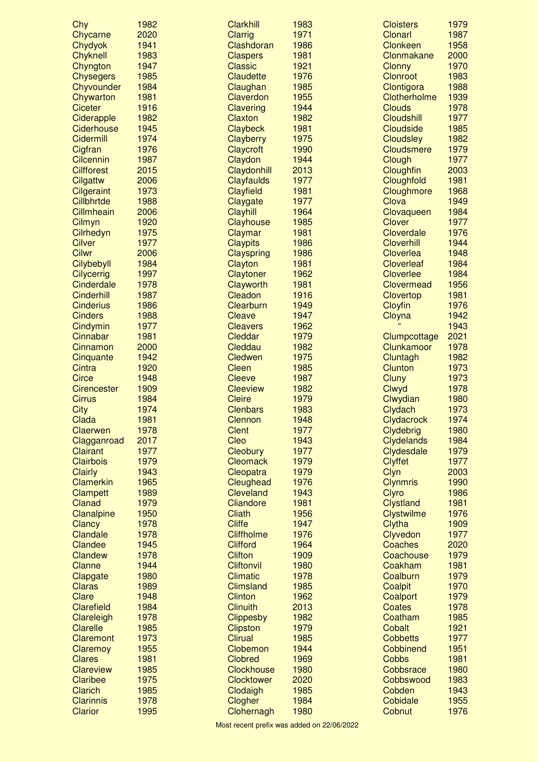| Prefix | Year |
|---|---|
| Chy | 1982 |
| Chycarne | 2020 |
| Chydyok | 1941 |
| Chyknell | 1983 |
| Chyngton | 1947 |
| Chysegers | 1985 |
| Chyvounder | 1984 |
| Chywarton | 1981 |
| Ciceter | 1916 |
| Ciderapple | 1982 |
| Ciderhouse | 1945 |
| Cidermill | 1974 |
| Cigfran | 1976 |
| Cilcennin | 1987 |
| Cilfforest | 2015 |
| Cilgattw | 2006 |
| Cilgeraint | 1973 |
| Cillbhrtde | 1988 |
| Cillmheain | 2006 |
| Cilmyn | 1920 |
| Cilrhedyn | 1975 |
| Cilver | 1977 |
| Cilwr | 2006 |
| Cilybebyll | 1984 |
| Cilycerrig | 1997 |
| Cinderdale | 1978 |
| Cinderhill | 1987 |
| Cinderius | 1986 |
| Cinders | 1988 |
| Cindymin | 1977 |
| Cinnabar | 1981 |
| Cinnamon | 2000 |
| Cinquante | 1942 |
| Cintra | 1920 |
| Circe | 1948 |
| Cirencester | 1909 |
| Cirrus | 1984 |
| City | 1974 |
| Clada | 1981 |
| Claerwen | 1978 |
| Clagganroad | 2017 |
| Clairant | 1977 |
| Clairbois | 1979 |
| Clairly | 1943 |
| Clamerkin | 1965 |
| Clampett | 1989 |
| Clanad | 1979 |
| Clanalpine | 1950 |
| Clancy | 1978 |
| Clandale | 1978 |
| Clandee | 1945 |
| Clandew | 1978 |
| Clanne | 1944 |
| Clapgate | 1980 |
| Claras | 1989 |
| Clare | 1948 |
| Clarefield | 1984 |
| Clareleigh | 1978 |
| Clarelle | 1985 |
| Claremont | 1973 |
| Claremoy | 1955 |
| Clares | 1981 |
| Clareview | 1985 |
| Claribee | 1975 |
| Clarich | 1985 |
| Clarinnis | 1978 |
| Clarior | 1995 |
| Clarkhill | 1983 |
| Clarrig | 1971 |
| Clashdoran | 1986 |
| Claspers | 1981 |
| Classic | 1921 |
| Claudette | 1976 |
| Claughan | 1985 |
| Claverdon | 1955 |
| Clavering | 1944 |
| Claxton | 1982 |
| Claybeck | 1981 |
| Clayberry | 1975 |
| Claycroft | 1990 |
| Claydon | 1944 |
| Claydonhill | 2013 |
| Clayfaulds | 1977 |
| Clayfield | 1981 |
| Claygate | 1977 |
| Clayhill | 1964 |
| Clayhouse | 1985 |
| Claymar | 1981 |
| Claypits | 1986 |
| Clayspring | 1986 |
| Clayton | 1981 |
| Claytoner | 1962 |
| Clayworth | 1981 |
| Cleadon | 1916 |
| Clearburn | 1949 |
| Cleave | 1947 |
| Cleavers | 1962 |
| Cleddar | 1979 |
| Cleddau | 1982 |
| Cledwen | 1975 |
| Cleen | 1985 |
| Cleeve | 1987 |
| Cleeview | 1982 |
| Cleire | 1979 |
| Clenbars | 1983 |
| Clennon | 1948 |
| Clent | 1977 |
| Cleo | 1943 |
| Cleobury | 1977 |
| Cleomack | 1979 |
| Cleopatra | 1979 |
| Cleughead | 1976 |
| Cleveland | 1943 |
| Cliandore | 1981 |
| Cliath | 1956 |
| Cliffe | 1947 |
| Cliffholme | 1976 |
| Clifford | 1964 |
| Clifton | 1909 |
| Cliftonvil | 1980 |
| Climatic | 1978 |
| Climsland | 1985 |
| Clinton | 1962 |
| Clinuith | 2013 |
| Clippesby | 1982 |
| Clipston | 1979 |
| Clirual | 1985 |
| Clobemon | 1944 |
| Clobred | 1969 |
| Clockhouse | 1980 |
| Clocktower | 2020 |
| Clodaigh | 1985 |
| Clogher | 1984 |
| Clohernagh | 1980 |
| Cloisters | 1979 |
| Clonarl | 1987 |
| Clonkeen | 1958 |
| Clonmakane | 2000 |
| Clonny | 1970 |
| Clonroot | 1983 |
| Clontigora | 1988 |
| Clotherholme | 1939 |
| Clouds | 1978 |
| Cloudshill | 1977 |
| Cloudside | 1985 |
| Cloudsley | 1982 |
| Cloudsmere | 1979 |
| Clough | 1977 |
| Cloughfin | 2003 |
| Cloughfold | 1981 |
| Cloughmore | 1968 |
| Clova | 1949 |
| Clovaqueen | 1984 |
| Clover | 1977 |
| Cloverdale | 1976 |
| Cloverhill | 1944 |
| Cloverlea | 1948 |
| Cloverleaf | 1984 |
| Cloverlee | 1984 |
| Clovermead | 1956 |
| Clovertop | 1981 |
| Cloyfin | 1976 |
| Cloyna | 1942 |
| “ | 1943 |
| Clumpcottage | 2021 |
| Clunkamoor | 1978 |
| Cluntagh | 1982 |
| Clunton | 1973 |
| Cluny | 1973 |
| Clwyd | 1978 |
| Clwydian | 1980 |
| Clydach | 1973 |
| Clydacrock | 1974 |
| Clydebrig | 1980 |
| Clydelands | 1984 |
| Clydesdale | 1979 |
| Clyffet | 1977 |
| Clyn | 2003 |
| Clynmris | 1990 |
| Clyro | 1986 |
| Clystland | 1981 |
| Clystwilme | 1976 |
| Clytha | 1909 |
| Clyvedon | 1977 |
| Coaches | 2020 |
| Coachouse | 1979 |
| Coakham | 1981 |
| Coalburn | 1979 |
| Coalpit | 1970 |
| Coalport | 1979 |
| Coates | 1978 |
| Coatham | 1985 |
| Cobalt | 1921 |
| Cobbetts | 1977 |
| Cobbinend | 1951 |
| Cobbs | 1981 |
| Cobbsrace | 1980 |
| Cobbswood | 1983 |
| Cobden | 1943 |
| Cobidale | 1955 |
| Cobnut | 1976 |

Most recent prefix was added on 22/06/2022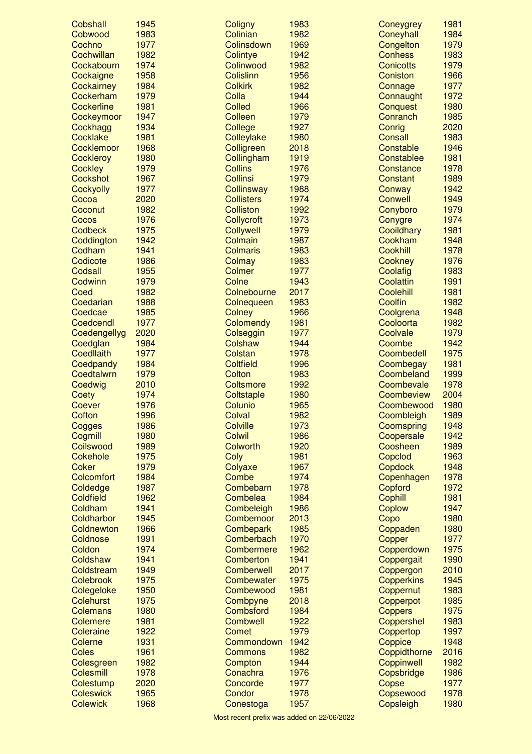| Name | Year |
|---|---|
| Cobshall | 1945 |
| Cobwood | 1983 |
| Cochno | 1977 |
| Cochwillan | 1982 |
| Cockabourn | 1974 |
| Cockaigne | 1958 |
| Cockairney | 1984 |
| Cockerham | 1979 |
| Cockerline | 1981 |
| Cockeymoor | 1947 |
| Cockhagg | 1934 |
| Cocklake | 1981 |
| Cocklemoor | 1968 |
| Cockleroy | 1980 |
| Cockley | 1979 |
| Cockshot | 1967 |
| Cockyolly | 1977 |
| Cocoa | 2020 |
| Coconut | 1982 |
| Cocos | 1976 |
| Codbeck | 1975 |
| Coddington | 1942 |
| Codham | 1941 |
| Codicote | 1986 |
| Codsall | 1955 |
| Codwinn | 1979 |
| Coed | 1982 |
| Coedarian | 1988 |
| Coedcae | 1985 |
| Coedcendl | 1977 |
| Coedengellyg | 2020 |
| Coedglan | 1984 |
| Coedllaith | 1977 |
| Coedpandy | 1984 |
| Coedtalwrn | 1979 |
| Coedwig | 2010 |
| Coety | 1974 |
| Coever | 1976 |
| Cofton | 1996 |
| Cogges | 1986 |
| Cogmill | 1980 |
| Coilswood | 1989 |
| Cokehole | 1975 |
| Coker | 1979 |
| Colcomfort | 1984 |
| Coldedge | 1987 |
| Coldfield | 1962 |
| Coldham | 1941 |
| Coldharbor | 1945 |
| Coldnewton | 1966 |
| Coldnose | 1991 |
| Coldon | 1974 |
| Coldshaw | 1941 |
| Coldstream | 1949 |
| Colebrook | 1975 |
| Colegeloke | 1950 |
| Colehurst | 1975 |
| Colemans | 1980 |
| Colemere | 1981 |
| Coleraine | 1922 |
| Colerne | 1931 |
| Coles | 1961 |
| Colesgreen | 1982 |
| Colesmill | 1978 |
| Colestump | 2020 |
| Coleswick | 1965 |
| Colewick | 1968 |
| Coligny | 1983 |
| Colinian | 1982 |
| Colinsdown | 1969 |
| Colintye | 1942 |
| Colinwood | 1982 |
| Colislinn | 1956 |
| Colkirk | 1982 |
| Colla | 1944 |
| Colled | 1966 |
| Colleen | 1979 |
| College | 1927 |
| Colleylake | 1980 |
| Colligreen | 2018 |
| Collingham | 1919 |
| Collins | 1976 |
| Collinsi | 1979 |
| Collinsway | 1988 |
| Collisters | 1974 |
| Colliston | 1992 |
| Collycroft | 1973 |
| Collywell | 1979 |
| Colmain | 1987 |
| Colmaris | 1983 |
| Colmay | 1983 |
| Colmer | 1977 |
| Colne | 1943 |
| Colnebourne | 2017 |
| Colnequeen | 1983 |
| Colney | 1966 |
| Colomendy | 1981 |
| Colseggin | 1977 |
| Colshaw | 1944 |
| Colstan | 1978 |
| Coltfield | 1996 |
| Colton | 1983 |
| Coltsmore | 1992 |
| Coltstaple | 1980 |
| Colunio | 1965 |
| Colval | 1982 |
| Colville | 1973 |
| Colwil | 1986 |
| Colworth | 1920 |
| Coly | 1981 |
| Colyaxe | 1967 |
| Combe | 1974 |
| Combebarn | 1978 |
| Combelea | 1984 |
| Combeleigh | 1986 |
| Combemoor | 2013 |
| Combepark | 1985 |
| Comberbach | 1970 |
| Combermere | 1962 |
| Comberton | 1941 |
| Comberwell | 2017 |
| Combewater | 1975 |
| Combewood | 1981 |
| Combpyne | 2018 |
| Combsford | 1984 |
| Combwell | 1922 |
| Comet | 1979 |
| Commondown | 1942 |
| Commons | 1982 |
| Compton | 1944 |
| Conachra | 1976 |
| Concorde | 1977 |
| Condor | 1978 |
| Conestoga | 1957 |
| Coneygrey | 1981 |
| Coneyhall | 1984 |
| Congelton | 1979 |
| Conhess | 1983 |
| Conicotts | 1979 |
| Coniston | 1966 |
| Connage | 1977 |
| Connaught | 1972 |
| Conquest | 1980 |
| Conranch | 1985 |
| Conrig | 2020 |
| Consall | 1983 |
| Constable | 1946 |
| Constablee | 1981 |
| Constance | 1978 |
| Constant | 1989 |
| Conway | 1942 |
| Conwell | 1949 |
| Conyboro | 1979 |
| Conygre | 1974 |
| Cooildhary | 1981 |
| Cookham | 1948 |
| Cookhill | 1978 |
| Cookney | 1976 |
| Coolafig | 1983 |
| Coolattin | 1991 |
| Coolehill | 1981 |
| Coolfin | 1982 |
| Coolgrena | 1948 |
| Cooloorta | 1982 |
| Coolvale | 1979 |
| Coombe | 1942 |
| Coombedell | 1975 |
| Coombegay | 1981 |
| Coombeland | 1999 |
| Coombevale | 1978 |
| Coombeview | 2004 |
| Coombewood | 1980 |
| Coombleigh | 1989 |
| Coomspring | 1948 |
| Coopersale | 1942 |
| Coosheen | 1989 |
| Copclod | 1963 |
| Copdock | 1948 |
| Copenhagen | 1978 |
| Copford | 1972 |
| Cophill | 1981 |
| Coplow | 1947 |
| Copo | 1980 |
| Coppaden | 1980 |
| Copper | 1977 |
| Copperdown | 1975 |
| Coppergait | 1990 |
| Coppergon | 2010 |
| Copperkins | 1945 |
| Coppernut | 1983 |
| Copperpot | 1985 |
| Coppers | 1975 |
| Coppershel | 1983 |
| Coppertop | 1997 |
| Coppice | 1948 |
| Coppidthorne | 2016 |
| Coppinwell | 1982 |
| Copsbridge | 1986 |
| Copse | 1977 |
| Copsewood | 1978 |
| Copsleigh | 1980 |

Most recent prefix was added on 22/06/2022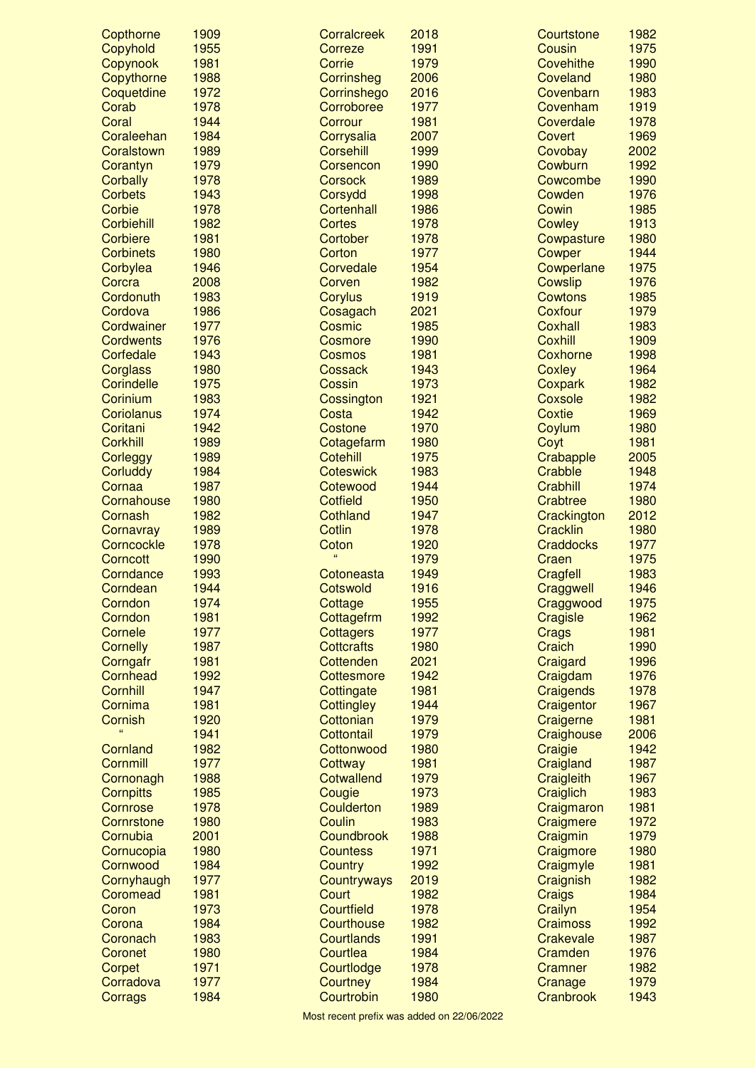| Prefix | Year |
|---|---|
| Copthorne | 1909 |
| Copyhold | 1955 |
| Copynook | 1981 |
| Copythorne | 1988 |
| Coquetdine | 1972 |
| Corab | 1978 |
| Coral | 1944 |
| Coraleehan | 1984 |
| Coralstown | 1989 |
| Corantyn | 1979 |
| Corbally | 1978 |
| Corbets | 1943 |
| Corbie | 1978 |
| Corbiehill | 1982 |
| Corbiere | 1981 |
| Corbinets | 1980 |
| Corbylea | 1946 |
| Corcra | 2008 |
| Cordonuth | 1983 |
| Cordova | 1986 |
| Cordwainer | 1977 |
| Cordwents | 1976 |
| Corfedale | 1943 |
| Corglass | 1980 |
| Corindelle | 1975 |
| Corinium | 1983 |
| Coriolanus | 1974 |
| Coritani | 1942 |
| Corkhill | 1989 |
| Corleggy | 1989 |
| Corluddy | 1984 |
| Cornaa | 1987 |
| Cornahouse | 1980 |
| Cornash | 1982 |
| Cornavray | 1989 |
| Corncockle | 1978 |
| Corncott | 1990 |
| Corndance | 1993 |
| Corndean | 1944 |
| Corndon | 1974 |
| Corndon | 1981 |
| Cornele | 1977 |
| Cornelly | 1987 |
| Corngafr | 1981 |
| Cornhead | 1992 |
| Cornhill | 1947 |
| Cornima | 1981 |
| Cornish | 1920 |
| " | 1941 |
| Cornland | 1982 |
| Cornmill | 1977 |
| Cornonagh | 1988 |
| Cornpitts | 1985 |
| Cornrose | 1978 |
| Cornrstone | 1980 |
| Cornubia | 2001 |
| Cornucopia | 1980 |
| Cornwood | 1984 |
| Cornyhaugh | 1977 |
| Coromead | 1981 |
| Coron | 1973 |
| Corona | 1984 |
| Coronach | 1983 |
| Coronet | 1980 |
| Corpet | 1971 |
| Corradova | 1977 |
| Corrags | 1984 |
| Corralcreek | 2018 |
| Correze | 1991 |
| Corrie | 1979 |
| Corrinsheg | 2006 |
| Corrinshego | 2016 |
| Corroboree | 1977 |
| Corrour | 1981 |
| Corrysalia | 2007 |
| Corsehill | 1999 |
| Corsencon | 1990 |
| Corsock | 1989 |
| Corsydd | 1998 |
| Cortenhall | 1986 |
| Cortes | 1978 |
| Cortober | 1978 |
| Corton | 1977 |
| Corvedale | 1954 |
| Corven | 1982 |
| Corylus | 1919 |
| Cosagach | 2021 |
| Cosmic | 1985 |
| Cosmore | 1990 |
| Cosmos | 1981 |
| Cossack | 1943 |
| Cossin | 1973 |
| Cossington | 1921 |
| Costa | 1942 |
| Costone | 1970 |
| Cotagefarm | 1980 |
| Cotehill | 1975 |
| Coteswick | 1983 |
| Cotewood | 1944 |
| Cotfield | 1950 |
| Cothland | 1947 |
| Cotlin | 1978 |
| Coton | 1920 |
| " | 1979 |
| Cotoneasta | 1949 |
| Cotswold | 1916 |
| Cottage | 1955 |
| Cottagefrm | 1992 |
| Cottagers | 1977 |
| Cottcrafts | 1980 |
| Cottenden | 2021 |
| Cottesmore | 1942 |
| Cottingate | 1981 |
| Cottingley | 1944 |
| Cottonian | 1979 |
| Cottontail | 1979 |
| Cottonwood | 1980 |
| Cottway | 1981 |
| Cotwallend | 1979 |
| Cougie | 1973 |
| Coulderton | 1989 |
| Coulin | 1983 |
| Coundbrook | 1988 |
| Countess | 1971 |
| Country | 1992 |
| Countryways | 2019 |
| Court | 1982 |
| Courtfield | 1978 |
| Courthouse | 1982 |
| Courtlands | 1991 |
| Courtlea | 1984 |
| Courtlodge | 1978 |
| Courtney | 1984 |
| Courtrobin | 1980 |
| Courtstone | 1982 |
| Cousin | 1975 |
| Covehithe | 1990 |
| Coveland | 1980 |
| Covenbarn | 1983 |
| Covenham | 1919 |
| Coverdale | 1978 |
| Covert | 1969 |
| Covobay | 2002 |
| Cowburn | 1992 |
| Cowcombe | 1990 |
| Cowden | 1976 |
| Cowin | 1985 |
| Cowley | 1913 |
| Cowpasture | 1980 |
| Cowper | 1944 |
| Cowperlane | 1975 |
| Cowslip | 1976 |
| Cowtons | 1985 |
| Coxfour | 1979 |
| Coxhall | 1983 |
| Coxhill | 1909 |
| Coxhorne | 1998 |
| Coxley | 1964 |
| Coxpark | 1982 |
| Coxsole | 1982 |
| Coxtie | 1969 |
| Coylum | 1980 |
| Coyt | 1981 |
| Crabapple | 2005 |
| Crabble | 1948 |
| Crabhill | 1974 |
| Crabtree | 1980 |
| Crackington | 2012 |
| Cracklin | 1980 |
| Craddocks | 1977 |
| Craen | 1975 |
| Cragfell | 1983 |
| Craggwell | 1946 |
| Craggwood | 1975 |
| Cragisle | 1962 |
| Crags | 1981 |
| Craich | 1990 |
| Craigard | 1996 |
| Craigdam | 1976 |
| Craigends | 1978 |
| Craigentor | 1967 |
| Craigerne | 1981 |
| Craighouse | 2006 |
| Craigie | 1942 |
| Craigland | 1987 |
| Craigleith | 1967 |
| Craiglich | 1983 |
| Craigmaron | 1981 |
| Craigmere | 1972 |
| Craigmin | 1979 |
| Craigmore | 1980 |
| Craigmyle | 1981 |
| Craignish | 1982 |
| Craigs | 1984 |
| Crailyn | 1954 |
| Craimoss | 1992 |
| Crakevale | 1987 |
| Cramden | 1976 |
| Cramner | 1982 |
| Cranage | 1979 |
| Cranbrook | 1943 |

Most recent prefix was added on 22/06/2022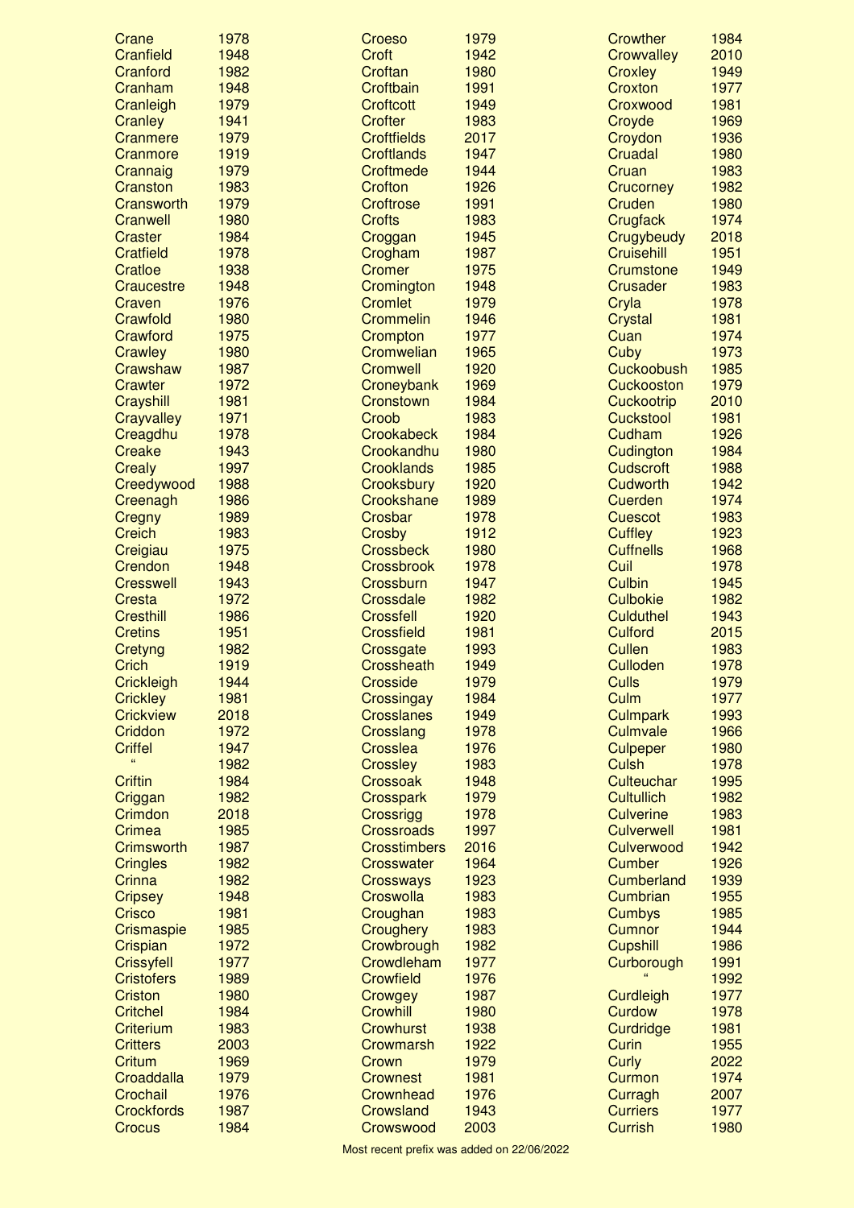| | |
|---|---|
| Crane | 1978 |
| Cranfield | 1948 |
| Cranford | 1982 |
| Cranham | 1948 |
| Cranleigh | 1979 |
| Cranley | 1941 |
| Cranmere | 1979 |
| Cranmore | 1919 |
| Crannaig | 1979 |
| Cranston | 1983 |
| Cransworth | 1979 |
| Cranwell | 1980 |
| Craster | 1984 |
| Cratfield | 1978 |
| Cratloe | 1938 |
| Craucestre | 1948 |
| Craven | 1976 |
| Crawfold | 1980 |
| Crawford | 1975 |
| Crawley | 1980 |
| Crawshaw | 1987 |
| Crawter | 1972 |
| Crayshill | 1981 |
| Crayvalley | 1971 |
| Creagdhu | 1978 |
| Creake | 1943 |
| Crealy | 1997 |
| Creedywood | 1988 |
| Creenagh | 1986 |
| Cregny | 1989 |
| Creich | 1983 |
| Creigiau | 1975 |
| Crendon | 1948 |
| Cresswell | 1943 |
| Cresta | 1972 |
| Cresthill | 1986 |
| Cretins | 1951 |
| Cretyng | 1982 |
| Crich | 1919 |
| Crickleigh | 1944 |
| Crickley | 1981 |
| Crickview | 2018 |
| Criddon | 1972 |
| Criffel | 1947 |
| " | 1982 |
| Criftin | 1984 |
| Criggan | 1982 |
| Crimdon | 2018 |
| Crimea | 1985 |
| Crimsworth | 1987 |
| Cringles | 1982 |
| Crinna | 1982 |
| Cripsey | 1948 |
| Crisco | 1981 |
| Crismaspie | 1985 |
| Crispian | 1972 |
| Crissyfell | 1977 |
| Cristofers | 1989 |
| Criston | 1980 |
| Critchel | 1984 |
| Criterium | 1983 |
| Critters | 2003 |
| Critum | 1969 |
| Croaddalla | 1979 |
| Crochail | 1976 |
| Crockfords | 1987 |
| Crocus | 1984 |
| Croeso | 1979 |
| Croft | 1942 |
| Croftan | 1980 |
| Croftbain | 1991 |
| Croftcott | 1949 |
| Crofter | 1983 |
| Croftfields | 2017 |
| Croftlands | 1947 |
| Croftmede | 1944 |
| Crofton | 1926 |
| Croftrose | 1991 |
| Crofts | 1983 |
| Croggan | 1945 |
| Crogham | 1987 |
| Cromer | 1975 |
| Cromington | 1948 |
| Cromlet | 1979 |
| Crommelin | 1946 |
| Crompton | 1977 |
| Cromwelian | 1965 |
| Cromwell | 1920 |
| Croneybank | 1969 |
| Cronstown | 1984 |
| Croob | 1983 |
| Crookabeck | 1984 |
| Crookandhu | 1980 |
| Crooklands | 1985 |
| Crooksbury | 1920 |
| Crookshane | 1989 |
| Crosbar | 1978 |
| Crosby | 1912 |
| Crossbeck | 1980 |
| Crossbrook | 1978 |
| Crossburn | 1947 |
| Crossdale | 1982 |
| Crossfell | 1920 |
| Crossfield | 1981 |
| Crossgate | 1993 |
| Crossheath | 1949 |
| Crosside | 1979 |
| Crossingay | 1984 |
| Crosslanes | 1949 |
| Crosslang | 1978 |
| Crosslea | 1976 |
| Crossley | 1983 |
| Crossoak | 1948 |
| Crosspark | 1979 |
| Crossrigg | 1978 |
| Crossroads | 1997 |
| Crosstimbers | 2016 |
| Crosswater | 1964 |
| Crossways | 1923 |
| Croswolla | 1983 |
| Croughan | 1983 |
| Croughery | 1983 |
| Crowbrough | 1982 |
| Crowdleham | 1977 |
| Crowfield | 1976 |
| Crowgey | 1987 |
| Crowhill | 1980 |
| Crowhurst | 1938 |
| Crowmarsh | 1922 |
| Crown | 1979 |
| Crownest | 1981 |
| Crownhead | 1976 |
| Crowsland | 1943 |
| Crowswood | 2003 |
| Crowther | 1984 |
| Crowvalley | 2010 |
| Croxley | 1949 |
| Croxton | 1977 |
| Croxwood | 1981 |
| Croyde | 1969 |
| Croydon | 1936 |
| Cruadal | 1980 |
| Cruan | 1983 |
| Crucorney | 1982 |
| Cruden | 1980 |
| Crugfack | 1974 |
| Crugybeudy | 2018 |
| Cruisehill | 1951 |
| Crumstone | 1949 |
| Crusader | 1983 |
| Cryla | 1978 |
| Crystal | 1981 |
| Cuan | 1974 |
| Cuby | 1973 |
| Cuckoobush | 1985 |
| Cuckooston | 1979 |
| Cuckootrip | 2010 |
| Cuckstool | 1981 |
| Cudham | 1926 |
| Cudington | 1984 |
| Cudscroft | 1988 |
| Cudworth | 1942 |
| Cuerden | 1974 |
| Cuescot | 1983 |
| Cuffley | 1923 |
| Cuffnells | 1968 |
| Cuil | 1978 |
| Culbin | 1945 |
| Culbokie | 1982 |
| Culduthel | 1943 |
| Culford | 2015 |
| Cullen | 1983 |
| Culloden | 1978 |
| Culls | 1979 |
| Culm | 1977 |
| Culmpark | 1993 |
| Culmvale | 1966 |
| Culpeper | 1980 |
| Culsh | 1978 |
| Culteuchar | 1995 |
| Cultullich | 1982 |
| Culverine | 1983 |
| Culverwell | 1981 |
| Culverwood | 1942 |
| Cumber | 1926 |
| Cumberland | 1939 |
| Cumbrian | 1955 |
| Cumbys | 1985 |
| Cumnor | 1944 |
| Cupshill | 1986 |
| Curborough | 1991 |
| " | 1992 |
| Curdleigh | 1977 |
| Curdow | 1978 |
| Curdridge | 1981 |
| Curin | 1955 |
| Curly | 2022 |
| Curmon | 1974 |
| Curragh | 2007 |
| Curriers | 1977 |
| Currish | 1980 |

Most recent prefix was added on 22/06/2022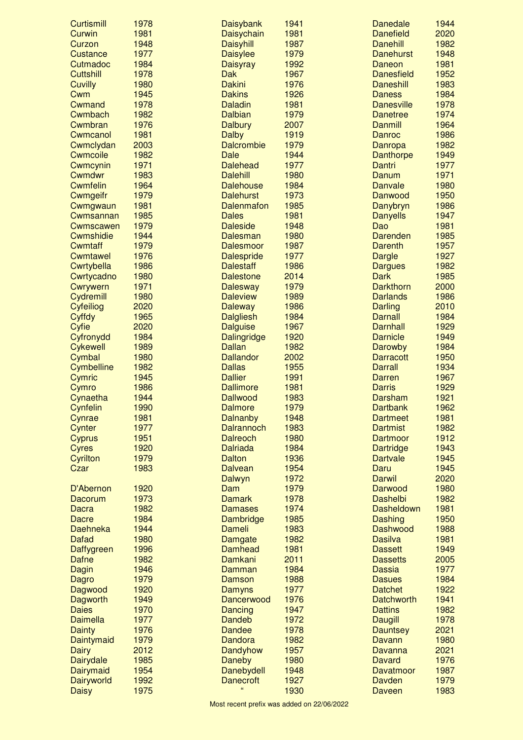| | | | | | |
|---|---|---|---|---|---|
| Curtismill | 1978 | Daisybank | 1941 | Danedale | 1944 |
| Curwin | 1981 | Daisychain | 1981 | Danefield | 2020 |
| Curzon | 1948 | Daisyhill | 1987 | Danehill | 1982 |
| Custance | 1977 | Daisylee | 1979 | Danehurst | 1948 |
| Cutmadoc | 1984 | Daisyray | 1992 | Daneon | 1981 |
| Cuttshill | 1978 | Dak | 1967 | Danesfield | 1952 |
| Cuvilly | 1980 | Dakini | 1976 | Daneshill | 1983 |
| Cwm | 1945 | Dakins | 1926 | Daness | 1984 |
| Cwmand | 1978 | Daladin | 1981 | Danesville | 1978 |
| Cwmbach | 1982 | Dalbian | 1979 | Danetree | 1974 |
| Cwmbran | 1976 | Dalbury | 2007 | Danmill | 1964 |
| Cwmcanol | 1981 | Dalby | 1919 | Danroc | 1986 |
| Cwmclydan | 2003 | Dalcrombie | 1979 | Danropa | 1982 |
| Cwmcoile | 1982 | Dale | 1944 | Danthorpe | 1949 |
| Cwmcynin | 1971 | Dalehead | 1977 | Dantri | 1977 |
| Cwmdwr | 1983 | Dalehill | 1980 | Danum | 1971 |
| Cwmfelin | 1964 | Dalehouse | 1984 | Danvale | 1980 |
| Cwmgeifr | 1979 | Dalehurst | 1973 | Danwood | 1950 |
| Cwmgwaun | 1981 | Dalenmafon | 1985 | Danybryn | 1986 |
| Cwmsannan | 1985 | Dales | 1981 | Danyells | 1947 |
| Cwmscawen | 1979 | Daleside | 1948 | Dao | 1981 |
| Cwmshidie | 1944 | Dalesman | 1980 | Darenden | 1985 |
| Cwmtaff | 1979 | Dalesmoor | 1987 | Darenth | 1957 |
| Cwmtawel | 1976 | Dalespride | 1977 | Dargle | 1927 |
| Cwrtybella | 1986 | Dalestaff | 1986 | Dargues | 1982 |
| Cwrtycadno | 1980 | Dalestone | 2014 | Dark | 1985 |
| Cwrywern | 1971 | Dalesway | 1979 | Darkthorn | 2000 |
| Cydremill | 1980 | Daleview | 1989 | Darlands | 1986 |
| Cyfeiliog | 2020 | Daleway | 1986 | Darling | 2010 |
| Cyffdy | 1965 | Dalgliesh | 1984 | Darnall | 1984 |
| Cyfie | 2020 | Dalguise | 1967 | Darnhall | 1929 |
| Cyfronydd | 1984 | Dalingridge | 1920 | Darnicle | 1949 |
| Cykewell | 1989 | Dallan | 1982 | Darowby | 1984 |
| Cymbal | 1980 | Dallandor | 2002 | Darracott | 1950 |
| Cymbelline | 1982 | Dallas | 1955 | Darrall | 1934 |
| Cymric | 1945 | Dallier | 1991 | Darren | 1967 |
| Cymro | 1986 | Dallimore | 1981 | Darris | 1929 |
| Cynaetha | 1944 | Dallwood | 1983 | Darsham | 1921 |
| Cynfelin | 1990 | Dalmore | 1979 | Dartbank | 1962 |
| Cynrae | 1981 | Dalnanby | 1948 | Dartmeet | 1981 |
| Cynter | 1977 | Dalrannoch | 1983 | Dartmist | 1982 |
| Cyprus | 1951 | Dalreoch | 1980 | Dartmoor | 1912 |
| Cyres | 1920 | Dalriada | 1984 | Dartridge | 1943 |
| Cyrilton | 1979 | Dalton | 1936 | Dartvale | 1945 |
| Czar | 1983 | Dalvean | 1954 | Daru | 1945 |
| | | Dalwyn | 1972 | Darwil | 2020 |
| D'Abernon | 1920 | Dam | 1979 | Darwood | 1980 |
| Dacorum | 1973 | Damark | 1978 | Dashelbi | 1982 |
| Dacra | 1982 | Damases | 1974 | Dasheldown | 1981 |
| Dacre | 1984 | Dambridge | 1985 | Dashing | 1950 |
| Daehneka | 1944 | Dameli | 1983 | Dashwood | 1988 |
| Dafad | 1980 | Damgate | 1982 | Dasilva | 1981 |
| Daffygreen | 1996 | Damhead | 1981 | Dassett | 1949 |
| Dafne | 1982 | Damkani | 2011 | Dassetts | 2005 |
| Dagin | 1946 | Damman | 1984 | Dassia | 1977 |
| Dagro | 1979 | Damson | 1988 | Dasues | 1984 |
| Dagwood | 1920 | Damyns | 1977 | Datchet | 1922 |
| Dagworth | 1949 | Dancerwood | 1976 | Datchworth | 1941 |
| Daies | 1970 | Dancing | 1947 | Dattins | 1982 |
| Daimella | 1977 | Dandeb | 1972 | Daugill | 1978 |
| Dainty | 1976 | Dandee | 1978 | Dauntsey | 2021 |
| Daintymaid | 1979 | Dandora | 1982 | Davann | 1980 |
| Dairy | 2012 | Dandyhow | 1957 | Davanna | 2021 |
| Dairydale | 1985 | Daneby | 1980 | Davard | 1976 |
| Dairymaid | 1954 | Danebydell | 1948 | Davatmoor | 1987 |
| Dairyworld | 1992 | Danecroft | 1927 | Davden | 1979 |
| Daisy | 1975 | " | 1930 | Daveen | 1983 |

Most recent prefix was added on 22/06/2022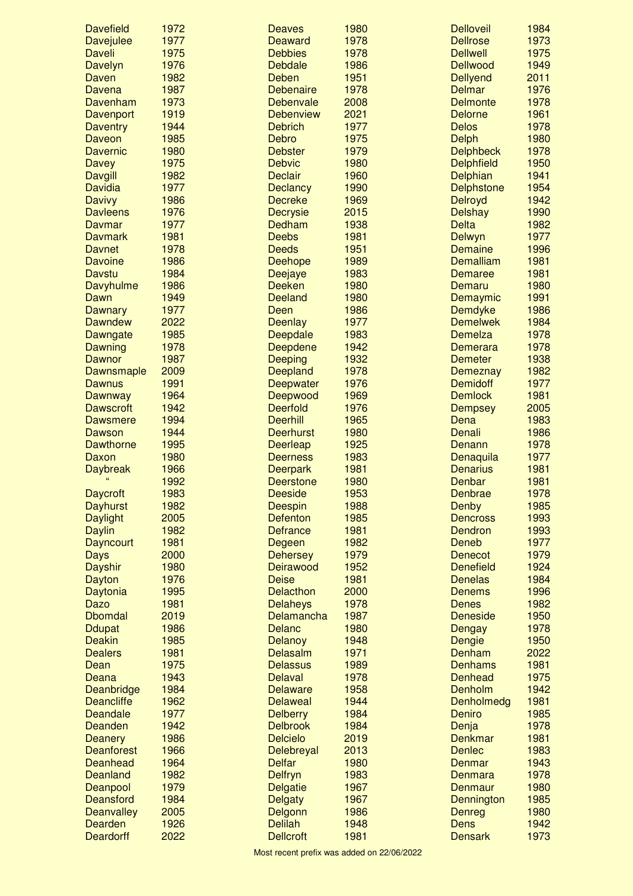| Name | Year |
|---|---|
| Davefield | 1972 |
| Davejulee | 1977 |
| Daveli | 1975 |
| Davelyn | 1976 |
| Daven | 1982 |
| Davena | 1987 |
| Davenham | 1973 |
| Davenport | 1919 |
| Daventry | 1944 |
| Daveon | 1985 |
| Davernic | 1980 |
| Davey | 1975 |
| Davgill | 1982 |
| Davidia | 1977 |
| Davivy | 1986 |
| Davleens | 1976 |
| Davmar | 1977 |
| Davmark | 1981 |
| Davnet | 1978 |
| Davoine | 1986 |
| Davstu | 1984 |
| Davyhulme | 1986 |
| Dawn | 1949 |
| Dawnary | 1977 |
| Dawndew | 2022 |
| Dawngate | 1985 |
| Dawning | 1978 |
| Dawnor | 1987 |
| Dawnsmaple | 2009 |
| Dawnus | 1991 |
| Dawnway | 1964 |
| Dawscroft | 1942 |
| Dawsmere | 1994 |
| Dawson | 1944 |
| Dawthorne | 1995 |
| Daxon | 1980 |
| Daybreak | 1966 |
| " | 1992 |
| Daycroft | 1983 |
| Dayhurst | 1982 |
| Daylight | 2005 |
| Daylin | 1982 |
| Dayncourt | 1981 |
| Days | 2000 |
| Dayshir | 1980 |
| Dayton | 1976 |
| Daytonia | 1995 |
| Dazo | 1981 |
| Dbomdal | 2019 |
| Ddupat | 1986 |
| Deakin | 1985 |
| Dealers | 1981 |
| Dean | 1975 |
| Deana | 1943 |
| Deanbridge | 1984 |
| Deancliffe | 1962 |
| Deandale | 1977 |
| Deanden | 1942 |
| Deanery | 1986 |
| Deanforest | 1966 |
| Deanhead | 1964 |
| Deanland | 1982 |
| Deanpool | 1979 |
| Deansford | 1984 |
| Deanvalley | 2005 |
| Dearden | 1926 |
| Deardorff | 2022 |
| Deaves | 1980 |
| Deaward | 1978 |
| Debbies | 1978 |
| Debdale | 1986 |
| Deben | 1951 |
| Debenaire | 1978 |
| Debenvale | 2008 |
| Debenview | 2021 |
| Debrich | 1977 |
| Debro | 1975 |
| Debster | 1979 |
| Debvic | 1980 |
| Declair | 1960 |
| Declancy | 1990 |
| Decreke | 1969 |
| Decrysie | 2015 |
| Dedham | 1938 |
| Deebs | 1981 |
| Deeds | 1951 |
| Deehope | 1989 |
| Deejaye | 1983 |
| Deeken | 1980 |
| Deeland | 1980 |
| Deen | 1986 |
| Deenlay | 1977 |
| Deepdale | 1983 |
| Deepdene | 1942 |
| Deeping | 1932 |
| Deepland | 1978 |
| Deepwater | 1976 |
| Deepwood | 1969 |
| Deerfold | 1976 |
| Deerhill | 1965 |
| Deerhurst | 1980 |
| Deerleap | 1925 |
| Deerness | 1983 |
| Deerpark | 1981 |
| Deerstone | 1980 |
| Deeside | 1953 |
| Deespin | 1988 |
| Defenton | 1985 |
| Defrance | 1981 |
| Degeen | 1982 |
| Dehersey | 1979 |
| Deirawood | 1952 |
| Deise | 1981 |
| Delacthon | 2000 |
| Delaheys | 1978 |
| Delamancha | 1987 |
| Delanc | 1980 |
| Delanoy | 1948 |
| Delasalm | 1971 |
| Delassus | 1989 |
| Delaval | 1978 |
| Delaware | 1958 |
| Delaweal | 1944 |
| Delberry | 1984 |
| Delbrook | 1984 |
| Delcielo | 2019 |
| Delebreyal | 2013 |
| Delfar | 1980 |
| Delfryn | 1983 |
| Delgatie | 1967 |
| Delgaty | 1967 |
| Delgonn | 1986 |
| Delilah | 1948 |
| Dellcroft | 1981 |
| Delloveil | 1984 |
| Dellrose | 1973 |
| Dellwell | 1975 |
| Dellwood | 1949 |
| Dellyend | 2011 |
| Delmar | 1976 |
| Delmonte | 1978 |
| Delorne | 1961 |
| Delos | 1978 |
| Delph | 1980 |
| Delphbeck | 1978 |
| Delphfield | 1950 |
| Delphian | 1941 |
| Delphstone | 1954 |
| Delroyd | 1942 |
| Delshay | 1990 |
| Delta | 1982 |
| Delwyn | 1977 |
| Demaine | 1996 |
| Demalliam | 1981 |
| Demaree | 1981 |
| Demaru | 1980 |
| Demaymic | 1991 |
| Demdyke | 1986 |
| Demelwek | 1984 |
| Demelza | 1978 |
| Demerara | 1978 |
| Demeter | 1938 |
| Demeznay | 1982 |
| Demidoff | 1977 |
| Demlock | 1981 |
| Dempsey | 2005 |
| Dena | 1983 |
| Denali | 1986 |
| Denann | 1978 |
| Denaquila | 1977 |
| Denarius | 1981 |
| Denbar | 1981 |
| Denbrae | 1978 |
| Denby | 1985 |
| Dencross | 1993 |
| Dendron | 1993 |
| Deneb | 1977 |
| Denecot | 1979 |
| Denefield | 1924 |
| Denelas | 1984 |
| Denems | 1996 |
| Denes | 1982 |
| Deneside | 1950 |
| Dengay | 1978 |
| Dengie | 1950 |
| Denham | 2022 |
| Denhams | 1981 |
| Denhead | 1975 |
| Denholm | 1942 |
| Denholmedg | 1981 |
| Deniro | 1985 |
| Denja | 1978 |
| Denkmar | 1981 |
| Denlec | 1983 |
| Denmar | 1943 |
| Denmara | 1978 |
| Denmaur | 1980 |
| Dennington | 1985 |
| Denreg | 1980 |
| Dens | 1942 |
| Densark | 1973 |

Most recent prefix was added on 22/06/2022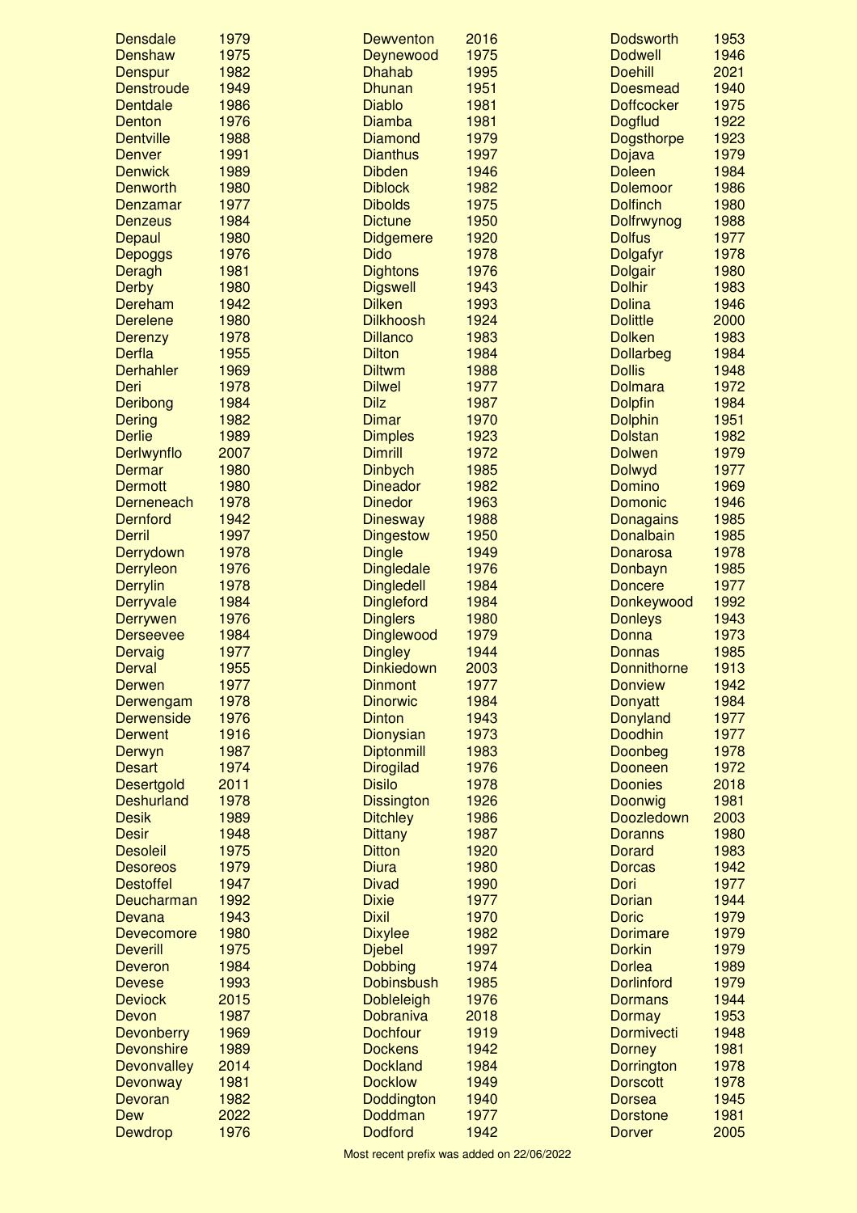| Prefix | Year |
|---|---|
| Densdale | 1979 |
| Denshaw | 1975 |
| Denspur | 1982 |
| Denstroude | 1949 |
| Dentdale | 1986 |
| Denton | 1976 |
| Dentville | 1988 |
| Denver | 1991 |
| Denwick | 1989 |
| Denworth | 1980 |
| Denzamar | 1977 |
| Denzeus | 1984 |
| Depaul | 1980 |
| Depoggs | 1976 |
| Deragh | 1981 |
| Derby | 1980 |
| Dereham | 1942 |
| Derelene | 1980 |
| Derenzy | 1978 |
| Derfla | 1955 |
| Derhahler | 1969 |
| Deri | 1978 |
| Deribong | 1984 |
| Dering | 1982 |
| Derlie | 1989 |
| Derlwynflo | 2007 |
| Dermar | 1980 |
| Dermott | 1980 |
| Derneneach | 1978 |
| Dernford | 1942 |
| Derril | 1997 |
| Derrydown | 1978 |
| Derryleon | 1976 |
| Derrylin | 1978 |
| Derryvale | 1984 |
| Derrywen | 1976 |
| Derseevee | 1984 |
| Dervaig | 1977 |
| Derval | 1955 |
| Derwen | 1977 |
| Derwengam | 1978 |
| Derwenside | 1976 |
| Derwent | 1916 |
| Derwyn | 1987 |
| Desart | 1974 |
| Desertgold | 2011 |
| Deshurland | 1978 |
| Desik | 1989 |
| Desir | 1948 |
| Desoleil | 1975 |
| Desoreos | 1979 |
| Destoffel | 1947 |
| Deucharman | 1992 |
| Devana | 1943 |
| Devecomore | 1980 |
| Deverill | 1975 |
| Deveron | 1984 |
| Devese | 1993 |
| Deviock | 2015 |
| Devon | 1987 |
| Devonberry | 1969 |
| Devonshire | 1989 |
| Devonvalley | 2014 |
| Devonway | 1981 |
| Devoran | 1982 |
| Dew | 2022 |
| Dewdrop | 1976 |
| Dewventon | 2016 |
| Deynewood | 1975 |
| Dhahab | 1995 |
| Dhunan | 1951 |
| Diablo | 1981 |
| Diamba | 1981 |
| Diamond | 1979 |
| Dianthus | 1997 |
| Dibden | 1946 |
| Diblock | 1982 |
| Dibolds | 1975 |
| Dictune | 1950 |
| Didgemere | 1920 |
| Dido | 1978 |
| Dightons | 1976 |
| Digswell | 1943 |
| Dilken | 1993 |
| Dilkhoosh | 1924 |
| Dillanco | 1983 |
| Dilton | 1984 |
| Diltwm | 1988 |
| Dilwel | 1977 |
| Dilz | 1987 |
| Dimar | 1970 |
| Dimples | 1923 |
| Dimrill | 1972 |
| Dinbych | 1985 |
| Dineador | 1982 |
| Dinedor | 1963 |
| Dinesway | 1988 |
| Dingestow | 1950 |
| Dingle | 1949 |
| Dingledale | 1976 |
| Dingledell | 1984 |
| Dingleford | 1984 |
| Dinglers | 1980 |
| Dinglewood | 1979 |
| Dingley | 1944 |
| Dinkiedown | 2003 |
| Dinmont | 1977 |
| Dinorwic | 1984 |
| Dinton | 1943 |
| Dionysian | 1973 |
| Diptonmill | 1983 |
| Dirogilad | 1976 |
| Disilo | 1978 |
| Dissington | 1926 |
| Ditchley | 1986 |
| Dittany | 1987 |
| Ditton | 1920 |
| Diura | 1980 |
| Divad | 1990 |
| Dixie | 1977 |
| Dixil | 1970 |
| Dixylee | 1982 |
| Djebel | 1997 |
| Dobbing | 1974 |
| Dobinsbush | 1985 |
| Dobleleigh | 1976 |
| Dobraniva | 2018 |
| Dochfour | 1919 |
| Dockens | 1942 |
| Dockland | 1984 |
| Docklow | 1949 |
| Doddington | 1940 |
| Doddman | 1977 |
| Dodford | 1942 |
| Dodsworth | 1953 |
| Dodwell | 1946 |
| Doehill | 2021 |
| Doesmead | 1940 |
| Doffcocker | 1975 |
| Dogflud | 1922 |
| Dogsthorpe | 1923 |
| Dojava | 1979 |
| Doleen | 1984 |
| Dolemoor | 1986 |
| Dolfinch | 1980 |
| Dolfrwynog | 1988 |
| Dolfus | 1977 |
| Dolgafyr | 1978 |
| Dolgair | 1980 |
| Dolhir | 1983 |
| Dolina | 1946 |
| Dolittle | 2000 |
| Dolken | 1983 |
| Dollarbeg | 1984 |
| Dollis | 1948 |
| Dolmara | 1972 |
| Dolpfin | 1984 |
| Dolphin | 1951 |
| Dolstan | 1982 |
| Dolwen | 1979 |
| Dolwyd | 1977 |
| Domino | 1969 |
| Domonic | 1946 |
| Donagains | 1985 |
| Donalbain | 1985 |
| Donarosa | 1978 |
| Donbayn | 1985 |
| Doncere | 1977 |
| Donkeywood | 1992 |
| Donleys | 1943 |
| Donna | 1973 |
| Donnas | 1985 |
| Donnithorne | 1913 |
| Donview | 1942 |
| Donyatt | 1984 |
| Donyland | 1977 |
| Doodhin | 1977 |
| Doonbeg | 1978 |
| Dooneen | 1972 |
| Doonies | 2018 |
| Doonwig | 1981 |
| Doozledown | 2003 |
| Doranns | 1980 |
| Dorard | 1983 |
| Dorcas | 1942 |
| Dori | 1977 |
| Dorian | 1944 |
| Doric | 1979 |
| Dorimare | 1979 |
| Dorkin | 1979 |
| Dorlea | 1989 |
| Dorlinford | 1979 |
| Dormans | 1944 |
| Dormay | 1953 |
| Dormivecti | 1948 |
| Dorney | 1981 |
| Dorrington | 1978 |
| Dorscott | 1978 |
| Dorsea | 1945 |
| Dorstone | 1981 |
| Dorver | 2005 |

Most recent prefix was added on 22/06/2022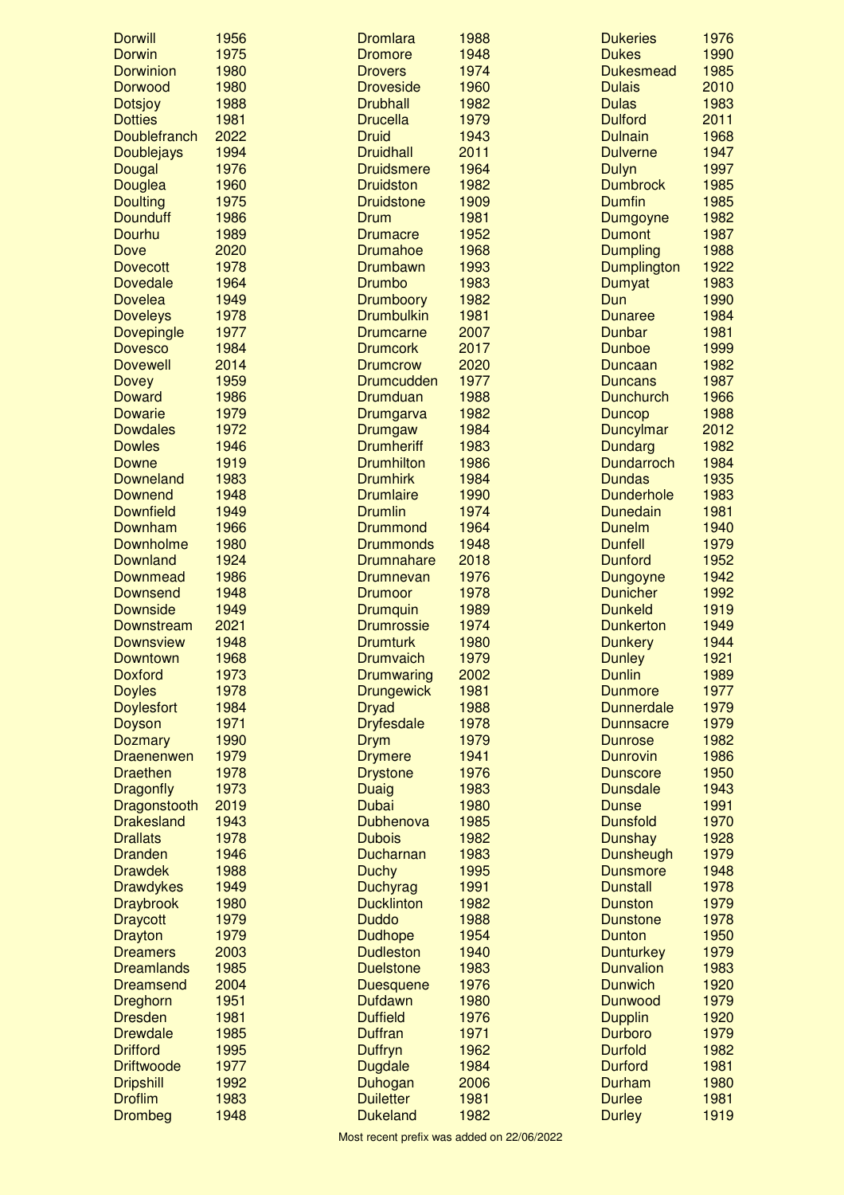| | | | | | |
|---|---|---|---|---|---|
| Dorwill | 1956 | Dromlara | 1988 | Dukeries | 1976 |
| Dorwin | 1975 | Dromore | 1948 | Dukes | 1990 |
| Dorwinion | 1980 | Drovers | 1974 | Dukesmead | 1985 |
| Dorwood | 1980 | Droveside | 1960 | Dulais | 2010 |
| Dotsjoy | 1988 | Drubhall | 1982 | Dulas | 1983 |
| Dotties | 1981 | Drucella | 1979 | Dulford | 2011 |
| Doublefranch | 2022 | Druid | 1943 | Dulnain | 1968 |
| Doublejays | 1994 | Druidhall | 2011 | Dulverne | 1947 |
| Dougal | 1976 | Druidsmere | 1964 | Dulyn | 1997 |
| Douglea | 1960 | Druidston | 1982 | Dumbrock | 1985 |
| Doulting | 1975 | Druidstone | 1909 | Dumfin | 1985 |
| Dounduff | 1986 | Drum | 1981 | Dumgoyne | 1982 |
| Dourhu | 1989 | Drumacre | 1952 | Dumont | 1987 |
| Dove | 2020 | Drumahoe | 1968 | Dumpling | 1988 |
| Dovecott | 1978 | Drumbawn | 1993 | Dumplington | 1922 |
| Dovedale | 1964 | Drumbo | 1983 | Dumyat | 1983 |
| Dovelea | 1949 | Drumboory | 1982 | Dun | 1990 |
| Doveleys | 1978 | Drumbulkin | 1981 | Dunaree | 1984 |
| Dovepingle | 1977 | Drumcarne | 2007 | Dunbar | 1981 |
| Dovesco | 1984 | Drumcork | 2017 | Dunboe | 1999 |
| Dovewell | 2014 | Drumcrow | 2020 | Duncaan | 1982 |
| Dovey | 1959 | Drumcudden | 1977 | Duncans | 1987 |
| Doward | 1986 | Drumduan | 1988 | Dunchurch | 1966 |
| Dowarie | 1979 | Drumgarva | 1982 | Duncop | 1988 |
| Dowdales | 1972 | Drumgaw | 1984 | Duncylmar | 2012 |
| Dowles | 1946 | Drumheriff | 1983 | Dundarg | 1982 |
| Downe | 1919 | Drumhilton | 1986 | Dundarroch | 1984 |
| Downeland | 1983 | Drumhirk | 1984 | Dundas | 1935 |
| Downend | 1948 | Drumlaire | 1990 | Dunderhole | 1983 |
| Downfield | 1949 | Drumlin | 1974 | Dunedain | 1981 |
| Downham | 1966 | Drummond | 1964 | Dunelm | 1940 |
| Downholme | 1980 | Drummonds | 1948 | Dunfell | 1979 |
| Downland | 1924 | Drumnahare | 2018 | Dunford | 1952 |
| Downmead | 1986 | Drumnevan | 1976 | Dungoyne | 1942 |
| Downsend | 1948 | Drumoor | 1978 | Dunicher | 1992 |
| Downside | 1949 | Drumquin | 1989 | Dunkeld | 1919 |
| Downstream | 2021 | Drumrossie | 1974 | Dunkerton | 1949 |
| Downsview | 1948 | Drumturk | 1980 | Dunkery | 1944 |
| Downtown | 1968 | Drumvaich | 1979 | Dunley | 1921 |
| Doxford | 1973 | Drumwaring | 2002 | Dunlin | 1989 |
| Doyles | 1978 | Drungewick | 1981 | Dunmore | 1977 |
| Doylesfort | 1984 | Dryad | 1988 | Dunnerdale | 1979 |
| Doyson | 1971 | Dryfesdale | 1978 | Dunnsacre | 1979 |
| Dozmary | 1990 | Drym | 1979 | Dunrose | 1982 |
| Draenenwen | 1979 | Drymere | 1941 | Dunrovin | 1986 |
| Draethen | 1978 | Drystone | 1976 | Dunscore | 1950 |
| Dragonfly | 1973 | Duaig | 1983 | Dunsdale | 1943 |
| Dragonstooth | 2019 | Dubai | 1980 | Dunse | 1991 |
| Drakesland | 1943 | Dubhenova | 1985 | Dunsfold | 1970 |
| Drallats | 1978 | Dubois | 1982 | Dunshay | 1928 |
| Dranden | 1946 | Ducharnan | 1983 | Dunsheugh | 1979 |
| Drawdek | 1988 | Duchy | 1995 | Dunsmore | 1948 |
| Drawdykes | 1949 | Duchyrag | 1991 | Dunstall | 1978 |
| Draybrook | 1980 | Ducklinton | 1982 | Dunston | 1979 |
| Draycott | 1979 | Duddo | 1988 | Dunstone | 1978 |
| Drayton | 1979 | Dudhope | 1954 | Dunton | 1950 |
| Dreamers | 2003 | Dudleston | 1940 | Dunturkey | 1979 |
| Dreamlands | 1985 | Duelstone | 1983 | Dunvalion | 1983 |
| Dreamsend | 2004 | Duesquene | 1976 | Dunwich | 1920 |
| Dreghorn | 1951 | Dufdawn | 1980 | Dunwood | 1979 |
| Dresden | 1981 | Duffield | 1976 | Dupplin | 1920 |
| Drewdale | 1985 | Duffran | 1971 | Durboro | 1979 |
| Drifford | 1995 | Duffryn | 1962 | Durfold | 1982 |
| Driftwoode | 1977 | Dugdale | 1984 | Durford | 1981 |
| Dripshill | 1992 | Duhogan | 2006 | Durham | 1980 |
| Droflim | 1983 | Duiletter | 1981 | Durlee | 1981 |
| Drombeg | 1948 | Dukeland | 1982 | Durley | 1919 |

Most recent prefix was added on 22/06/2022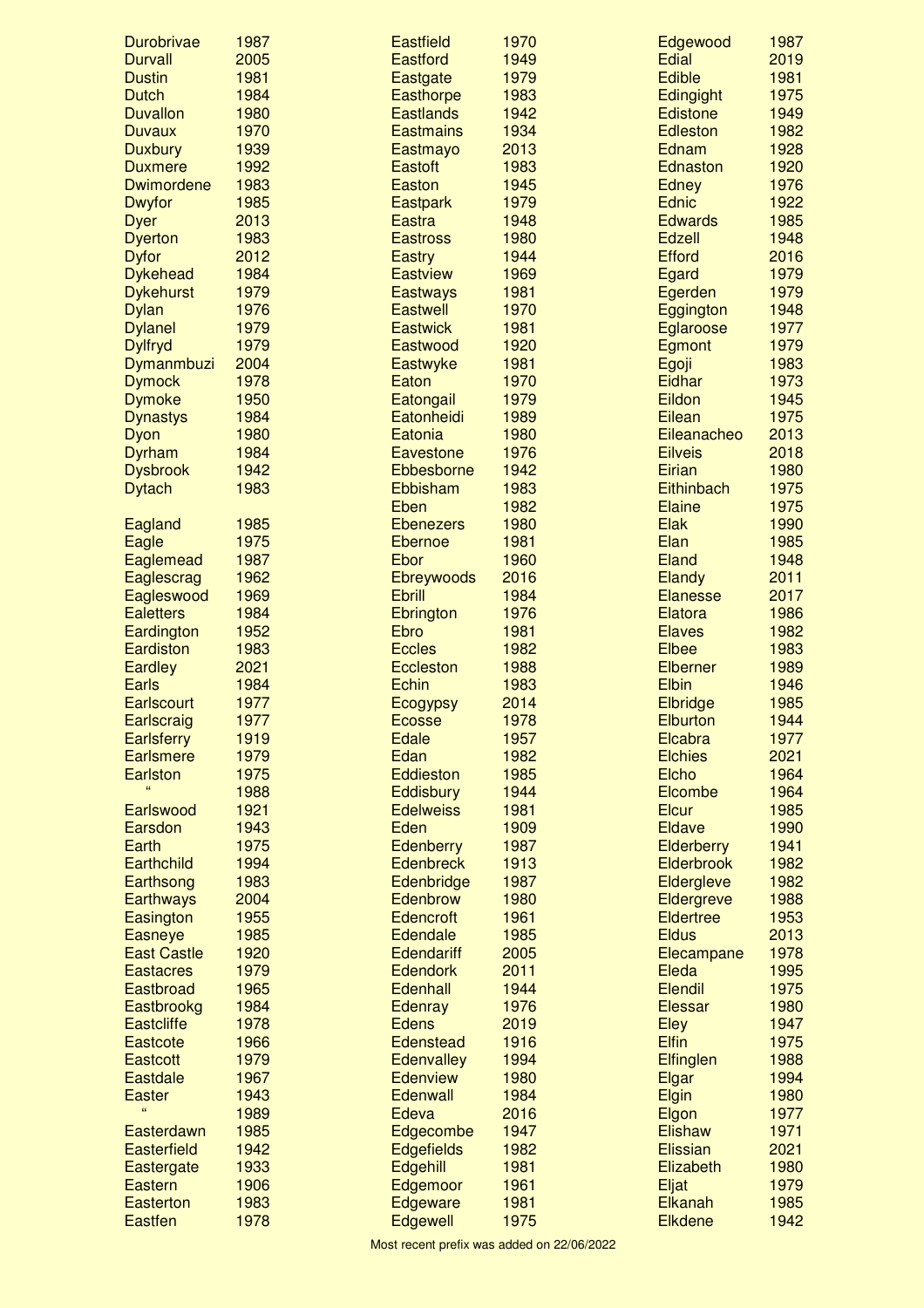| Prefix | Year |
|---|---|
| Durobrivae | 1987 |
| Durvall | 2005 |
| Dustin | 1981 |
| Dutch | 1984 |
| Duvallon | 1980 |
| Duvaux | 1970 |
| Duxbury | 1939 |
| Duxmere | 1992 |
| Dwimordene | 1983 |
| Dwyfor | 1985 |
| Dyer | 2013 |
| Dyerton | 1983 |
| Dyfor | 2012 |
| Dykehead | 1984 |
| Dykehurst | 1979 |
| Dylan | 1976 |
| Dylanel | 1979 |
| Dylfryd | 1979 |
| Dymanmbuzi | 2004 |
| Dymock | 1978 |
| Dymoke | 1950 |
| Dynastys | 1984 |
| Dyon | 1980 |
| Dyrham | 1984 |
| Dysbrook | 1942 |
| Dytach | 1983 |
| | |
| Eagland | 1985 |
| Eagle | 1975 |
| Eaglemead | 1987 |
| Eaglescrag | 1962 |
| Eagleswood | 1969 |
| Ealetters | 1984 |
| Eardington | 1952 |
| Eardiston | 1983 |
| Eardley | 2021 |
| Earls | 1984 |
| Earlscourt | 1977 |
| Earlscraig | 1977 |
| Earlsferry | 1919 |
| Earlsmere | 1979 |
| Earlston | 1975 |
| " | 1988 |
| Earlswood | 1921 |
| Earsdon | 1943 |
| Earth | 1975 |
| Earthchild | 1994 |
| Earthsong | 1983 |
| Earthways | 2004 |
| Easington | 1955 |
| Easneye | 1985 |
| East Castle | 1920 |
| Eastacres | 1979 |
| Eastbroad | 1965 |
| Eastbrookg | 1984 |
| Eastcliffe | 1978 |
| Eastcote | 1966 |
| Eastcott | 1979 |
| Eastdale | 1967 |
| Easter | 1943 |
| " | 1989 |
| Easterdawn | 1985 |
| Easterfield | 1942 |
| Eastergate | 1933 |
| Eastern | 1906 |
| Easterton | 1983 |
| Eastfen | 1978 |
| Eastfield | 1970 |
| Eastford | 1949 |
| Eastgate | 1979 |
| Easthorpe | 1983 |
| Eastlands | 1942 |
| Eastmains | 1934 |
| Eastmayo | 2013 |
| Eastoft | 1983 |
| Easton | 1945 |
| Eastpark | 1979 |
| Eastra | 1948 |
| Eastross | 1980 |
| Eastry | 1944 |
| Eastview | 1969 |
| Eastways | 1981 |
| Eastwell | 1970 |
| Eastwick | 1981 |
| Eastwood | 1920 |
| Eastwyke | 1981 |
| Eaton | 1970 |
| Eatongail | 1979 |
| Eatonheidi | 1989 |
| Eatonia | 1980 |
| Eavestone | 1976 |
| Ebbesborne | 1942 |
| Ebbisham | 1983 |
| Eben | 1982 |
| Ebenezers | 1980 |
| Ebernoe | 1981 |
| Ebor | 1960 |
| Ebreywoods | 2016 |
| Ebrill | 1984 |
| Ebrington | 1976 |
| Ebro | 1981 |
| Eccles | 1982 |
| Eccleston | 1988 |
| Echin | 1983 |
| Ecogypsy | 2014 |
| Ecosse | 1978 |
| Edale | 1957 |
| Edan | 1982 |
| Eddieston | 1985 |
| Eddisbury | 1944 |
| Edelweiss | 1981 |
| Eden | 1909 |
| Edenberry | 1987 |
| Edenbreck | 1913 |
| Edenbridge | 1987 |
| Edenbrow | 1980 |
| Edencroft | 1961 |
| Edendale | 1985 |
| Edendariff | 2005 |
| Edendork | 2011 |
| Edenhall | 1944 |
| Edenray | 1976 |
| Edens | 2019 |
| Edenstead | 1916 |
| Edenvalley | 1994 |
| Edenview | 1980 |
| Edenwall | 1984 |
| Edeva | 2016 |
| Edgecombe | 1947 |
| Edgefields | 1982 |
| Edgehill | 1981 |
| Edgemoor | 1961 |
| Edgeware | 1981 |
| Edgewell | 1975 |
| Edgewood | 1987 |
| Edial | 2019 |
| Edible | 1981 |
| Edingight | 1975 |
| Edistone | 1949 |
| Edleston | 1982 |
| Ednam | 1928 |
| Ednaston | 1920 |
| Edney | 1976 |
| Ednic | 1922 |
| Edwards | 1985 |
| Edzell | 1948 |
| Efford | 2016 |
| Egard | 1979 |
| Egerden | 1979 |
| Eggington | 1948 |
| Eglaroose | 1977 |
| Egmont | 1979 |
| Egoji | 1983 |
| Eidhar | 1973 |
| Eildon | 1945 |
| Eilean | 1975 |
| Eileanacheo | 2013 |
| Eilveis | 2018 |
| Eirian | 1980 |
| Eithinbach | 1975 |
| Elaine | 1975 |
| Elak | 1990 |
| Elan | 1985 |
| Eland | 1948 |
| Elandy | 2011 |
| Elanesse | 2017 |
| Elatora | 1986 |
| Elaves | 1982 |
| Elbee | 1983 |
| Elberner | 1989 |
| Elbin | 1946 |
| Elbridge | 1985 |
| Elburton | 1944 |
| Elcabra | 1977 |
| Elchies | 2021 |
| Elcho | 1964 |
| Elcombe | 1964 |
| Elcur | 1985 |
| Eldave | 1990 |
| Elderberry | 1941 |
| Elderbrook | 1982 |
| Eldergleve | 1982 |
| Eldergreve | 1988 |
| Eldertree | 1953 |
| Eldus | 2013 |
| Elecampane | 1978 |
| Eleda | 1995 |
| Elendil | 1975 |
| Elessar | 1980 |
| Eley | 1947 |
| Elfin | 1975 |
| Elfinglen | 1988 |
| Elgar | 1994 |
| Elgin | 1980 |
| Elgon | 1977 |
| Elishaw | 1971 |
| Elissian | 2021 |
| Elizabeth | 1980 |
| Eljat | 1979 |
| Elkanah | 1985 |
| Elkdene | 1942 |

Most recent prefix was added on 22/06/2022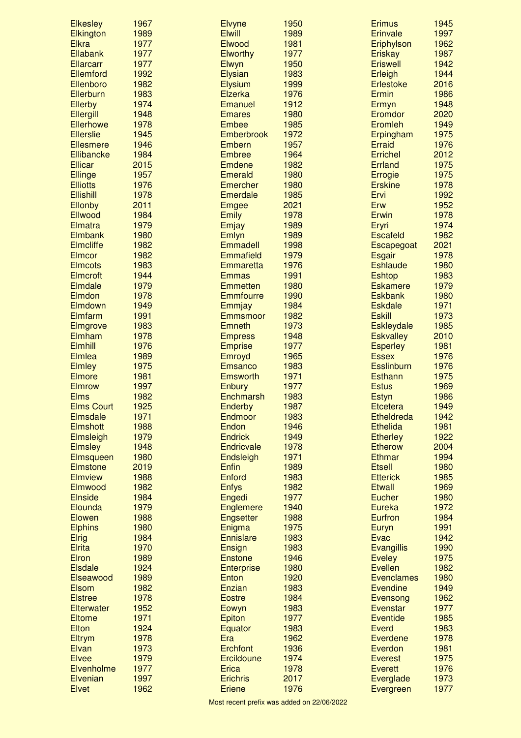| Name | Year |
| --- | --- |
| Elkesley | 1967 |
| Elkington | 1989 |
| Elkra | 1977 |
| Ellabank | 1977 |
| Ellarcarr | 1977 |
| Ellemford | 1992 |
| Ellenboro | 1982 |
| Ellerburn | 1983 |
| Ellerby | 1974 |
| Ellergill | 1948 |
| Ellerhowe | 1978 |
| Ellerslie | 1945 |
| Ellesmere | 1946 |
| Ellibancke | 1984 |
| Ellicar | 2015 |
| Ellinge | 1957 |
| Elliotts | 1976 |
| Ellishill | 1978 |
| Ellonby | 2011 |
| Ellwood | 1984 |
| Elmatra | 1979 |
| Elmbank | 1980 |
| Elmcliffe | 1982 |
| Elmcor | 1982 |
| Elmcots | 1983 |
| Elmcroft | 1944 |
| Elmdale | 1979 |
| Elmdon | 1978 |
| Elmdown | 1949 |
| Elmfarm | 1991 |
| Elmgrove | 1983 |
| Elmham | 1978 |
| Elmhill | 1976 |
| Elmlea | 1989 |
| Elmley | 1975 |
| Elmore | 1981 |
| Elmrow | 1997 |
| Elms | 1982 |
| Elms Court | 1925 |
| Elmsdale | 1971 |
| Elmshott | 1988 |
| Elmsleigh | 1979 |
| Elmsley | 1948 |
| Elmsqueen | 1980 |
| Elmstone | 2019 |
| Elmview | 1988 |
| Elmwood | 1982 |
| Elnside | 1984 |
| Elounda | 1979 |
| Elowen | 1988 |
| Elphins | 1980 |
| Elrig | 1984 |
| Elrita | 1970 |
| Elron | 1989 |
| Elsdale | 1924 |
| Elseawood | 1989 |
| Elsom | 1982 |
| Elstree | 1978 |
| Elterwater | 1952 |
| Eltome | 1971 |
| Elton | 1924 |
| Eltrym | 1978 |
| Elvan | 1973 |
| Elvee | 1979 |
| Elvenholme | 1977 |
| Elvenian | 1997 |
| Elvet | 1962 |
| Elvyne | 1950 |
| Elwill | 1989 |
| Elwood | 1981 |
| Elworthy | 1977 |
| Elwyn | 1950 |
| Elysian | 1983 |
| Elysium | 1999 |
| Elzerka | 1976 |
| Emanuel | 1912 |
| Emares | 1980 |
| Embee | 1985 |
| Emberbrook | 1972 |
| Embern | 1957 |
| Embree | 1964 |
| Emdene | 1982 |
| Emerald | 1980 |
| Emercher | 1980 |
| Emerdale | 1985 |
| Emgee | 2021 |
| Emily | 1978 |
| Emjay | 1989 |
| Emlyn | 1989 |
| Emmadell | 1998 |
| Emmafield | 1979 |
| Emmaretta | 1976 |
| Emmas | 1991 |
| Emmetten | 1980 |
| Emmfourre | 1990 |
| Emmjay | 1984 |
| Emmsmoor | 1982 |
| Emneth | 1973 |
| Empress | 1948 |
| Emprise | 1977 |
| Emroyd | 1965 |
| Emsanco | 1983 |
| Emsworth | 1971 |
| Enbury | 1977 |
| Enchmarsh | 1983 |
| Enderby | 1987 |
| Endmoor | 1983 |
| Endon | 1946 |
| Endrick | 1949 |
| Endricvale | 1978 |
| Endsleigh | 1971 |
| Enfin | 1989 |
| Enford | 1983 |
| Enfys | 1982 |
| Engedi | 1977 |
| Englemere | 1940 |
| Engsetter | 1988 |
| Enigma | 1975 |
| Ennislare | 1983 |
| Ensign | 1983 |
| Enstone | 1946 |
| Enterprise | 1980 |
| Enton | 1920 |
| Enzian | 1983 |
| Eostre | 1984 |
| Eowyn | 1983 |
| Epiton | 1977 |
| Equator | 1983 |
| Era | 1962 |
| Erchfont | 1936 |
| Ercildoune | 1974 |
| Erica | 1978 |
| Erichris | 2017 |
| Eriene | 1976 |
| Erimus | 1945 |
| Erinvale | 1997 |
| Eriphylson | 1962 |
| Eriskay | 1987 |
| Eriswell | 1942 |
| Erleigh | 1944 |
| Erlestoke | 2016 |
| Ermin | 1986 |
| Ermyn | 1948 |
| Eromdor | 2020 |
| Eromleh | 1949 |
| Erpingham | 1975 |
| Erraid | 1976 |
| Errichel | 2012 |
| Errland | 1975 |
| Errogie | 1975 |
| Erskine | 1978 |
| Ervi | 1992 |
| Erw | 1952 |
| Erwin | 1978 |
| Eryri | 1974 |
| Escafeld | 1982 |
| Escapegoat | 2021 |
| Esgair | 1978 |
| Eshlaude | 1980 |
| Eshtop | 1983 |
| Eskamere | 1979 |
| Eskbank | 1980 |
| Eskdale | 1971 |
| Eskill | 1973 |
| Eskleydale | 1985 |
| Eskvalley | 2010 |
| Esperley | 1981 |
| Essex | 1976 |
| Esslinburn | 1976 |
| Esthann | 1975 |
| Estus | 1969 |
| Estyn | 1986 |
| Etcetera | 1949 |
| Etheldreda | 1942 |
| Ethelida | 1981 |
| Etherley | 1922 |
| Etherow | 2004 |
| Ethmar | 1994 |
| Etsell | 1980 |
| Etterick | 1985 |
| Etwall | 1969 |
| Eucher | 1980 |
| Eureka | 1972 |
| Eurfron | 1984 |
| Euryn | 1991 |
| Evac | 1942 |
| Evangillis | 1990 |
| Eveley | 1975 |
| Evellen | 1982 |
| Evenclames | 1980 |
| Evendine | 1949 |
| Evensong | 1962 |
| Evenstar | 1977 |
| Eventide | 1985 |
| Everd | 1983 |
| Everdene | 1978 |
| Everdon | 1981 |
| Everest | 1975 |
| Everett | 1976 |
| Everglade | 1973 |
| Evergreen | 1977 |

Most recent prefix was added on 22/06/2022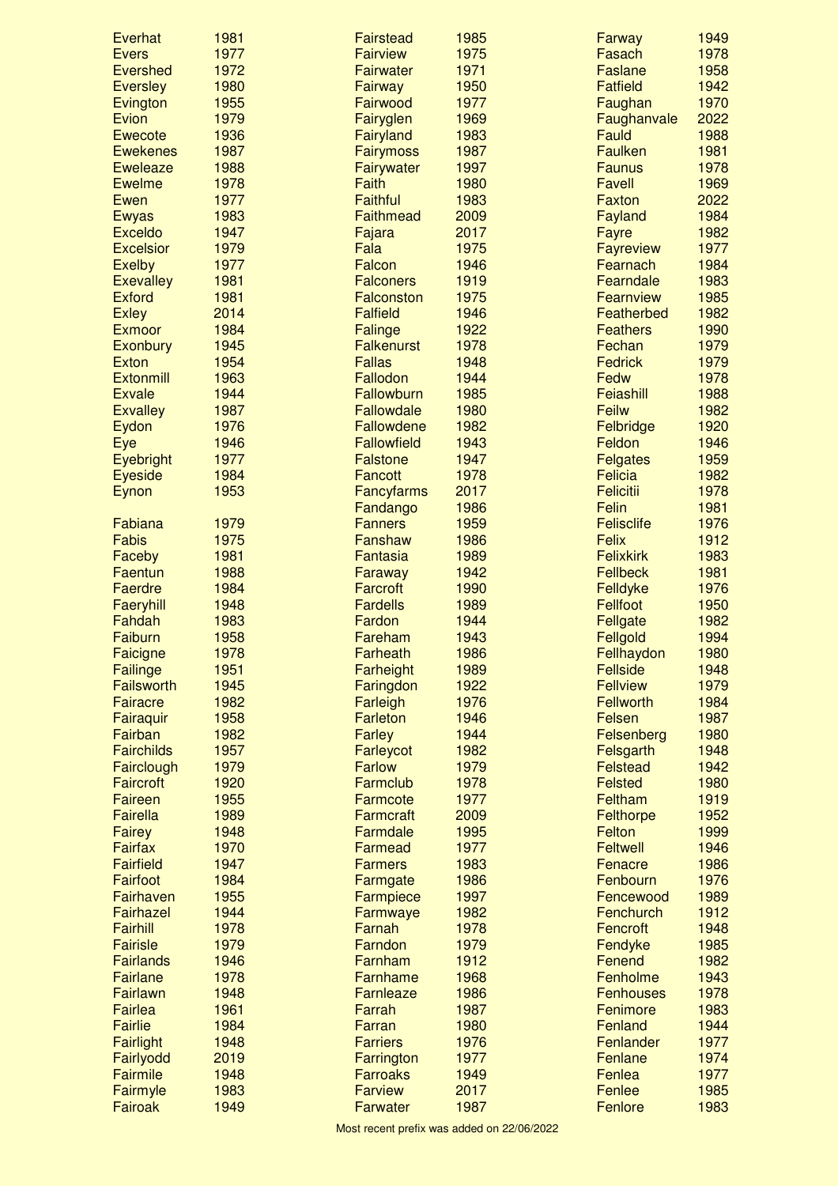| Name | Year |
|---|---|
| Everhat | 1981 |
| Evers | 1977 |
| Evershed | 1972 |
| Eversley | 1980 |
| Evington | 1955 |
| Evion | 1979 |
| Ewecote | 1936 |
| Ewekenes | 1987 |
| Eweleaze | 1988 |
| Ewelme | 1978 |
| Ewen | 1977 |
| Ewyas | 1983 |
| Exceldo | 1947 |
| Excelsior | 1979 |
| Exelby | 1977 |
| Exevalley | 1981 |
| Exford | 1981 |
| Exley | 2014 |
| Exmoor | 1984 |
| Exonbury | 1945 |
| Exton | 1954 |
| Extonmill | 1963 |
| Exvale | 1944 |
| Exvalley | 1987 |
| Eydon | 1976 |
| Eye | 1946 |
| Eyebright | 1977 |
| Eyeside | 1984 |
| Eynon | 1953 |
| | |
| Fabiana | 1979 |
| Fabis | 1975 |
| Faceby | 1981 |
| Faentun | 1988 |
| Faerdre | 1984 |
| Faeryhill | 1948 |
| Fahdah | 1983 |
| Faiburn | 1958 |
| Faicigne | 1978 |
| Failinge | 1951 |
| Failsworth | 1945 |
| Fairacre | 1982 |
| Fairaquir | 1958 |
| Fairban | 1982 |
| Fairchilds | 1957 |
| Fairclough | 1979 |
| Faircroft | 1920 |
| Faireen | 1955 |
| Fairella | 1989 |
| Fairey | 1948 |
| Fairfax | 1970 |
| Fairfield | 1947 |
| Fairfoot | 1984 |
| Fairhaven | 1955 |
| Fairhazel | 1944 |
| Fairhill | 1978 |
| Fairisle | 1979 |
| Fairlands | 1946 |
| Fairlane | 1978 |
| Fairlawn | 1948 |
| Fairlea | 1961 |
| Fairlie | 1984 |
| Fairlight | 1948 |
| Fairlyodd | 2019 |
| Fairmile | 1948 |
| Fairmyle | 1983 |
| Fairoak | 1949 |
| Fairstead | 1985 |
| Fairview | 1975 |
| Fairwater | 1971 |
| Fairway | 1950 |
| Fairwood | 1977 |
| Fairyglen | 1969 |
| Fairyland | 1983 |
| Fairymoss | 1987 |
| Fairywater | 1997 |
| Faith | 1980 |
| Faithful | 1983 |
| Faithmead | 2009 |
| Fajara | 2017 |
| Fala | 1975 |
| Falcon | 1946 |
| Falconers | 1919 |
| Falconston | 1975 |
| Falfield | 1946 |
| Falinge | 1922 |
| Falkenurst | 1978 |
| Fallas | 1948 |
| Fallodon | 1944 |
| Fallowburn | 1985 |
| Fallowdale | 1980 |
| Fallowdene | 1982 |
| Fallowfield | 1943 |
| Falstone | 1947 |
| Fancott | 1978 |
| Fancyfarms | 2017 |
| Fandango | 1986 |
| Fanners | 1959 |
| Fanshaw | 1986 |
| Fantasia | 1989 |
| Faraway | 1942 |
| Farcroft | 1990 |
| Fardells | 1989 |
| Fardon | 1944 |
| Fareham | 1943 |
| Farheath | 1986 |
| Farheight | 1989 |
| Faringdon | 1922 |
| Farleigh | 1976 |
| Farleton | 1946 |
| Farley | 1944 |
| Farleycot | 1982 |
| Farlow | 1979 |
| Farmclub | 1978 |
| Farmcote | 1977 |
| Farmcraft | 2009 |
| Farmdale | 1995 |
| Farmead | 1977 |
| Farmers | 1983 |
| Farmgate | 1986 |
| Farmpiece | 1997 |
| Farmwaye | 1982 |
| Farnah | 1978 |
| Farndon | 1979 |
| Farnham | 1912 |
| Farnhame | 1968 |
| Farnleaze | 1986 |
| Farrah | 1987 |
| Farran | 1980 |
| Farriers | 1976 |
| Farrington | 1977 |
| Farroaks | 1949 |
| Farview | 2017 |
| Farwater | 1987 |
| Farway | 1949 |
| Fasach | 1978 |
| Faslane | 1958 |
| Fatfield | 1942 |
| Faughan | 1970 |
| Faughanvale | 2022 |
| Fauld | 1988 |
| Faulken | 1981 |
| Faunus | 1978 |
| Favell | 1969 |
| Faxton | 2022 |
| Fayland | 1984 |
| Fayre | 1982 |
| Fayreview | 1977 |
| Fearnach | 1984 |
| Fearndale | 1983 |
| Fearnview | 1985 |
| Featherbed | 1982 |
| Feathers | 1990 |
| Fechan | 1979 |
| Fedrick | 1979 |
| Fedw | 1978 |
| Feiashill | 1988 |
| Feilw | 1982 |
| Felbridge | 1920 |
| Feldon | 1946 |
| Felgates | 1959 |
| Felicia | 1982 |
| Felicitii | 1978 |
| Felin | 1981 |
| Felisclife | 1976 |
| Felix | 1912 |
| Felixkirk | 1983 |
| Fellbeck | 1981 |
| Felldyke | 1976 |
| Fellfoot | 1950 |
| Fellgate | 1982 |
| Fellgold | 1994 |
| Fellhaydon | 1980 |
| Fellside | 1948 |
| Fellview | 1979 |
| Fellworth | 1984 |
| Felsen | 1987 |
| Felsenberg | 1980 |
| Felsgarth | 1948 |
| Felstead | 1942 |
| Felsted | 1980 |
| Feltham | 1919 |
| Felthorpe | 1952 |
| Felton | 1999 |
| Feltwell | 1946 |
| Fenacre | 1986 |
| Fenbourn | 1976 |
| Fencewood | 1989 |
| Fenchurch | 1912 |
| Fencroft | 1948 |
| Fendyke | 1985 |
| Fenend | 1982 |
| Fenholme | 1943 |
| Fenhouses | 1978 |
| Fenimore | 1983 |
| Fenland | 1944 |
| Fenlander | 1977 |
| Fenlane | 1974 |
| Fenlea | 1977 |
| Fenlee | 1985 |
| Fenlore | 1983 |

Most recent prefix was added on 22/06/2022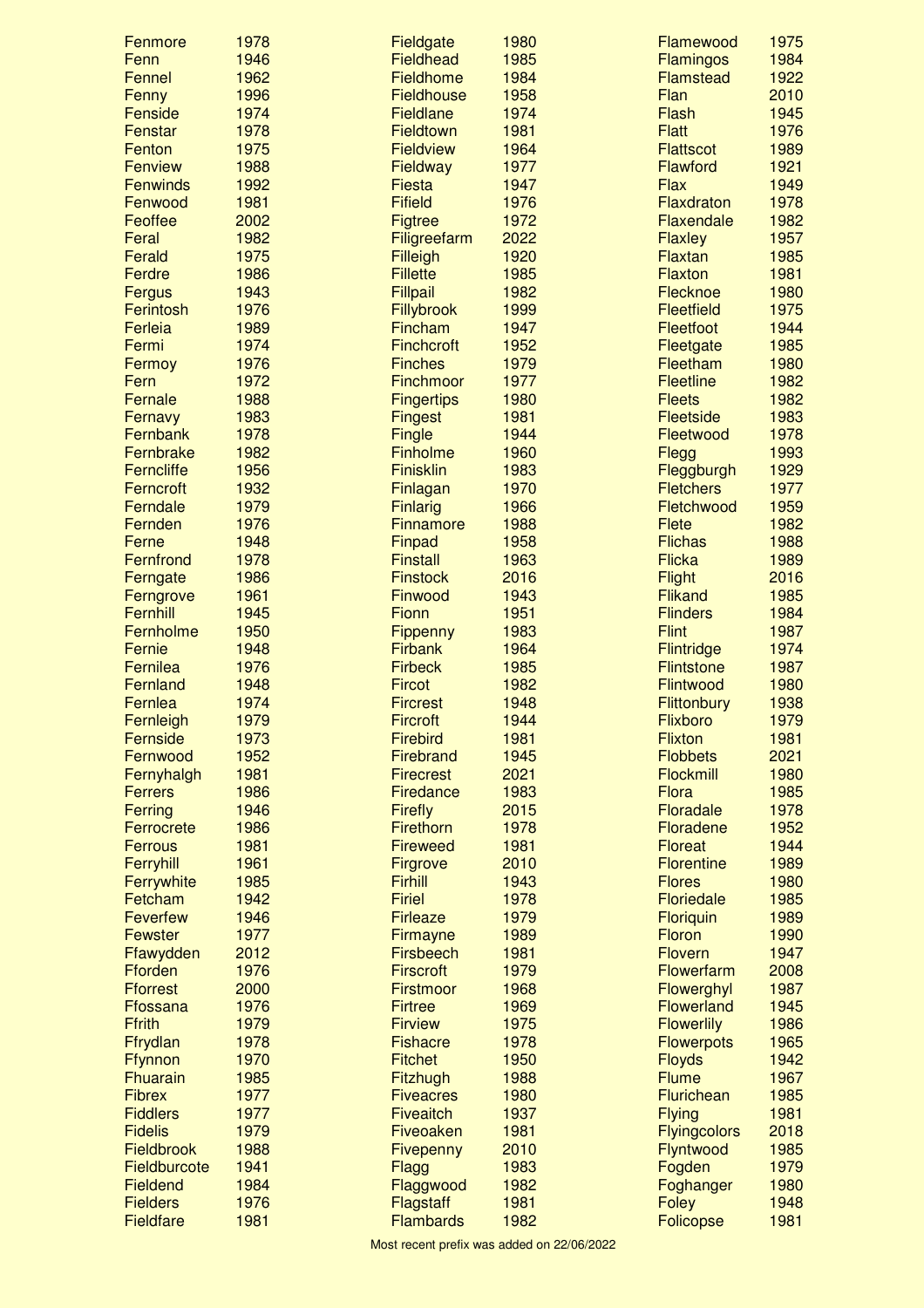| Prefix | Year |
|---|---|
| Fenmore | 1978 |
| Fenn | 1946 |
| Fennel | 1962 |
| Fenny | 1996 |
| Fenside | 1974 |
| Fenstar | 1978 |
| Fenton | 1975 |
| Fenview | 1988 |
| Fenwinds | 1992 |
| Fenwood | 1981 |
| Feoffee | 2002 |
| Feral | 1982 |
| Ferald | 1975 |
| Ferdre | 1986 |
| Fergus | 1943 |
| Ferintosh | 1976 |
| Ferleia | 1989 |
| Fermi | 1974 |
| Fermoy | 1976 |
| Fern | 1972 |
| Fernale | 1988 |
| Fernavy | 1983 |
| Fernbank | 1978 |
| Fernbrake | 1982 |
| Ferncliffe | 1956 |
| Ferncroft | 1932 |
| Ferndale | 1979 |
| Fernden | 1976 |
| Ferne | 1948 |
| Fernfrond | 1978 |
| Ferngate | 1986 |
| Ferngrove | 1961 |
| Fernhill | 1945 |
| Fernholme | 1950 |
| Fernie | 1948 |
| Fernilea | 1976 |
| Fernland | 1948 |
| Fernlea | 1974 |
| Fernleigh | 1979 |
| Fernside | 1973 |
| Fernwood | 1952 |
| Fernyhalgh | 1981 |
| Ferrers | 1986 |
| Ferring | 1946 |
| Ferrocrete | 1986 |
| Ferrous | 1981 |
| Ferryhill | 1961 |
| Ferrywhite | 1985 |
| Fetcham | 1942 |
| Feverfew | 1946 |
| Fewster | 1977 |
| Ffawydden | 2012 |
| Fforden | 1976 |
| Fforrest | 2000 |
| Ffossana | 1976 |
| Ffrith | 1979 |
| Ffrydlan | 1978 |
| Ffynnon | 1970 |
| Fhuarain | 1985 |
| Fibrex | 1977 |
| Fiddlers | 1977 |
| Fidelis | 1979 |
| Fieldbrook | 1988 |
| Fieldburcote | 1941 |
| Fieldend | 1984 |
| Fielders | 1976 |
| Fieldfare | 1981 |
| Fieldgate | 1980 |
| Fieldhead | 1985 |
| Fieldhome | 1984 |
| Fieldhouse | 1958 |
| Fieldlane | 1974 |
| Fieldtown | 1981 |
| Fieldview | 1964 |
| Fieldway | 1977 |
| Fiesta | 1947 |
| Fifield | 1976 |
| Figtree | 1972 |
| Filigreefarm | 2022 |
| Filleigh | 1920 |
| Fillette | 1985 |
| Fillpail | 1982 |
| Fillybrook | 1999 |
| Fincham | 1947 |
| Finchcroft | 1952 |
| Finches | 1979 |
| Finchmoor | 1977 |
| Fingertips | 1980 |
| Fingest | 1981 |
| Fingle | 1944 |
| Finholme | 1960 |
| Finisklin | 1983 |
| Finlagan | 1970 |
| Finlarig | 1966 |
| Finnamore | 1988 |
| Finpad | 1958 |
| Finstall | 1963 |
| Finstock | 2016 |
| Finwood | 1943 |
| Fionn | 1951 |
| Fippenny | 1983 |
| Firbank | 1964 |
| Firbeck | 1985 |
| Fircot | 1982 |
| Fircrest | 1948 |
| Fircroft | 1944 |
| Firebird | 1981 |
| Firebrand | 1945 |
| Firecrest | 2021 |
| Firedance | 1983 |
| Firefly | 2015 |
| Firethorn | 1978 |
| Fireweed | 1981 |
| Firgrove | 2010 |
| Firhill | 1943 |
| Firiel | 1978 |
| Firleaze | 1979 |
| Firmayne | 1989 |
| Firsbeech | 1981 |
| Firscroft | 1979 |
| Firstmoor | 1968 |
| Firtree | 1969 |
| Firview | 1975 |
| Fishacre | 1978 |
| Fitchet | 1950 |
| Fitzhugh | 1988 |
| Fiveacres | 1980 |
| Fiveaitch | 1937 |
| Fiveoaken | 1981 |
| Fivepenny | 2010 |
| Flagg | 1983 |
| Flaggwood | 1982 |
| Flagstaff | 1981 |
| Flambards | 1982 |
| Flamewood | 1975 |
| Flamingos | 1984 |
| Flamstead | 1922 |
| Flan | 2010 |
| Flash | 1945 |
| Flatt | 1976 |
| Flattscot | 1989 |
| Flawford | 1921 |
| Flax | 1949 |
| Flaxdraton | 1978 |
| Flaxendale | 1982 |
| Flaxley | 1957 |
| Flaxtan | 1985 |
| Flaxton | 1981 |
| Flecknoe | 1980 |
| Fleetfield | 1975 |
| Fleetfoot | 1944 |
| Fleetgate | 1985 |
| Fleetham | 1980 |
| Fleetline | 1982 |
| Fleets | 1982 |
| Fleetside | 1983 |
| Fleetwood | 1978 |
| Flegg | 1993 |
| Fleggburgh | 1929 |
| Fletchers | 1977 |
| Fletchwood | 1959 |
| Flete | 1982 |
| Flichas | 1988 |
| Flicka | 1989 |
| Flight | 2016 |
| Flikand | 1985 |
| Flinders | 1984 |
| Flint | 1987 |
| Flintridge | 1974 |
| Flintstone | 1987 |
| Flintwood | 1980 |
| Flittonbury | 1938 |
| Flixboro | 1979 |
| Flixton | 1981 |
| Flobbets | 2021 |
| Flockmill | 1980 |
| Flora | 1985 |
| Floradale | 1978 |
| Floradene | 1952 |
| Floreat | 1944 |
| Florentine | 1989 |
| Flores | 1980 |
| Floriedale | 1985 |
| Floriquin | 1989 |
| Floron | 1990 |
| Flovern | 1947 |
| Flowerfarm | 2008 |
| Flowerghyl | 1987 |
| Flowerland | 1945 |
| Flowerlily | 1986 |
| Flowerpots | 1965 |
| Floyds | 1942 |
| Flume | 1967 |
| Flurichean | 1985 |
| Flying | 1981 |
| Flyingcolors | 2018 |
| Flyntwood | 1985 |
| Fogden | 1979 |
| Foghanger | 1980 |
| Foley | 1948 |
| Folicopse | 1981 |

Most recent prefix was added on 22/06/2022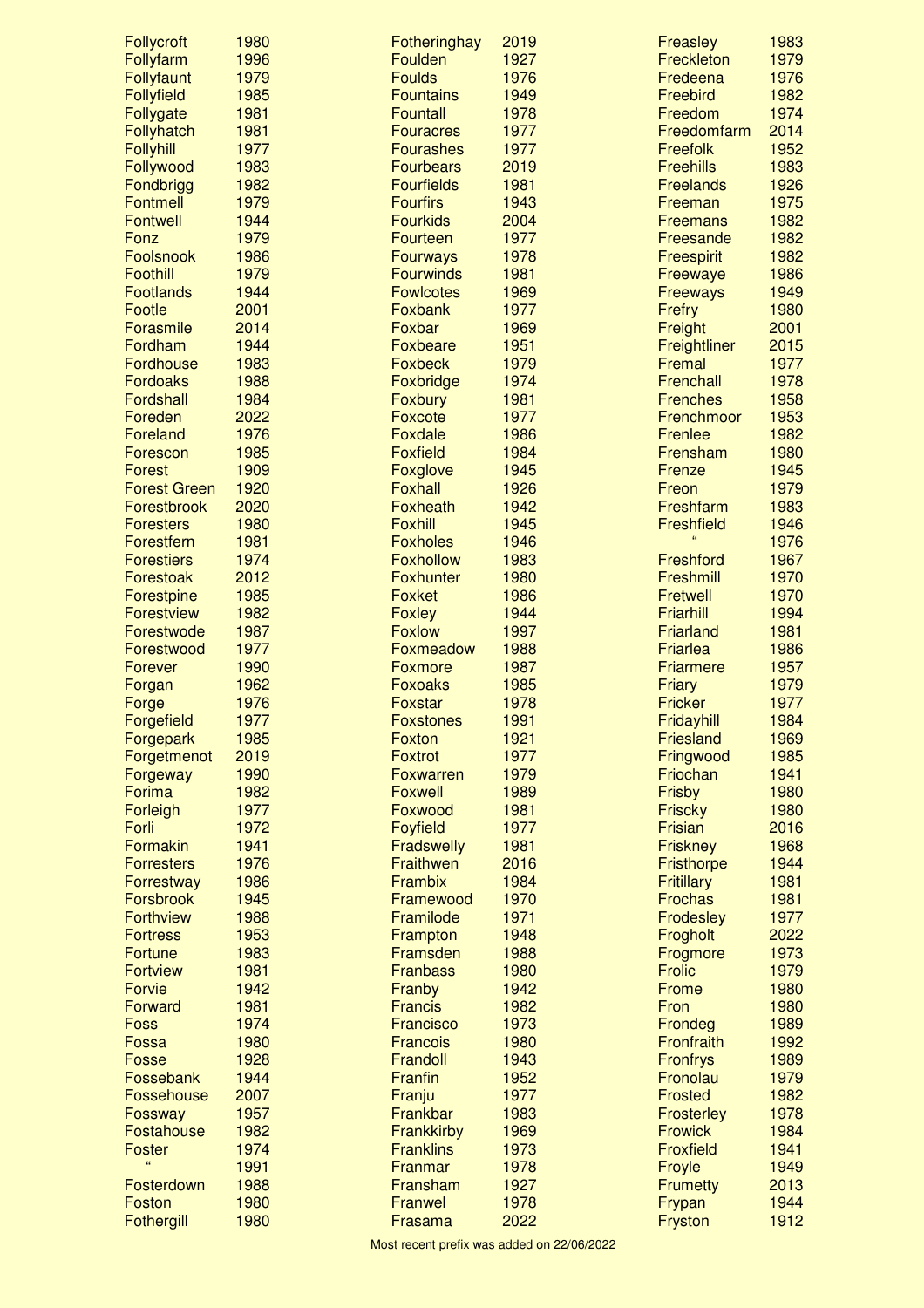| Prefix | Year |
|---|---|
| Follycroft | 1980 |
| Follyfarm | 1996 |
| Follyfaunt | 1979 |
| Follyfield | 1985 |
| Follygate | 1981 |
| Follyhatch | 1981 |
| Follyhill | 1977 |
| Follywood | 1983 |
| Fondbrigg | 1982 |
| Fontmell | 1979 |
| Fontwell | 1944 |
| Fonz | 1979 |
| Foolsnook | 1986 |
| Foothill | 1979 |
| Footlands | 1944 |
| Footle | 2001 |
| Forasmile | 2014 |
| Fordham | 1944 |
| Fordhouse | 1983 |
| Fordoaks | 1988 |
| Fordshall | 1984 |
| Foreden | 2022 |
| Foreland | 1976 |
| Forescon | 1985 |
| Forest | 1909 |
| Forest Green | 1920 |
| Forestbrook | 2020 |
| Foresters | 1980 |
| Forestfern | 1981 |
| Forestiers | 1974 |
| Forestoak | 2012 |
| Forestpine | 1985 |
| Forestview | 1982 |
| Forestwode | 1987 |
| Forestwood | 1977 |
| Forever | 1990 |
| Forgan | 1962 |
| Forge | 1976 |
| Forgefield | 1977 |
| Forgepark | 1985 |
| Forgetmenot | 2019 |
| Forgeway | 1990 |
| Forima | 1982 |
| Forleigh | 1977 |
| Forli | 1972 |
| Formakin | 1941 |
| Forresters | 1976 |
| Forrestway | 1986 |
| Forsbrook | 1945 |
| Forthview | 1988 |
| Fortress | 1953 |
| Fortune | 1983 |
| Fortview | 1981 |
| Forvie | 1942 |
| Forward | 1981 |
| Foss | 1974 |
| Fossa | 1980 |
| Fosse | 1928 |
| Fossebank | 1944 |
| Fossehouse | 2007 |
| Fossway | 1957 |
| Fostahouse | 1982 |
| Foster | 1974 |
| " | 1991 |
| Fosterdown | 1988 |
| Foston | 1980 |
| Fothergill | 1980 |
| Fotheringhay | 2019 |
| Foulden | 1927 |
| Foulds | 1976 |
| Fountains | 1949 |
| Fountall | 1978 |
| Fouracres | 1977 |
| Fourashes | 1977 |
| Fourbears | 2019 |
| Fourfields | 1981 |
| Fourfirs | 1943 |
| Fourkids | 2004 |
| Fourteen | 1977 |
| Fourways | 1978 |
| Fourwinds | 1981 |
| Fowlcotes | 1969 |
| Foxbank | 1977 |
| Foxbar | 1969 |
| Foxbeare | 1951 |
| Foxbeck | 1979 |
| Foxbridge | 1974 |
| Foxbury | 1981 |
| Foxcote | 1977 |
| Foxdale | 1986 |
| Foxfield | 1984 |
| Foxglove | 1945 |
| Foxhall | 1926 |
| Foxheath | 1942 |
| Foxhill | 1945 |
| Foxholes | 1946 |
| Foxhollow | 1983 |
| Foxhunter | 1980 |
| Foxket | 1986 |
| Foxley | 1944 |
| Foxlow | 1997 |
| Foxmeadow | 1988 |
| Foxmore | 1987 |
| Foxoaks | 1985 |
| Foxstar | 1978 |
| Foxstones | 1991 |
| Foxton | 1921 |
| Foxtrot | 1977 |
| Foxwarren | 1979 |
| Foxwell | 1989 |
| Foxwood | 1981 |
| Foyfield | 1977 |
| Fradswelly | 1981 |
| Fraithwen | 2016 |
| Frambix | 1984 |
| Framewood | 1970 |
| Framilode | 1971 |
| Frampton | 1948 |
| Framsden | 1988 |
| Franbass | 1980 |
| Franby | 1942 |
| Francis | 1982 |
| Francisco | 1973 |
| Francois | 1980 |
| Frandoll | 1943 |
| Franfin | 1952 |
| Franju | 1977 |
| Frankbar | 1983 |
| Frankkirby | 1969 |
| Franklins | 1973 |
| Franmar | 1978 |
| Fransham | 1927 |
| Franwel | 1978 |
| Frasama | 2022 |
| Freasley | 1983 |
| Freckleton | 1979 |
| Fredeena | 1976 |
| Freebird | 1982 |
| Freedom | 1974 |
| Freedomfarm | 2014 |
| Freefolk | 1952 |
| Freehills | 1983 |
| Freelands | 1926 |
| Freeman | 1975 |
| Freemans | 1982 |
| Freesande | 1982 |
| Freespirit | 1982 |
| Freewaye | 1986 |
| Freeways | 1949 |
| Frefry | 1980 |
| Freight | 2001 |
| Freightliner | 2015 |
| Fremal | 1977 |
| Frenchall | 1978 |
| Frenches | 1958 |
| Frenchmoor | 1953 |
| Frenlee | 1982 |
| Frensham | 1980 |
| Frenze | 1945 |
| Freon | 1979 |
| Freshfarm | 1983 |
| Freshfield | 1946 |
| " | 1976 |
| Freshford | 1967 |
| Freshmill | 1970 |
| Fretwell | 1970 |
| Friarhill | 1994 |
| Friarland | 1981 |
| Friarlea | 1986 |
| Friarmere | 1957 |
| Friary | 1979 |
| Fricker | 1977 |
| Fridayhill | 1984 |
| Friesland | 1969 |
| Fringwood | 1985 |
| Friochan | 1941 |
| Frisby | 1980 |
| Friscky | 1980 |
| Frisian | 2016 |
| Friskney | 1968 |
| Fristhorpe | 1944 |
| Fritillary | 1981 |
| Frochas | 1981 |
| Frodesley | 1977 |
| Frogholt | 2022 |
| Frogmore | 1973 |
| Frolic | 1979 |
| Frome | 1980 |
| Fron | 1980 |
| Frondeg | 1989 |
| Fronfraith | 1992 |
| Fronfrys | 1989 |
| Fronolau | 1979 |
| Frosted | 1982 |
| Frosterley | 1978 |
| Frowick | 1984 |
| Froxfield | 1941 |
| Froyle | 1949 |
| Frumetty | 2013 |
| Frypan | 1944 |
| Fryston | 1912 |

Most recent prefix was added on 22/06/2022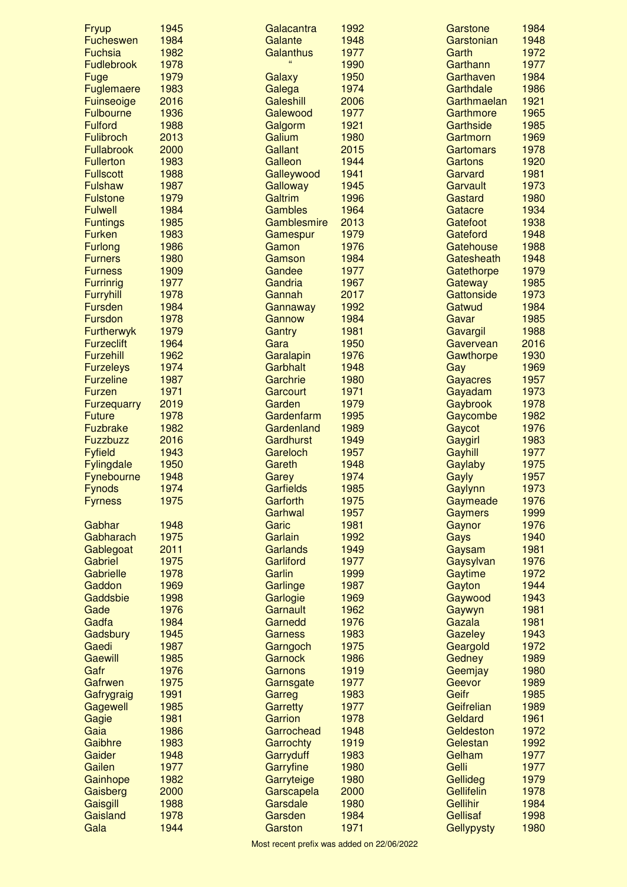| Prefix | Year |
|---|---|
| Fryup | 1945 |
| Fucheswen | 1984 |
| Fuchsia | 1982 |
| Fudlebrook | 1978 |
| Fuge | 1979 |
| Fuglemaere | 1983 |
| Fuinseoige | 2016 |
| Fulbourne | 1936 |
| Fulford | 1988 |
| Fulibroch | 2013 |
| Fullabrook | 2000 |
| Fullerton | 1983 |
| Fullscott | 1988 |
| Fulshaw | 1987 |
| Fulstone | 1979 |
| Fulwell | 1984 |
| Funtings | 1985 |
| Furken | 1983 |
| Furlong | 1986 |
| Furners | 1980 |
| Furness | 1909 |
| Furrinrig | 1977 |
| Furryhill | 1978 |
| Fursden | 1984 |
| Fursdon | 1978 |
| Furtherwyk | 1979 |
| Furzeclift | 1964 |
| Furzehill | 1962 |
| Furzeleys | 1974 |
| Furzeline | 1987 |
| Furzen | 1971 |
| Furzequarry | 2019 |
| Future | 1978 |
| Fuzbrake | 1982 |
| Fuzzbuzz | 2016 |
| Fyfield | 1943 |
| Fylingdale | 1950 |
| Fynebourne | 1948 |
| Fynods | 1974 |
| Fyrness | 1975 |
| | |
| Gabhar | 1948 |
| Gabharach | 1975 |
| Gablegoat | 2011 |
| Gabriel | 1975 |
| Gabrielle | 1978 |
| Gaddon | 1969 |
| Gaddsbie | 1998 |
| Gade | 1976 |
| Gadfa | 1984 |
| Gadsbury | 1945 |
| Gaedi | 1987 |
| Gaewill | 1985 |
| Gafr | 1976 |
| Gafrwen | 1975 |
| Gafrygraig | 1991 |
| Gagewell | 1985 |
| Gagie | 1981 |
| Gaia | 1986 |
| Gaibhre | 1983 |
| Gaider | 1948 |
| Gailen | 1977 |
| Gainhope | 1982 |
| Gaisberg | 2000 |
| Gaisgill | 1988 |
| Gaisland | 1978 |
| Gala | 1944 |
| Galacantra | 1992 |
| Galante | 1948 |
| Galanthus | 1977 |
| " | 1990 |
| Galaxy | 1950 |
| Galega | 1974 |
| Galeshill | 2006 |
| Galewood | 1977 |
| Galgorm | 1921 |
| Galium | 1980 |
| Gallant | 2015 |
| Galleon | 1944 |
| Galleywood | 1941 |
| Galloway | 1945 |
| Galtrim | 1996 |
| Gambles | 1964 |
| Gamblesmire | 2013 |
| Gamespur | 1979 |
| Gamon | 1976 |
| Gamson | 1984 |
| Gandee | 1977 |
| Gandria | 1967 |
| Gannah | 2017 |
| Gannaway | 1992 |
| Gannow | 1984 |
| Gantry | 1981 |
| Gara | 1950 |
| Garalapin | 1976 |
| Garbhalt | 1948 |
| Garchrie | 1980 |
| Garcourt | 1971 |
| Garden | 1979 |
| Gardenfarm | 1995 |
| Gardenland | 1989 |
| Gardhurst | 1949 |
| Gareloch | 1957 |
| Gareth | 1948 |
| Garey | 1974 |
| Garfields | 1985 |
| Garforth | 1975 |
| Garhwal | 1957 |
| Garic | 1981 |
| Garlain | 1992 |
| Garlands | 1949 |
| Garliford | 1977 |
| Garlin | 1999 |
| Garlinge | 1987 |
| Garlogie | 1969 |
| Garnault | 1962 |
| Garnedd | 1976 |
| Garness | 1983 |
| Garngoch | 1975 |
| Garnock | 1986 |
| Garnons | 1919 |
| Garnsgate | 1977 |
| Garreg | 1983 |
| Garretty | 1977 |
| Garrion | 1978 |
| Garrochead | 1948 |
| Garrochty | 1919 |
| Garryduff | 1983 |
| Garryfine | 1980 |
| Garryteige | 1980 |
| Garscapela | 2000 |
| Garsdale | 1980 |
| Garsden | 1984 |
| Garston | 1971 |
| Garstone | 1984 |
| Garstonian | 1948 |
| Garth | 1972 |
| Garthann | 1977 |
| Garthaven | 1984 |
| Garthdale | 1986 |
| Garthmaelan | 1921 |
| Garthmore | 1965 |
| Garthside | 1985 |
| Gartmorn | 1969 |
| Gartomars | 1978 |
| Gartons | 1920 |
| Garvard | 1981 |
| Garvault | 1973 |
| Gastard | 1980 |
| Gatacre | 1934 |
| Gatefoot | 1938 |
| Gateford | 1948 |
| Gatehouse | 1988 |
| Gatesheath | 1948 |
| Gatethorpe | 1979 |
| Gateway | 1985 |
| Gattonside | 1973 |
| Gatwud | 1984 |
| Gavar | 1985 |
| Gavargil | 1988 |
| Gavervean | 2016 |
| Gawthorpe | 1930 |
| Gay | 1969 |
| Gayacres | 1957 |
| Gayadam | 1973 |
| Gaybrook | 1978 |
| Gaycombe | 1982 |
| Gaycot | 1976 |
| Gaygirl | 1983 |
| Gayhill | 1977 |
| Gaylaby | 1975 |
| Gayly | 1957 |
| Gaylynn | 1973 |
| Gaymeade | 1976 |
| Gaymers | 1999 |
| Gaynor | 1976 |
| Gays | 1940 |
| Gaysam | 1981 |
| Gaysylvan | 1976 |
| Gaytime | 1972 |
| Gayton | 1944 |
| Gaywood | 1943 |
| Gaywyn | 1981 |
| Gazala | 1981 |
| Gazeley | 1943 |
| Geargold | 1972 |
| Gedney | 1989 |
| Geemjay | 1980 |
| Geevor | 1989 |
| Geifr | 1985 |
| Geifrelian | 1989 |
| Geldard | 1961 |
| Geldeston | 1972 |
| Gelestan | 1992 |
| Gelham | 1977 |
| Gelli | 1977 |
| Gellideg | 1979 |
| Gellifelin | 1978 |
| Gellihir | 1984 |
| Gellisaf | 1998 |
| Gellypysty | 1980 |

Most recent prefix was added on 22/06/2022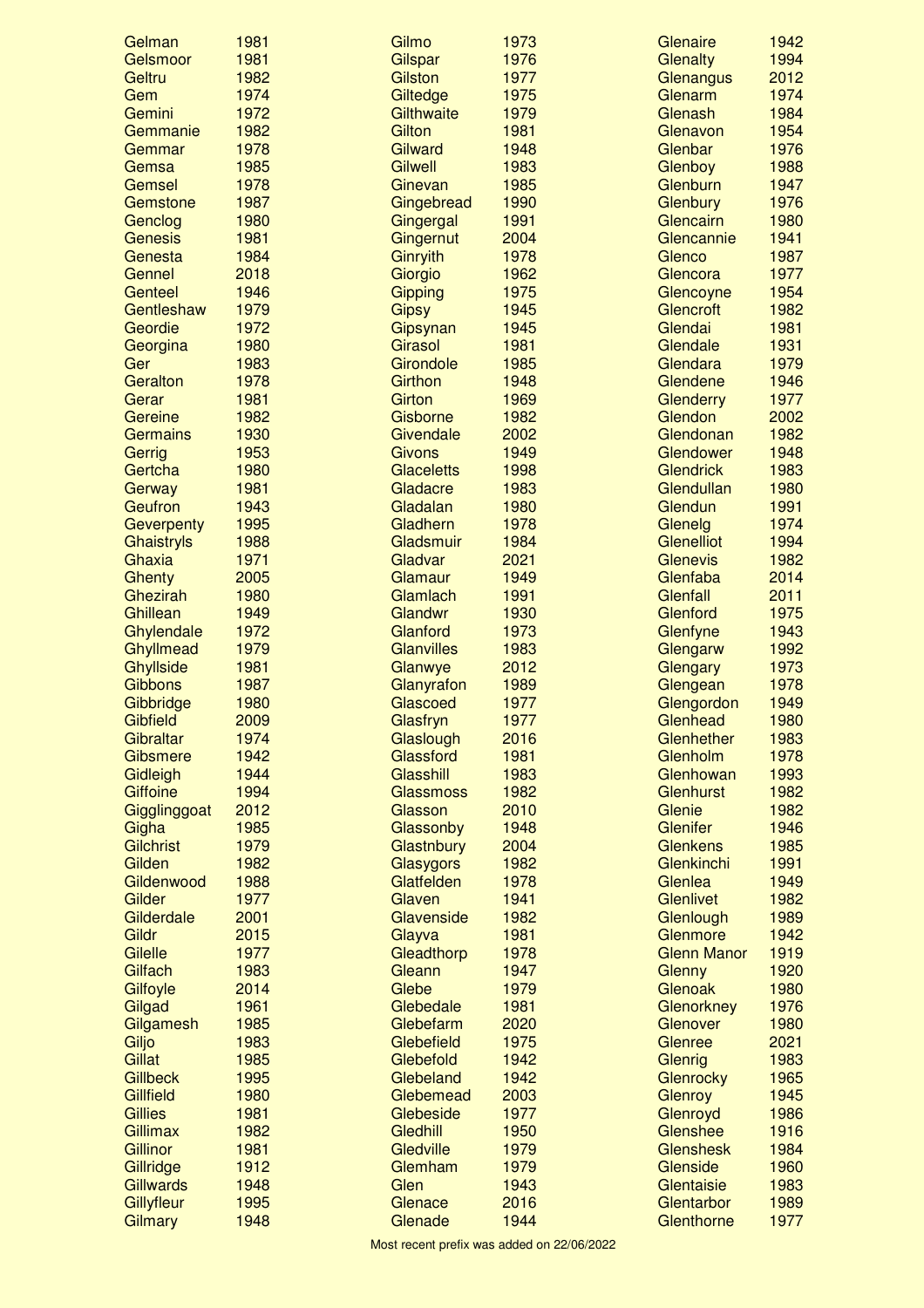| Name | Year |
|---|---|
| Gelman | 1981 |
| Gelsmoor | 1981 |
| Geltru | 1982 |
| Gem | 1974 |
| Gemini | 1972 |
| Gemmanie | 1982 |
| Gemmar | 1978 |
| Gemsa | 1985 |
| Gemsel | 1978 |
| Gemstone | 1987 |
| Genclog | 1980 |
| Genesis | 1981 |
| Genesta | 1984 |
| Gennel | 2018 |
| Genteel | 1946 |
| Gentleshaw | 1979 |
| Geordie | 1972 |
| Georgina | 1980 |
| Ger | 1983 |
| Geralton | 1978 |
| Gerar | 1981 |
| Gereine | 1982 |
| Germains | 1930 |
| Gerrig | 1953 |
| Gertcha | 1980 |
| Gerway | 1981 |
| Geufron | 1943 |
| Geverpenty | 1995 |
| Ghaistryls | 1988 |
| Ghaxia | 1971 |
| Ghenty | 2005 |
| Ghezirah | 1980 |
| Ghillean | 1949 |
| Ghylendale | 1972 |
| Ghyllmead | 1979 |
| Ghyllside | 1981 |
| Gibbons | 1987 |
| Gibbridge | 1980 |
| Gibfield | 2009 |
| Gibraltar | 1974 |
| Gibsmere | 1942 |
| Gidleigh | 1944 |
| Giffoine | 1994 |
| Gigglinggoat | 2012 |
| Gigha | 1985 |
| Gilchrist | 1979 |
| Gilden | 1982 |
| Gildenwood | 1988 |
| Gilder | 1977 |
| Gilderdale | 2001 |
| Gildr | 2015 |
| Gilelle | 1977 |
| Gilfach | 1983 |
| Gilfoyle | 2014 |
| Gilgad | 1961 |
| Gilgamesh | 1985 |
| Giljo | 1983 |
| Gillat | 1985 |
| Gillbeck | 1995 |
| Gillfield | 1980 |
| Gillies | 1981 |
| Gillimax | 1982 |
| Gillinor | 1981 |
| Gillridge | 1912 |
| Gillwards | 1948 |
| Gillyfleur | 1995 |
| Gilmary | 1948 |
| Gilmo | 1973 |
| Gilspar | 1976 |
| Gilston | 1977 |
| Giltedge | 1975 |
| Gilthwaite | 1979 |
| Gilton | 1981 |
| Gilward | 1948 |
| Gilwell | 1983 |
| Ginevan | 1985 |
| Gingebread | 1990 |
| Gingergal | 1991 |
| Gingernut | 2004 |
| Ginryith | 1978 |
| Giorgio | 1962 |
| Gipping | 1975 |
| Gipsy | 1945 |
| Gipsynan | 1945 |
| Girasol | 1981 |
| Girondole | 1985 |
| Girthon | 1948 |
| Girton | 1969 |
| Gisborne | 1982 |
| Givendale | 2002 |
| Givons | 1949 |
| Glaceletts | 1998 |
| Gladacre | 1983 |
| Gladalan | 1980 |
| Gladhern | 1978 |
| Gladsmuir | 1984 |
| Gladvar | 2021 |
| Glamaur | 1949 |
| Glamlach | 1991 |
| Glandwr | 1930 |
| Glanford | 1973 |
| Glanvilles | 1983 |
| Glanwye | 2012 |
| Glanyrafon | 1989 |
| Glascoed | 1977 |
| Glasfryn | 1977 |
| Glaslough | 2016 |
| Glassford | 1981 |
| Glasshill | 1983 |
| Glassmoss | 1982 |
| Glasson | 2010 |
| Glassonby | 1948 |
| Glastnbury | 2004 |
| Glasygors | 1982 |
| Glatfelden | 1978 |
| Glaven | 1941 |
| Glavenside | 1982 |
| Glayva | 1981 |
| Gleadthorp | 1978 |
| Gleann | 1947 |
| Glebe | 1979 |
| Glebedale | 1981 |
| Glebefarm | 2020 |
| Glebefield | 1975 |
| Glebefold | 1942 |
| Glebeland | 1942 |
| Glebemead | 2003 |
| Glebeside | 1977 |
| Gledhill | 1950 |
| Gledville | 1979 |
| Glemham | 1979 |
| Glen | 1943 |
| Glenace | 2016 |
| Glenade | 1944 |
| Glenaire | 1942 |
| Glenalty | 1994 |
| Glenangus | 2012 |
| Glenarm | 1974 |
| Glenash | 1984 |
| Glenavon | 1954 |
| Glenbar | 1976 |
| Glenboy | 1988 |
| Glenburn | 1947 |
| Glenbury | 1976 |
| Glencairn | 1980 |
| Glencannie | 1941 |
| Glenco | 1987 |
| Glencora | 1977 |
| Glencoyne | 1954 |
| Glencroft | 1982 |
| Glendai | 1981 |
| Glendale | 1931 |
| Glendara | 1979 |
| Glendene | 1946 |
| Glenderry | 1977 |
| Glendon | 2002 |
| Glendonan | 1982 |
| Glendower | 1948 |
| Glendrick | 1983 |
| Glendullan | 1980 |
| Glendun | 1991 |
| Glenelg | 1974 |
| Glenelliot | 1994 |
| Glenevis | 1982 |
| Glenfaba | 2014 |
| Glenfall | 2011 |
| Glenford | 1975 |
| Glenfyne | 1943 |
| Glengarw | 1992 |
| Glengary | 1973 |
| Glengean | 1978 |
| Glengordon | 1949 |
| Glenhead | 1980 |
| Glenhether | 1983 |
| Glenholm | 1978 |
| Glenhowan | 1993 |
| Glenhurst | 1982 |
| Glenie | 1982 |
| Glenifer | 1946 |
| Glenkens | 1985 |
| Glenkinchi | 1991 |
| Glenlea | 1949 |
| Glenlivet | 1982 |
| Glenlough | 1989 |
| Glenmore | 1942 |
| Glenn Manor | 1919 |
| Glenny | 1920 |
| Glenoak | 1980 |
| Glenorkney | 1976 |
| Glenover | 1980 |
| Glenree | 2021 |
| Glenrig | 1983 |
| Glenrocky | 1965 |
| Glenroy | 1945 |
| Glenroyd | 1986 |
| Glenshee | 1916 |
| Glenshesk | 1984 |
| Glenside | 1960 |
| Glentaisie | 1983 |
| Glentarbor | 1989 |
| Glenthorne | 1977 |

Most recent prefix was added on 22/06/2022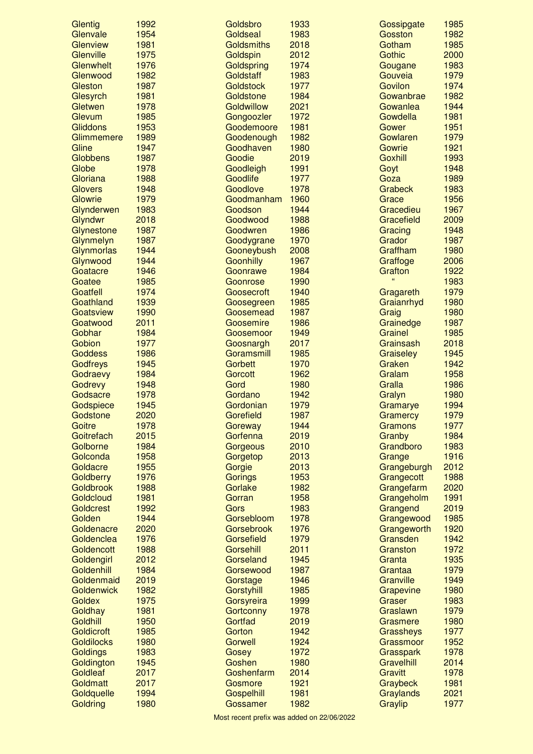| Prefix | Year |
|---|---|
| Glentig | 1992 |
| Glenvale | 1954 |
| Glenview | 1981 |
| Glenville | 1975 |
| Glenwhelt | 1976 |
| Glenwood | 1982 |
| Gleston | 1987 |
| Glesyrch | 1981 |
| Gletwen | 1978 |
| Glevum | 1985 |
| Gliddons | 1953 |
| Glimmemere | 1989 |
| Gline | 1947 |
| Globbens | 1987 |
| Globe | 1978 |
| Gloriana | 1988 |
| Glovers | 1948 |
| Glowrie | 1979 |
| Glynderwen | 1983 |
| Glyndwr | 2018 |
| Glynestone | 1987 |
| Glynmelyn | 1987 |
| Glynmorlas | 1944 |
| Glynwood | 1944 |
| Goatacre | 1946 |
| Goatee | 1985 |
| Goatfell | 1974 |
| Goathland | 1939 |
| Goatsview | 1990 |
| Goatwood | 2011 |
| Gobhar | 1984 |
| Gobion | 1977 |
| Goddess | 1986 |
| Godfreys | 1945 |
| Godraevy | 1984 |
| Godrevy | 1948 |
| Godsacre | 1978 |
| Godspiece | 1945 |
| Godstone | 2020 |
| Goitre | 1978 |
| Goitrefach | 2015 |
| Golborne | 1984 |
| Golconda | 1958 |
| Goldacre | 1955 |
| Goldberry | 1976 |
| Goldbrook | 1988 |
| Goldcloud | 1981 |
| Goldcrest | 1992 |
| Golden | 1944 |
| Goldenacre | 2020 |
| Goldenclea | 1976 |
| Goldencott | 1988 |
| Goldengirl | 2012 |
| Goldenhill | 1984 |
| Goldenmaid | 2019 |
| Goldenwick | 1982 |
| Goldex | 1975 |
| Goldhay | 1981 |
| Goldhill | 1950 |
| Goldicroft | 1985 |
| Goldilocks | 1980 |
| Goldings | 1983 |
| Goldington | 1945 |
| Goldleaf | 2017 |
| Goldmatt | 2017 |
| Goldquelle | 1994 |
| Goldring | 1980 |
| Goldsbro | 1933 |
| Goldseal | 1983 |
| Goldsmiths | 2018 |
| Goldspin | 2012 |
| Goldspring | 1974 |
| Goldstaff | 1983 |
| Goldstock | 1977 |
| Goldstone | 1984 |
| Goldwillow | 2021 |
| Gongoozler | 1972 |
| Goodemoore | 1981 |
| Goodenough | 1982 |
| Goodhaven | 1980 |
| Goodie | 2019 |
| Goodleigh | 1991 |
| Goodlife | 1977 |
| Goodlove | 1978 |
| Goodmanham | 1960 |
| Goodson | 1944 |
| Goodwood | 1988 |
| Goodwren | 1986 |
| Goodygrane | 1970 |
| Gooneybush | 2008 |
| Goonhilly | 1967 |
| Goonrawe | 1984 |
| Goonrose | 1990 |
| Goosecroft | 1940 |
| Goosegreen | 1985 |
| Goosemead | 1987 |
| Goosemire | 1986 |
| Goosemoor | 1949 |
| Goosnargh | 2017 |
| Goramsmill | 1985 |
| Gorbett | 1970 |
| Gorcott | 1962 |
| Gord | 1980 |
| Gordano | 1942 |
| Gordonian | 1979 |
| Gorefield | 1987 |
| Goreway | 1944 |
| Gorfenna | 2019 |
| Gorgeous | 2010 |
| Gorgetop | 2013 |
| Gorgie | 2013 |
| Gorings | 1953 |
| Gorlake | 1982 |
| Gorran | 1958 |
| Gors | 1983 |
| Gorsebloom | 1978 |
| Gorsebrook | 1976 |
| Gorsefield | 1979 |
| Gorsehill | 2011 |
| Gorseland | 1945 |
| Gorsewood | 1987 |
| Gorstage | 1946 |
| Gorstyhill | 1985 |
| Gorsyreira | 1999 |
| Gortconny | 1978 |
| Gortfad | 2019 |
| Gorton | 1942 |
| Gorwell | 1924 |
| Gosey | 1972 |
| Goshen | 1980 |
| Goshenfarm | 2014 |
| Gosmore | 1921 |
| Gospelhill | 1981 |
| Gossamer | 1982 |
| Gossipgate | 1985 |
| Gosston | 1982 |
| Gotham | 1985 |
| Gothic | 2000 |
| Gougane | 1983 |
| Gouveia | 1979 |
| Govilon | 1974 |
| Gowanbrae | 1982 |
| Gowanlea | 1944 |
| Gowdella | 1981 |
| Gower | 1951 |
| Gowlaren | 1979 |
| Gowrie | 1921 |
| Goxhill | 1993 |
| Goyt | 1948 |
| Goza | 1989 |
| Grabeck | 1983 |
| Grace | 1956 |
| Gracedieu | 1967 |
| Gracefield | 2009 |
| Gracing | 1948 |
| Grador | 1987 |
| Graffham | 1980 |
| Graffoge | 2006 |
| Grafton | 1922 |
| " | 1983 |
| Gragareth | 1979 |
| Graianrhyd | 1980 |
| Graig | 1980 |
| Grainedge | 1987 |
| Grainel | 1985 |
| Grainsash | 2018 |
| Graiseley | 1945 |
| Graken | 1942 |
| Gralam | 1958 |
| Gralla | 1986 |
| Gralyn | 1980 |
| Gramarye | 1994 |
| Gramercy | 1979 |
| Gramons | 1977 |
| Granby | 1984 |
| Grandboro | 1983 |
| Grange | 1916 |
| Grangeburgh | 2012 |
| Grangecott | 1988 |
| Grangefarm | 2020 |
| Grangeholm | 1991 |
| Grangend | 2019 |
| Grangewood | 1985 |
| Grangeworth | 1920 |
| Gransden | 1942 |
| Granston | 1972 |
| Granta | 1935 |
| Grantaa | 1979 |
| Granville | 1949 |
| Grapevine | 1980 |
| Graser | 1983 |
| Graslawn | 1979 |
| Grasmere | 1980 |
| Grassheys | 1977 |
| Grassmoor | 1952 |
| Grasspark | 1978 |
| Gravelhill | 2014 |
| Gravitt | 1978 |
| Graybeck | 1981 |
| Graylands | 2021 |
| Graylip | 1977 |

Most recent prefix was added on 22/06/2022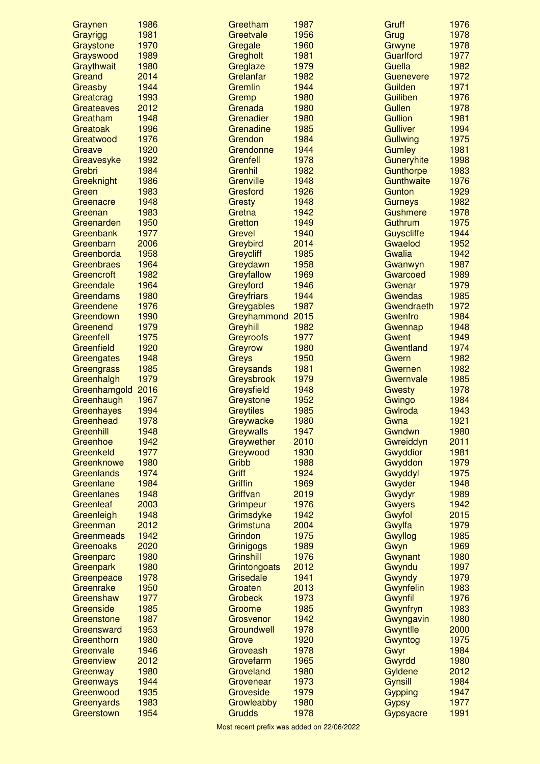| Name | Year |
|---|---|
| Graynen | 1986 |
| Grayrigg | 1981 |
| Graystone | 1970 |
| Grayswood | 1989 |
| Graythwait | 1980 |
| Greand | 2014 |
| Greasby | 1944 |
| Greatcrag | 1993 |
| Greateaves | 2012 |
| Greatham | 1948 |
| Greatoak | 1996 |
| Greatwood | 1976 |
| Greave | 1920 |
| Greavesyke | 1992 |
| Grebri | 1984 |
| Greeknight | 1986 |
| Green | 1983 |
| Greenacre | 1948 |
| Greenan | 1983 |
| Greenarden | 1950 |
| Greenbank | 1977 |
| Greenbarn | 2006 |
| Greenborda | 1958 |
| Greenbraes | 1964 |
| Greencroft | 1982 |
| Greendale | 1964 |
| Greendams | 1980 |
| Greendene | 1976 |
| Greendown | 1990 |
| Greenend | 1979 |
| Greenfell | 1975 |
| Greenfield | 1920 |
| Greengates | 1948 |
| Greengrass | 1985 |
| Greenhalgh | 1979 |
| Greenhamgold | 2016 |
| Greenhaugh | 1967 |
| Greenhayes | 1994 |
| Greenhead | 1978 |
| Greenhill | 1948 |
| Greenhoe | 1942 |
| Greenkeld | 1977 |
| Greenknowe | 1980 |
| Greenlands | 1974 |
| Greenlane | 1984 |
| Greenlanes | 1948 |
| Greenleaf | 2003 |
| Greenleigh | 1948 |
| Greenman | 2012 |
| Greenmeads | 1942 |
| Greenoaks | 2020 |
| Greenparc | 1980 |
| Greenpark | 1980 |
| Greenpeace | 1978 |
| Greenrake | 1950 |
| Greenshaw | 1977 |
| Greenside | 1985 |
| Greenstone | 1987 |
| Greensward | 1953 |
| Greenthorn | 1980 |
| Greenvale | 1946 |
| Greenview | 2012 |
| Greenway | 1980 |
| Greenways | 1944 |
| Greenwood | 1935 |
| Greenyards | 1983 |
| Greerstown | 1954 |
| Greetham | 1987 |
| Greetvale | 1956 |
| Gregale | 1960 |
| Gregholt | 1981 |
| Greglaze | 1979 |
| Grelanfar | 1982 |
| Gremlin | 1944 |
| Gremp | 1980 |
| Grenada | 1980 |
| Grenadier | 1980 |
| Grenadine | 1985 |
| Grendon | 1984 |
| Grendonne | 1944 |
| Grenfell | 1978 |
| Grenhil | 1982 |
| Grenville | 1948 |
| Gresford | 1926 |
| Gresty | 1948 |
| Gretna | 1942 |
| Gretton | 1949 |
| Grevel | 1940 |
| Greybird | 2014 |
| Greycliff | 1985 |
| Greydawn | 1958 |
| Greyfallow | 1969 |
| Greyford | 1946 |
| Greyfriars | 1944 |
| Greygables | 1987 |
| Greyhammond | 2015 |
| Greyhill | 1982 |
| Greyroofs | 1977 |
| Greyrow | 1980 |
| Greys | 1950 |
| Greysands | 1981 |
| Greysbrook | 1979 |
| Greysfield | 1948 |
| Greystone | 1952 |
| Greytiles | 1985 |
| Greywacke | 1980 |
| Greywalls | 1947 |
| Greywether | 2010 |
| Greywood | 1930 |
| Gribb | 1988 |
| Griff | 1924 |
| Griffin | 1969 |
| Griffvan | 2019 |
| Grimpeur | 1976 |
| Grimsdyke | 1942 |
| Grimstuna | 2004 |
| Grindon | 1975 |
| Grinigogs | 1989 |
| Grinshill | 1976 |
| Grintongoats | 2012 |
| Grisedale | 1941 |
| Groaten | 2013 |
| Grobeck | 1973 |
| Groome | 1985 |
| Grosvenor | 1942 |
| Groundwell | 1978 |
| Grove | 1920 |
| Groveash | 1978 |
| Grovefarm | 1965 |
| Groveland | 1980 |
| Grovenear | 1973 |
| Groveside | 1979 |
| Growleabby | 1980 |
| Grudds | 1978 |
| Gruff | 1976 |
| Grug | 1978 |
| Grwyne | 1978 |
| Guarlford | 1977 |
| Guella | 1982 |
| Guenevere | 1972 |
| Guilden | 1971 |
| Guiliben | 1976 |
| Gullen | 1978 |
| Gullion | 1981 |
| Gulliver | 1994 |
| Gullwing | 1975 |
| Gumley | 1981 |
| Guneryhite | 1998 |
| Gunthorpe | 1983 |
| Gunthwaite | 1976 |
| Gunton | 1929 |
| Gurneys | 1982 |
| Gushmere | 1978 |
| Guthrum | 1975 |
| Guyscliffe | 1944 |
| Gwaelod | 1952 |
| Gwalia | 1942 |
| Gwanwyn | 1987 |
| Gwarcoed | 1989 |
| Gwenar | 1979 |
| Gwendas | 1985 |
| Gwendraeth | 1972 |
| Gwenfro | 1984 |
| Gwennap | 1948 |
| Gwent | 1949 |
| Gwentland | 1974 |
| Gwern | 1982 |
| Gwernen | 1982 |
| Gwernvale | 1985 |
| Gwesty | 1978 |
| Gwingo | 1984 |
| Gwlroda | 1943 |
| Gwna | 1921 |
| Gwndwn | 1980 |
| Gwreiddyn | 2011 |
| Gwyddior | 1981 |
| Gwyddon | 1979 |
| Gwyddyl | 1975 |
| Gwyder | 1948 |
| Gwydyr | 1989 |
| Gwyers | 1942 |
| Gwyfol | 2015 |
| Gwylfa | 1979 |
| Gwyllog | 1985 |
| Gwyn | 1969 |
| Gwynant | 1980 |
| Gwyndu | 1997 |
| Gwyndy | 1979 |
| Gwynfelin | 1983 |
| Gwynfil | 1976 |
| Gwynfryn | 1983 |
| Gwyngavin | 1980 |
| Gwyntlle | 2000 |
| Gwyntog | 1975 |
| Gwyr | 1984 |
| Gwyrdd | 1980 |
| Gyldene | 2012 |
| Gynsill | 1984 |
| Gypping | 1947 |
| Gypsy | 1977 |
| Gypsyacre | 1991 |

Most recent prefix was added on 22/06/2022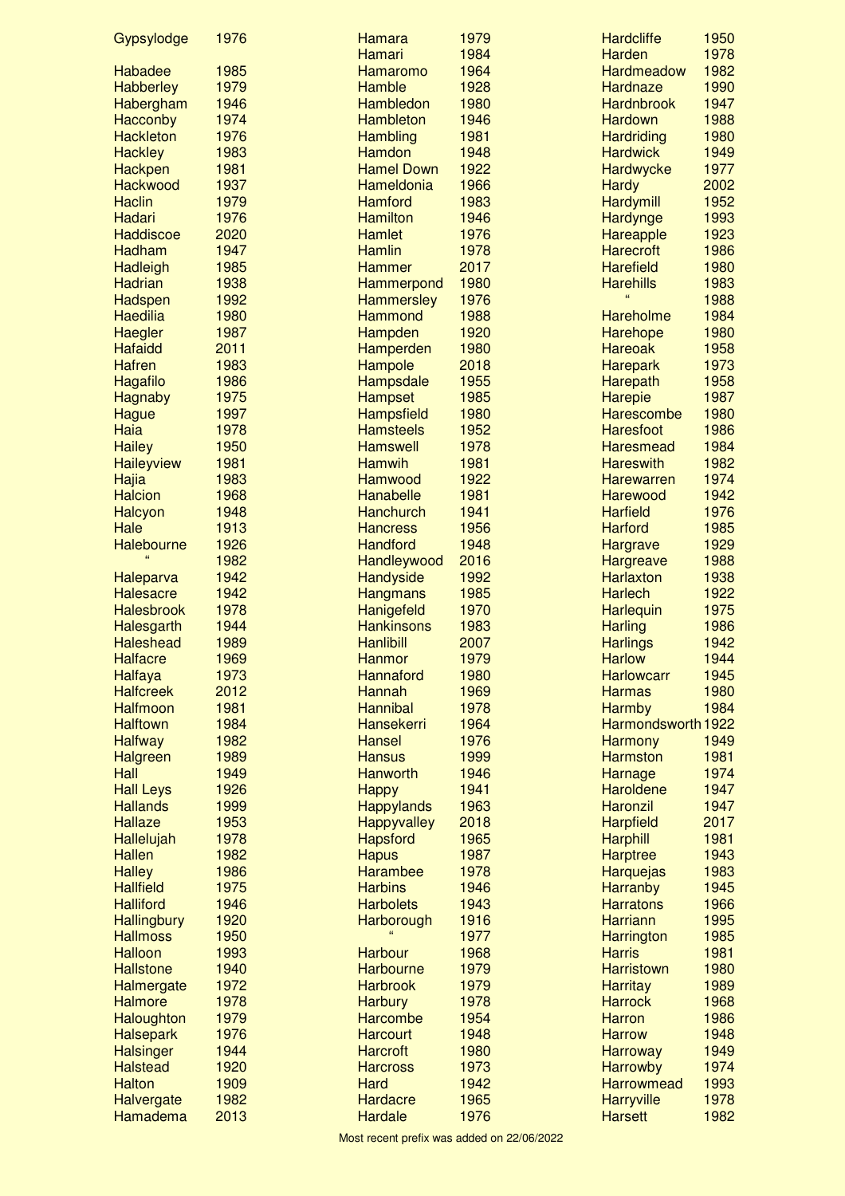| Name | Year |
| --- | --- |
| Gypsylodge | 1976 |
| Habadee | 1985 |
| Habberley | 1979 |
| Habergham | 1946 |
| Hacconby | 1974 |
| Hackleton | 1976 |
| Hackley | 1983 |
| Hackpen | 1981 |
| Hackwood | 1937 |
| Haclin | 1979 |
| Hadari | 1976 |
| Haddiscoe | 2020 |
| Hadham | 1947 |
| Hadleigh | 1985 |
| Hadrian | 1938 |
| Hadspen | 1992 |
| Haedilia | 1980 |
| Haegler | 1987 |
| Hafaidd | 2011 |
| Hafren | 1983 |
| Hagafilo | 1986 |
| Hagnaby | 1975 |
| Hague | 1997 |
| Haia | 1978 |
| Hailey | 1950 |
| Haileyview | 1981 |
| Hajia | 1983 |
| Halcion | 1968 |
| Halcyon | 1948 |
| Hale | 1913 |
| Halebourne | 1926 |
| " | 1982 |
| Haleparva | 1942 |
| Halesacre | 1942 |
| Halesbrook | 1978 |
| Halesgarth | 1944 |
| Haleshead | 1989 |
| Halfacre | 1969 |
| Halfaya | 1973 |
| Halfcreek | 2012 |
| Halfmoon | 1981 |
| Halftown | 1984 |
| Halfway | 1982 |
| Halgreen | 1989 |
| Hall | 1949 |
| Hall Leys | 1926 |
| Hallands | 1999 |
| Hallaze | 1953 |
| Hallelujah | 1978 |
| Hallen | 1982 |
| Halley | 1986 |
| Hallfield | 1975 |
| Halliford | 1946 |
| Hallingbury | 1920 |
| Hallmoss | 1950 |
| Halloon | 1993 |
| Hallstone | 1940 |
| Halmergate | 1972 |
| Halmore | 1978 |
| Haloughton | 1979 |
| Halsepark | 1976 |
| Halsinger | 1944 |
| Halstead | 1920 |
| Halton | 1909 |
| Halvergate | 1982 |
| Hamadema | 2013 |
| Hamara | 1979 |
| Hamari | 1984 |
| Hamaromo | 1964 |
| Hamble | 1928 |
| Hambledon | 1980 |
| Hambleton | 1946 |
| Hambling | 1981 |
| Hamdon | 1948 |
| Hamel Down | 1922 |
| Hameldonia | 1966 |
| Hamford | 1983 |
| Hamilton | 1946 |
| Hamlet | 1976 |
| Hamlin | 1978 |
| Hammer | 2017 |
| Hammerpond | 1980 |
| Hammersley | 1976 |
| Hammond | 1988 |
| Hampden | 1920 |
| Hamperden | 1980 |
| Hampole | 2018 |
| Hampsdale | 1955 |
| Hampset | 1985 |
| Hampsfield | 1980 |
| Hamsteels | 1952 |
| Hamswell | 1978 |
| Hamwih | 1981 |
| Hamwood | 1922 |
| Hanabelle | 1981 |
| Hanchurch | 1941 |
| Hancress | 1956 |
| Handford | 1948 |
| Handleywood | 2016 |
| Handyside | 1992 |
| Hangmans | 1985 |
| Hanigefeld | 1970 |
| Hankinsons | 1983 |
| Hanlibill | 2007 |
| Hanmor | 1979 |
| Hannaford | 1980 |
| Hannah | 1969 |
| Hannibal | 1978 |
| Hansekerri | 1964 |
| Hansel | 1976 |
| Hansus | 1999 |
| Hanworth | 1946 |
| Happy | 1941 |
| Happylands | 1963 |
| Happyvalley | 2018 |
| Hapsford | 1965 |
| Hapus | 1987 |
| Harambee | 1978 |
| Harbins | 1946 |
| Harbolets | 1943 |
| Harborough | 1916 |
| " | 1977 |
| Harbour | 1968 |
| Harbourne | 1979 |
| Harbrook | 1979 |
| Harbury | 1978 |
| Harcombe | 1954 |
| Harcourt | 1948 |
| Harcroft | 1980 |
| Harcross | 1973 |
| Hard | 1942 |
| Hardacre | 1965 |
| Hardale | 1976 |
| Hardcliffe | 1950 |
| Harden | 1978 |
| Hardmeadow | 1982 |
| Hardnaze | 1990 |
| Hardnbrook | 1947 |
| Hardown | 1988 |
| Hardriding | 1980 |
| Hardwick | 1949 |
| Hardwycke | 1977 |
| Hardy | 2002 |
| Hardymill | 1952 |
| Hardynge | 1993 |
| Hareapple | 1923 |
| Harecroft | 1986 |
| Harefield | 1980 |
| Harehills | 1983 |
| " | 1988 |
| Hareholme | 1984 |
| Harehope | 1980 |
| Hareoak | 1958 |
| Harepark | 1973 |
| Harepath | 1958 |
| Harepie | 1987 |
| Harescombe | 1980 |
| Haresfoot | 1986 |
| Haresmead | 1984 |
| Hareswith | 1982 |
| Harewarren | 1974 |
| Harewood | 1942 |
| Harfield | 1976 |
| Harford | 1985 |
| Hargrave | 1929 |
| Hargreave | 1988 |
| Harlaxton | 1938 |
| Harlech | 1922 |
| Harlequin | 1975 |
| Harling | 1986 |
| Harlings | 1942 |
| Harlow | 1944 |
| Harlowcarr | 1945 |
| Harmas | 1980 |
| Harmby | 1984 |
| Harmondsworth | 1922 |
| Harmony | 1949 |
| Harmston | 1981 |
| Harnage | 1974 |
| Haroldene | 1947 |
| Haronzil | 1947 |
| Harpfield | 2017 |
| Harphill | 1981 |
| Harptree | 1943 |
| Harquejas | 1983 |
| Harranby | 1945 |
| Harratons | 1966 |
| Harriann | 1995 |
| Harrington | 1985 |
| Harris | 1981 |
| Harristown | 1980 |
| Harritay | 1989 |
| Harrock | 1968 |
| Harron | 1986 |
| Harrow | 1948 |
| Harroway | 1949 |
| Harrowby | 1974 |
| Harrowmead | 1993 |
| Harryville | 1978 |
| Harsett | 1982 |

Most recent prefix was added on 22/06/2022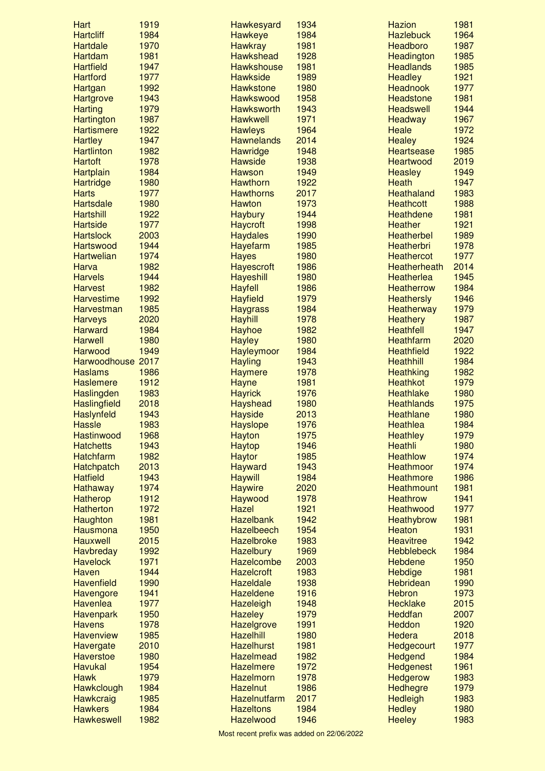| Name | Year |
|---|---|
| Hart | 1919 |
| Hartcliff | 1984 |
| Hartdale | 1970 |
| Hartdam | 1981 |
| Hartfield | 1947 |
| Hartford | 1977 |
| Hartgan | 1992 |
| Hartgrove | 1943 |
| Harting | 1979 |
| Hartington | 1987 |
| Hartismere | 1922 |
| Hartley | 1947 |
| Hartlinton | 1982 |
| Hartoft | 1978 |
| Hartplain | 1984 |
| Hartridge | 1980 |
| Harts | 1977 |
| Hartsdale | 1980 |
| Hartshill | 1922 |
| Hartside | 1977 |
| Hartslock | 2003 |
| Hartswood | 1944 |
| Hartwelian | 1974 |
| Harva | 1982 |
| Harvels | 1944 |
| Harvest | 1982 |
| Harvestime | 1992 |
| Harvestman | 1985 |
| Harveys | 2020 |
| Harward | 1984 |
| Harwell | 1980 |
| Harwood | 1949 |
| Harwoodhouse | 2017 |
| Haslams | 1986 |
| Haslemere | 1912 |
| Haslingden | 1983 |
| Haslingfield | 2018 |
| Haslynfeld | 1943 |
| Hassle | 1983 |
| Hastinwood | 1968 |
| Hatchetts | 1943 |
| Hatchfarm | 1982 |
| Hatchpatch | 2013 |
| Hatfield | 1943 |
| Hathaway | 1974 |
| Hatherop | 1912 |
| Hatherton | 1972 |
| Haughton | 1981 |
| Hausmona | 1950 |
| Hauxwell | 2015 |
| Havbreday | 1992 |
| Havelock | 1971 |
| Haven | 1944 |
| Havenfield | 1990 |
| Havengore | 1941 |
| Havenlea | 1977 |
| Havenpark | 1950 |
| Havens | 1978 |
| Havenview | 1985 |
| Havergate | 2010 |
| Haverstoe | 1980 |
| Havukal | 1954 |
| Hawk | 1979 |
| Hawkclough | 1984 |
| Hawkcraig | 1985 |
| Hawkers | 1984 |
| Hawkeswell | 1982 |
| Hawkesyard | 1934 |
| Hawkeye | 1984 |
| Hawkray | 1981 |
| Hawkshead | 1928 |
| Hawkshouse | 1981 |
| Hawkside | 1989 |
| Hawkstone | 1980 |
| Hawkswood | 1958 |
| Hawksworth | 1943 |
| Hawkwell | 1971 |
| Hawleys | 1964 |
| Hawnelands | 2014 |
| Hawridge | 1948 |
| Hawside | 1938 |
| Hawson | 1949 |
| Hawthorn | 1922 |
| Hawthorns | 2017 |
| Hawton | 1973 |
| Haybury | 1944 |
| Haycroft | 1998 |
| Haydales | 1990 |
| Hayefarm | 1985 |
| Hayes | 1980 |
| Hayescroft | 1986 |
| Hayeshill | 1980 |
| Hayfell | 1986 |
| Hayfield | 1979 |
| Haygrass | 1984 |
| Hayhill | 1978 |
| Hayhoe | 1982 |
| Hayley | 1980 |
| Hayleymoor | 1984 |
| Hayling | 1943 |
| Haymere | 1978 |
| Hayne | 1981 |
| Hayrick | 1976 |
| Hayshead | 1980 |
| Hayside | 2013 |
| Hayslope | 1976 |
| Hayton | 1975 |
| Haytop | 1946 |
| Haytor | 1985 |
| Hayward | 1943 |
| Haywill | 1984 |
| Haywire | 2020 |
| Haywood | 1978 |
| Hazel | 1921 |
| Hazelbank | 1942 |
| Hazelbeech | 1954 |
| Hazelbroke | 1983 |
| Hazelbury | 1969 |
| Hazelcombe | 2003 |
| Hazelcroft | 1983 |
| Hazeldale | 1938 |
| Hazeldene | 1916 |
| Hazeleigh | 1948 |
| Hazeley | 1979 |
| Hazelgrove | 1991 |
| Hazelhill | 1980 |
| Hazelhurst | 1981 |
| Hazelmead | 1982 |
| Hazelmere | 1972 |
| Hazelmorn | 1978 |
| Hazelnut | 1986 |
| Hazelnutfarm | 2017 |
| Hazeltons | 1984 |
| Hazelwood | 1946 |
| Hazion | 1981 |
| Hazlebuck | 1964 |
| Headboro | 1987 |
| Headington | 1985 |
| Headlands | 1985 |
| Headley | 1921 |
| Headnook | 1977 |
| Headstone | 1981 |
| Headswell | 1944 |
| Headway | 1967 |
| Heale | 1972 |
| Healey | 1924 |
| Heartsease | 1985 |
| Heartwood | 2019 |
| Heasley | 1949 |
| Heath | 1947 |
| Heathaland | 1983 |
| Heathcott | 1988 |
| Heathdene | 1981 |
| Heather | 1921 |
| Heatherbel | 1989 |
| Heatherbri | 1978 |
| Heathercot | 1977 |
| Heatherheath | 2014 |
| Heatherlea | 1945 |
| Heatherrow | 1984 |
| Heathersly | 1946 |
| Heatherway | 1979 |
| Heathery | 1987 |
| Heathfell | 1947 |
| Heathfarm | 2020 |
| Heathfield | 1922 |
| Heathhill | 1984 |
| Heathking | 1982 |
| Heathkot | 1979 |
| Heathlake | 1980 |
| Heathlands | 1975 |
| Heathlane | 1980 |
| Heathlea | 1984 |
| Heathley | 1979 |
| Heathli | 1980 |
| Heathlow | 1974 |
| Heathmoor | 1974 |
| Heathmore | 1986 |
| Heathmount | 1981 |
| Heathrow | 1941 |
| Heathwood | 1977 |
| Heathybrow | 1981 |
| Heaton | 1931 |
| Heavitree | 1942 |
| Hebblebeck | 1984 |
| Hebdene | 1950 |
| Hebdige | 1981 |
| Hebridean | 1990 |
| Hebron | 1973 |
| Hecklake | 2015 |
| Heddfan | 2007 |
| Heddon | 1920 |
| Hedera | 2018 |
| Hedgecourt | 1977 |
| Hedgend | 1984 |
| Hedgenest | 1961 |
| Hedgerow | 1983 |
| Hedhegre | 1979 |
| Hedleigh | 1983 |
| Hedley | 1980 |
| Heeley | 1983 |

Most recent prefix was added on 22/06/2022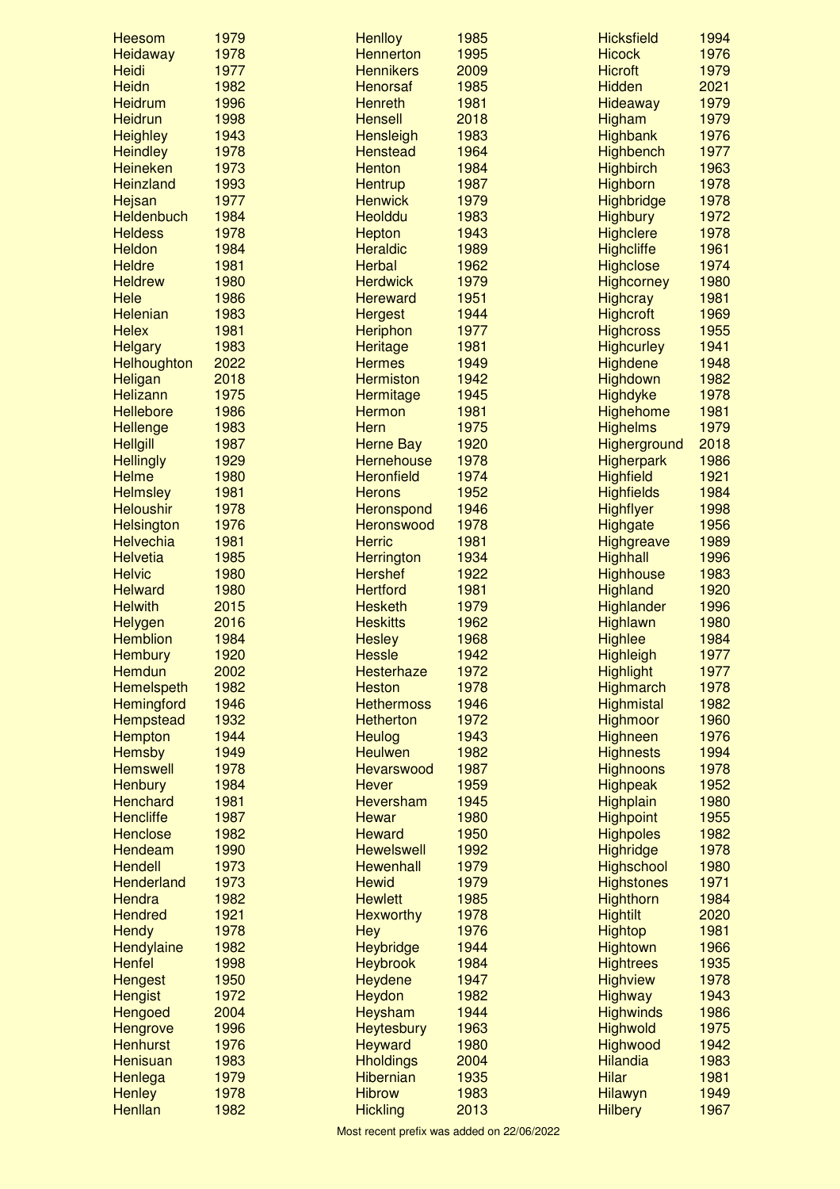| Name | Year |
|---|---|
| Heesom | 1979 |
| Heidaway | 1978 |
| Heidi | 1977 |
| Heidn | 1982 |
| Heidrum | 1996 |
| Heidrun | 1998 |
| Heighley | 1943 |
| Heindley | 1978 |
| Heineken | 1973 |
| Heinzland | 1993 |
| Hejsan | 1977 |
| Heldenbuch | 1984 |
| Heldess | 1978 |
| Heldon | 1984 |
| Heldre | 1981 |
| Heldrew | 1980 |
| Hele | 1986 |
| Helenian | 1983 |
| Helex | 1981 |
| Helgary | 1983 |
| Helhoughton | 2022 |
| Heligan | 2018 |
| Helizann | 1975 |
| Hellebore | 1986 |
| Hellenge | 1983 |
| Hellgill | 1987 |
| Hellingly | 1929 |
| Helme | 1980 |
| Helmsley | 1981 |
| Heloushir | 1978 |
| Helsington | 1976 |
| Helvechia | 1981 |
| Helvetia | 1985 |
| Helvic | 1980 |
| Helward | 1980 |
| Helwith | 2015 |
| Helygen | 2016 |
| Hemblion | 1984 |
| Hembury | 1920 |
| Hemdun | 2002 |
| Hemelspeth | 1982 |
| Hemingford | 1946 |
| Hempstead | 1932 |
| Hempton | 1944 |
| Hemsby | 1949 |
| Hemswell | 1978 |
| Henbury | 1984 |
| Henchard | 1981 |
| Hencliffe | 1987 |
| Henclose | 1982 |
| Hendeam | 1990 |
| Hendell | 1973 |
| Henderland | 1973 |
| Hendra | 1982 |
| Hendred | 1921 |
| Hendy | 1978 |
| Hendylaine | 1982 |
| Henfel | 1998 |
| Hengest | 1950 |
| Hengist | 1972 |
| Hengoed | 2004 |
| Hengrove | 1996 |
| Henhurst | 1976 |
| Henisuan | 1983 |
| Henlega | 1979 |
| Henley | 1978 |
| Henllan | 1982 |
| Henlloy | 1985 |
| Hennerton | 1995 |
| Hennikers | 2009 |
| Henorsaf | 1985 |
| Henreth | 1981 |
| Hensell | 2018 |
| Hensleigh | 1983 |
| Henstead | 1964 |
| Henton | 1984 |
| Hentrup | 1987 |
| Henwick | 1979 |
| Heolddu | 1983 |
| Hepton | 1943 |
| Heraldic | 1989 |
| Herbal | 1962 |
| Herdwick | 1979 |
| Hereward | 1951 |
| Hergest | 1944 |
| Heriphon | 1977 |
| Heritage | 1981 |
| Hermes | 1949 |
| Hermiston | 1942 |
| Hermitage | 1945 |
| Hermon | 1981 |
| Hern | 1975 |
| Herne Bay | 1920 |
| Hernehouse | 1978 |
| Heronfield | 1974 |
| Herons | 1952 |
| Heronspond | 1946 |
| Heronswood | 1978 |
| Herric | 1981 |
| Herrington | 1934 |
| Hershef | 1922 |
| Hertford | 1981 |
| Hesketh | 1979 |
| Heskitts | 1962 |
| Hesley | 1968 |
| Hessle | 1942 |
| Hesterhaze | 1972 |
| Heston | 1978 |
| Hethermoss | 1946 |
| Hetherton | 1972 |
| Heulog | 1943 |
| Heulwen | 1982 |
| Hevarswood | 1987 |
| Hever | 1959 |
| Heversham | 1945 |
| Hewar | 1980 |
| Heward | 1950 |
| Hewelswell | 1992 |
| Hewenhall | 1979 |
| Hewid | 1979 |
| Hewlett | 1985 |
| Hexworthy | 1978 |
| Hey | 1976 |
| Heybridge | 1944 |
| Heybrook | 1984 |
| Heydene | 1947 |
| Heydon | 1982 |
| Heysham | 1944 |
| Heytesbury | 1963 |
| Heyward | 1980 |
| Hholdings | 2004 |
| Hibernian | 1935 |
| Hibrow | 1983 |
| Hickling | 2013 |
| Hicksfield | 1994 |
| Hicock | 1976 |
| Hicroft | 1979 |
| Hidden | 2021 |
| Hideaway | 1979 |
| Higham | 1979 |
| Highbank | 1976 |
| Highbench | 1977 |
| Highbirch | 1963 |
| Highborn | 1978 |
| Highbridge | 1978 |
| Highbury | 1972 |
| Highclere | 1978 |
| Highcliffe | 1961 |
| Highclose | 1974 |
| Highcorney | 1980 |
| Highcray | 1981 |
| Highcroft | 1969 |
| Highcross | 1955 |
| Highcurley | 1941 |
| Highdene | 1948 |
| Highdown | 1982 |
| Highdyke | 1978 |
| Highehome | 1981 |
| Highelms | 1979 |
| Higherground | 2018 |
| Higherpark | 1986 |
| Highfield | 1921 |
| Highfields | 1984 |
| Highflyer | 1998 |
| Highgate | 1956 |
| Highgreave | 1989 |
| Highhall | 1996 |
| Highhouse | 1983 |
| Highland | 1920 |
| Highlander | 1996 |
| Highlawn | 1980 |
| Highlee | 1984 |
| Highleigh | 1977 |
| Highlight | 1977 |
| Highmarch | 1978 |
| Highmistal | 1982 |
| Highmoor | 1960 |
| Highneen | 1976 |
| Highnests | 1994 |
| Highnoons | 1978 |
| Highpeak | 1952 |
| Highplain | 1980 |
| Highpoint | 1955 |
| Highpoles | 1982 |
| Highridge | 1978 |
| Highschool | 1980 |
| Highstones | 1971 |
| Highthorn | 1984 |
| Hightilt | 2020 |
| Hightop | 1981 |
| Hightown | 1966 |
| Hightrees | 1935 |
| Highview | 1978 |
| Highway | 1943 |
| Highwinds | 1986 |
| Highwold | 1975 |
| Highwood | 1942 |
| Hilandia | 1983 |
| Hilar | 1981 |
| Hilawyn | 1949 |
| Hilbery | 1967 |

Most recent prefix was added on 22/06/2022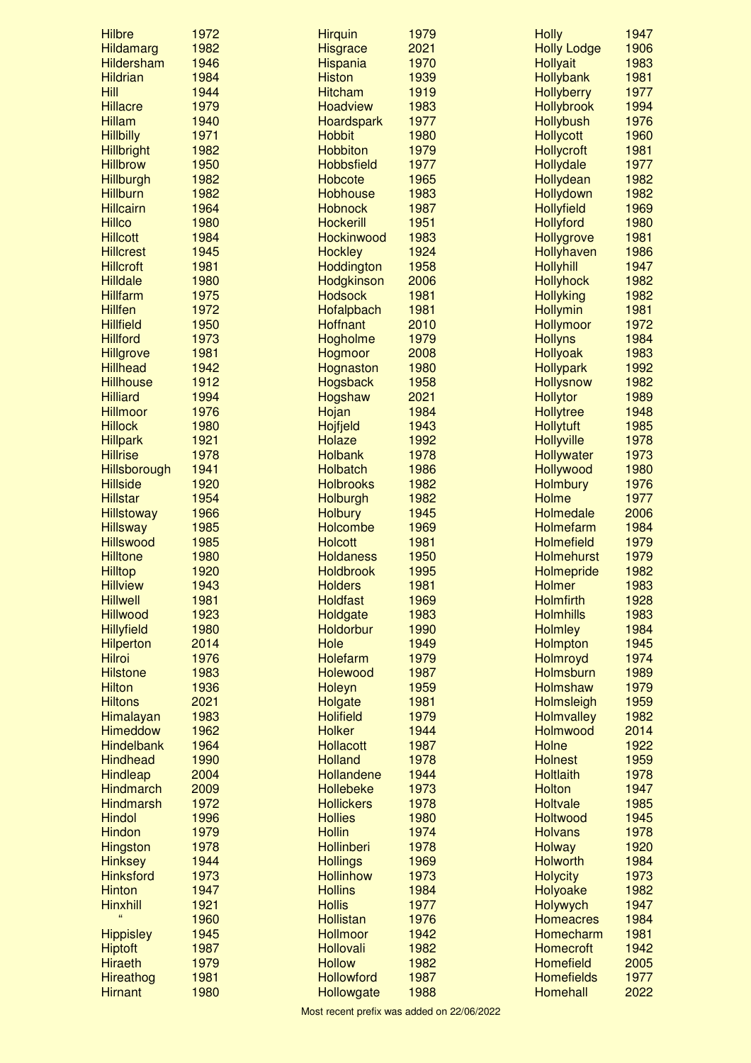| Name | Year |
|---|---|
| Hilbre | 1972 |
| Hildamarg | 1982 |
| Hildersham | 1946 |
| Hildrian | 1984 |
| Hill | 1944 |
| Hillacre | 1979 |
| Hillam | 1940 |
| Hillbilly | 1971 |
| Hillbright | 1982 |
| Hillbrow | 1950 |
| Hillburgh | 1982 |
| Hillburn | 1982 |
| Hillcairn | 1964 |
| Hillco | 1980 |
| Hillcott | 1984 |
| Hillcrest | 1945 |
| Hillcroft | 1981 |
| Hilldale | 1980 |
| Hillfarm | 1975 |
| Hillfen | 1972 |
| Hillfield | 1950 |
| Hillford | 1973 |
| Hillgrove | 1981 |
| Hillhead | 1942 |
| Hillhouse | 1912 |
| Hilliard | 1994 |
| Hillmoor | 1976 |
| Hillock | 1980 |
| Hillpark | 1921 |
| Hillrise | 1978 |
| Hillsborough | 1941 |
| Hillside | 1920 |
| Hillstar | 1954 |
| Hillstoway | 1966 |
| Hillsway | 1985 |
| Hillswood | 1985 |
| Hilltone | 1980 |
| Hilltop | 1920 |
| Hillview | 1943 |
| Hillwell | 1981 |
| Hillwood | 1923 |
| Hillyfield | 1980 |
| Hilperton | 2014 |
| Hilroi | 1976 |
| Hilstone | 1983 |
| Hilton | 1936 |
| Hiltons | 2021 |
| Himalayan | 1983 |
| Himeddow | 1962 |
| Hindelbank | 1964 |
| Hindhead | 1990 |
| Hindleap | 2004 |
| Hindmarch | 2009 |
| Hindmarsh | 1972 |
| Hindol | 1996 |
| Hindon | 1979 |
| Hingston | 1978 |
| Hinksey | 1944 |
| Hinksford | 1973 |
| Hinton | 1947 |
| Hinxhill | 1921 |
| " | 1960 |
| Hippisley | 1945 |
| Hiptoft | 1987 |
| Hiraeth | 1979 |
| Hireathog | 1981 |
| Hirnant | 1980 |
| Hirquin | 1979 |
| Hisgrace | 2021 |
| Hispania | 1970 |
| Histon | 1939 |
| Hitcham | 1919 |
| Hoadview | 1983 |
| Hoardspark | 1977 |
| Hobbit | 1980 |
| Hobbiton | 1979 |
| Hobbsfield | 1977 |
| Hobcote | 1965 |
| Hobhouse | 1983 |
| Hobnock | 1987 |
| Hockerill | 1951 |
| Hockinwood | 1983 |
| Hockley | 1924 |
| Hoddington | 1958 |
| Hodgkinson | 2006 |
| Hodsock | 1981 |
| Hofalpbach | 1981 |
| Hoffnant | 2010 |
| Hogholme | 1979 |
| Hogmoor | 2008 |
| Hognaston | 1980 |
| Hogsback | 1958 |
| Hogshaw | 2021 |
| Hojan | 1984 |
| Hojfjeld | 1943 |
| Holaze | 1992 |
| Holbank | 1978 |
| Holbatch | 1986 |
| Holbrooks | 1982 |
| Holburgh | 1982 |
| Holbury | 1945 |
| Holcombe | 1969 |
| Holcott | 1981 |
| Holdaness | 1950 |
| Holdbrook | 1995 |
| Holders | 1981 |
| Holdfast | 1969 |
| Holdgate | 1983 |
| Holdorbur | 1990 |
| Hole | 1949 |
| Holefarm | 1979 |
| Holewood | 1987 |
| Holeyn | 1959 |
| Holgate | 1981 |
| Holifield | 1979 |
| Holker | 1944 |
| Hollacott | 1987 |
| Holland | 1978 |
| Hollandene | 1944 |
| Hollebeke | 1973 |
| Hollickers | 1978 |
| Hollies | 1980 |
| Hollin | 1974 |
| Hollinberi | 1978 |
| Hollings | 1969 |
| Hollinhow | 1973 |
| Hollins | 1984 |
| Hollis | 1977 |
| Hollistan | 1976 |
| Hollmoor | 1942 |
| Hollovali | 1982 |
| Hollow | 1982 |
| Hollowford | 1987 |
| Hollowgate | 1988 |
| Holly | 1947 |
| Holly Lodge | 1906 |
| Hollyait | 1983 |
| Hollybank | 1981 |
| Hollyberry | 1977 |
| Hollybrook | 1994 |
| Hollybush | 1976 |
| Hollycott | 1960 |
| Hollycroft | 1981 |
| Hollydale | 1977 |
| Hollydean | 1982 |
| Hollydown | 1982 |
| Hollyfield | 1969 |
| Hollyford | 1980 |
| Hollygrove | 1981 |
| Hollyhaven | 1986 |
| Hollyhill | 1947 |
| Hollyhock | 1982 |
| Hollyking | 1982 |
| Hollymin | 1981 |
| Hollymoor | 1972 |
| Hollyns | 1984 |
| Hollyoak | 1983 |
| Hollypark | 1992 |
| Hollysnow | 1982 |
| Hollytor | 1989 |
| Hollytree | 1948 |
| Hollytuft | 1985 |
| Hollyville | 1978 |
| Hollywater | 1973 |
| Hollywood | 1980 |
| Holmbury | 1976 |
| Holme | 1977 |
| Holmedale | 2006 |
| Holmefarm | 1984 |
| Holmefield | 1979 |
| Holmehurst | 1979 |
| Holmepride | 1982 |
| Holmer | 1983 |
| Holmfirth | 1928 |
| Holmhills | 1983 |
| Holmley | 1984 |
| Holmpton | 1945 |
| Holmroyd | 1974 |
| Holmsburn | 1989 |
| Holmshaw | 1979 |
| Holmsleigh | 1959 |
| Holmvalley | 1982 |
| Holmwood | 2014 |
| Holne | 1922 |
| Holnest | 1959 |
| Holtlaith | 1978 |
| Holton | 1947 |
| Holtvale | 1985 |
| Holtwood | 1945 |
| Holvans | 1978 |
| Holway | 1920 |
| Holworth | 1984 |
| Holycity | 1973 |
| Holyoake | 1982 |
| Holywych | 1947 |
| Homeacres | 1984 |
| Homecharm | 1981 |
| Homecroft | 1942 |
| Homefield | 2005 |
| Homefields | 1977 |
| Homehall | 2022 |

Most recent prefix was added on 22/06/2022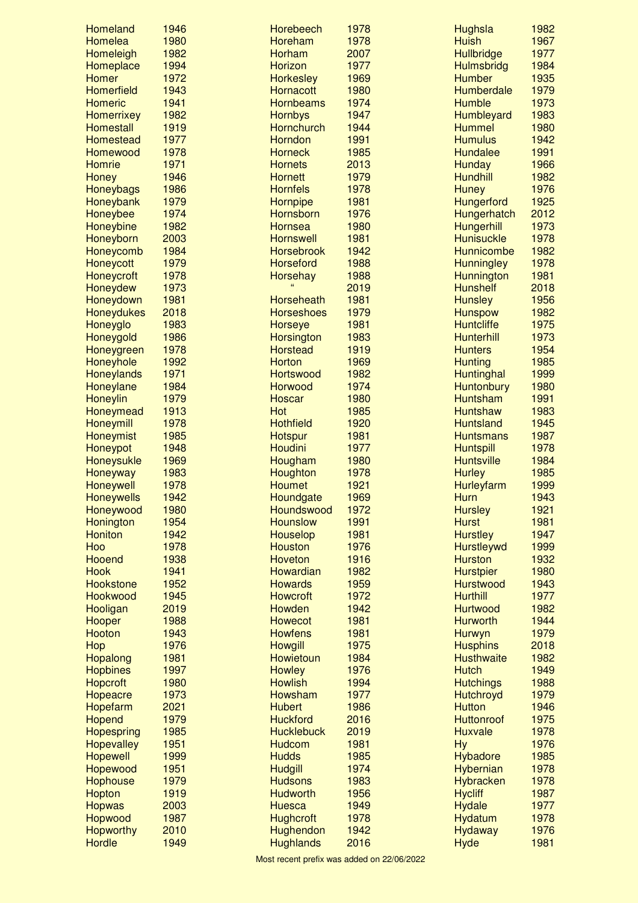| Name | Year |
|---|---|
| Homeland | 1946 |
| Homelea | 1980 |
| Homeleigh | 1982 |
| Homeplace | 1994 |
| Homer | 1972 |
| Homerfield | 1943 |
| Homeric | 1941 |
| Homerrixey | 1982 |
| Homestall | 1919 |
| Homestead | 1977 |
| Homewood | 1978 |
| Homrie | 1971 |
| Honey | 1946 |
| Honeybags | 1986 |
| Honeybank | 1979 |
| Honeybee | 1974 |
| Honeybine | 1982 |
| Honeyborn | 2003 |
| Honeycomb | 1984 |
| Honeycott | 1979 |
| Honeycroft | 1978 |
| Honeydew | 1973 |
| Honeydown | 1981 |
| Honeydukes | 2018 |
| Honeyglo | 1983 |
| Honeygold | 1986 |
| Honeygreen | 1978 |
| Honeyhole | 1992 |
| Honeylands | 1971 |
| Honeylane | 1984 |
| Honeylin | 1979 |
| Honeymead | 1913 |
| Honeymill | 1978 |
| Honeymist | 1985 |
| Honeypot | 1948 |
| Honeysukle | 1969 |
| Honeyway | 1983 |
| Honeywell | 1978 |
| Honeywells | 1942 |
| Honeywood | 1980 |
| Honington | 1954 |
| Honiton | 1942 |
| Hoo | 1978 |
| Hooend | 1938 |
| Hook | 1941 |
| Hookstone | 1952 |
| Hookwood | 1945 |
| Hooligan | 2019 |
| Hooper | 1988 |
| Hooton | 1943 |
| Hop | 1976 |
| Hopalong | 1981 |
| Hopbines | 1997 |
| Hopcroft | 1980 |
| Hopeacre | 1973 |
| Hopefarm | 2021 |
| Hopend | 1979 |
| Hopespring | 1985 |
| Hopevalley | 1951 |
| Hopewell | 1999 |
| Hopewood | 1951 |
| Hophouse | 1979 |
| Hopton | 1919 |
| Hopwas | 2003 |
| Hopwood | 1987 |
| Hopworthy | 2010 |
| Hordle | 1949 |
| Horebeech | 1978 |
| Horeham | 1978 |
| Horham | 2007 |
| Horizon | 1977 |
| Horkesley | 1969 |
| Hornacott | 1980 |
| Hornbeams | 1974 |
| Hornbys | 1947 |
| Hornchurch | 1944 |
| Horndon | 1991 |
| Horneck | 1985 |
| Hornets | 2013 |
| Hornett | 1979 |
| Hornfels | 1978 |
| Hornpipe | 1981 |
| Hornsborn | 1976 |
| Hornsea | 1980 |
| Hornswell | 1981 |
| Horsebrook | 1942 |
| Horseford | 1988 |
| Horsehay | 1988 |
| " | 2019 |
| Horseheath | 1981 |
| Horseshoes | 1979 |
| Horseye | 1981 |
| Horsington | 1983 |
| Horstead | 1919 |
| Horton | 1969 |
| Hortswood | 1982 |
| Horwood | 1974 |
| Hoscar | 1980 |
| Hot | 1985 |
| Hothfield | 1920 |
| Hotspur | 1981 |
| Houdini | 1977 |
| Hougham | 1980 |
| Houghton | 1978 |
| Houmet | 1921 |
| Houndgate | 1969 |
| Houndswood | 1972 |
| Hounslow | 1991 |
| Houselop | 1981 |
| Houston | 1976 |
| Hoveton | 1916 |
| Howardian | 1982 |
| Howards | 1959 |
| Howcroft | 1972 |
| Howden | 1942 |
| Howecot | 1981 |
| Howfens | 1981 |
| Howgill | 1975 |
| Howietoun | 1984 |
| Howley | 1976 |
| Howlish | 1994 |
| Howsham | 1977 |
| Hubert | 1986 |
| Huckford | 2016 |
| Hucklebuck | 2019 |
| Hudcom | 1981 |
| Hudds | 1985 |
| Hudgill | 1974 |
| Hudsons | 1983 |
| Hudworth | 1956 |
| Huesca | 1949 |
| Hughcroft | 1978 |
| Hughendon | 1942 |
| Hughlands | 2016 |
| Hughsla | 1982 |
| Huish | 1967 |
| Hullbridge | 1977 |
| Hulmsbridg | 1984 |
| Humber | 1935 |
| Humberdale | 1979 |
| Humble | 1973 |
| Humbleyard | 1983 |
| Hummel | 1980 |
| Humulus | 1942 |
| Hundalee | 1991 |
| Hunday | 1966 |
| Hundhill | 1982 |
| Huney | 1976 |
| Hungerford | 1925 |
| Hungerhatch | 2012 |
| Hungerhill | 1973 |
| Hunisuckle | 1978 |
| Hunnicombe | 1982 |
| Hunningley | 1978 |
| Hunnington | 1981 |
| Hunshelf | 2018 |
| Hunsley | 1956 |
| Hunspow | 1982 |
| Huntcliffe | 1975 |
| Hunterhill | 1973 |
| Hunters | 1954 |
| Hunting | 1985 |
| Huntinghal | 1999 |
| Huntonbury | 1980 |
| Huntsham | 1991 |
| Huntshaw | 1983 |
| Huntsland | 1945 |
| Huntsmans | 1987 |
| Huntspill | 1978 |
| Huntsville | 1984 |
| Hurley | 1985 |
| Hurleyfarm | 1999 |
| Hurn | 1943 |
| Hursley | 1921 |
| Hurst | 1981 |
| Hurstley | 1947 |
| Hurstleywd | 1999 |
| Hurston | 1932 |
| Hurstpier | 1980 |
| Hurstwood | 1943 |
| Hurthill | 1977 |
| Hurtwood | 1982 |
| Hurworth | 1944 |
| Hurwyn | 1979 |
| Husphins | 2018 |
| Husthwaite | 1982 |
| Hutch | 1949 |
| Hutchings | 1988 |
| Hutchroyd | 1979 |
| Hutton | 1946 |
| Huttonroof | 1975 |
| Huxvale | 1978 |
| Hy | 1976 |
| Hybadore | 1985 |
| Hybernian | 1978 |
| Hybracken | 1978 |
| Hycliff | 1987 |
| Hydale | 1977 |
| Hydatum | 1978 |
| Hydaway | 1976 |
| Hyde | 1981 |

Most recent prefix was added on 22/06/2022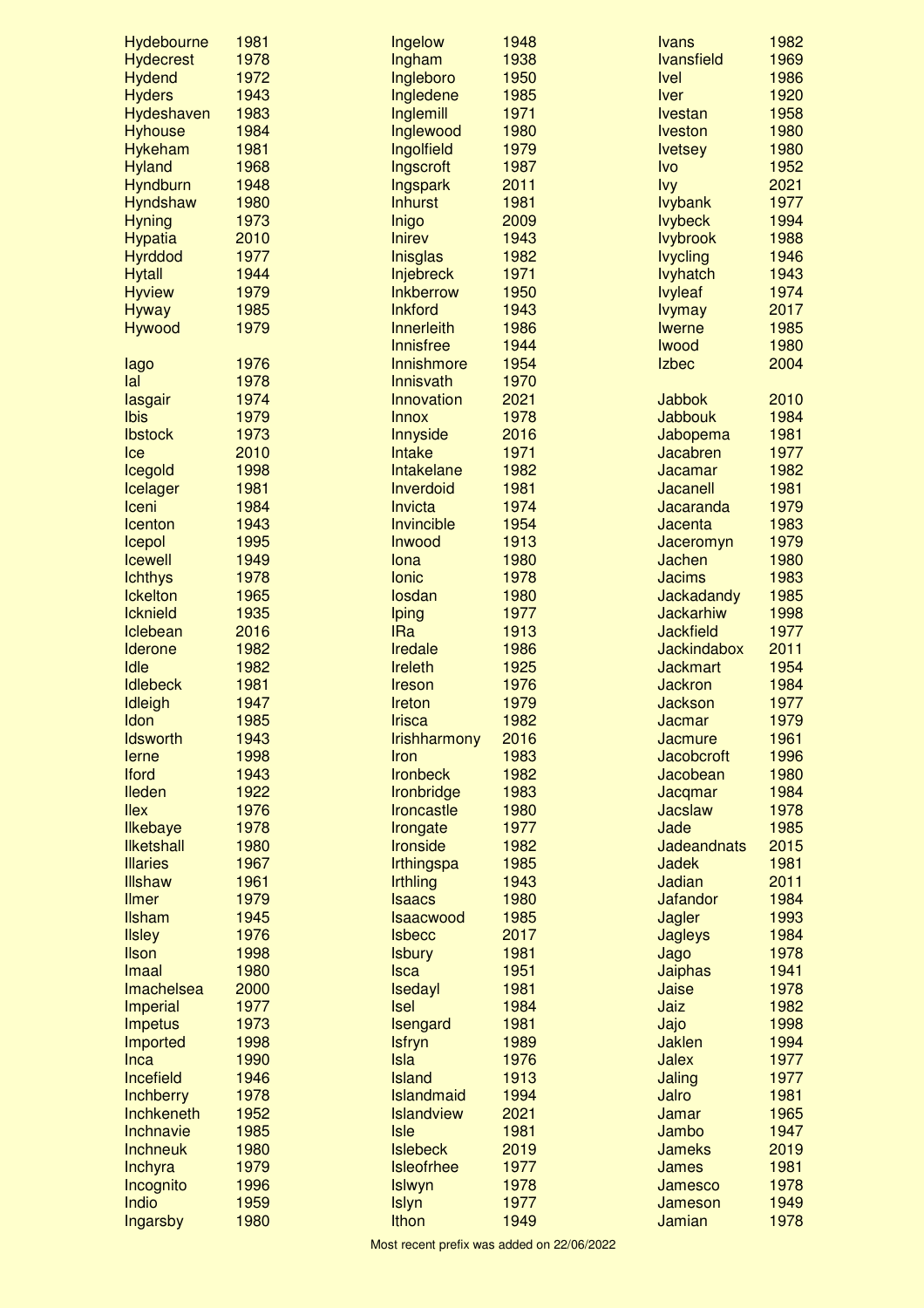| Prefix | Year |
|---|---|
| Hydebourne | 1981 |
| Hydecrest | 1978 |
| Hydend | 1972 |
| Hyders | 1943 |
| Hydeshaven | 1983 |
| Hyhouse | 1984 |
| Hykeham | 1981 |
| Hyland | 1968 |
| Hyndburn | 1948 |
| Hyndshaw | 1980 |
| Hyning | 1973 |
| Hypatia | 2010 |
| Hyrddod | 1977 |
| Hytall | 1944 |
| Hyview | 1979 |
| Hyway | 1985 |
| Hywood | 1979 |
| | |
| Iago | 1976 |
| Ial | 1978 |
| Iasgair | 1974 |
| Ibis | 1979 |
| Ibstock | 1973 |
| Ice | 2010 |
| Icegold | 1998 |
| Icelager | 1981 |
| Iceni | 1984 |
| Icenton | 1943 |
| Icepol | 1995 |
| Icewell | 1949 |
| Ichthys | 1978 |
| Ickelton | 1965 |
| Icknield | 1935 |
| Iclebean | 2016 |
| Iderone | 1982 |
| Idle | 1982 |
| Idlebeck | 1981 |
| Idleigh | 1947 |
| Idon | 1985 |
| Idsworth | 1943 |
| Ierne | 1998 |
| Iford | 1943 |
| Ileden | 1922 |
| Ilex | 1976 |
| Ilkebaye | 1978 |
| Ilketshall | 1980 |
| Illaries | 1967 |
| Illshaw | 1961 |
| Ilmer | 1979 |
| Ilsham | 1945 |
| Ilsley | 1976 |
| Ilson | 1998 |
| Imaal | 1980 |
| Imachelsea | 2000 |
| Imperial | 1977 |
| Impetus | 1973 |
| Imported | 1998 |
| Inca | 1990 |
| Incefield | 1946 |
| Inchberry | 1978 |
| Inchkeneth | 1952 |
| Inchnavie | 1985 |
| Inchneuk | 1980 |
| Inchyra | 1979 |
| Incognito | 1996 |
| Indio | 1959 |
| Ingarsby | 1980 |
| Ingelow | 1948 |
| Ingham | 1938 |
| Ingleboro | 1950 |
| Ingledene | 1985 |
| Inglemill | 1971 |
| Inglewood | 1980 |
| Ingolfield | 1979 |
| Ingscroft | 1987 |
| Ingspark | 2011 |
| Inhurst | 1981 |
| Inigo | 2009 |
| Inirev | 1943 |
| Inisglas | 1982 |
| Injebreck | 1971 |
| Inkberrow | 1950 |
| Inkford | 1943 |
| Innerleith | 1986 |
| Innisfree | 1944 |
| Innishmore | 1954 |
| Innisvath | 1970 |
| Innovation | 2021 |
| Innox | 1978 |
| Innyside | 2016 |
| Intake | 1971 |
| Intakelane | 1982 |
| Inverdoid | 1981 |
| Invicta | 1974 |
| Invincible | 1954 |
| Inwood | 1913 |
| Iona | 1980 |
| Ionic | 1978 |
| Iosdan | 1980 |
| Iping | 1977 |
| IRa | 1913 |
| Iredale | 1986 |
| Ireleth | 1925 |
| Ireson | 1976 |
| Ireton | 1979 |
| Irisca | 1982 |
| Irishharmony | 2016 |
| Iron | 1983 |
| Ironbeck | 1982 |
| Ironbridge | 1983 |
| Ironcastle | 1980 |
| Irongate | 1977 |
| Ironside | 1982 |
| Irthingspa | 1985 |
| Irthling | 1943 |
| Isaacs | 1980 |
| Isaacwood | 1985 |
| Isbecc | 2017 |
| Isbury | 1981 |
| Isca | 1951 |
| Isedayl | 1981 |
| Isel | 1984 |
| Isengard | 1981 |
| Isfryn | 1989 |
| Isla | 1976 |
| Island | 1913 |
| Islandmaid | 1994 |
| Islandview | 2021 |
| Isle | 1981 |
| Islebeck | 2019 |
| Isleofrhee | 1977 |
| Islwyn | 1978 |
| Islyn | 1977 |
| Ithon | 1949 |
| Ivans | 1982 |
| Ivansfield | 1969 |
| Ivel | 1986 |
| Iver | 1920 |
| Ivestan | 1958 |
| Iveston | 1980 |
| Ivetsey | 1980 |
| Ivo | 1952 |
| Ivy | 2021 |
| Ivybank | 1977 |
| Ivybeck | 1994 |
| Ivybrook | 1988 |
| Ivycling | 1946 |
| Ivyhatch | 1943 |
| Ivyleaf | 1974 |
| Ivymay | 2017 |
| Iwerne | 1985 |
| Iwood | 1980 |
| Izbec | 2004 |
| | |
| Jabbok | 2010 |
| Jabbouk | 1984 |
| Jabopema | 1981 |
| Jacabren | 1977 |
| Jacamar | 1982 |
| Jacanell | 1981 |
| Jacaranda | 1979 |
| Jacenta | 1983 |
| Jaceromyn | 1979 |
| Jachen | 1980 |
| Jacims | 1983 |
| Jackadandy | 1985 |
| Jackarhiw | 1998 |
| Jackfield | 1977 |
| Jackindabox | 2011 |
| Jackmart | 1954 |
| Jackron | 1984 |
| Jackson | 1977 |
| Jacmar | 1979 |
| Jacmure | 1961 |
| Jacobcroft | 1996 |
| Jacobean | 1980 |
| Jacqmar | 1984 |
| Jacslaw | 1978 |
| Jade | 1985 |
| Jadeandnats | 2015 |
| Jadek | 1981 |
| Jadian | 2011 |
| Jafandor | 1984 |
| Jagler | 1993 |
| Jagleys | 1984 |
| Jago | 1978 |
| Jaiphas | 1941 |
| Jaise | 1978 |
| Jaiz | 1982 |
| Jajo | 1998 |
| Jaklen | 1994 |
| Jalex | 1977 |
| Jaling | 1977 |
| Jalro | 1981 |
| Jamar | 1965 |
| Jambo | 1947 |
| Jameks | 2019 |
| James | 1981 |
| Jamesco | 1978 |
| Jameson | 1949 |
| Jamian | 1978 |

Most recent prefix was added on 22/06/2022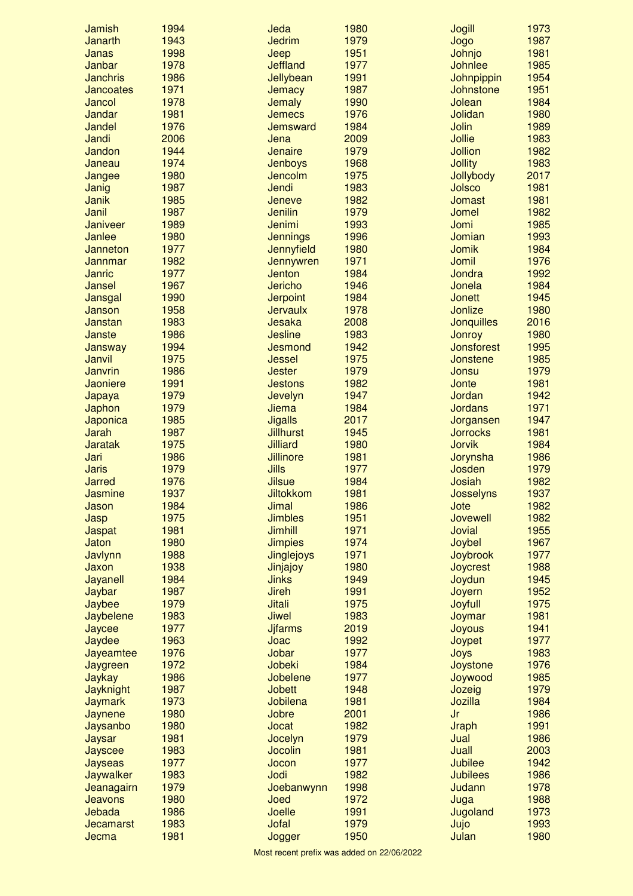| Name | Year | Name | Year | Name | Year |
|---|---|---|---|---|---|
| Jamish | 1994 | Jeda | 1980 | Jogill | 1973 |
| Janarth | 1943 | Jedrim | 1979 | Jogo | 1987 |
| Janas | 1998 | Jeep | 1951 | Johnjo | 1981 |
| Janbar | 1978 | Jeffland | 1977 | Johnlee | 1985 |
| Janchris | 1986 | Jellybean | 1991 | Johnpippin | 1954 |
| Jancoates | 1971 | Jemacy | 1987 | Johnstone | 1951 |
| Jancol | 1978 | Jemaly | 1990 | Jolean | 1984 |
| Jandar | 1981 | Jemecs | 1976 | Jolidan | 1980 |
| Jandel | 1976 | Jemsward | 1984 | Jolin | 1989 |
| Jandi | 2006 | Jena | 2009 | Jollie | 1983 |
| Jandon | 1944 | Jenaire | 1979 | Jollion | 1982 |
| Janeau | 1974 | Jenboys | 1968 | Jollity | 1983 |
| Jangee | 1980 | Jencolm | 1975 | Jollybody | 2017 |
| Janig | 1987 | Jendi | 1983 | Jolsco | 1981 |
| Janik | 1985 | Jeneve | 1982 | Jomast | 1981 |
| Janil | 1987 | Jenilin | 1979 | Jomel | 1982 |
| Janiveer | 1989 | Jenimi | 1993 | Jomi | 1985 |
| Janlee | 1980 | Jennings | 1996 | Jomian | 1993 |
| Janneton | 1977 | Jennyfield | 1980 | Jomik | 1984 |
| Jannmar | 1982 | Jennywren | 1971 | Jomil | 1976 |
| Janric | 1977 | Jenton | 1984 | Jondra | 1992 |
| Jansel | 1967 | Jericho | 1946 | Jonela | 1984 |
| Jansgal | 1990 | Jerpoint | 1984 | Jonett | 1945 |
| Janson | 1958 | Jervaulx | 1978 | Jonlize | 1980 |
| Janstan | 1983 | Jesaka | 2008 | Jonquilles | 2016 |
| Janste | 1986 | Jesline | 1983 | Jonroy | 1980 |
| Jansway | 1994 | Jesmond | 1942 | Jonsforest | 1995 |
| Janvil | 1975 | Jessel | 1975 | Jonstene | 1985 |
| Janvrin | 1986 | Jester | 1979 | Jonsu | 1979 |
| Jaoniere | 1991 | Jestons | 1982 | Jonte | 1981 |
| Japaya | 1979 | Jevelyn | 1947 | Jordan | 1942 |
| Japhon | 1979 | Jiema | 1984 | Jordans | 1971 |
| Japonica | 1985 | Jigalls | 2017 | Jorgansen | 1947 |
| Jarah | 1987 | Jillhurst | 1945 | Jorrocks | 1981 |
| Jaratak | 1975 | Jilliard | 1980 | Jorvik | 1984 |
| Jari | 1986 | Jillinore | 1981 | Jorynsha | 1986 |
| Jaris | 1979 | Jills | 1977 | Josden | 1979 |
| Jarred | 1976 | Jilsue | 1984 | Josiah | 1982 |
| Jasmine | 1937 | Jiltokkom | 1981 | Josselyns | 1937 |
| Jason | 1984 | Jimal | 1986 | Jote | 1982 |
| Jasp | 1975 | Jimbles | 1951 | Jovewell | 1982 |
| Jaspat | 1981 | Jimhill | 1971 | Jovial | 1955 |
| Jaton | 1980 | Jimpies | 1974 | Joybel | 1967 |
| Javlynn | 1988 | Jinglejoys | 1971 | Joybrook | 1977 |
| Jaxon | 1938 | Jinjajoy | 1980 | Joycrest | 1988 |
| Jayanell | 1984 | Jinks | 1949 | Joydun | 1945 |
| Jaybar | 1987 | Jireh | 1991 | Joyern | 1952 |
| Jaybee | 1979 | Jitali | 1975 | Joyfull | 1975 |
| Jaybelene | 1983 | Jiwel | 1983 | Joymar | 1981 |
| Jaycee | 1977 | Jjfarms | 2019 | Joyous | 1941 |
| Jaydee | 1963 | Joac | 1992 | Joypet | 1977 |
| Jayeamtee | 1976 | Jobar | 1977 | Joys | 1983 |
| Jaygreen | 1972 | Jobeki | 1984 | Joystone | 1976 |
| Jaykay | 1986 | Jobelene | 1977 | Joywood | 1985 |
| Jayknight | 1987 | Jobett | 1948 | Jozeig | 1979 |
| Jaymark | 1973 | Jobilena | 1981 | Jozilla | 1984 |
| Jaynene | 1980 | Jobre | 2001 | Jr | 1986 |
| Jaysanbo | 1980 | Jocat | 1982 | Jraph | 1991 |
| Jaysar | 1981 | Jocelyn | 1979 | Jual | 1986 |
| Jayscee | 1983 | Jocolin | 1981 | Juall | 2003 |
| Jayseas | 1977 | Jocon | 1977 | Jubilee | 1942 |
| Jaywalker | 1983 | Jodi | 1982 | Jubilees | 1986 |
| Jeanagairn | 1979 | Joebanwynn | 1998 | Judann | 1978 |
| Jeavons | 1980 | Joed | 1972 | Juga | 1988 |
| Jebada | 1986 | Joelle | 1991 | Jugoland | 1973 |
| Jecamarst | 1983 | Jofal | 1979 | Jujo | 1993 |
| Jecma | 1981 | Jogger | 1950 | Julan | 1980 |

Most recent prefix was added on 22/06/2022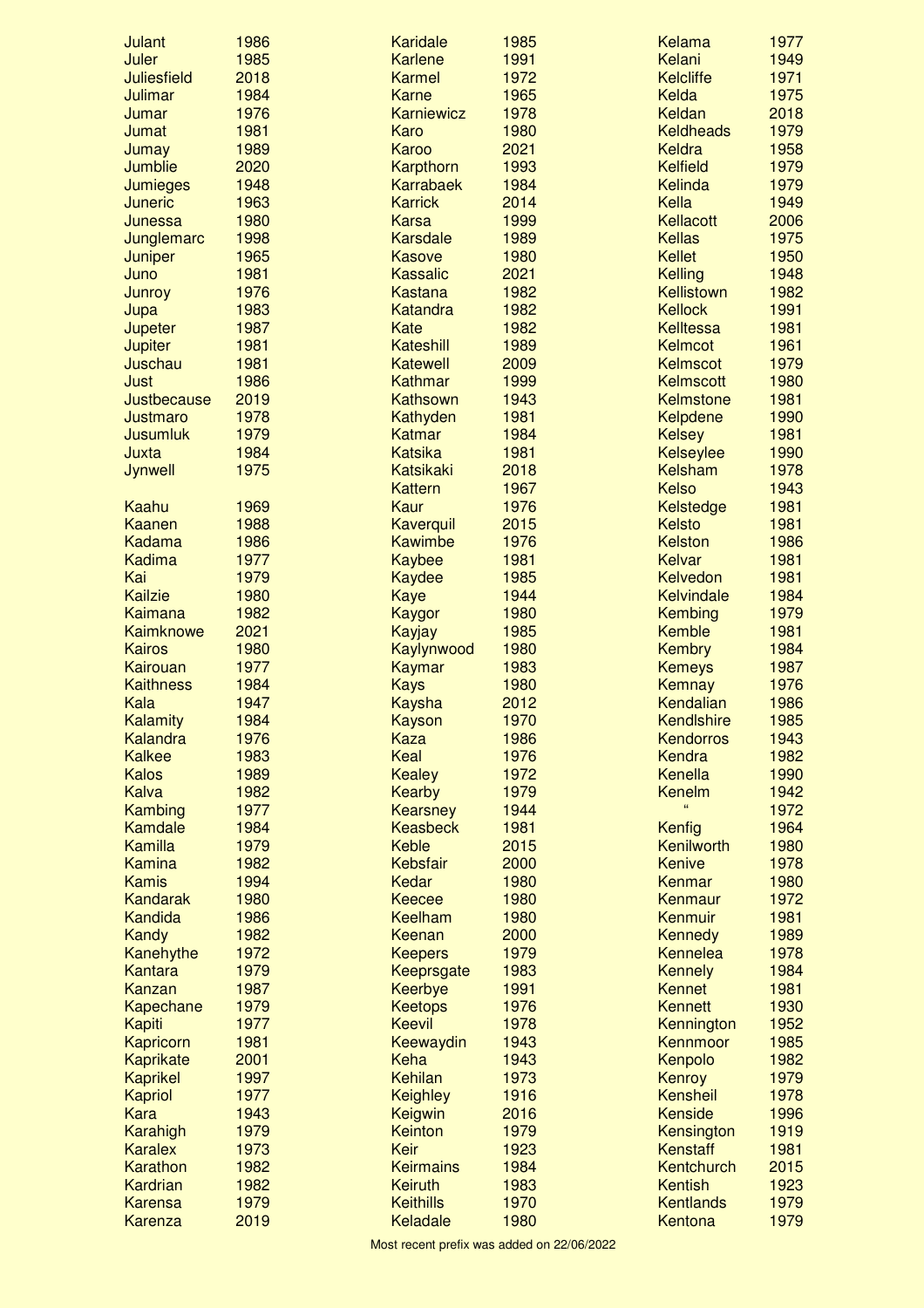| Name | Year |
|---|---|
| Julant | 1986 |
| Juler | 1985 |
| Juliesfield | 2018 |
| Julimar | 1984 |
| Jumar | 1976 |
| Jumat | 1981 |
| Jumay | 1989 |
| Jumblie | 2020 |
| Jumieges | 1948 |
| Juneric | 1963 |
| Junessa | 1980 |
| Junglemarc | 1998 |
| Juniper | 1965 |
| Juno | 1981 |
| Junroy | 1976 |
| Jupa | 1983 |
| Jupeter | 1987 |
| Jupiter | 1981 |
| Juschau | 1981 |
| Just | 1986 |
| Justbecause | 2019 |
| Justmaro | 1978 |
| Jusumluk | 1979 |
| Juxta | 1984 |
| Jynwell | 1975 |
| | |
| Kaahu | 1969 |
| Kaanen | 1988 |
| Kadama | 1986 |
| Kadima | 1977 |
| Kai | 1979 |
| Kailzie | 1980 |
| Kaimana | 1982 |
| Kaimknowe | 2021 |
| Kairos | 1980 |
| Kairouan | 1977 |
| Kaithness | 1984 |
| Kala | 1947 |
| Kalamity | 1984 |
| Kalandra | 1976 |
| Kalkee | 1983 |
| Kalos | 1989 |
| Kalva | 1982 |
| Kambing | 1977 |
| Kamdale | 1984 |
| Kamilla | 1979 |
| Kamina | 1982 |
| Kamis | 1994 |
| Kandarak | 1980 |
| Kandida | 1986 |
| Kandy | 1982 |
| Kanehythe | 1972 |
| Kantara | 1979 |
| Kanzan | 1987 |
| Kapechane | 1979 |
| Kapiti | 1977 |
| Kapricorn | 1981 |
| Kaprikate | 2001 |
| Kaprikel | 1997 |
| Kapriol | 1977 |
| Kara | 1943 |
| Karahigh | 1979 |
| Karalex | 1973 |
| Karathon | 1982 |
| Kardrian | 1982 |
| Karensa | 1979 |
| Karenza | 2019 |
| Karidale | 1985 |
| Karlene | 1991 |
| Karmel | 1972 |
| Karne | 1965 |
| Karniewicz | 1978 |
| Karo | 1980 |
| Karoo | 2021 |
| Karpthorn | 1993 |
| Karrabaek | 1984 |
| Karrick | 2014 |
| Karsa | 1999 |
| Karsdale | 1989 |
| Kasove | 1980 |
| Kassalic | 2021 |
| Kastana | 1982 |
| Katandra | 1982 |
| Kate | 1982 |
| Kateshill | 1989 |
| Katewell | 2009 |
| Kathmar | 1999 |
| Kathsown | 1943 |
| Kathyden | 1981 |
| Katmar | 1984 |
| Katsika | 1981 |
| Katsikaki | 2018 |
| Kattern | 1967 |
| Kaur | 1976 |
| Kaverquil | 2015 |
| Kawimbe | 1976 |
| Kaybee | 1981 |
| Kaydee | 1985 |
| Kaye | 1944 |
| Kaygor | 1980 |
| Kayjay | 1985 |
| Kaylynwood | 1980 |
| Kaymar | 1983 |
| Kays | 1980 |
| Kaysha | 2012 |
| Kayson | 1970 |
| Kaza | 1986 |
| Keal | 1976 |
| Kealey | 1972 |
| Kearby | 1979 |
| Kearsney | 1944 |
| Keasbeck | 1981 |
| Keble | 2015 |
| Kebsfair | 2000 |
| Kedar | 1980 |
| Keecee | 1980 |
| Keelham | 1980 |
| Keenan | 2000 |
| Keepers | 1979 |
| Keeprsgate | 1983 |
| Keerbye | 1991 |
| Keetops | 1976 |
| Keevil | 1978 |
| Keewaydin | 1943 |
| Keha | 1943 |
| Kehilan | 1973 |
| Keighley | 1916 |
| Keigwin | 2016 |
| Keinton | 1979 |
| Keir | 1923 |
| Keirmains | 1984 |
| Keiruth | 1983 |
| Keithills | 1970 |
| Keladale | 1980 |
| Kelama | 1977 |
| Kelani | 1949 |
| Kelcliffe | 1971 |
| Kelda | 1975 |
| Keldan | 2018 |
| Keldheads | 1979 |
| Keldra | 1958 |
| Kelfield | 1979 |
| Kelinda | 1979 |
| Kella | 1949 |
| Kellacott | 2006 |
| Kellas | 1975 |
| Kellet | 1950 |
| Kelling | 1948 |
| Kellistown | 1982 |
| Kellock | 1991 |
| Kelltessa | 1981 |
| Kelmcot | 1961 |
| Kelmscot | 1979 |
| Kelmscott | 1980 |
| Kelmstone | 1981 |
| Kelpdene | 1990 |
| Kelsey | 1981 |
| Kelseylee | 1990 |
| Kelsham | 1978 |
| Kelso | 1943 |
| Kelstedge | 1981 |
| Kelsto | 1981 |
| Kelston | 1986 |
| Kelvar | 1981 |
| Kelvedon | 1981 |
| Kelvindale | 1984 |
| Kembing | 1979 |
| Kemble | 1981 |
| Kembry | 1984 |
| Kemeys | 1987 |
| Kemnay | 1976 |
| Kendalian | 1986 |
| Kendlshire | 1985 |
| Kendorros | 1943 |
| Kendra | 1982 |
| Kenella | 1990 |
| Kenelm | 1942 |
| " | 1972 |
| Kenfig | 1964 |
| Kenilworth | 1980 |
| Kenive | 1978 |
| Kenmar | 1980 |
| Kenmaur | 1972 |
| Kenmuir | 1981 |
| Kennedy | 1989 |
| Kennelea | 1978 |
| Kennely | 1984 |
| Kennet | 1981 |
| Kennett | 1930 |
| Kennington | 1952 |
| Kennmoor | 1985 |
| Kenpolo | 1982 |
| Kenroy | 1979 |
| Kensheil | 1978 |
| Kenside | 1996 |
| Kensington | 1919 |
| Kenstaff | 1981 |
| Kentchurch | 2015 |
| Kentish | 1923 |
| Kentlands | 1979 |
| Kentona | 1979 |

Most recent prefix was added on 22/06/2022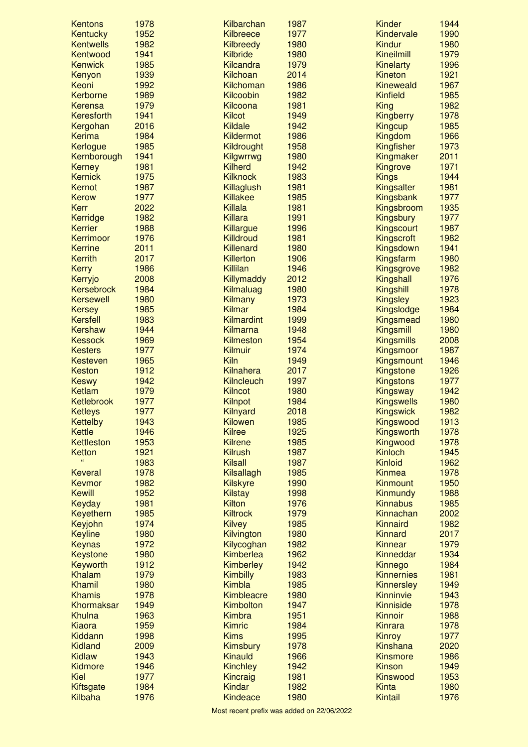| Name | Year |
|---|---|
| Kentons | 1978 |
| Kentucky | 1952 |
| Kentwells | 1982 |
| Kentwood | 1941 |
| Kenwick | 1985 |
| Kenyon | 1939 |
| Keoni | 1992 |
| Kerborne | 1989 |
| Kerensa | 1979 |
| Keresforth | 1941 |
| Kergohan | 2016 |
| Kerima | 1984 |
| Kerlogue | 1985 |
| Kernborough | 1941 |
| Kerney | 1981 |
| Kernick | 1975 |
| Kernot | 1987 |
| Kerow | 1977 |
| Kerr | 2022 |
| Kerridge | 1982 |
| Kerrier | 1988 |
| Kerrimoor | 1976 |
| Kerrine | 2011 |
| Kerrith | 2017 |
| Kerry | 1986 |
| Kerryjo | 2008 |
| Kersebrock | 1984 |
| Kersewell | 1980 |
| Kersey | 1985 |
| Kersfell | 1983 |
| Kershaw | 1944 |
| Kessock | 1969 |
| Kesters | 1977 |
| Kesteven | 1965 |
| Keston | 1912 |
| Keswy | 1942 |
| Ketlam | 1979 |
| Ketlebrook | 1977 |
| Ketleys | 1977 |
| Kettelby | 1943 |
| Kettle | 1946 |
| Kettleston | 1953 |
| Ketton | 1921 |
| " | 1983 |
| Keveral | 1978 |
| Kevmor | 1982 |
| Kewill | 1952 |
| Keyday | 1981 |
| Keyethern | 1985 |
| Keyjohn | 1974 |
| Keyline | 1980 |
| Keynas | 1972 |
| Keystone | 1980 |
| Keyworth | 1912 |
| Khalam | 1979 |
| Khamil | 1980 |
| Khamis | 1978 |
| Khormaksar | 1949 |
| Khulna | 1963 |
| Kiaora | 1959 |
| Kiddann | 1998 |
| Kidland | 2009 |
| Kidlaw | 1943 |
| Kidmore | 1946 |
| Kiel | 1977 |
| Kiftsgate | 1984 |
| Kilbaha | 1976 |
| Kilbarchan | 1987 |
| Kilbreece | 1977 |
| Kilbreedy | 1980 |
| Kilbride | 1980 |
| Kilcandra | 1979 |
| Kilchoan | 2014 |
| Kilchoman | 1986 |
| Kilcoobin | 1982 |
| Kilcoona | 1981 |
| Kilcot | 1949 |
| Kildale | 1942 |
| Kildermot | 1986 |
| Kildrought | 1958 |
| Kilgwrrwg | 1980 |
| Kilherd | 1942 |
| Kilknock | 1983 |
| Killaglush | 1981 |
| Killakee | 1985 |
| Killala | 1981 |
| Killara | 1991 |
| Killargue | 1996 |
| Killdroud | 1981 |
| Killenard | 1980 |
| Killerton | 1906 |
| Killilan | 1946 |
| Killymaddy | 2012 |
| Kilmaluag | 1980 |
| Kilmany | 1973 |
| Kilmar | 1984 |
| Kilmardint | 1999 |
| Kilmarna | 1948 |
| Kilmeston | 1954 |
| Kilmuir | 1974 |
| Kiln | 1949 |
| Kilnahera | 2017 |
| Kilncleuch | 1997 |
| Kilncot | 1980 |
| Kilnpot | 1984 |
| Kilnyard | 2018 |
| Kilowen | 1985 |
| Kilree | 1925 |
| Kilrene | 1985 |
| Kilrush | 1987 |
| Kilsall | 1987 |
| Kilsallagh | 1985 |
| Kilskyre | 1990 |
| Kilstay | 1998 |
| Kilton | 1976 |
| Kiltrock | 1979 |
| Kilvey | 1985 |
| Kilvington | 1980 |
| Kilycoghan | 1982 |
| Kimberlea | 1962 |
| Kimberley | 1942 |
| Kimbilly | 1983 |
| Kimbla | 1985 |
| Kimbleacre | 1980 |
| Kimbolton | 1947 |
| Kimbra | 1951 |
| Kimric | 1984 |
| Kims | 1995 |
| Kimsbury | 1978 |
| Kinauld | 1966 |
| Kinchley | 1942 |
| Kincraig | 1981 |
| Kindar | 1982 |
| Kindeace | 1980 |
| Kinder | 1944 |
| Kindervale | 1990 |
| Kindur | 1980 |
| Kineilmill | 1979 |
| Kinelarty | 1996 |
| Kineton | 1921 |
| Kineweald | 1967 |
| Kinfield | 1985 |
| King | 1982 |
| Kingberry | 1978 |
| Kingcup | 1985 |
| Kingdom | 1966 |
| Kingfisher | 1973 |
| Kingmaker | 2011 |
| Kingrove | 1971 |
| Kings | 1944 |
| Kingsalter | 1981 |
| Kingsbank | 1977 |
| Kingsbroom | 1935 |
| Kingsbury | 1977 |
| Kingscourt | 1987 |
| Kingscroft | 1982 |
| Kingsdown | 1941 |
| Kingsfarm | 1980 |
| Kingsgrove | 1982 |
| Kingshall | 1976 |
| Kingshill | 1978 |
| Kingsley | 1923 |
| Kingslodge | 1984 |
| Kingsmead | 1980 |
| Kingsmill | 1980 |
| Kingsmills | 2008 |
| Kingsmoor | 1987 |
| Kingsmount | 1946 |
| Kingstone | 1926 |
| Kingstons | 1977 |
| Kingsway | 1942 |
| Kingswells | 1980 |
| Kingswick | 1982 |
| Kingswood | 1913 |
| Kingsworth | 1978 |
| Kingwood | 1978 |
| Kinloch | 1945 |
| Kinloid | 1962 |
| Kinmea | 1978 |
| Kinmount | 1950 |
| Kinmundy | 1988 |
| Kinnabus | 1985 |
| Kinnachan | 2002 |
| Kinnaird | 1982 |
| Kinnard | 2017 |
| Kinnear | 1979 |
| Kinneddar | 1934 |
| Kinnego | 1984 |
| Kinnernies | 1981 |
| Kinnersley | 1949 |
| Kinninvie | 1943 |
| Kinniside | 1978 |
| Kinnoir | 1988 |
| Kinrara | 1978 |
| Kinroy | 1977 |
| Kinshana | 2020 |
| Kinsmore | 1986 |
| Kinson | 1949 |
| Kinswood | 1953 |
| Kinta | 1980 |
| Kintail | 1976 |

Most recent prefix was added on 22/06/2022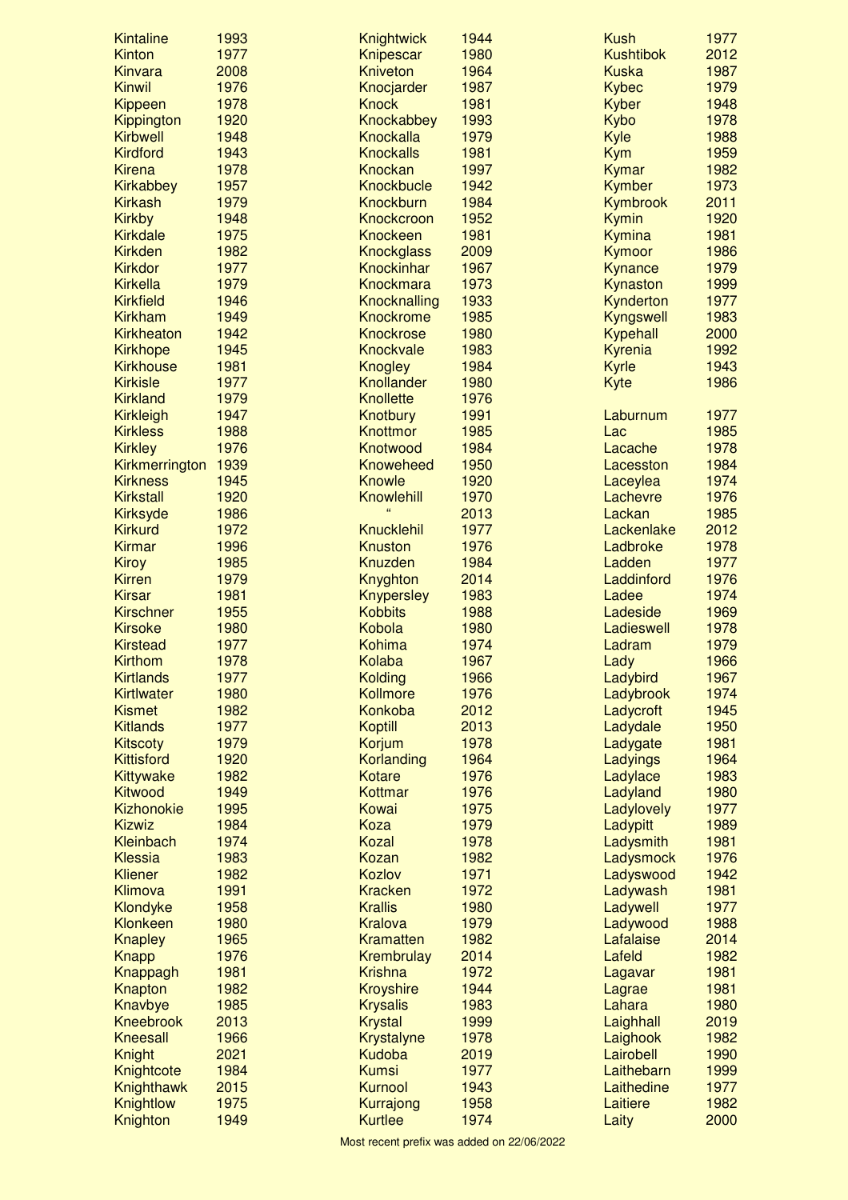| Name | Year |
|---|---|
| Kintaline | 1993 |
| Kinton | 1977 |
| Kinvara | 2008 |
| Kinwil | 1976 |
| Kippeen | 1978 |
| Kippington | 1920 |
| Kirbwell | 1948 |
| Kirdford | 1943 |
| Kirena | 1978 |
| Kirkabbey | 1957 |
| Kirkash | 1979 |
| Kirkby | 1948 |
| Kirkdale | 1975 |
| Kirkden | 1982 |
| Kirkdor | 1977 |
| Kirkella | 1979 |
| Kirkfield | 1946 |
| Kirkham | 1949 |
| Kirkheaton | 1942 |
| Kirkhope | 1945 |
| Kirkhouse | 1981 |
| Kirkisle | 1977 |
| Kirkland | 1979 |
| Kirkleigh | 1947 |
| Kirkless | 1988 |
| Kirkley | 1976 |
| Kirkmerrington | 1939 |
| Kirkness | 1945 |
| Kirkstall | 1920 |
| Kirksyde | 1986 |
| Kirkurd | 1972 |
| Kirmar | 1996 |
| Kiroy | 1985 |
| Kirren | 1979 |
| Kirsar | 1981 |
| Kirschner | 1955 |
| Kirsoke | 1980 |
| Kirstead | 1977 |
| Kirthom | 1978 |
| Kirtlands | 1977 |
| Kirtlwater | 1980 |
| Kismet | 1982 |
| Kitlands | 1977 |
| Kitscoty | 1979 |
| Kittisford | 1920 |
| Kittywake | 1982 |
| Kitwood | 1949 |
| Kizhonokie | 1995 |
| Kizwiz | 1984 |
| Kleinbach | 1974 |
| Klessia | 1983 |
| Kliener | 1982 |
| Klimova | 1991 |
| Klondyke | 1958 |
| Klonkeen | 1980 |
| Knapley | 1965 |
| Knapp | 1976 |
| Knappagh | 1981 |
| Knapton | 1982 |
| Knavbye | 1985 |
| Kneebrook | 2013 |
| Kneesall | 1966 |
| Knight | 2021 |
| Knightcote | 1984 |
| Knighthawk | 2015 |
| Knightlow | 1975 |
| Knighton | 1949 |
| Knightwick | 1944 |
| Knipescar | 1980 |
| Kniveton | 1964 |
| Knocjarder | 1987 |
| Knock | 1981 |
| Knockabbey | 1993 |
| Knockalla | 1979 |
| Knockalls | 1981 |
| Knockan | 1997 |
| Knockbucle | 1942 |
| Knockburn | 1984 |
| Knockcroon | 1952 |
| Knockeen | 1981 |
| Knockglass | 2009 |
| Knockinhar | 1967 |
| Knockmara | 1973 |
| Knocknalling | 1933 |
| Knockrome | 1985 |
| Knockrose | 1980 |
| Knockvale | 1983 |
| Knogley | 1984 |
| Knollander | 1980 |
| Knollette | 1976 |
| Knotbury | 1991 |
| Knottmor | 1985 |
| Knotwood | 1984 |
| Knoweheed | 1950 |
| Knowle | 1920 |
| Knowlehill | 1970 |
| " | 2013 |
| Knucklehil | 1977 |
| Knuston | 1976 |
| Knuzden | 1984 |
| Knyghton | 2014 |
| Knypersley | 1983 |
| Kobbits | 1988 |
| Kobola | 1980 |
| Kohima | 1974 |
| Kolaba | 1967 |
| Kolding | 1966 |
| Kollmore | 1976 |
| Konkoba | 2012 |
| Koptill | 2013 |
| Korjum | 1978 |
| Korlanding | 1964 |
| Kotare | 1976 |
| Kottmar | 1976 |
| Kowai | 1975 |
| Koza | 1979 |
| Kozal | 1978 |
| Kozan | 1982 |
| Kozlov | 1971 |
| Kracken | 1972 |
| Krallis | 1980 |
| Kralova | 1979 |
| Kramatten | 1982 |
| Krembrulay | 2014 |
| Krishna | 1972 |
| Kroyshire | 1944 |
| Krysalis | 1983 |
| Krystal | 1999 |
| Krystalyne | 1978 |
| Kudoba | 2019 |
| Kumsi | 1977 |
| Kurnool | 1943 |
| Kurrajong | 1958 |
| Kurtlee | 1974 |
| Kush | 1977 |
| Kushtibok | 2012 |
| Kuska | 1987 |
| Kybec | 1979 |
| Kyber | 1948 |
| Kybo | 1978 |
| Kyle | 1988 |
| Kym | 1959 |
| Kymar | 1982 |
| Kymber | 1973 |
| Kymbrook | 2011 |
| Kymin | 1920 |
| Kymina | 1981 |
| Kymoor | 1986 |
| Kynance | 1979 |
| Kynaston | 1999 |
| Kynderton | 1977 |
| Kyngswell | 1983 |
| Kypehall | 2000 |
| Kyrenia | 1992 |
| Kyrle | 1943 |
| Kyte | 1986 |
| | |
| Laburnum | 1977 |
| Lac | 1985 |
| Lacache | 1978 |
| Lacesston | 1984 |
| Laceylea | 1974 |
| Lachevre | 1976 |
| Lackan | 1985 |
| Lackenlake | 2012 |
| Ladbroke | 1978 |
| Ladden | 1977 |
| Laddinford | 1976 |
| Ladee | 1974 |
| Ladeside | 1969 |
| Ladieswell | 1978 |
| Ladram | 1979 |
| Lady | 1966 |
| Ladybird | 1967 |
| Ladybrook | 1974 |
| Ladycroft | 1945 |
| Ladydale | 1950 |
| Ladygate | 1981 |
| Ladyings | 1964 |
| Ladylace | 1983 |
| Ladyland | 1980 |
| Ladylovely | 1977 |
| Ladypitt | 1989 |
| Ladysmith | 1981 |
| Ladysmock | 1976 |
| Ladyswood | 1942 |
| Ladywash | 1981 |
| Ladywell | 1977 |
| Ladywood | 1988 |
| Lafalaise | 2014 |
| Lafeld | 1982 |
| Lagavar | 1981 |
| Lagrae | 1981 |
| Lahara | 1980 |
| Laighhall | 2019 |
| Laighook | 1982 |
| Lairobell | 1990 |
| Laithebarn | 1999 |
| Laithedine | 1977 |
| Laitiere | 1982 |
| Laity | 2000 |

Most recent prefix was added on 22/06/2022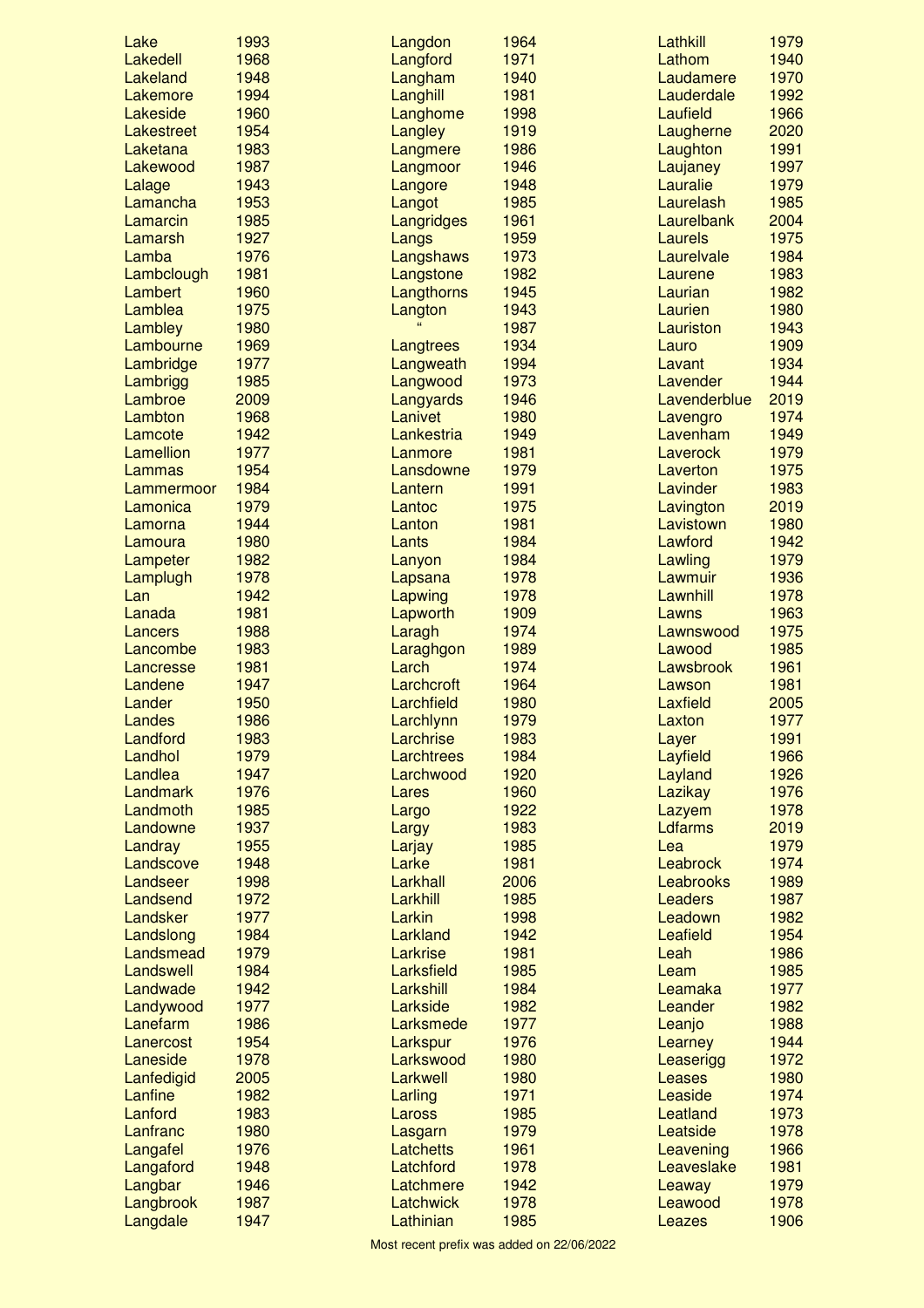| Name | Year |
|---|---|
| Lake | 1993 |
| Lakedell | 1968 |
| Lakeland | 1948 |
| Lakemore | 1994 |
| Lakeside | 1960 |
| Lakestreet | 1954 |
| Laketana | 1983 |
| Lakewood | 1987 |
| Lalage | 1943 |
| Lamancha | 1953 |
| Lamarcin | 1985 |
| Lamarsh | 1927 |
| Lamba | 1976 |
| Lambclough | 1981 |
| Lambert | 1960 |
| Lamblea | 1975 |
| Lambley | 1980 |
| Lambourne | 1969 |
| Lambridge | 1977 |
| Lambrigg | 1985 |
| Lambroe | 2009 |
| Lambton | 1968 |
| Lamcote | 1942 |
| Lamellion | 1977 |
| Lammas | 1954 |
| Lammermoor | 1984 |
| Lamonica | 1979 |
| Lamorna | 1944 |
| Lamoura | 1980 |
| Lampeter | 1982 |
| Lamplugh | 1978 |
| Lan | 1942 |
| Lanada | 1981 |
| Lancers | 1988 |
| Lancombe | 1983 |
| Lancresse | 1981 |
| Landene | 1947 |
| Lander | 1950 |
| Landes | 1986 |
| Landford | 1983 |
| Landhol | 1979 |
| Landlea | 1947 |
| Landmark | 1976 |
| Landmoth | 1985 |
| Landowne | 1937 |
| Landray | 1955 |
| Landscove | 1948 |
| Landseer | 1998 |
| Landsend | 1972 |
| Landsker | 1977 |
| Landslong | 1984 |
| Landsmead | 1979 |
| Landswell | 1984 |
| Landwade | 1942 |
| Landywood | 1977 |
| Lanefarm | 1986 |
| Lanercost | 1954 |
| Laneside | 1978 |
| Lanfedigid | 2005 |
| Lanfine | 1982 |
| Lanford | 1983 |
| Lanfranc | 1980 |
| Langafel | 1976 |
| Langaford | 1948 |
| Langbar | 1946 |
| Langbrook | 1987 |
| Langdale | 1947 |
| Langdon | 1964 |
| Langford | 1971 |
| Langham | 1940 |
| Langhill | 1981 |
| Langhome | 1998 |
| Langley | 1919 |
| Langmere | 1986 |
| Langmoor | 1946 |
| Langore | 1948 |
| Langot | 1985 |
| Langridges | 1961 |
| Langs | 1959 |
| Langshaws | 1973 |
| Langstone | 1982 |
| Langthorns | 1945 |
| Langton | 1943 |
| " | 1987 |
| Langtrees | 1934 |
| Langweath | 1994 |
| Langwood | 1973 |
| Langyards | 1946 |
| Lanivet | 1980 |
| Lankestria | 1949 |
| Lanmore | 1981 |
| Lansdowne | 1979 |
| Lantern | 1991 |
| Lantoc | 1975 |
| Lanton | 1981 |
| Lants | 1984 |
| Lanyon | 1984 |
| Lapsana | 1978 |
| Lapwing | 1978 |
| Lapworth | 1909 |
| Laragh | 1974 |
| Laraghgon | 1989 |
| Larch | 1974 |
| Larchcroft | 1964 |
| Larchfield | 1980 |
| Larchlynn | 1979 |
| Larchrise | 1983 |
| Larchtrees | 1984 |
| Larchwood | 1920 |
| Lares | 1960 |
| Largo | 1922 |
| Largy | 1983 |
| Larjay | 1985 |
| Larke | 1981 |
| Larkhall | 2006 |
| Larkhill | 1985 |
| Larkin | 1998 |
| Larkland | 1942 |
| Larkrise | 1981 |
| Larksfield | 1985 |
| Larkshill | 1984 |
| Larkside | 1982 |
| Larksmede | 1977 |
| Larkspur | 1976 |
| Larkswood | 1980 |
| Larkwell | 1980 |
| Larling | 1971 |
| Laross | 1985 |
| Lasgarn | 1979 |
| Latchetts | 1961 |
| Latchford | 1978 |
| Latchmere | 1942 |
| Latchwick | 1978 |
| Lathinian | 1985 |
| Lathkill | 1979 |
| Lathom | 1940 |
| Laudamere | 1970 |
| Lauderdale | 1992 |
| Laufield | 1966 |
| Laugherne | 2020 |
| Laughton | 1991 |
| Laujaney | 1997 |
| Lauralie | 1979 |
| Laurelash | 1985 |
| Laurelbank | 2004 |
| Laurels | 1975 |
| Laurelvale | 1984 |
| Laurene | 1983 |
| Laurian | 1982 |
| Laurien | 1980 |
| Lauriston | 1943 |
| Lauro | 1909 |
| Lavant | 1934 |
| Lavender | 1944 |
| Lavenderblue | 2019 |
| Lavengro | 1974 |
| Lavenham | 1949 |
| Laverock | 1979 |
| Laverton | 1975 |
| Lavinder | 1983 |
| Lavington | 2019 |
| Lavistown | 1980 |
| Lawford | 1942 |
| Lawling | 1979 |
| Lawmuir | 1936 |
| Lawnhill | 1978 |
| Lawns | 1963 |
| Lawnswood | 1975 |
| Lawood | 1985 |
| Lawsbrook | 1961 |
| Lawson | 1981 |
| Laxfield | 2005 |
| Laxton | 1977 |
| Layer | 1991 |
| Layfield | 1966 |
| Layland | 1926 |
| Lazikay | 1976 |
| Lazyem | 1978 |
| Ldfarms | 2019 |
| Lea | 1979 |
| Leabrock | 1974 |
| Leabrooks | 1989 |
| Leaders | 1987 |
| Leadown | 1982 |
| Leafield | 1954 |
| Leah | 1986 |
| Leam | 1985 |
| Leamaka | 1977 |
| Leander | 1982 |
| Leanjo | 1988 |
| Learney | 1944 |
| Leaserigg | 1972 |
| Leases | 1980 |
| Leaside | 1974 |
| Leatland | 1973 |
| Leatside | 1978 |
| Leavening | 1966 |
| Leaveslake | 1981 |
| Leaway | 1979 |
| Leawood | 1978 |
| Leazes | 1906 |

Most recent prefix was added on 22/06/2022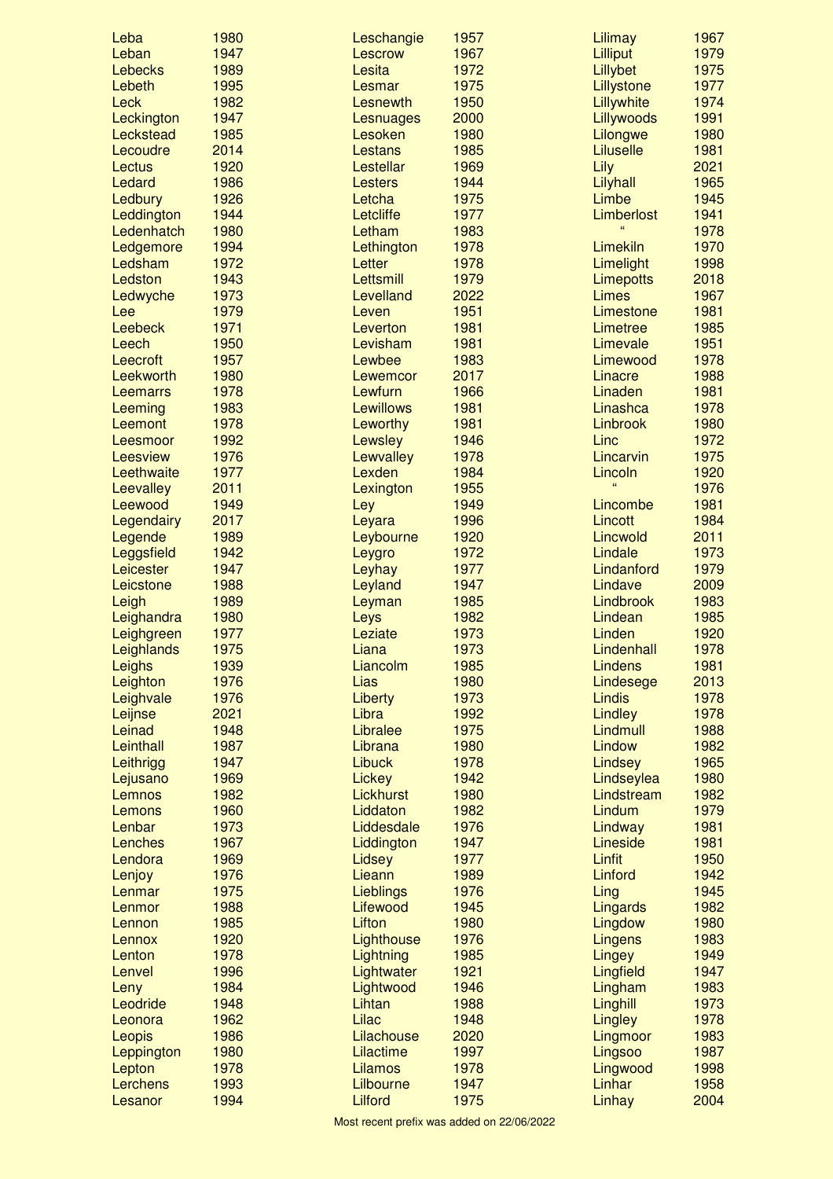| Prefix | Year |
|---|---|
| Leba | 1980 |
| Leban | 1947 |
| Lebecks | 1989 |
| Lebeth | 1995 |
| Leck | 1982 |
| Leckington | 1947 |
| Leckstead | 1985 |
| Lecoudre | 2014 |
| Lectus | 1920 |
| Ledard | 1986 |
| Ledbury | 1926 |
| Leddington | 1944 |
| Ledenhatch | 1980 |
| Ledgemore | 1994 |
| Ledsham | 1972 |
| Ledston | 1943 |
| Ledwyche | 1973 |
| Lee | 1979 |
| Leebeck | 1971 |
| Leech | 1950 |
| Leecroft | 1957 |
| Leekworth | 1980 |
| Leemarrs | 1978 |
| Leeming | 1983 |
| Leemont | 1978 |
| Leesmoor | 1992 |
| Leesview | 1976 |
| Leethwaite | 1977 |
| Leevalley | 2011 |
| Leewood | 1949 |
| Legendairy | 2017 |
| Legende | 1989 |
| Leggsfield | 1942 |
| Leicester | 1947 |
| Leicstone | 1988 |
| Leigh | 1989 |
| Leighandra | 1980 |
| Leighgreen | 1977 |
| Leighlands | 1975 |
| Leighs | 1939 |
| Leighton | 1976 |
| Leighvale | 1976 |
| Leijnse | 2021 |
| Leinad | 1948 |
| Leinthall | 1987 |
| Leithrigg | 1947 |
| Lejusano | 1969 |
| Lemnos | 1982 |
| Lemons | 1960 |
| Lenbar | 1973 |
| Lenches | 1967 |
| Lendora | 1969 |
| Lenjoy | 1976 |
| Lenmar | 1975 |
| Lenmor | 1988 |
| Lennon | 1985 |
| Lennox | 1920 |
| Lenton | 1978 |
| Lenvel | 1996 |
| Leny | 1984 |
| Leodride | 1948 |
| Leonora | 1962 |
| Leopis | 1986 |
| Leppington | 1980 |
| Lepton | 1978 |
| Lerchens | 1993 |
| Lesanor | 1994 |
| Leschangie | 1957 |
| Lescrow | 1967 |
| Lesita | 1972 |
| Lesmar | 1975 |
| Lesnewth | 1950 |
| Lesnuages | 2000 |
| Lesoken | 1980 |
| Lestans | 1985 |
| Lestellar | 1969 |
| Lesters | 1944 |
| Letcha | 1975 |
| Letcliffe | 1977 |
| Letham | 1983 |
| Lethington | 1978 |
| Letter | 1978 |
| Lettsmill | 1979 |
| Levelland | 2022 |
| Leven | 1951 |
| Leverton | 1981 |
| Levisham | 1981 |
| Lewbee | 1983 |
| Lewemcor | 2017 |
| Lewfurn | 1966 |
| Lewillows | 1981 |
| Leworthy | 1981 |
| Lewsley | 1946 |
| Lewvalley | 1978 |
| Lexden | 1984 |
| Lexington | 1955 |
| Ley | 1949 |
| Leyara | 1996 |
| Leybourne | 1920 |
| Leygro | 1972 |
| Leyhay | 1977 |
| Leyland | 1947 |
| Leyman | 1985 |
| Leys | 1982 |
| Leziate | 1973 |
| Liana | 1973 |
| Liancolm | 1985 |
| Lias | 1980 |
| Liberty | 1973 |
| Libra | 1992 |
| Libralee | 1975 |
| Librana | 1980 |
| Libuck | 1978 |
| Lickey | 1942 |
| Lickhurst | 1980 |
| Liddaton | 1982 |
| Liddesdale | 1976 |
| Liddington | 1947 |
| Lidsey | 1977 |
| Lieann | 1989 |
| Lieblings | 1976 |
| Lifewood | 1945 |
| Lifton | 1980 |
| Lighthouse | 1976 |
| Lightning | 1985 |
| Lightwater | 1921 |
| Lightwood | 1946 |
| Lihtan | 1988 |
| Lilac | 1948 |
| Lilachouse | 2020 |
| Lilactime | 1997 |
| Lilamos | 1978 |
| Lilbourne | 1947 |
| Lilford | 1975 |
| Lilimay | 1967 |
| Lilliput | 1979 |
| Lillybet | 1975 |
| Lillystone | 1977 |
| Lillywhite | 1974 |
| Lillywoods | 1991 |
| Lilongwe | 1980 |
| Liluselle | 1981 |
| Lily | 2021 |
| Lilyhall | 1965 |
| Limbe | 1945 |
| Limberlost | 1941 |
| " | 1978 |
| Limekiln | 1970 |
| Limelight | 1998 |
| Limepotts | 2018 |
| Limes | 1967 |
| Limestone | 1981 |
| Limetree | 1985 |
| Limevale | 1951 |
| Limewood | 1978 |
| Linacre | 1988 |
| Linaden | 1981 |
| Linashca | 1978 |
| Linbrook | 1980 |
| Linc | 1972 |
| Lincarvin | 1975 |
| Lincoln | 1920 |
| " | 1976 |
| Lincombe | 1981 |
| Lincott | 1984 |
| Lincwold | 2011 |
| Lindale | 1973 |
| Lindanford | 1979 |
| Lindave | 2009 |
| Lindbrook | 1983 |
| Lindean | 1985 |
| Linden | 1920 |
| Lindenhall | 1978 |
| Lindens | 1981 |
| Lindesege | 2013 |
| Lindis | 1978 |
| Lindley | 1978 |
| Lindmull | 1988 |
| Lindow | 1982 |
| Lindsey | 1965 |
| Lindseylea | 1980 |
| Lindstream | 1982 |
| Lindum | 1979 |
| Lindway | 1981 |
| Lineside | 1981 |
| Linfit | 1950 |
| Linford | 1942 |
| Ling | 1945 |
| Lingards | 1982 |
| Lingdow | 1980 |
| Lingens | 1983 |
| Lingey | 1949 |
| Lingfield | 1947 |
| Lingham | 1983 |
| Linghill | 1973 |
| Lingley | 1978 |
| Lingmoor | 1983 |
| Lingsoo | 1987 |
| Lingwood | 1998 |
| Linhar | 1958 |
| Linhay | 2004 |

Most recent prefix was added on 22/06/2022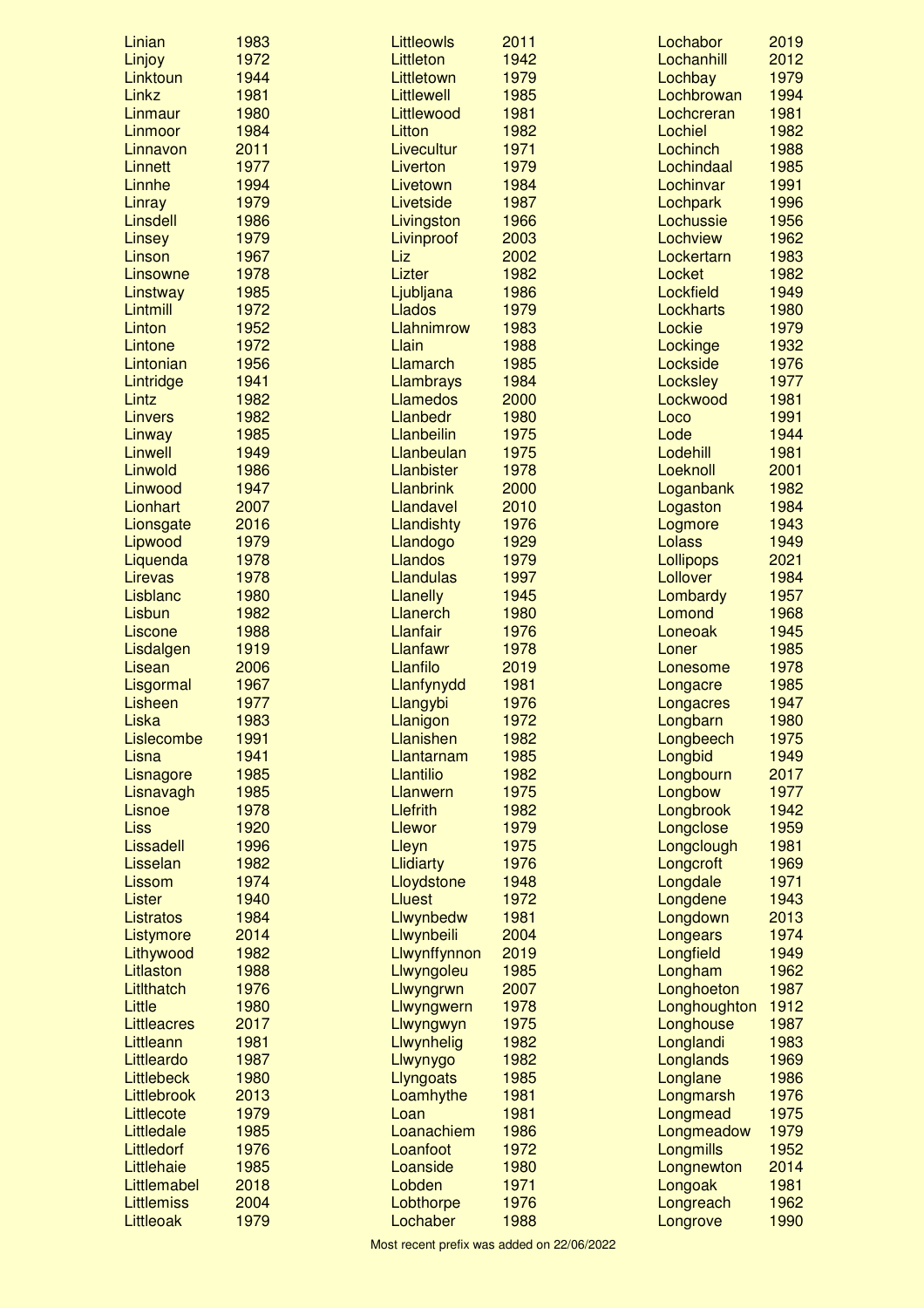| Name | Year |
|---|---|
| Linian | 1983 |
| Linjoy | 1972 |
| Linktoun | 1944 |
| Linkz | 1981 |
| Linmaur | 1980 |
| Linmoor | 1984 |
| Linnavon | 2011 |
| Linnett | 1977 |
| Linnhe | 1994 |
| Linray | 1979 |
| Linsdell | 1986 |
| Linsey | 1979 |
| Linson | 1967 |
| Linsowne | 1978 |
| Linstway | 1985 |
| Lintmill | 1972 |
| Linton | 1952 |
| Lintone | 1972 |
| Lintonian | 1956 |
| Lintridge | 1941 |
| Lintz | 1982 |
| Linvers | 1982 |
| Linway | 1985 |
| Linwell | 1949 |
| Linwold | 1986 |
| Linwood | 1947 |
| Lionhart | 2007 |
| Lionsgate | 2016 |
| Lipwood | 1979 |
| Liquenda | 1978 |
| Lirevas | 1978 |
| Lisblanc | 1980 |
| Lisbun | 1982 |
| Liscone | 1988 |
| Lisdalgen | 1919 |
| Lisean | 2006 |
| Lisgormal | 1967 |
| Lisheen | 1977 |
| Liska | 1983 |
| Lislecombe | 1991 |
| Lisna | 1941 |
| Lisnagore | 1985 |
| Lisnavagh | 1985 |
| Lisnoe | 1978 |
| Liss | 1920 |
| Lissadell | 1996 |
| Lisselan | 1982 |
| Lissom | 1974 |
| Lister | 1940 |
| Listratos | 1984 |
| Listymore | 2014 |
| Lithywood | 1982 |
| Litlaston | 1988 |
| Litlthatch | 1976 |
| Little | 1980 |
| Littleacres | 2017 |
| Littleann | 1981 |
| Littleardo | 1987 |
| Littlebeck | 1980 |
| Littlebrook | 2013 |
| Littlecote | 1979 |
| Littledale | 1985 |
| Littledorf | 1976 |
| Littlehaie | 1985 |
| Littlemabel | 2018 |
| Littlemiss | 2004 |
| Littleoak | 1979 |
| Littleowls | 2011 |
| Littleton | 1942 |
| Littletown | 1979 |
| Littlewell | 1985 |
| Littlewood | 1981 |
| Litton | 1982 |
| Livecultur | 1971 |
| Liverton | 1979 |
| Livetown | 1984 |
| Livetside | 1987 |
| Livingston | 1966 |
| Livinproof | 2003 |
| Liz | 2002 |
| Lizter | 1982 |
| Ljubljana | 1986 |
| Llados | 1979 |
| Llahnimrow | 1983 |
| Llain | 1988 |
| Llamarch | 1985 |
| Llambrays | 1984 |
| Llamedos | 2000 |
| Llanbedr | 1980 |
| Llanbeilin | 1975 |
| Llanbeulan | 1975 |
| Llanbister | 1978 |
| Llanbrink | 2000 |
| Llandavel | 2010 |
| Llandishty | 1976 |
| Llandogo | 1929 |
| Llandos | 1979 |
| Llandulas | 1997 |
| Llanelly | 1945 |
| Llanerch | 1980 |
| Llanfair | 1976 |
| Llanfawr | 1978 |
| Llanfilo | 2019 |
| Llanfynydd | 1981 |
| Llangybi | 1976 |
| Llanigon | 1972 |
| Llanishen | 1982 |
| Llantarnam | 1985 |
| Llantilio | 1982 |
| Llanwern | 1975 |
| Llefrith | 1982 |
| Llewor | 1979 |
| Lleyn | 1975 |
| Llidiarty | 1976 |
| Lloydstone | 1948 |
| Lluest | 1972 |
| Llwynbedw | 1981 |
| Llwynbeili | 2004 |
| Llwynffynnon | 2019 |
| Llwyngoleu | 1985 |
| Llwyngrwn | 2007 |
| Llwyngwern | 1978 |
| Llwyngwyn | 1975 |
| Llwynhelig | 1982 |
| Llwynygo | 1982 |
| Llyngoats | 1985 |
| Loamhythe | 1981 |
| Loan | 1981 |
| Loanachiem | 1986 |
| Loanfoot | 1972 |
| Loanside | 1980 |
| Lobden | 1971 |
| Lobthorpe | 1976 |
| Lochaber | 1988 |
| Lochabor | 2019 |
| Lochanhill | 2012 |
| Lochbay | 1979 |
| Lochbrowan | 1994 |
| Lochcreran | 1981 |
| Lochiel | 1982 |
| Lochinch | 1988 |
| Lochindaal | 1985 |
| Lochinvar | 1991 |
| Lochpark | 1996 |
| Lochussie | 1956 |
| Lochview | 1962 |
| Lockertarn | 1983 |
| Locket | 1982 |
| Lockfield | 1949 |
| Lockharts | 1980 |
| Lockie | 1979 |
| Lockinge | 1932 |
| Lockside | 1976 |
| Locksley | 1977 |
| Lockwood | 1981 |
| Loco | 1991 |
| Lode | 1944 |
| Lodehill | 1981 |
| Loeknoll | 2001 |
| Loganbank | 1982 |
| Logaston | 1984 |
| Logmore | 1943 |
| Lolass | 1949 |
| Lollipops | 2021 |
| Lollover | 1984 |
| Lombardy | 1957 |
| Lomond | 1968 |
| Loneoak | 1945 |
| Loner | 1985 |
| Lonesome | 1978 |
| Longacre | 1985 |
| Longacres | 1947 |
| Longbarn | 1980 |
| Longbeech | 1975 |
| Longbid | 1949 |
| Longbourn | 2017 |
| Longbow | 1977 |
| Longbrook | 1942 |
| Longclose | 1959 |
| Longclough | 1981 |
| Longcroft | 1969 |
| Longdale | 1971 |
| Longdene | 1943 |
| Longdown | 2013 |
| Longears | 1974 |
| Longfield | 1949 |
| Longham | 1962 |
| Longhoeton | 1987 |
| Longhoughton | 1912 |
| Longhouse | 1987 |
| Longlandi | 1983 |
| Longlands | 1969 |
| Longlane | 1986 |
| Longmarsh | 1976 |
| Longmead | 1975 |
| Longmeadow | 1979 |
| Longmills | 1952 |
| Longnewton | 2014 |
| Longoak | 1981 |
| Longreach | 1962 |
| Longrove | 1990 |

Most recent prefix was added on 22/06/2022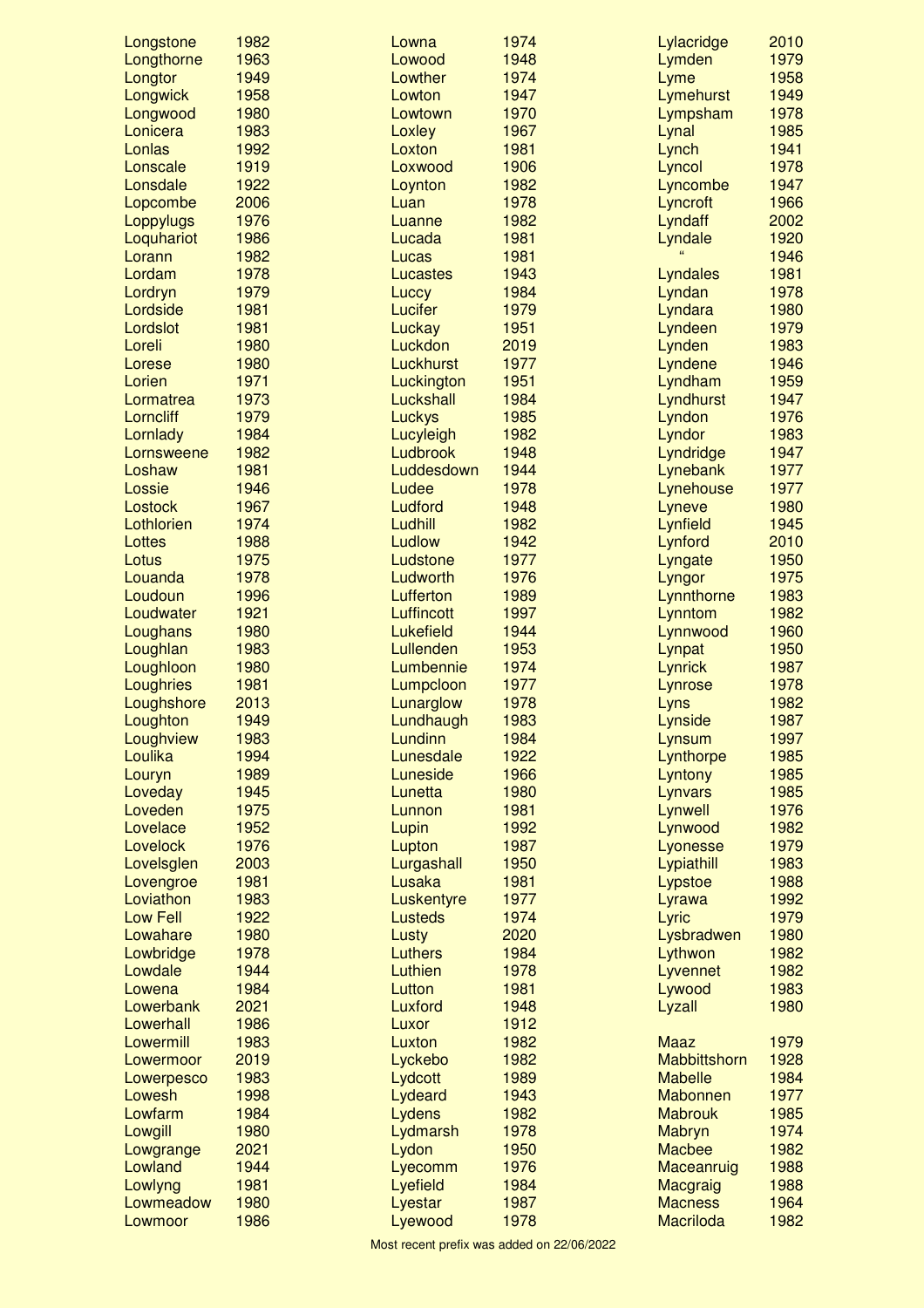| Name | Year |
|---|---|
| Longstone | 1982 |
| Longthorne | 1963 |
| Longtor | 1949 |
| Longwick | 1958 |
| Longwood | 1980 |
| Lonicera | 1983 |
| Lonlas | 1992 |
| Lonscale | 1919 |
| Lonsdale | 1922 |
| Lopcombe | 2006 |
| Loppylugs | 1976 |
| Loquhariot | 1986 |
| Lorann | 1982 |
| Lordam | 1978 |
| Lordryn | 1979 |
| Lordside | 1981 |
| Lordslot | 1981 |
| Loreli | 1980 |
| Lorese | 1980 |
| Lorien | 1971 |
| Lormatrea | 1973 |
| Lorncliff | 1979 |
| Lornlady | 1984 |
| Lornsweene | 1982 |
| Loshaw | 1981 |
| Lossie | 1946 |
| Lostock | 1967 |
| Lothlorien | 1974 |
| Lottes | 1988 |
| Lotus | 1975 |
| Louanda | 1978 |
| Loudoun | 1996 |
| Loudwater | 1921 |
| Loughans | 1980 |
| Loughlan | 1983 |
| Loughloon | 1980 |
| Loughries | 1981 |
| Loughshore | 2013 |
| Loughton | 1949 |
| Loughview | 1983 |
| Loulika | 1994 |
| Louryn | 1989 |
| Loveday | 1945 |
| Loveden | 1975 |
| Lovelace | 1952 |
| Lovelock | 1976 |
| Lovelsglen | 2003 |
| Lovengroe | 1981 |
| Loviathon | 1983 |
| Low Fell | 1922 |
| Lowahare | 1980 |
| Lowbridge | 1978 |
| Lowdale | 1944 |
| Lowena | 1984 |
| Lowerbank | 2021 |
| Lowerhall | 1986 |
| Lowermill | 1983 |
| Lowermoor | 2019 |
| Lowerpesco | 1983 |
| Lowesh | 1998 |
| Lowfarm | 1984 |
| Lowgill | 1980 |
| Lowgrange | 2021 |
| Lowland | 1944 |
| Lowlyng | 1981 |
| Lowmeadow | 1980 |
| Lowmoor | 1986 |
| Lowna | 1974 |
| Lowood | 1948 |
| Lowther | 1974 |
| Lowton | 1947 |
| Lowtown | 1970 |
| Loxley | 1967 |
| Loxton | 1981 |
| Loxwood | 1906 |
| Loynton | 1982 |
| Luan | 1978 |
| Luanne | 1982 |
| Lucada | 1981 |
| Lucas | 1981 |
| Lucastes | 1943 |
| Luccy | 1984 |
| Lucifer | 1979 |
| Luckay | 1951 |
| Luckdon | 2019 |
| Luckhurst | 1977 |
| Luckington | 1951 |
| Luckshall | 1984 |
| Luckys | 1985 |
| Lucyleigh | 1982 |
| Ludbrook | 1948 |
| Luddesdown | 1944 |
| Ludee | 1978 |
| Ludford | 1948 |
| Ludhill | 1982 |
| Ludlow | 1942 |
| Ludstone | 1977 |
| Ludworth | 1976 |
| Lufferton | 1989 |
| Luffincott | 1997 |
| Lukefield | 1944 |
| Lullenden | 1953 |
| Lumbennie | 1974 |
| Lumpcloon | 1977 |
| Lunarglow | 1978 |
| Lundhaugh | 1983 |
| Lundinn | 1984 |
| Lunesdale | 1922 |
| Luneside | 1966 |
| Lunetta | 1980 |
| Lunnon | 1981 |
| Lupin | 1992 |
| Lupton | 1987 |
| Lurgashall | 1950 |
| Lusaka | 1981 |
| Luskentyre | 1977 |
| Lusteds | 1974 |
| Lusty | 2020 |
| Luthers | 1984 |
| Luthien | 1978 |
| Lutton | 1981 |
| Luxford | 1948 |
| Luxor | 1912 |
| Luxton | 1982 |
| Lyckebo | 1982 |
| Lydcott | 1989 |
| Lydeard | 1943 |
| Lydens | 1982 |
| Lydmarsh | 1978 |
| Lydon | 1950 |
| Lyecomm | 1976 |
| Lyefield | 1984 |
| Lyestar | 1987 |
| Lyewood | 1978 |
| Lylacridge | 2010 |
| Lymden | 1979 |
| Lyme | 1958 |
| Lymehurst | 1949 |
| Lympsham | 1978 |
| Lynal | 1985 |
| Lynch | 1941 |
| Lyncol | 1978 |
| Lyncombe | 1947 |
| Lyncroft | 1966 |
| Lyndaff | 2002 |
| Lyndale | 1920 |
| " | 1946 |
| Lyndales | 1981 |
| Lyndan | 1978 |
| Lyndara | 1980 |
| Lyndeen | 1979 |
| Lynden | 1983 |
| Lyndene | 1946 |
| Lyndham | 1959 |
| Lyndhurst | 1947 |
| Lyndon | 1976 |
| Lyndor | 1983 |
| Lyndridge | 1947 |
| Lynebank | 1977 |
| Lynehouse | 1977 |
| Lyneve | 1980 |
| Lynfield | 1945 |
| Lynford | 2010 |
| Lyngate | 1950 |
| Lyngor | 1975 |
| Lynnthorne | 1983 |
| Lynntom | 1982 |
| Lynnwood | 1960 |
| Lynpat | 1950 |
| Lynrick | 1987 |
| Lynrose | 1978 |
| Lyns | 1982 |
| Lynside | 1987 |
| Lynsum | 1997 |
| Lynthorpe | 1985 |
| Lyntony | 1985 |
| Lynvars | 1985 |
| Lynwell | 1976 |
| Lynwood | 1982 |
| Lyonesse | 1979 |
| Lypiathill | 1983 |
| Lypstoe | 1988 |
| Lyrawa | 1992 |
| Lyric | 1979 |
| Lysbradwen | 1980 |
| Lythwon | 1982 |
| Lyvennet | 1982 |
| Lywood | 1983 |
| Lyzall | 1980 |
| Maaz | 1979 |
| Mabbittshorn | 1928 |
| Mabelle | 1984 |
| Mabonnen | 1977 |
| Mabrouk | 1985 |
| Mabryn | 1974 |
| Macbee | 1982 |
| Maceanruig | 1988 |
| Macgraig | 1988 |
| Macness | 1964 |
| Macriloda | 1982 |

Most recent prefix was added on 22/06/2022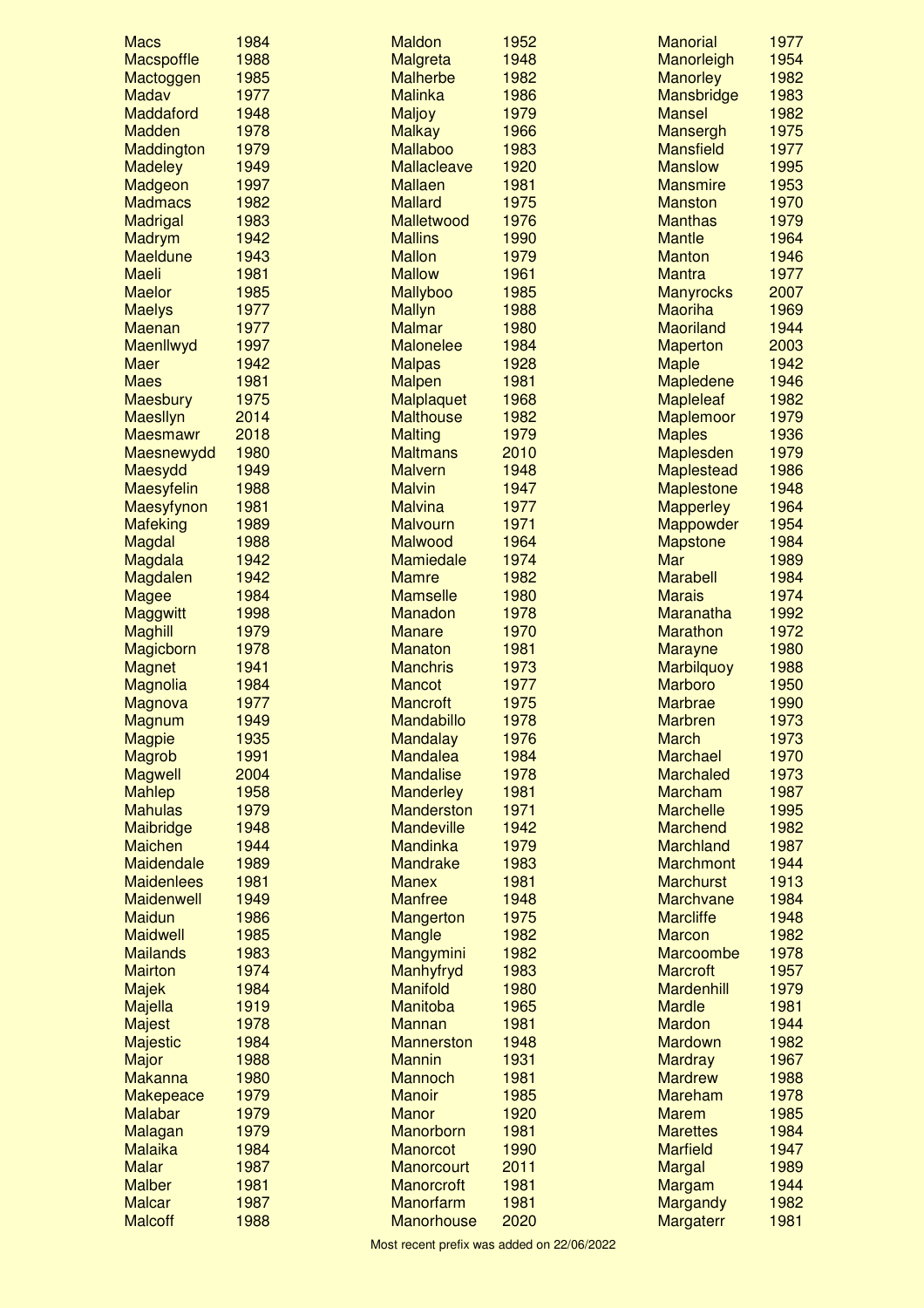| Prefix | Year |
|---|---|
| Macs | 1984 |
| Macspoffle | 1988 |
| Mactoggen | 1985 |
| Madav | 1977 |
| Maddaford | 1948 |
| Madden | 1978 |
| Maddington | 1979 |
| Madeley | 1949 |
| Madgeon | 1997 |
| Madmacs | 1982 |
| Madrigal | 1983 |
| Madrym | 1942 |
| Maeldune | 1943 |
| Maeli | 1981 |
| Maelor | 1985 |
| Maelys | 1977 |
| Maenan | 1977 |
| Maenllwyd | 1997 |
| Maer | 1942 |
| Maes | 1981 |
| Maesbury | 1975 |
| Maesllyn | 2014 |
| Maesmawr | 2018 |
| Maesnewydd | 1980 |
| Maesydd | 1949 |
| Maesyfelin | 1988 |
| Maesyfynon | 1981 |
| Mafeking | 1989 |
| Magdal | 1988 |
| Magdala | 1942 |
| Magdalen | 1942 |
| Magee | 1984 |
| Maggwitt | 1998 |
| Maghill | 1979 |
| Magicborn | 1978 |
| Magnet | 1941 |
| Magnolia | 1984 |
| Magnova | 1977 |
| Magnum | 1949 |
| Magpie | 1935 |
| Magrob | 1991 |
| Magwell | 2004 |
| Mahlep | 1958 |
| Mahulas | 1979 |
| Maibridge | 1948 |
| Maichen | 1944 |
| Maidendale | 1989 |
| Maidenlees | 1981 |
| Maidenwell | 1949 |
| Maidun | 1986 |
| Maidwell | 1985 |
| Mailands | 1983 |
| Mairton | 1974 |
| Majek | 1984 |
| Majella | 1919 |
| Majest | 1978 |
| Majestic | 1984 |
| Major | 1988 |
| Makanna | 1980 |
| Makepeace | 1979 |
| Malabar | 1979 |
| Malagan | 1979 |
| Malaika | 1984 |
| Malar | 1987 |
| Malber | 1981 |
| Malcar | 1987 |
| Malcoff | 1988 |
| Maldon | 1952 |
| Malgreta | 1948 |
| Malherbe | 1982 |
| Malinka | 1986 |
| Maljoy | 1979 |
| Malkay | 1966 |
| Mallaboo | 1983 |
| Mallacleave | 1920 |
| Mallaen | 1981 |
| Mallard | 1975 |
| Malletwood | 1976 |
| Mallins | 1990 |
| Mallon | 1979 |
| Mallow | 1961 |
| Mallyboo | 1985 |
| Mallyn | 1988 |
| Malmar | 1980 |
| Malonelee | 1984 |
| Malpas | 1928 |
| Malpen | 1981 |
| Malplaquet | 1968 |
| Malthouse | 1982 |
| Malting | 1979 |
| Maltmans | 2010 |
| Malvern | 1948 |
| Malvin | 1947 |
| Malvina | 1977 |
| Malvourn | 1971 |
| Malwood | 1964 |
| Mamiedale | 1974 |
| Mamre | 1982 |
| Mamselle | 1980 |
| Manadon | 1978 |
| Manare | 1970 |
| Manaton | 1981 |
| Manchris | 1973 |
| Mancot | 1977 |
| Mancroft | 1975 |
| Mandabillo | 1978 |
| Mandalay | 1976 |
| Mandalea | 1984 |
| Mandalise | 1978 |
| Manderley | 1981 |
| Manderston | 1971 |
| Mandeville | 1942 |
| Mandinka | 1979 |
| Mandrake | 1983 |
| Manex | 1981 |
| Manfree | 1948 |
| Mangerton | 1975 |
| Mangle | 1982 |
| Mangymini | 1982 |
| Manhyfryd | 1983 |
| Manifold | 1980 |
| Manitoba | 1965 |
| Mannan | 1981 |
| Mannerston | 1948 |
| Mannin | 1931 |
| Mannoch | 1981 |
| Manoir | 1985 |
| Manor | 1920 |
| Manorborn | 1981 |
| Manorcot | 1990 |
| Manorcourt | 2011 |
| Manorcroft | 1981 |
| Manorfarm | 1981 |
| Manorhouse | 2020 |
| Manorial | 1977 |
| Manorleigh | 1954 |
| Manorley | 1982 |
| Mansbridge | 1983 |
| Mansel | 1982 |
| Mansergh | 1975 |
| Mansfield | 1977 |
| Manslow | 1995 |
| Mansmire | 1953 |
| Manston | 1970 |
| Manthas | 1979 |
| Mantle | 1964 |
| Manton | 1946 |
| Mantra | 1977 |
| Manyrocks | 2007 |
| Maoriha | 1969 |
| Maoriland | 1944 |
| Maperton | 2003 |
| Maple | 1942 |
| Mapledene | 1946 |
| Mapleleaf | 1982 |
| Maplemoor | 1979 |
| Maples | 1936 |
| Maplesden | 1979 |
| Maplestead | 1986 |
| Maplestone | 1948 |
| Mapperley | 1964 |
| Mappowder | 1954 |
| Mapstone | 1984 |
| Mar | 1989 |
| Marabell | 1984 |
| Marais | 1974 |
| Maranatha | 1992 |
| Marathon | 1972 |
| Marayne | 1980 |
| Marbilquoy | 1988 |
| Marboro | 1950 |
| Marbrae | 1990 |
| Marbren | 1973 |
| March | 1973 |
| Marchael | 1970 |
| Marchaled | 1973 |
| Marcham | 1987 |
| Marchelle | 1995 |
| Marchend | 1982 |
| Marchland | 1987 |
| Marchmont | 1944 |
| Marchurst | 1913 |
| Marchvane | 1984 |
| Marcliffe | 1948 |
| Marcon | 1982 |
| Marcoombe | 1978 |
| Marcroft | 1957 |
| Mardenhill | 1979 |
| Mardle | 1981 |
| Mardon | 1944 |
| Mardown | 1982 |
| Mardray | 1967 |
| Mardrew | 1988 |
| Mareham | 1978 |
| Marem | 1985 |
| Marettes | 1984 |
| Marfield | 1947 |
| Margal | 1989 |
| Margam | 1944 |
| Margandy | 1982 |
| Margaterr | 1981 |

Most recent prefix was added on 22/06/2022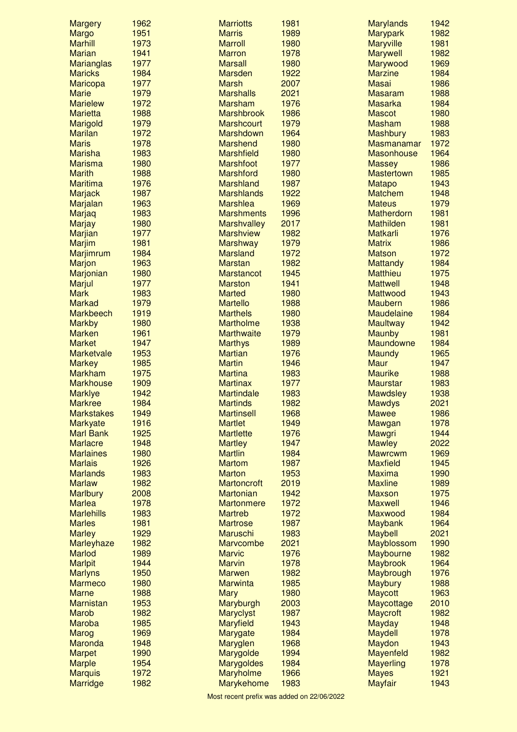| Name | Year |
|---|---|
| Margery | 1962 |
| Margo | 1951 |
| Marhill | 1973 |
| Marian | 1941 |
| Marianglas | 1977 |
| Maricks | 1984 |
| Maricopa | 1977 |
| Marie | 1979 |
| Marielew | 1972 |
| Marietta | 1988 |
| Marigold | 1979 |
| Marilan | 1972 |
| Maris | 1978 |
| Marisha | 1983 |
| Marisma | 1980 |
| Marith | 1988 |
| Maritima | 1976 |
| Marjack | 1987 |
| Marjalan | 1963 |
| Marjaq | 1983 |
| Marjay | 1980 |
| Marjian | 1977 |
| Marjim | 1981 |
| Marjimrum | 1984 |
| Marjon | 1963 |
| Marjonian | 1980 |
| Marjul | 1977 |
| Mark | 1983 |
| Markad | 1979 |
| Markbeech | 1919 |
| Markby | 1980 |
| Marken | 1961 |
| Market | 1947 |
| Marketvale | 1953 |
| Markey | 1985 |
| Markham | 1975 |
| Markhouse | 1909 |
| Marklye | 1942 |
| Markree | 1984 |
| Markstakes | 1949 |
| Markyate | 1916 |
| Marl Bank | 1925 |
| Marlacre | 1948 |
| Marlaines | 1980 |
| Marlais | 1926 |
| Marlands | 1983 |
| Marlaw | 1982 |
| Marlbury | 2008 |
| Marlea | 1978 |
| Marlehills | 1983 |
| Marles | 1981 |
| Marley | 1929 |
| Marleyhaze | 1982 |
| Marlod | 1989 |
| Marlpit | 1944 |
| Marlyns | 1950 |
| Marmeco | 1980 |
| Marne | 1988 |
| Marnistan | 1953 |
| Marob | 1982 |
| Maroba | 1985 |
| Marog | 1969 |
| Maronda | 1948 |
| Marpet | 1990 |
| Marple | 1954 |
| Marquis | 1972 |
| Marridge | 1982 |
| Marriotts | 1981 |
| Marris | 1989 |
| Marroll | 1980 |
| Marron | 1978 |
| Marsall | 1980 |
| Marsden | 1922 |
| Marsh | 2007 |
| Marshalls | 2021 |
| Marsham | 1976 |
| Marshbrook | 1986 |
| Marshcourt | 1979 |
| Marshdown | 1964 |
| Marshend | 1980 |
| Marshfield | 1980 |
| Marshfoot | 1977 |
| Marshford | 1980 |
| Marshland | 1987 |
| Marshlands | 1922 |
| Marshlea | 1969 |
| Marshments | 1996 |
| Marshvalley | 2017 |
| Marshview | 1982 |
| Marshway | 1979 |
| Marsland | 1972 |
| Marstan | 1982 |
| Marstancot | 1945 |
| Marston | 1941 |
| Marted | 1980 |
| Martello | 1988 |
| Marthels | 1980 |
| Martholme | 1938 |
| Marthwaite | 1979 |
| Marthys | 1989 |
| Martian | 1976 |
| Martin | 1946 |
| Martina | 1983 |
| Martinax | 1977 |
| Martindale | 1983 |
| Martinds | 1982 |
| Martinsell | 1968 |
| Martlet | 1949 |
| Martlette | 1976 |
| Martley | 1947 |
| Martlin | 1984 |
| Martom | 1987 |
| Marton | 1953 |
| Martoncroft | 2019 |
| Martonian | 1942 |
| Martonmere | 1972 |
| Martreb | 1972 |
| Martrose | 1987 |
| Maruschi | 1983 |
| Marvcombe | 2021 |
| Marvic | 1976 |
| Marvin | 1978 |
| Marwen | 1982 |
| Marwinta | 1985 |
| Mary | 1980 |
| Maryburgh | 2003 |
| Maryclyst | 1987 |
| Maryfield | 1943 |
| Marygate | 1984 |
| Maryglen | 1968 |
| Marygolde | 1994 |
| Marygoldes | 1984 |
| Maryholme | 1966 |
| Marykehome | 1983 |
| Marylands | 1942 |
| Marypark | 1982 |
| Maryville | 1981 |
| Marywell | 1982 |
| Marywood | 1969 |
| Marzine | 1984 |
| Masai | 1986 |
| Masaram | 1988 |
| Masarka | 1984 |
| Mascot | 1980 |
| Masham | 1988 |
| Mashbury | 1983 |
| Masmanamar | 1972 |
| Masonhouse | 1964 |
| Massey | 1986 |
| Mastertown | 1985 |
| Matapo | 1943 |
| Matchem | 1948 |
| Mateus | 1979 |
| Matherdorn | 1981 |
| Mathilden | 1981 |
| Matkarli | 1976 |
| Matrix | 1986 |
| Matson | 1972 |
| Mattandy | 1984 |
| Matthieu | 1975 |
| Mattwell | 1948 |
| Mattwood | 1943 |
| Maubern | 1986 |
| Maudelaine | 1984 |
| Maultway | 1942 |
| Maunby | 1981 |
| Maundowne | 1984 |
| Maundy | 1965 |
| Maur | 1947 |
| Maurike | 1988 |
| Maurstar | 1983 |
| Mawdsley | 1938 |
| Mawdys | 2021 |
| Mawee | 1986 |
| Mawgan | 1978 |
| Mawgri | 1944 |
| Mawley | 2022 |
| Mawrcwm | 1969 |
| Maxfield | 1945 |
| Maxima | 1990 |
| Maxline | 1989 |
| Maxson | 1975 |
| Maxwell | 1946 |
| Maxwood | 1984 |
| Maybank | 1964 |
| Maybell | 2021 |
| Mayblossom | 1990 |
| Maybourne | 1982 |
| Maybrook | 1964 |
| Maybrough | 1976 |
| Maybury | 1988 |
| Maycott | 1963 |
| Maycottage | 2010 |
| Maycroft | 1982 |
| Mayday | 1948 |
| Maydell | 1978 |
| Maydon | 1943 |
| Mayenfeld | 1982 |
| Mayerling | 1978 |
| Mayes | 1921 |
| Mayfair | 1943 |

Most recent prefix was added on 22/06/2022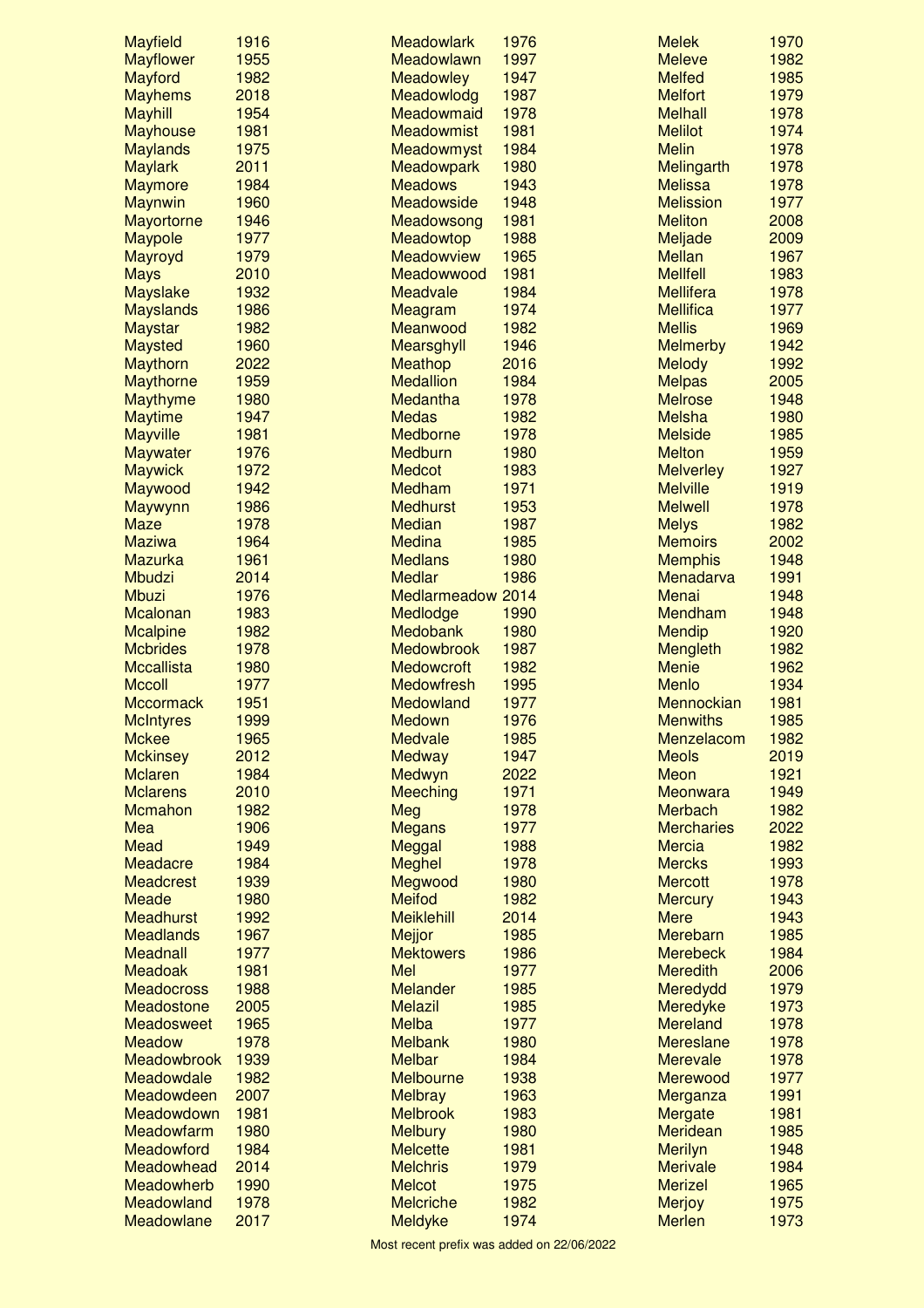| Prefix | Year |
|---|---|
| Mayfield | 1916 |
| Mayflower | 1955 |
| Mayford | 1982 |
| Mayhems | 2018 |
| Mayhill | 1954 |
| Mayhouse | 1981 |
| Maylands | 1975 |
| Maylark | 2011 |
| Maymore | 1984 |
| Maynwin | 1960 |
| Mayortorne | 1946 |
| Maypole | 1977 |
| Mayroyd | 1979 |
| Mays | 2010 |
| Mayslake | 1932 |
| Mayslands | 1986 |
| Maystar | 1982 |
| Maysted | 1960 |
| Maythorn | 2022 |
| Maythorne | 1959 |
| Maythyme | 1980 |
| Maytime | 1947 |
| Mayville | 1981 |
| Maywater | 1976 |
| Maywick | 1972 |
| Maywood | 1942 |
| Maywynn | 1986 |
| Maze | 1978 |
| Maziwa | 1964 |
| Mazurka | 1961 |
| Mbudzi | 2014 |
| Mbuzi | 1976 |
| Mcalonan | 1983 |
| Mcalpine | 1982 |
| Mcbrides | 1978 |
| Mccallista | 1980 |
| Mccoll | 1977 |
| Mccormack | 1951 |
| McIntyres | 1999 |
| Mckee | 1965 |
| Mckinsey | 2012 |
| Mclaren | 1984 |
| Mclarens | 2010 |
| Mcmahon | 1982 |
| Mea | 1906 |
| Mead | 1949 |
| Meadacre | 1984 |
| Meadcrest | 1939 |
| Meade | 1980 |
| Meadhurst | 1992 |
| Meadlands | 1967 |
| Meadnall | 1977 |
| Meadoak | 1981 |
| Meadocross | 1988 |
| Meadostone | 2005 |
| Meadosweet | 1965 |
| Meadow | 1978 |
| Meadowbrook | 1939 |
| Meadowdale | 1982 |
| Meadowdeen | 2007 |
| Meadowdown | 1981 |
| Meadowfarm | 1980 |
| Meadowford | 1984 |
| Meadowhead | 2014 |
| Meadowherb | 1990 |
| Meadowland | 1978 |
| Meadowlane | 2017 |
| Meadowlark | 1976 |
| Meadowlawn | 1997 |
| Meadowley | 1947 |
| Meadowlodg | 1987 |
| Meadowmaid | 1978 |
| Meadowmist | 1981 |
| Meadowmyst | 1984 |
| Meadowpark | 1980 |
| Meadows | 1943 |
| Meadowside | 1948 |
| Meadowsong | 1981 |
| Meadowtop | 1988 |
| Meadowview | 1965 |
| Meadowwood | 1981 |
| Meadvale | 1984 |
| Meagram | 1974 |
| Meanwood | 1982 |
| Mearsghyll | 1946 |
| Meathop | 2016 |
| Medallion | 1984 |
| Medantha | 1978 |
| Medas | 1982 |
| Medborne | 1978 |
| Medburn | 1980 |
| Medcot | 1983 |
| Medham | 1971 |
| Medhurst | 1953 |
| Median | 1987 |
| Medina | 1985 |
| Medlans | 1980 |
| Medlar | 1986 |
| Medlarmeadow | 2014 |
| Medlodge | 1990 |
| Medobank | 1980 |
| Medowbrook | 1987 |
| Medowcroft | 1982 |
| Medowfresh | 1995 |
| Medowland | 1977 |
| Medown | 1976 |
| Medvale | 1985 |
| Medway | 1947 |
| Medwyn | 2022 |
| Meeching | 1971 |
| Meg | 1978 |
| Megans | 1977 |
| Meggal | 1988 |
| Meghel | 1978 |
| Megwood | 1980 |
| Meifod | 1982 |
| Meiklehill | 2014 |
| Mejjor | 1985 |
| Mektowers | 1986 |
| Mel | 1977 |
| Melander | 1985 |
| Melazil | 1985 |
| Melba | 1977 |
| Melbank | 1980 |
| Melbar | 1984 |
| Melbourne | 1938 |
| Melbray | 1963 |
| Melbrook | 1983 |
| Melbury | 1980 |
| Melcette | 1981 |
| Melchris | 1979 |
| Melcot | 1975 |
| Melcriche | 1982 |
| Meldyke | 1974 |
| Melek | 1970 |
| Meleve | 1982 |
| Melfed | 1985 |
| Melfort | 1979 |
| Melhall | 1978 |
| Melilot | 1974 |
| Melin | 1978 |
| Melingarth | 1978 |
| Melissa | 1978 |
| Melission | 1977 |
| Meliton | 2008 |
| Meljade | 2009 |
| Mellan | 1967 |
| Mellfell | 1983 |
| Mellifera | 1978 |
| Mellifica | 1977 |
| Mellis | 1969 |
| Melmerby | 1942 |
| Melody | 1992 |
| Melpas | 2005 |
| Melrose | 1948 |
| Melsha | 1980 |
| Melside | 1985 |
| Melton | 1959 |
| Melverley | 1927 |
| Melville | 1919 |
| Melwell | 1978 |
| Melys | 1982 |
| Memoirs | 2002 |
| Memphis | 1948 |
| Menadarva | 1991 |
| Menai | 1948 |
| Mendham | 1948 |
| Mendip | 1920 |
| Mengleth | 1982 |
| Menie | 1962 |
| Menlo | 1934 |
| Mennockian | 1981 |
| Menwiths | 1985 |
| Menzelacom | 1982 |
| Meols | 2019 |
| Meon | 1921 |
| Meonwara | 1949 |
| Merbach | 1982 |
| Mercharies | 2022 |
| Mercia | 1982 |
| Mercks | 1993 |
| Mercott | 1978 |
| Mercury | 1943 |
| Mere | 1943 |
| Merebarn | 1985 |
| Merebeck | 1984 |
| Meredith | 2006 |
| Meredydd | 1979 |
| Meredyke | 1973 |
| Mereland | 1978 |
| Mereslane | 1978 |
| Merevale | 1978 |
| Merewood | 1977 |
| Merganza | 1991 |
| Mergate | 1981 |
| Meridean | 1985 |
| Merilyn | 1948 |
| Merivale | 1984 |
| Merizel | 1965 |
| Merjoy | 1975 |
| Merlen | 1973 |

Most recent prefix was added on 22/06/2022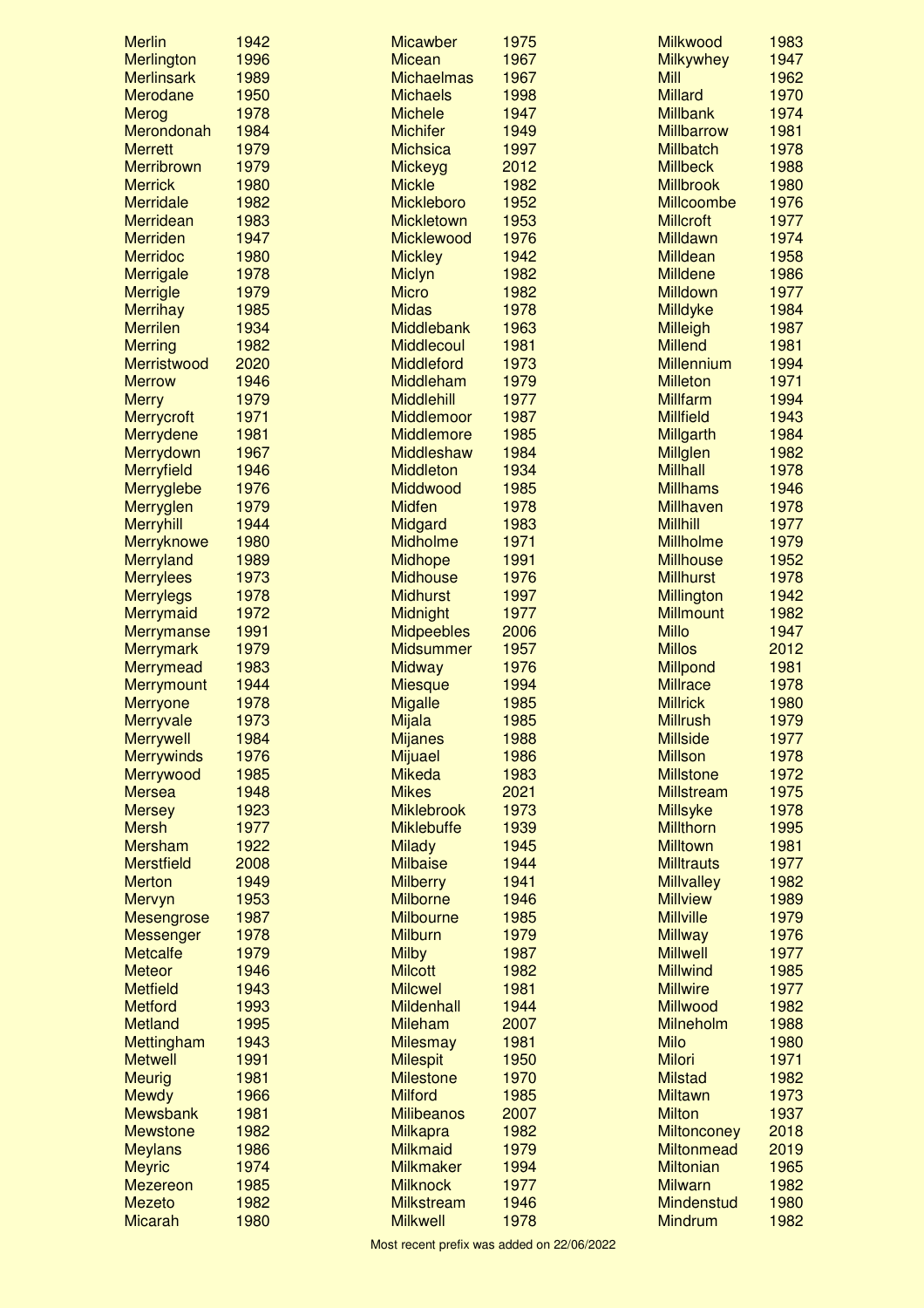| | | | | | |
|---|---|---|---|---|---|
| Merlin | 1942 | Micawber | 1975 | Milkwood | 1983 |
| Merlington | 1996 | Micean | 1967 | Milkywhey | 1947 |
| Merlinsark | 1989 | Michaelmas | 1967 | Mill | 1962 |
| Merodane | 1950 | Michaels | 1998 | Millard | 1970 |
| Merog | 1978 | Michele | 1947 | Millbank | 1974 |
| Merondonah | 1984 | Michifer | 1949 | Millbarrow | 1981 |
| Merrett | 1979 | Michsica | 1997 | Millbatch | 1978 |
| Merribrown | 1979 | Mickeyg | 2012 | Millbeck | 1988 |
| Merrick | 1980 | Mickle | 1982 | Millbrook | 1980 |
| Merridale | 1982 | Mickleboro | 1952 | Millcoombe | 1976 |
| Merridean | 1983 | Mickletown | 1953 | Millcroft | 1977 |
| Merriden | 1947 | Micklewood | 1976 | Milldawn | 1974 |
| Merridoc | 1980 | Mickley | 1942 | Milldean | 1958 |
| Merrigale | 1978 | Miclyn | 1982 | Milldene | 1986 |
| Merrigle | 1979 | Micro | 1982 | Milldown | 1977 |
| Merrihay | 1985 | Midas | 1978 | Milldyke | 1984 |
| Merrilen | 1934 | Middlebank | 1963 | Milleigh | 1987 |
| Merring | 1982 | Middlecoul | 1981 | Millend | 1981 |
| Merristwood | 2020 | Middleford | 1973 | Millennium | 1994 |
| Merrow | 1946 | Middleham | 1979 | Milleton | 1971 |
| Merry | 1979 | Middlehill | 1977 | Millfarm | 1994 |
| Merrycroft | 1971 | Middlemoor | 1987 | Millfield | 1943 |
| Merrydene | 1981 | Middlemore | 1985 | Millgarth | 1984 |
| Merrydown | 1967 | Middleshaw | 1984 | Millglen | 1982 |
| Merryfield | 1946 | Middleton | 1934 | Millhall | 1978 |
| Merryglebe | 1976 | Middwood | 1985 | Millhams | 1946 |
| Merryglen | 1979 | Midfen | 1978 | Millhaven | 1978 |
| Merryhill | 1944 | Midgard | 1983 | Millhill | 1977 |
| Merryknowe | 1980 | Midholme | 1971 | Millholme | 1979 |
| Merryland | 1989 | Midhope | 1991 | Millhouse | 1952 |
| Merrylees | 1973 | Midhouse | 1976 | Millhurst | 1978 |
| Merrylegs | 1978 | Midhurst | 1997 | Millington | 1942 |
| Merrymaid | 1972 | Midnight | 1977 | Millmount | 1982 |
| Merrymanse | 1991 | Midpeebles | 2006 | Millo | 1947 |
| Merrymark | 1979 | Midsummer | 1957 | Millos | 2012 |
| Merrymead | 1983 | Midway | 1976 | Millpond | 1981 |
| Merrymount | 1944 | Miesque | 1994 | Millrace | 1978 |
| Merryone | 1978 | Migalle | 1985 | Millrick | 1980 |
| Merryvale | 1973 | Mijala | 1985 | Millrush | 1979 |
| Merrywell | 1984 | Mijanes | 1988 | Millside | 1977 |
| Merrywinds | 1976 | Mijuael | 1986 | Millson | 1978 |
| Merrywood | 1985 | Mikeda | 1983 | Millstone | 1972 |
| Mersea | 1948 | Mikes | 2021 | Millstream | 1975 |
| Mersey | 1923 | Miklebrook | 1973 | Millsyke | 1978 |
| Mersh | 1977 | Miklebuffe | 1939 | Millthorn | 1995 |
| Mersham | 1922 | Milady | 1945 | Milltown | 1981 |
| Merstfield | 2008 | Milbaise | 1944 | Milltrauts | 1977 |
| Merton | 1949 | Milberry | 1941 | Millvalley | 1982 |
| Mervyn | 1953 | Milborne | 1946 | Millview | 1989 |
| Mesengrose | 1987 | Milbourne | 1985 | Millville | 1979 |
| Messenger | 1978 | Milburn | 1979 | Millway | 1976 |
| Metcalfe | 1979 | Milby | 1987 | Millwell | 1977 |
| Meteor | 1946 | Milcott | 1982 | Millwind | 1985 |
| Metfield | 1943 | Milcwel | 1981 | Millwire | 1977 |
| Metford | 1993 | Mildenhall | 1944 | Millwood | 1982 |
| Metland | 1995 | Mileham | 2007 | Milneholm | 1988 |
| Mettingham | 1943 | Milesmay | 1981 | Milo | 1980 |
| Metwell | 1991 | Milespit | 1950 | Milori | 1971 |
| Meurig | 1981 | Milestone | 1970 | Milstad | 1982 |
| Mewdy | 1966 | Milford | 1985 | Miltawn | 1973 |
| Mewsbank | 1981 | Milibeanos | 2007 | Milton | 1937 |
| Mewstone | 1982 | Milkapra | 1982 | Miltonconey | 2018 |
| Meylans | 1986 | Milkmaid | 1979 | Miltonmead | 2019 |
| Meyric | 1974 | Milkmaker | 1994 | Miltonian | 1965 |
| Mezereon | 1985 | Milknock | 1977 | Milwarn | 1982 |
| Mezeto | 1982 | Milkstream | 1946 | Mindenstud | 1980 |
| Micarah | 1980 | Milkwell | 1978 | Mindrum | 1982 |

Most recent prefix was added on 22/06/2022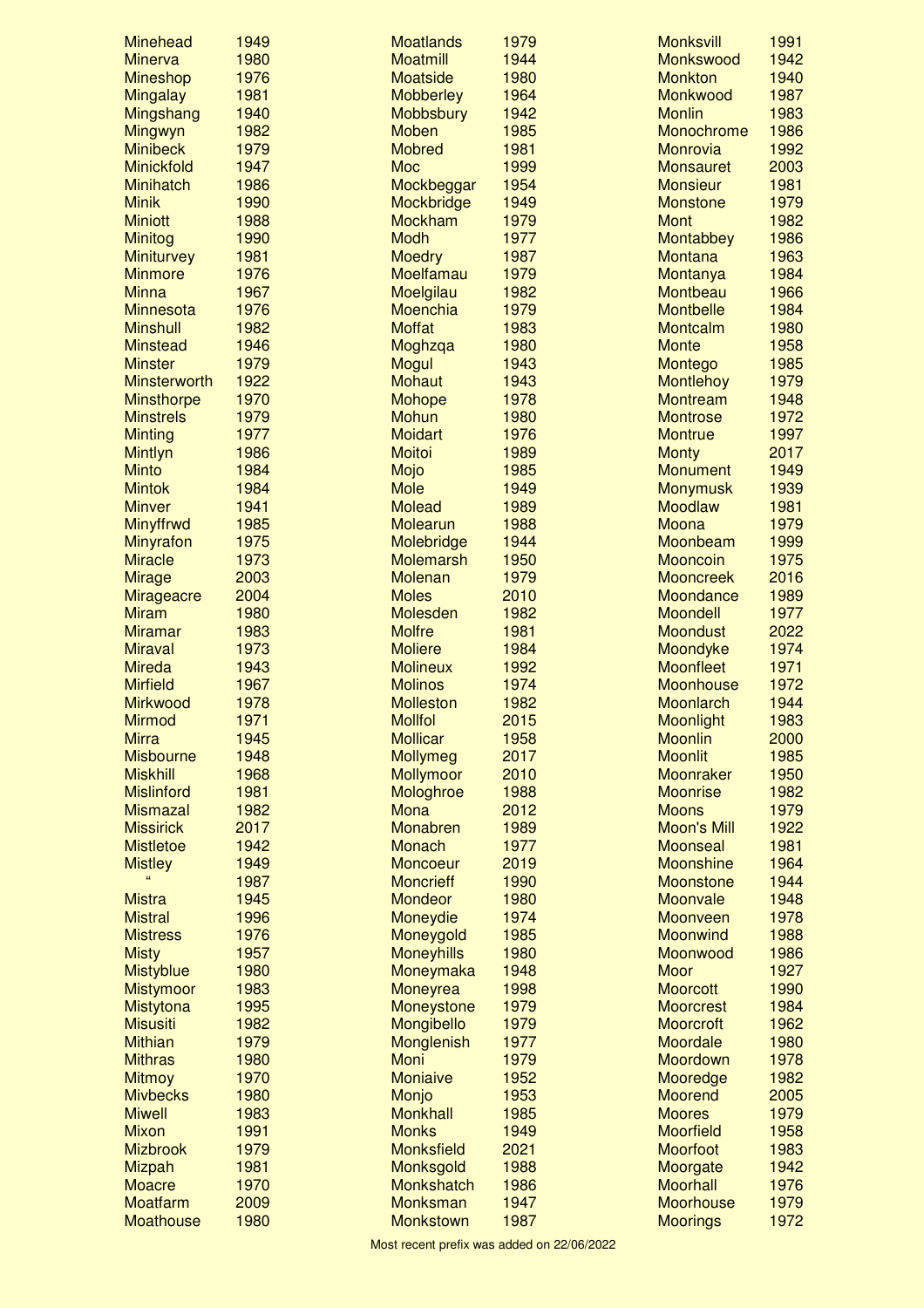| Name | Year |
|---|---|
| Minehead | 1949 |
| Minerva | 1980 |
| Mineshop | 1976 |
| Mingalay | 1981 |
| Mingshang | 1940 |
| Mingwyn | 1982 |
| Minibeck | 1979 |
| Minickfold | 1947 |
| Minihatch | 1986 |
| Minik | 1990 |
| Miniott | 1988 |
| Minitog | 1990 |
| Miniturvey | 1981 |
| Minmore | 1976 |
| Minna | 1967 |
| Minnesota | 1976 |
| Minshull | 1982 |
| Minstead | 1946 |
| Minster | 1979 |
| Minsterworth | 1922 |
| Minsthorpe | 1970 |
| Minstrels | 1979 |
| Minting | 1977 |
| Mintlyn | 1986 |
| Minto | 1984 |
| Mintok | 1984 |
| Minver | 1941 |
| Minyffrwd | 1985 |
| Minyrafon | 1975 |
| Miracle | 1973 |
| Mirage | 2003 |
| Mirageacre | 2004 |
| Miram | 1980 |
| Miramar | 1983 |
| Miraval | 1973 |
| Mireda | 1943 |
| Mirfield | 1967 |
| Mirkwood | 1978 |
| Mirmod | 1971 |
| Mirra | 1945 |
| Misbourne | 1948 |
| Miskhill | 1968 |
| Mislinford | 1981 |
| Mismazal | 1982 |
| Missirick | 2017 |
| Mistletoe | 1942 |
| Mistley | 1949 |
| " | 1987 |
| Mistra | 1945 |
| Mistral | 1996 |
| Mistress | 1976 |
| Misty | 1957 |
| Mistyblue | 1980 |
| Mistymoor | 1983 |
| Mistytona | 1995 |
| Misusiti | 1982 |
| Mithian | 1979 |
| Mithras | 1980 |
| Mitmoy | 1970 |
| Mivbecks | 1980 |
| Miwell | 1983 |
| Mixon | 1991 |
| Mizbrook | 1979 |
| Mizpah | 1981 |
| Moacre | 1970 |
| Moatfarm | 2009 |
| Moathouse | 1980 |
| Moatlands | 1979 |
| Moatmill | 1944 |
| Moatside | 1980 |
| Mobberley | 1964 |
| Mobbsbury | 1942 |
| Moben | 1985 |
| Mobred | 1981 |
| Moc | 1999 |
| Mockbeggar | 1954 |
| Mockbridge | 1949 |
| Mockham | 1979 |
| Modh | 1977 |
| Moedry | 1987 |
| Moelfamau | 1979 |
| Moelgilau | 1982 |
| Moenchia | 1979 |
| Moffat | 1983 |
| Moghzqa | 1980 |
| Mogul | 1943 |
| Mohaut | 1943 |
| Mohope | 1978 |
| Mohun | 1980 |
| Moidart | 1976 |
| Moitoi | 1989 |
| Mojo | 1985 |
| Mole | 1949 |
| Molead | 1989 |
| Molearun | 1988 |
| Molebridge | 1944 |
| Molemarsh | 1950 |
| Molenan | 1979 |
| Moles | 2010 |
| Molesden | 1982 |
| Molfre | 1981 |
| Moliere | 1984 |
| Molineux | 1992 |
| Molinos | 1974 |
| Molleston | 1982 |
| Mollfol | 2015 |
| Mollicar | 1958 |
| Mollymeg | 2017 |
| Mollymoor | 2010 |
| Mologhroe | 1988 |
| Mona | 2012 |
| Monabren | 1989 |
| Monach | 1977 |
| Moncoeur | 2019 |
| Moncrieff | 1990 |
| Mondeor | 1980 |
| Moneydie | 1974 |
| Moneygold | 1985 |
| Moneyhills | 1980 |
| Moneymaka | 1948 |
| Moneyrea | 1998 |
| Moneystone | 1979 |
| Mongibello | 1979 |
| Monglenish | 1977 |
| Moni | 1979 |
| Moniaive | 1952 |
| Monjo | 1953 |
| Monkhall | 1985 |
| Monks | 1949 |
| Monksfield | 2021 |
| Monksgold | 1988 |
| Monkshatch | 1986 |
| Monksman | 1947 |
| Monkstown | 1987 |
| Monksvill | 1991 |
| Monkswood | 1942 |
| Monkton | 1940 |
| Monkwood | 1987 |
| Monlin | 1983 |
| Monochrome | 1986 |
| Monrovia | 1992 |
| Monsauret | 2003 |
| Monsieur | 1981 |
| Monstone | 1979 |
| Mont | 1982 |
| Montabbey | 1986 |
| Montana | 1963 |
| Montanya | 1984 |
| Montbeau | 1966 |
| Montbelle | 1984 |
| Montcalm | 1980 |
| Monte | 1958 |
| Montego | 1985 |
| Montlehoy | 1979 |
| Montream | 1948 |
| Montrose | 1972 |
| Montrue | 1997 |
| Monty | 2017 |
| Monument | 1949 |
| Monymusk | 1939 |
| Moodlaw | 1981 |
| Moona | 1979 |
| Moonbeam | 1999 |
| Mooncoin | 1975 |
| Mooncreek | 2016 |
| Moondance | 1989 |
| Moondell | 1977 |
| Moondust | 2022 |
| Moondyke | 1974 |
| Moonfleet | 1971 |
| Moonhouse | 1972 |
| Moonlarch | 1944 |
| Moonlight | 1983 |
| Moonlin | 2000 |
| Moonlit | 1985 |
| Moonraker | 1950 |
| Moonrise | 1982 |
| Moons | 1979 |
| Moon's Mill | 1922 |
| Moonseal | 1981 |
| Moonshine | 1964 |
| Moonstone | 1944 |
| Moonvale | 1948 |
| Moonveen | 1978 |
| Moonwind | 1988 |
| Moonwood | 1986 |
| Moor | 1927 |
| Moorcott | 1990 |
| Moorcrest | 1984 |
| Moorcroft | 1962 |
| Moordale | 1980 |
| Moordown | 1978 |
| Mooredge | 1982 |
| Moorend | 2005 |
| Moores | 1979 |
| Moorfield | 1958 |
| Moorfoot | 1983 |
| Moorgate | 1942 |
| Moorhall | 1976 |
| Moorhouse | 1979 |
| Moorings | 1972 |

Most recent prefix was added on 22/06/2022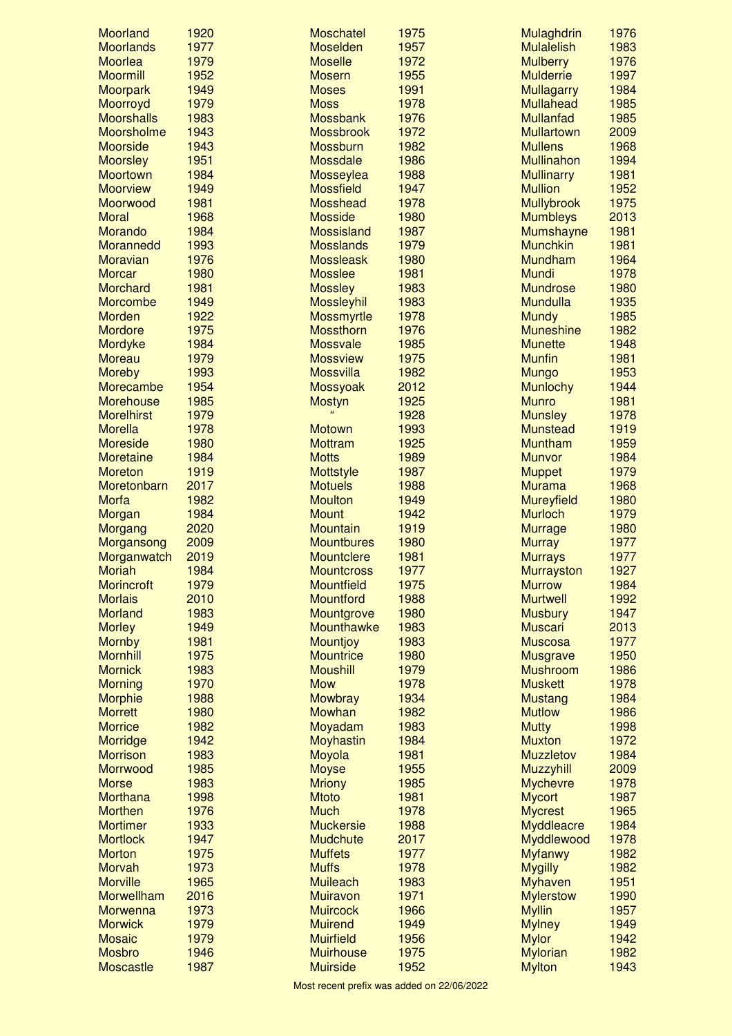| Name | Year |
|---|---|
| Moorland | 1920 |
| Moorlands | 1977 |
| Moorlea | 1979 |
| Moormill | 1952 |
| Moorpark | 1949 |
| Moorroyd | 1979 |
| Moorshalls | 1983 |
| Moorsholme | 1943 |
| Moorside | 1943 |
| Moorsley | 1951 |
| Moortown | 1984 |
| Moorview | 1949 |
| Moorwood | 1981 |
| Moral | 1968 |
| Morando | 1984 |
| Morannedd | 1993 |
| Moravian | 1976 |
| Morcar | 1980 |
| Morchard | 1981 |
| Morcombe | 1949 |
| Morden | 1922 |
| Mordore | 1975 |
| Mordyke | 1984 |
| Moreau | 1979 |
| Moreby | 1993 |
| Morecambe | 1954 |
| Morehouse | 1985 |
| Morelhirst | 1979 |
| Morella | 1978 |
| Moreside | 1980 |
| Moretaine | 1984 |
| Moreton | 1919 |
| Moretonbarn | 2017 |
| Morfa | 1982 |
| Morgan | 1984 |
| Morgang | 2020 |
| Morgansong | 2009 |
| Morganwatch | 2019 |
| Moriah | 1984 |
| Morincroft | 1979 |
| Morlais | 2010 |
| Morland | 1983 |
| Morley | 1949 |
| Mornby | 1981 |
| Mornhill | 1975 |
| Mornick | 1983 |
| Morning | 1970 |
| Morphie | 1988 |
| Morrett | 1980 |
| Morrice | 1982 |
| Morridge | 1942 |
| Morrison | 1983 |
| Morrwood | 1985 |
| Morse | 1983 |
| Morthana | 1998 |
| Morthen | 1976 |
| Mortimer | 1933 |
| Mortlock | 1947 |
| Morton | 1975 |
| Morvah | 1973 |
| Morville | 1965 |
| Morwellham | 2016 |
| Morwenna | 1973 |
| Morwick | 1979 |
| Mosaic | 1979 |
| Mosbro | 1946 |
| Moscastle | 1987 |
| Moschatel | 1975 |
| Moselden | 1957 |
| Moselle | 1972 |
| Mosern | 1955 |
| Moses | 1991 |
| Moss | 1978 |
| Mossbank | 1976 |
| Mossbrook | 1972 |
| Mossburn | 1982 |
| Mossdale | 1986 |
| Mosseylea | 1988 |
| Mossfield | 1947 |
| Mosshead | 1978 |
| Mosside | 1980 |
| Mossisland | 1987 |
| Mosslands | 1979 |
| Mossleask | 1980 |
| Mosslee | 1981 |
| Mossley | 1983 |
| Mossleyhil | 1983 |
| Mossmyrtle | 1978 |
| Mossthorn | 1976 |
| Mossvale | 1985 |
| Mossview | 1975 |
| Mossvilla | 1982 |
| Mossyoak | 2012 |
| Mostyn | 1925 |
| " | 1928 |
| Motown | 1993 |
| Mottram | 1925 |
| Motts | 1989 |
| Mottstyle | 1987 |
| Motuels | 1988 |
| Moulton | 1949 |
| Mount | 1942 |
| Mountain | 1919 |
| Mountbures | 1980 |
| Mountclere | 1981 |
| Mountcross | 1977 |
| Mountfield | 1975 |
| Mountford | 1988 |
| Mountgrove | 1980 |
| Mounthawke | 1983 |
| Mountjoy | 1983 |
| Mountrice | 1980 |
| Moushill | 1979 |
| Mow | 1978 |
| Mowbray | 1934 |
| Mowhan | 1982 |
| Moyadam | 1983 |
| Moyhastin | 1984 |
| Moyola | 1981 |
| Moyse | 1955 |
| Mriony | 1985 |
| Mtoto | 1981 |
| Much | 1978 |
| Muckersie | 1988 |
| Mudchute | 2017 |
| Muffets | 1977 |
| Muffs | 1978 |
| Muileach | 1983 |
| Muiravon | 1971 |
| Muircock | 1966 |
| Muirend | 1949 |
| Muirfield | 1956 |
| Muirhouse | 1975 |
| Muirside | 1952 |
| Mulaghdrin | 1976 |
| Mulalelish | 1983 |
| Mulberry | 1976 |
| Mulderrie | 1997 |
| Mullagarry | 1984 |
| Mullahead | 1985 |
| Mullanfad | 1985 |
| Mullartown | 2009 |
| Mullens | 1968 |
| Mullinahon | 1994 |
| Mullinarry | 1981 |
| Mullion | 1952 |
| Mullybrook | 1975 |
| Mumbleys | 2013 |
| Mumshayne | 1981 |
| Munchkin | 1981 |
| Mundham | 1964 |
| Mundi | 1978 |
| Mundrose | 1980 |
| Mundulla | 1935 |
| Mundy | 1985 |
| Muneshine | 1982 |
| Munette | 1948 |
| Munfin | 1981 |
| Mungo | 1953 |
| Munlochy | 1944 |
| Munro | 1981 |
| Munsley | 1978 |
| Munstead | 1919 |
| Muntham | 1959 |
| Munvor | 1984 |
| Muppet | 1979 |
| Murama | 1968 |
| Mureyfield | 1980 |
| Murloch | 1979 |
| Murrage | 1980 |
| Murray | 1977 |
| Murrays | 1977 |
| Murrayston | 1927 |
| Murrow | 1984 |
| Murtwell | 1992 |
| Musbury | 1947 |
| Muscari | 2013 |
| Muscosa | 1977 |
| Musgrave | 1950 |
| Mushroom | 1986 |
| Muskett | 1978 |
| Mustang | 1984 |
| Mutlow | 1986 |
| Mutty | 1998 |
| Muxton | 1972 |
| Muzzletov | 1984 |
| Muzzyhill | 2009 |
| Mychevre | 1978 |
| Mycort | 1987 |
| Mycrest | 1965 |
| Myddleacre | 1984 |
| Myddlewood | 1978 |
| Myfanwy | 1982 |
| Mygilly | 1982 |
| Myhaven | 1951 |
| Mylerstow | 1990 |
| Myllin | 1957 |
| Mylney | 1949 |
| Mylor | 1942 |
| Mylorian | 1982 |
| Mylton | 1943 |

Most recent prefix was added on 22/06/2022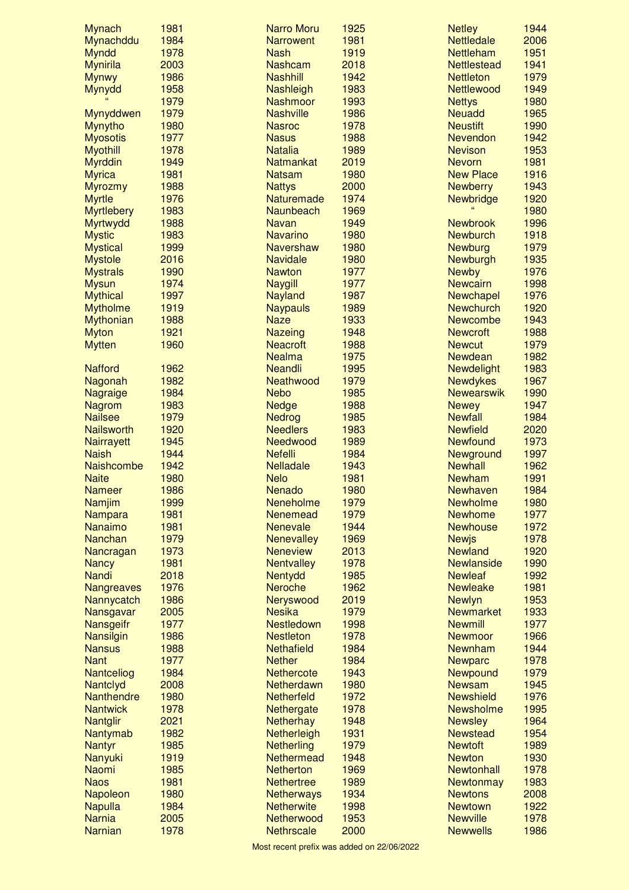| Name | Year |
|---|---|
| Mynach | 1981 |
| Mynachddu | 1984 |
| Myndd | 1978 |
| Mynirila | 2003 |
| Mynwy | 1986 |
| Mynydd | 1958 |
| " | 1979 |
| Mynyddwen | 1979 |
| Mynytho | 1980 |
| Myosotis | 1977 |
| Myothill | 1978 |
| Myrddin | 1949 |
| Myrica | 1981 |
| Myrozmy | 1988 |
| Myrtle | 1976 |
| Myrtlebery | 1983 |
| Myrtwydd | 1988 |
| Mystic | 1983 |
| Mystical | 1999 |
| Mystole | 2016 |
| Mystrals | 1990 |
| Mysun | 1974 |
| Mythical | 1997 |
| Mytholme | 1919 |
| Mythonian | 1988 |
| Myton | 1921 |
| Mytten | 1960 |
| Nafford | 1962 |
| Nagonah | 1982 |
| Nagraige | 1984 |
| Nagrom | 1983 |
| Nailsee | 1979 |
| Nailsworth | 1920 |
| Nairrayett | 1945 |
| Naish | 1944 |
| Naishcombe | 1942 |
| Naite | 1980 |
| Nameer | 1986 |
| Namjim | 1999 |
| Nampara | 1981 |
| Nanaimo | 1981 |
| Nanchan | 1979 |
| Nancragan | 1973 |
| Nancy | 1981 |
| Nandi | 2018 |
| Nangreaves | 1976 |
| Nannycatch | 1986 |
| Nansgavar | 2005 |
| Nansgeifr | 1977 |
| Nansilgin | 1986 |
| Nansus | 1988 |
| Nant | 1977 |
| Nantceliog | 1984 |
| Nantclyd | 2008 |
| Nanthendre | 1980 |
| Nantwick | 1978 |
| Nantglir | 2021 |
| Nantymab | 1982 |
| Nantyr | 1985 |
| Nanyuki | 1919 |
| Naomi | 1985 |
| Naos | 1981 |
| Napoleon | 1980 |
| Napulla | 1984 |
| Narnia | 2005 |
| Narnian | 1978 |
| Narro Moru | 1925 |
| Narrowent | 1981 |
| Nash | 1919 |
| Nashcam | 2018 |
| Nashhill | 1942 |
| Nashleigh | 1983 |
| Nashmoor | 1993 |
| Nashville | 1986 |
| Nasroc | 1978 |
| Nasus | 1988 |
| Natalia | 1989 |
| Natmankat | 2019 |
| Natsam | 1980 |
| Nattys | 2000 |
| Naturemade | 1974 |
| Naunbeach | 1969 |
| Navan | 1949 |
| Navarino | 1980 |
| Navershaw | 1980 |
| Navidale | 1980 |
| Nawton | 1977 |
| Naygill | 1977 |
| Nayland | 1987 |
| Naypauls | 1989 |
| Naze | 1933 |
| Nazeing | 1948 |
| Neacroft | 1988 |
| Nealma | 1975 |
| Neandli | 1995 |
| Neathwood | 1979 |
| Nebo | 1985 |
| Nedge | 1988 |
| Nedrog | 1985 |
| Needlers | 1983 |
| Needwood | 1989 |
| Nefelli | 1984 |
| Nelladale | 1943 |
| Nelo | 1981 |
| Nenado | 1980 |
| Neneholme | 1979 |
| Nenemead | 1979 |
| Nenevale | 1944 |
| Nenevalley | 1969 |
| Neneview | 2013 |
| Nentvalley | 1978 |
| Nentydd | 1985 |
| Neroche | 1962 |
| Neryswood | 2019 |
| Nesika | 1979 |
| Nestledown | 1998 |
| Nestleton | 1978 |
| Nethafield | 1984 |
| Nether | 1984 |
| Nethercote | 1943 |
| Netherdawn | 1980 |
| Netherfeld | 1972 |
| Nethergate | 1978 |
| Netherhay | 1948 |
| Netherleigh | 1931 |
| Netherling | 1979 |
| Nethermead | 1948 |
| Netherton | 1969 |
| Nethertree | 1989 |
| Netherways | 1934 |
| Netherwite | 1998 |
| Netherwood | 1953 |
| Nethrscale | 2000 |
| Netley | 1944 |
| Nettledale | 2006 |
| Nettleham | 1951 |
| Nettlestead | 1941 |
| Nettleton | 1979 |
| Nettlewood | 1949 |
| Nettys | 1980 |
| Neuadd | 1965 |
| Neustift | 1990 |
| Nevendon | 1942 |
| Nevison | 1953 |
| Nevorn | 1981 |
| New Place | 1916 |
| Newberry | 1943 |
| Newbridge | 1920 |
| " | 1980 |
| Newbrook | 1996 |
| Newburch | 1918 |
| Newburg | 1979 |
| Newburgh | 1935 |
| Newby | 1976 |
| Newcairn | 1998 |
| Newchapel | 1976 |
| Newchurch | 1920 |
| Newcombe | 1943 |
| Newcroft | 1988 |
| Newcut | 1979 |
| Newdean | 1982 |
| Newdelight | 1983 |
| Newdykes | 1967 |
| Newearswik | 1990 |
| Newey | 1947 |
| Newfall | 1984 |
| Newfield | 2020 |
| Newfound | 1973 |
| Newground | 1997 |
| Newhall | 1962 |
| Newham | 1991 |
| Newhaven | 1984 |
| Newholme | 1980 |
| Newhome | 1977 |
| Newhouse | 1972 |
| Newjs | 1978 |
| Newland | 1920 |
| Newlanside | 1990 |
| Newleaf | 1992 |
| Newleake | 1981 |
| Newlyn | 1953 |
| Newmarket | 1933 |
| Newmill | 1977 |
| Newmoor | 1966 |
| Newnham | 1944 |
| Newparc | 1978 |
| Newpound | 1979 |
| Newsam | 1945 |
| Newshield | 1976 |
| Newsholme | 1995 |
| Newsley | 1964 |
| Newstead | 1954 |
| Newtoft | 1989 |
| Newton | 1930 |
| Newtonhall | 1978 |
| Newtonmay | 1983 |
| Newtons | 2008 |
| Newtown | 1922 |
| Newville | 1978 |
| Newwells | 1986 |

Most recent prefix was added on 22/06/2022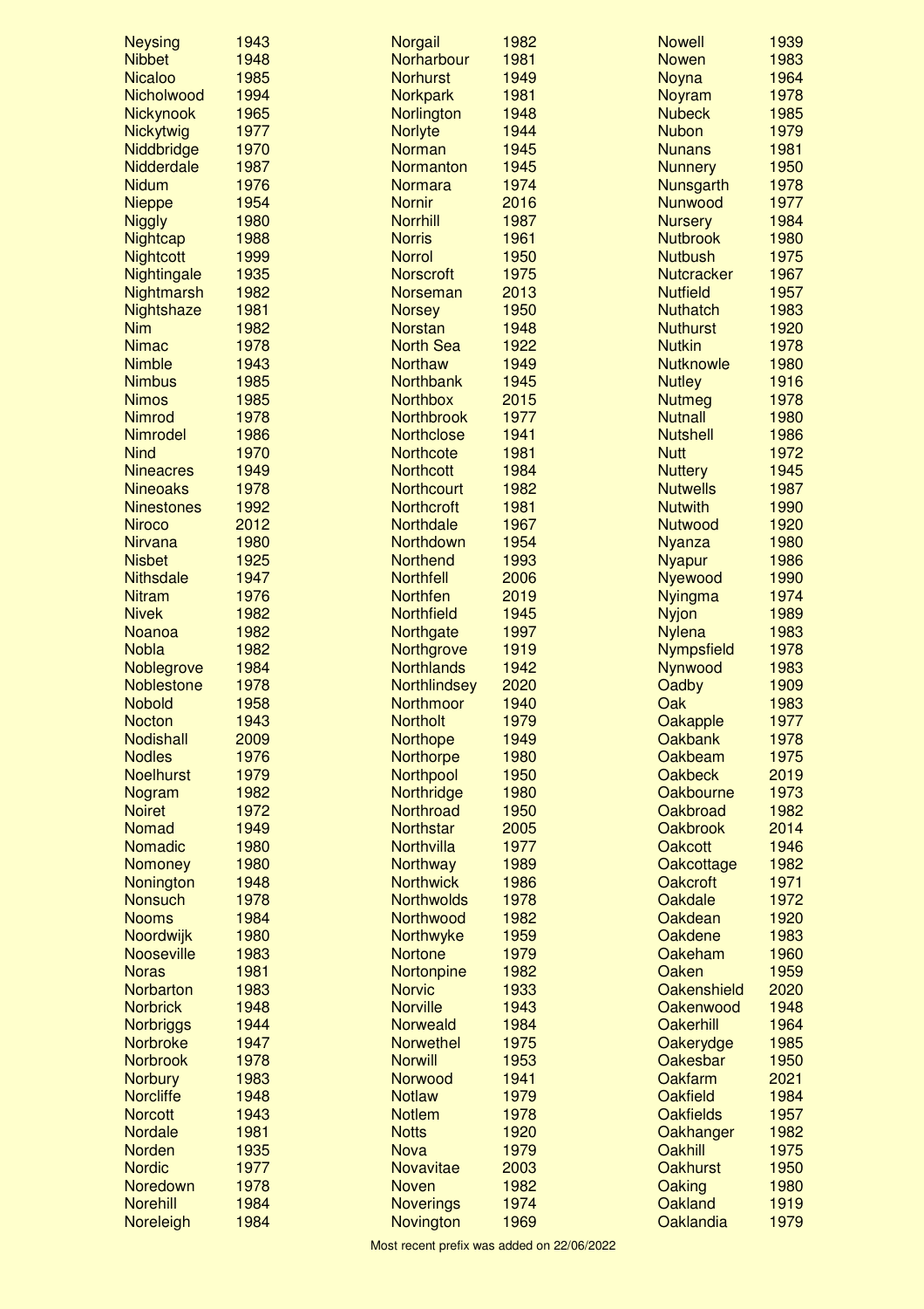| Prefix | Year |
|---|---|
| Neysing | 1943 |
| Nibbet | 1948 |
| Nicaloo | 1985 |
| Nicholwood | 1994 |
| Nickynook | 1965 |
| Nickytwig | 1977 |
| Niddbridge | 1970 |
| Nidderdale | 1987 |
| Nidum | 1976 |
| Nieppe | 1954 |
| Niggly | 1980 |
| Nightcap | 1988 |
| Nightcott | 1999 |
| Nightingale | 1935 |
| Nightmarsh | 1982 |
| Nightshaze | 1981 |
| Nim | 1982 |
| Nimac | 1978 |
| Nimble | 1943 |
| Nimbus | 1985 |
| Nimos | 1985 |
| Nimrod | 1978 |
| Nimrodel | 1986 |
| Nind | 1970 |
| Nineacres | 1949 |
| Nineoaks | 1978 |
| Ninestones | 1992 |
| Niroco | 2012 |
| Nirvana | 1980 |
| Nisbet | 1925 |
| Nithsdale | 1947 |
| Nitram | 1976 |
| Nivek | 1982 |
| Noanoa | 1982 |
| Nobla | 1982 |
| Noblegrove | 1984 |
| Noblestone | 1978 |
| Nobold | 1958 |
| Nocton | 1943 |
| Nodishall | 2009 |
| Nodles | 1976 |
| Noelhurst | 1979 |
| Nogram | 1982 |
| Noiret | 1972 |
| Nomad | 1949 |
| Nomadic | 1980 |
| Nomoney | 1980 |
| Nonington | 1948 |
| Nonsuch | 1978 |
| Nooms | 1984 |
| Noordwijk | 1980 |
| Nooseville | 1983 |
| Noras | 1981 |
| Norbarton | 1983 |
| Norbrick | 1948 |
| Norbriggs | 1944 |
| Norbroke | 1947 |
| Norbrook | 1978 |
| Norbury | 1983 |
| Norcliffe | 1948 |
| Norcott | 1943 |
| Nordale | 1981 |
| Norden | 1935 |
| Nordic | 1977 |
| Noredown | 1978 |
| Norehill | 1984 |
| Noreleigh | 1984 |
| Norgail | 1982 |
| Norharbour | 1981 |
| Norhurst | 1949 |
| Norkpark | 1981 |
| Norlington | 1948 |
| Norlyte | 1944 |
| Norman | 1945 |
| Normanton | 1945 |
| Normara | 1974 |
| Nornir | 2016 |
| Norrhill | 1987 |
| Norris | 1961 |
| Norrol | 1950 |
| Norscroft | 1975 |
| Norseman | 2013 |
| Norsey | 1950 |
| Norstan | 1948 |
| North Sea | 1922 |
| Northaw | 1949 |
| Northbank | 1945 |
| Northbox | 2015 |
| Northbrook | 1977 |
| Northclose | 1941 |
| Northcote | 1981 |
| Northcott | 1984 |
| Northcourt | 1982 |
| Northcroft | 1981 |
| Northdale | 1967 |
| Northdown | 1954 |
| Northend | 1993 |
| Northfell | 2006 |
| Northfen | 2019 |
| Northfield | 1945 |
| Northgate | 1997 |
| Northgrove | 1919 |
| Northlands | 1942 |
| Northlindsey | 2020 |
| Northmoor | 1940 |
| Northolt | 1979 |
| Northope | 1949 |
| Northorpe | 1980 |
| Northpool | 1950 |
| Northridge | 1980 |
| Northroad | 1950 |
| Northstar | 2005 |
| Northvilla | 1977 |
| Northway | 1989 |
| Northwick | 1986 |
| Northwolds | 1978 |
| Northwood | 1982 |
| Northwyke | 1959 |
| Nortone | 1979 |
| Nortonpine | 1982 |
| Norvic | 1933 |
| Norville | 1943 |
| Norweald | 1984 |
| Norwethel | 1975 |
| Norwill | 1953 |
| Norwood | 1941 |
| Notlaw | 1979 |
| Notlem | 1978 |
| Notts | 1920 |
| Nova | 1979 |
| Novavitae | 2003 |
| Noven | 1982 |
| Noverings | 1974 |
| Novington | 1969 |
| Nowell | 1939 |
| Nowen | 1983 |
| Noyna | 1964 |
| Noyram | 1978 |
| Nubeck | 1985 |
| Nubon | 1979 |
| Nunans | 1981 |
| Nunnery | 1950 |
| Nunsgarth | 1978 |
| Nunwood | 1977 |
| Nursery | 1984 |
| Nutbrook | 1980 |
| Nutbush | 1975 |
| Nutcracker | 1967 |
| Nutfield | 1957 |
| Nuthatch | 1983 |
| Nuthurst | 1920 |
| Nutkin | 1978 |
| Nutknowle | 1980 |
| Nutley | 1916 |
| Nutmeg | 1978 |
| Nutnall | 1980 |
| Nutshell | 1986 |
| Nutt | 1972 |
| Nuttery | 1945 |
| Nutwells | 1987 |
| Nutwith | 1990 |
| Nutwood | 1920 |
| Nyanza | 1980 |
| Nyapur | 1986 |
| Nyewood | 1990 |
| Nyingma | 1974 |
| Nyjon | 1989 |
| Nylena | 1983 |
| Nympsfield | 1978 |
| Nynwood | 1983 |
| Oadby | 1909 |
| Oak | 1983 |
| Oakapple | 1977 |
| Oakbank | 1978 |
| Oakbeam | 1975 |
| Oakbeck | 2019 |
| Oakbourne | 1973 |
| Oakbroad | 1982 |
| Oakbrook | 2014 |
| Oakcott | 1946 |
| Oakcottage | 1982 |
| Oakcroft | 1971 |
| Oakdale | 1972 |
| Oakdean | 1920 |
| Oakdene | 1983 |
| Oakeham | 1960 |
| Oaken | 1959 |
| Oakenshield | 2020 |
| Oakenwood | 1948 |
| Oakerhill | 1964 |
| Oakerydge | 1985 |
| Oakesbar | 1950 |
| Oakfarm | 2021 |
| Oakfield | 1984 |
| Oakfields | 1957 |
| Oakhanger | 1982 |
| Oakhill | 1975 |
| Oakhurst | 1950 |
| Oaking | 1980 |
| Oakland | 1919 |
| Oaklandia | 1979 |

Most recent prefix was added on 22/06/2022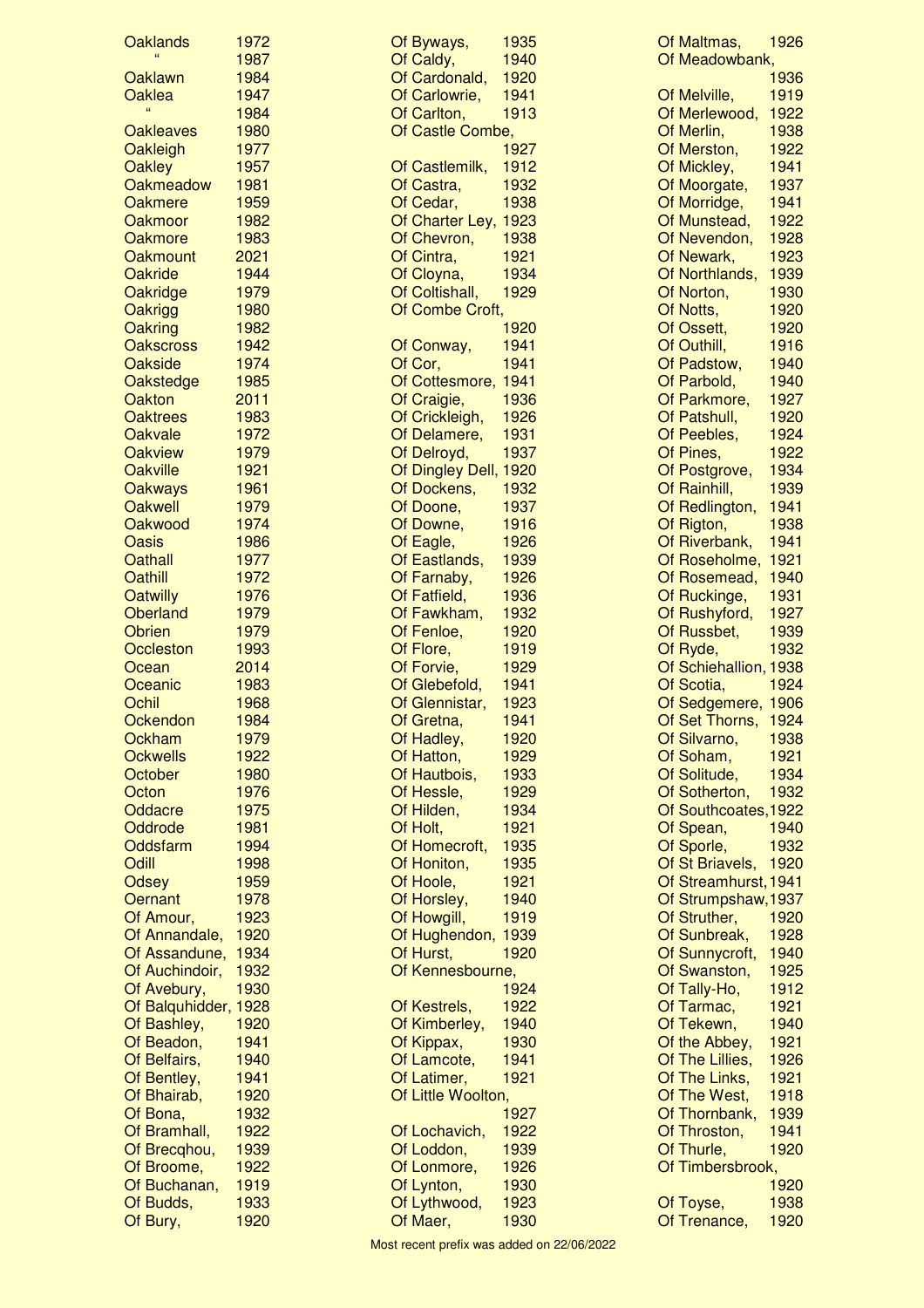| Name | Year |
|---|---|
| Oaklands | 1972 |
| " | 1987 |
| Oaklawn | 1984 |
| Oaklea | 1947 |
| " | 1984 |
| Oakleaves | 1980 |
| Oakleigh | 1977 |
| Oakley | 1957 |
| Oakmeadow | 1981 |
| Oakmere | 1959 |
| Oakmoor | 1982 |
| Oakmore | 1983 |
| Oakmount | 2021 |
| Oakride | 1944 |
| Oakridge | 1979 |
| Oakrigg | 1980 |
| Oakring | 1982 |
| Oakscross | 1942 |
| Oakside | 1974 |
| Oakstedge | 1985 |
| Oakton | 2011 |
| Oaktrees | 1983 |
| Oakvale | 1972 |
| Oakview | 1979 |
| Oakville | 1921 |
| Oakways | 1961 |
| Oakwell | 1979 |
| Oakwood | 1974 |
| Oasis | 1986 |
| Oathall | 1977 |
| Oathill | 1972 |
| Oatwilly | 1976 |
| Oberland | 1979 |
| Obrien | 1979 |
| Occleston | 1993 |
| Ocean | 2014 |
| Oceanic | 1983 |
| Ochil | 1968 |
| Ockendon | 1984 |
| Ockham | 1979 |
| Ockwells | 1922 |
| October | 1980 |
| Octon | 1976 |
| Oddacre | 1975 |
| Oddrode | 1981 |
| Oddsfarm | 1994 |
| Odill | 1998 |
| Odsey | 1959 |
| Oernant | 1978 |
| Of Amour, | 1923 |
| Of Annandale, | 1920 |
| Of Assandune, | 1934 |
| Of Auchindoir, | 1932 |
| Of Avebury, | 1930 |
| Of Balquhidder, | 1928 |
| Of Bashley, | 1920 |
| Of Beadon, | 1941 |
| Of Belfairs, | 1940 |
| Of Bentley, | 1941 |
| Of Bhairab, | 1920 |
| Of Bona, | 1932 |
| Of Bramhall, | 1922 |
| Of Brecqhou, | 1939 |
| Of Broome, | 1922 |
| Of Buchanan, | 1919 |
| Of Budds, | 1933 |
| Of Bury, | 1920 |
| Of Byways, | 1935 |
| Of Caldy, | 1940 |
| Of Cardonald, | 1920 |
| Of Carlowrie, | 1941 |
| Of Carlton, | 1913 |
| Of Castle Combe, | 1927 |
| Of Castlemilk, | 1912 |
| Of Castra, | 1932 |
| Of Cedar, | 1938 |
| Of Charter Ley, | 1923 |
| Of Chevron, | 1938 |
| Of Cintra, | 1921 |
| Of Cloyna, | 1934 |
| Of Coltishall, | 1929 |
| Of Combe Croft, | 1920 |
| Of Conway, | 1941 |
| Of Cor, | 1941 |
| Of Cottesmore, | 1941 |
| Of Craigie, | 1936 |
| Of Crickleigh, | 1926 |
| Of Delamere, | 1931 |
| Of Delroyd, | 1937 |
| Of Dingley Dell, | 1920 |
| Of Dockens, | 1932 |
| Of Doone, | 1937 |
| Of Downe, | 1916 |
| Of Eagle, | 1926 |
| Of Eastlands, | 1939 |
| Of Farnaby, | 1926 |
| Of Fatfield, | 1936 |
| Of Fawkham, | 1932 |
| Of Fenloe, | 1920 |
| Of Flore, | 1919 |
| Of Forvie, | 1929 |
| Of Glebefold, | 1941 |
| Of Glennistar, | 1923 |
| Of Gretna, | 1941 |
| Of Hadley, | 1920 |
| Of Hatton, | 1929 |
| Of Hautbois, | 1933 |
| Of Hessle, | 1929 |
| Of Hilden, | 1934 |
| Of Holt, | 1921 |
| Of Homecroft, | 1935 |
| Of Honiton, | 1935 |
| Of Hoole, | 1921 |
| Of Horsley, | 1940 |
| Of Howgill, | 1919 |
| Of Hughendon, | 1939 |
| Of Hurst, | 1920 |
| Of Kennesbourne, | 1924 |
| Of Kestrels, | 1922 |
| Of Kimberley, | 1940 |
| Of Kippax, | 1930 |
| Of Lamcote, | 1941 |
| Of Latimer, | 1921 |
| Of Little Woolton, | 1927 |
| Of Lochavich, | 1922 |
| Of Loddon, | 1939 |
| Of Lonmore, | 1926 |
| Of Lynton, | 1930 |
| Of Lythwood, | 1923 |
| Of Maer, | 1930 |
| Of Maltmas, | 1926 |
| Of Meadowbank, | 1936 |
| Of Melville, | 1919 |
| Of Merlewood, | 1922 |
| Of Merlin, | 1938 |
| Of Merston, | 1922 |
| Of Mickley, | 1941 |
| Of Moorgate, | 1937 |
| Of Morridge, | 1941 |
| Of Munstead, | 1922 |
| Of Nevendon, | 1928 |
| Of Newark, | 1923 |
| Of Northlands, | 1939 |
| Of Norton, | 1930 |
| Of Notts, | 1920 |
| Of Ossett, | 1920 |
| Of Outhill, | 1916 |
| Of Padstow, | 1940 |
| Of Parbold, | 1940 |
| Of Parkmore, | 1927 |
| Of Patshull, | 1920 |
| Of Peebles, | 1924 |
| Of Pines, | 1922 |
| Of Postgrove, | 1934 |
| Of Rainhill, | 1939 |
| Of Redlington, | 1941 |
| Of Rigton, | 1938 |
| Of Riverbank, | 1941 |
| Of Roseholme, | 1921 |
| Of Rosemead, | 1940 |
| Of Ruckinge, | 1931 |
| Of Rushyford, | 1927 |
| Of Russbet, | 1939 |
| Of Ryde, | 1932 |
| Of Schiehallion, | 1938 |
| Of Scotia, | 1924 |
| Of Sedgemere, | 1906 |
| Of Set Thorns, | 1924 |
| Of Silvarno, | 1938 |
| Of Soham, | 1921 |
| Of Solitude, | 1934 |
| Of Sotherton, | 1932 |
| Of Southcoates, | 1922 |
| Of Spean, | 1940 |
| Of Sporle, | 1932 |
| Of St Briavels, | 1920 |
| Of Streamhurst, | 1941 |
| Of Strumpshaw, | 1937 |
| Of Struther, | 1920 |
| Of Sunbreak, | 1928 |
| Of Sunnycroft, | 1940 |
| Of Swanston, | 1925 |
| Of Tally-Ho, | 1912 |
| Of Tarmac, | 1921 |
| Of Tekewn, | 1940 |
| Of the Abbey, | 1921 |
| Of The Lillies, | 1926 |
| Of The Links, | 1921 |
| Of The West, | 1918 |
| Of Thornbank, | 1939 |
| Of Throston, | 1941 |
| Of Thurle, | 1920 |
| Of Timbersbrook, | 1920 |
| Of Toyse, | 1938 |
| Of Trenance, | 1920 |

Most recent prefix was added on 22/06/2022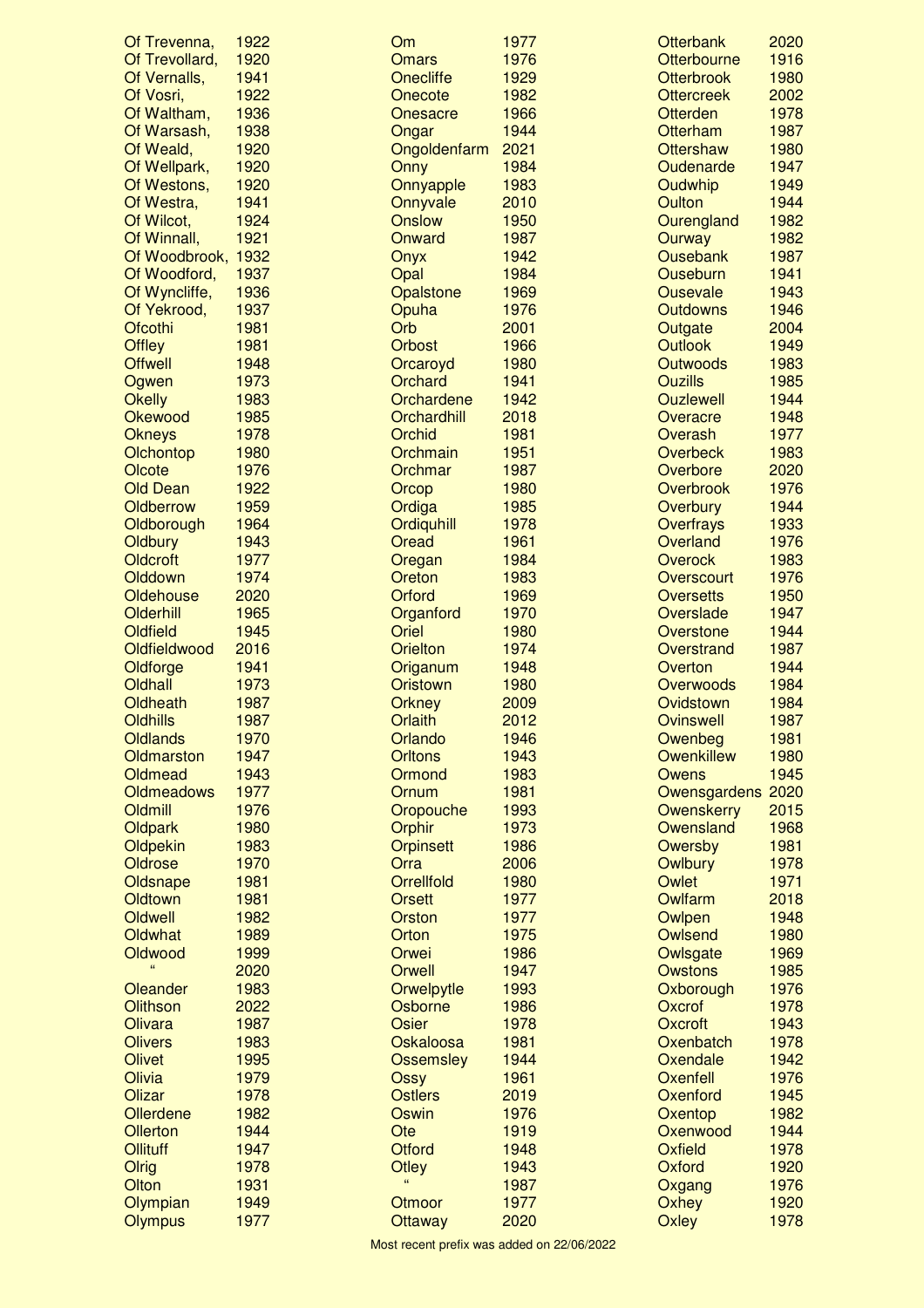| | |
|---|---|
| Of Trevenna, | 1922 |
| Of Trevollard, | 1920 |
| Of Vernalls, | 1941 |
| Of Vosri, | 1922 |
| Of Waltham, | 1936 |
| Of Warsash, | 1938 |
| Of Weald, | 1920 |
| Of Wellpark, | 1920 |
| Of Westons, | 1920 |
| Of Westra, | 1941 |
| Of Wilcot, | 1924 |
| Of Winnall, | 1921 |
| Of Woodbrook, | 1932 |
| Of Woodford, | 1937 |
| Of Wyncliffe, | 1936 |
| Of Yekrood, | 1937 |
| Ofcothi | 1981 |
| Offley | 1981 |
| Offwell | 1948 |
| Ogwen | 1973 |
| Okelly | 1983 |
| Okewood | 1985 |
| Okneys | 1978 |
| Olchontop | 1980 |
| Olcote | 1976 |
| Old Dean | 1922 |
| Oldberrow | 1959 |
| Oldborough | 1964 |
| Oldbury | 1943 |
| Oldcroft | 1977 |
| Olddown | 1974 |
| Oldehouse | 2020 |
| Olderhill | 1965 |
| Oldfield | 1945 |
| Oldfieldwood | 2016 |
| Oldforge | 1941 |
| Oldhall | 1973 |
| Oldheath | 1987 |
| Oldhills | 1987 |
| Oldlands | 1970 |
| Oldmarston | 1947 |
| Oldmead | 1943 |
| Oldmeadows | 1977 |
| Oldmill | 1976 |
| Oldpark | 1980 |
| Oldpekin | 1983 |
| Oldrose | 1970 |
| Oldsnape | 1981 |
| Oldtown | 1981 |
| Oldwell | 1982 |
| Oldwhat | 1989 |
| Oldwood | 1999 |
| " | 2020 |
| Oleander | 1983 |
| Olithson | 2022 |
| Olivara | 1987 |
| Olivers | 1983 |
| Olivet | 1995 |
| Olivia | 1979 |
| Olizar | 1978 |
| Ollerdene | 1982 |
| Ollerton | 1944 |
| Ollituff | 1947 |
| Olrig | 1978 |
| Olton | 1931 |
| Olympian | 1949 |
| Olympus | 1977 |
| Om | 1977 |
| Omars | 1976 |
| Onecliffe | 1929 |
| Onecote | 1982 |
| Onesacre | 1966 |
| Ongar | 1944 |
| Ongoldenfarm | 2021 |
| Onny | 1984 |
| Onnyapple | 1983 |
| Onnyvale | 2010 |
| Onslow | 1950 |
| Onward | 1987 |
| Onyx | 1942 |
| Opal | 1984 |
| Opalstone | 1969 |
| Opuha | 1976 |
| Orb | 2001 |
| Orbost | 1966 |
| Orcaroyd | 1980 |
| Orchard | 1941 |
| Orchardene | 1942 |
| Orchardhill | 2018 |
| Orchid | 1981 |
| Orchmain | 1951 |
| Orchmar | 1987 |
| Orcop | 1980 |
| Ordiga | 1985 |
| Ordiquhill | 1978 |
| Oread | 1961 |
| Oregan | 1984 |
| Oreton | 1983 |
| Orford | 1969 |
| Organford | 1970 |
| Oriel | 1980 |
| Orielton | 1974 |
| Origanum | 1948 |
| Oristown | 1980 |
| Orkney | 2009 |
| Orlaith | 2012 |
| Orlando | 1946 |
| Orltons | 1943 |
| Ormond | 1983 |
| Ornum | 1981 |
| Oropouche | 1993 |
| Orphir | 1973 |
| Orpinsett | 1986 |
| Orra | 2006 |
| Orrellfold | 1980 |
| Orsett | 1977 |
| Orston | 1977 |
| Orton | 1975 |
| Orwei | 1986 |
| Orwell | 1947 |
| Orwelpytle | 1993 |
| Osborne | 1986 |
| Osier | 1978 |
| Oskaloosa | 1981 |
| Ossemsley | 1944 |
| Ossy | 1961 |
| Ostlers | 2019 |
| Oswin | 1976 |
| Ote | 1919 |
| Otford | 1948 |
| Otley | 1943 |
| " | 1987 |
| Otmoor | 1977 |
| Ottaway | 2020 |
| Otterbank | 2020 |
| Otterbourne | 1916 |
| Otterbrook | 1980 |
| Ottercreek | 2002 |
| Otterden | 1978 |
| Otterham | 1987 |
| Ottershaw | 1980 |
| Oudenarde | 1947 |
| Oudwhip | 1949 |
| Oulton | 1944 |
| Ourengland | 1982 |
| Ourway | 1982 |
| Ousebank | 1987 |
| Ouseburn | 1941 |
| Ousevale | 1943 |
| Outdowns | 1946 |
| Outgate | 2004 |
| Outlook | 1949 |
| Outwoods | 1983 |
| Ouzills | 1985 |
| Ouzlewell | 1944 |
| Overacre | 1948 |
| Overash | 1977 |
| Overbeck | 1983 |
| Overbore | 2020 |
| Overbrook | 1976 |
| Overbury | 1944 |
| Overfrays | 1933 |
| Overland | 1976 |
| Overock | 1983 |
| Overscourt | 1976 |
| Oversetts | 1950 |
| Overslade | 1947 |
| Overstone | 1944 |
| Overstrand | 1987 |
| Overton | 1944 |
| Overwoods | 1984 |
| Ovidstown | 1984 |
| Ovinswell | 1987 |
| Owenbeg | 1981 |
| Owenkillew | 1980 |
| Owens | 1945 |
| Owensgardens | 2020 |
| Owenskerry | 2015 |
| Owensland | 1968 |
| Owersby | 1981 |
| Owlbury | 1978 |
| Owlet | 1971 |
| Owlfarm | 2018 |
| Owlpen | 1948 |
| Owlsend | 1980 |
| Owlsgate | 1969 |
| Owstons | 1985 |
| Oxborough | 1976 |
| Oxcrof | 1978 |
| Oxcroft | 1943 |
| Oxenbatch | 1978 |
| Oxendale | 1942 |
| Oxenfell | 1976 |
| Oxenford | 1945 |
| Oxentop | 1982 |
| Oxenwood | 1944 |
| Oxfield | 1978 |
| Oxford | 1920 |
| Oxgang | 1976 |
| Oxhey | 1920 |
| Oxley | 1978 |

Most recent prefix was added on 22/06/2022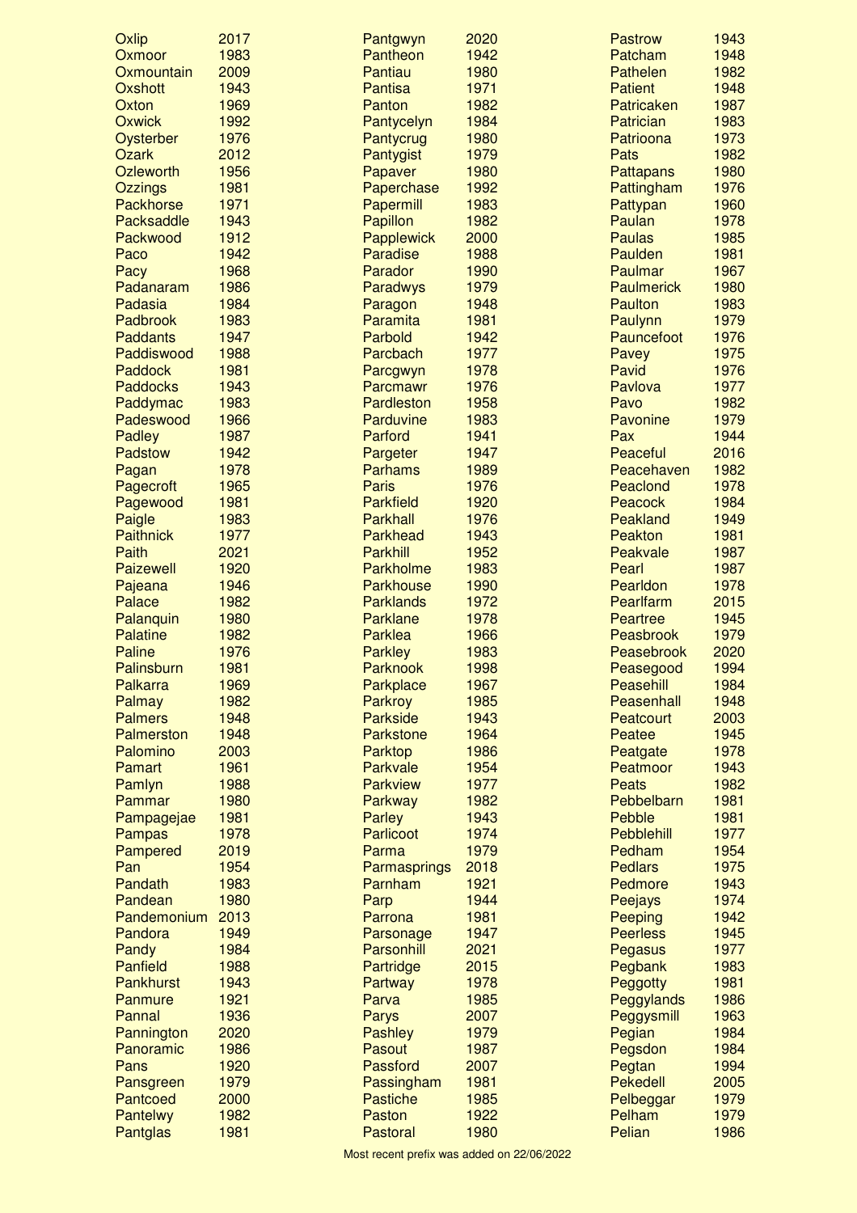| Prefix | Year |
| --- | --- |
| Oxlip | 2017 |
| Oxmoor | 1983 |
| Oxmountain | 2009 |
| Oxshott | 1943 |
| Oxton | 1969 |
| Oxwick | 1992 |
| Oysterber | 1976 |
| Ozark | 2012 |
| Ozleworth | 1956 |
| Ozzings | 1981 |
| Packhorse | 1971 |
| Packsaddle | 1943 |
| Packwood | 1912 |
| Paco | 1942 |
| Pacy | 1968 |
| Padanaram | 1986 |
| Padasia | 1984 |
| Padbrook | 1983 |
| Paddants | 1947 |
| Paddiswood | 1988 |
| Paddock | 1981 |
| Paddocks | 1943 |
| Paddymac | 1983 |
| Padeswood | 1966 |
| Padley | 1987 |
| Padstow | 1942 |
| Pagan | 1978 |
| Pagecroft | 1965 |
| Pagewood | 1981 |
| Paigle | 1983 |
| Paithnick | 1977 |
| Paith | 2021 |
| Paizewell | 1920 |
| Pajeana | 1946 |
| Palace | 1982 |
| Palanquin | 1980 |
| Palatine | 1982 |
| Paline | 1976 |
| Palinsburn | 1981 |
| Palkarra | 1969 |
| Palmay | 1982 |
| Palmers | 1948 |
| Palmerston | 1948 |
| Palomino | 2003 |
| Pamart | 1961 |
| Pamlyn | 1988 |
| Pammar | 1980 |
| Pampagejae | 1981 |
| Pampas | 1978 |
| Pampered | 2019 |
| Pan | 1954 |
| Pandath | 1983 |
| Pandean | 1980 |
| Pandemonium | 2013 |
| Pandora | 1949 |
| Pandy | 1984 |
| Panfield | 1988 |
| Pankhurst | 1943 |
| Panmure | 1921 |
| Pannal | 1936 |
| Pannington | 2020 |
| Panoramic | 1986 |
| Pans | 1920 |
| Pansgreen | 1979 |
| Pantcoed | 2000 |
| Pantelwy | 1982 |
| Pantglas | 1981 |
| Pantgwyn | 2020 |
| Pantheon | 1942 |
| Pantiau | 1980 |
| Pantisa | 1971 |
| Panton | 1982 |
| Pantycelyn | 1984 |
| Pantycrug | 1980 |
| Pantygist | 1979 |
| Papaver | 1980 |
| Paperchase | 1992 |
| Papermill | 1983 |
| Papillon | 1982 |
| Papplewick | 2000 |
| Paradise | 1988 |
| Parador | 1990 |
| Paradwys | 1979 |
| Paragon | 1948 |
| Paramita | 1981 |
| Parbold | 1942 |
| Parcbach | 1977 |
| Parcgwyn | 1978 |
| Parcmawr | 1976 |
| Pardleston | 1958 |
| Parduvine | 1983 |
| Parford | 1941 |
| Pargeter | 1947 |
| Parhams | 1989 |
| Paris | 1976 |
| Parkfield | 1920 |
| Parkhall | 1976 |
| Parkhead | 1943 |
| Parkhill | 1952 |
| Parkholme | 1983 |
| Parkhouse | 1990 |
| Parklands | 1972 |
| Parklane | 1978 |
| Parklea | 1966 |
| Parkley | 1983 |
| Parknook | 1998 |
| Parkplace | 1967 |
| Parkroy | 1985 |
| Parkside | 1943 |
| Parkstone | 1964 |
| Parktop | 1986 |
| Parkvale | 1954 |
| Parkview | 1977 |
| Parkway | 1982 |
| Parley | 1943 |
| Parlicoot | 1974 |
| Parma | 1979 |
| Parmasprings | 2018 |
| Parnham | 1921 |
| Parp | 1944 |
| Parrona | 1981 |
| Parsonage | 1947 |
| Parsonhill | 2021 |
| Partridge | 2015 |
| Partway | 1978 |
| Parva | 1985 |
| Parys | 2007 |
| Pashley | 1979 |
| Pasout | 1987 |
| Passford | 2007 |
| Passingham | 1981 |
| Pastiche | 1985 |
| Paston | 1922 |
| Pastoral | 1980 |
| Pastrow | 1943 |
| Patcham | 1948 |
| Pathelen | 1982 |
| Patient | 1948 |
| Patricaken | 1987 |
| Patrician | 1983 |
| Patrioona | 1973 |
| Pats | 1982 |
| Pattapans | 1980 |
| Pattingham | 1976 |
| Pattypan | 1960 |
| Paulan | 1978 |
| Paulas | 1985 |
| Paulden | 1981 |
| Paulmar | 1967 |
| Paulmerick | 1980 |
| Paulton | 1983 |
| Paulynn | 1979 |
| Pauncefoot | 1976 |
| Pavey | 1975 |
| Pavid | 1976 |
| Pavlova | 1977 |
| Pavo | 1982 |
| Pavonine | 1979 |
| Pax | 1944 |
| Peaceful | 2016 |
| Peacehaven | 1982 |
| Peaclond | 1978 |
| Peacock | 1984 |
| Peakland | 1949 |
| Peakton | 1981 |
| Peakvale | 1987 |
| Pearl | 1987 |
| Pearldon | 1978 |
| Pearlfarm | 2015 |
| Peartree | 1945 |
| Peasbrook | 1979 |
| Peasebrook | 2020 |
| Peasegood | 1994 |
| Peasehill | 1984 |
| Peasenhall | 1948 |
| Peatcourt | 2003 |
| Peatee | 1945 |
| Peatgate | 1978 |
| Peatmoor | 1943 |
| Peats | 1982 |
| Pebbelbarn | 1981 |
| Pebble | 1981 |
| Pebblehill | 1977 |
| Pedham | 1954 |
| Pedlars | 1975 |
| Pedmore | 1943 |
| Peejays | 1974 |
| Peeping | 1942 |
| Peerless | 1945 |
| Pegasus | 1977 |
| Pegbank | 1983 |
| Peggotty | 1981 |
| Peggylands | 1986 |
| Peggysmill | 1963 |
| Pegian | 1984 |
| Pegsdon | 1984 |
| Pegtan | 1994 |
| Pekedell | 2005 |
| Pelbeggar | 1979 |
| Pelham | 1979 |
| Pelian | 1986 |

Most recent prefix was added on 22/06/2022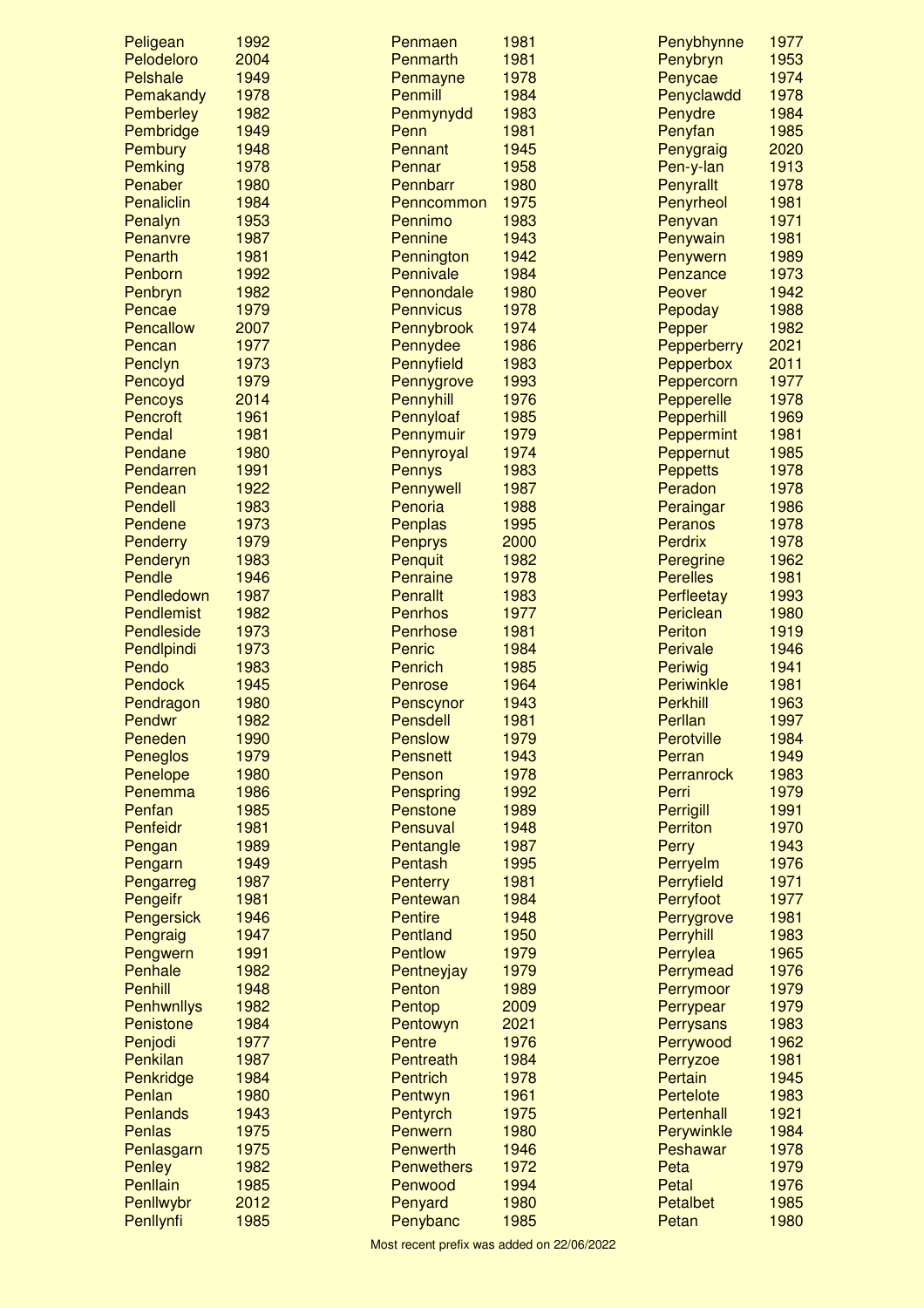| Prefix | Year |
|---|---|
| Peligean | 1992 |
| Pelodeloro | 2004 |
| Pelshale | 1949 |
| Pemakandy | 1978 |
| Pemberley | 1982 |
| Pembridge | 1949 |
| Pembury | 1948 |
| Pemking | 1978 |
| Penaber | 1980 |
| Penaliclin | 1984 |
| Penalyn | 1953 |
| Penanvre | 1987 |
| Penarth | 1981 |
| Penborn | 1992 |
| Penbryn | 1982 |
| Pencae | 1979 |
| Pencallow | 2007 |
| Pencan | 1977 |
| Penclyn | 1973 |
| Pencoyd | 1979 |
| Pencoys | 2014 |
| Pencroft | 1961 |
| Pendal | 1981 |
| Pendane | 1980 |
| Pendarren | 1991 |
| Pendean | 1922 |
| Pendell | 1983 |
| Pendene | 1973 |
| Penderry | 1979 |
| Penderyn | 1983 |
| Pendle | 1946 |
| Pendledown | 1987 |
| Pendlemist | 1982 |
| Pendleside | 1973 |
| Pendlpindi | 1973 |
| Pendo | 1983 |
| Pendock | 1945 |
| Pendragon | 1980 |
| Pendwr | 1982 |
| Peneden | 1990 |
| Peneglos | 1979 |
| Penelope | 1980 |
| Penemma | 1986 |
| Penfan | 1985 |
| Penfeidr | 1981 |
| Pengan | 1989 |
| Pengarn | 1949 |
| Pengarreg | 1987 |
| Pengeifr | 1981 |
| Pengersick | 1946 |
| Pengraig | 1947 |
| Pengwern | 1991 |
| Penhale | 1982 |
| Penhill | 1948 |
| Penhwnllys | 1982 |
| Penistone | 1984 |
| Penjodi | 1977 |
| Penkilan | 1987 |
| Penkridge | 1984 |
| Penlan | 1980 |
| Penlands | 1943 |
| Penlas | 1975 |
| Penlasgarn | 1975 |
| Penley | 1982 |
| Penllain | 1985 |
| Penllwybr | 2012 |
| Penllynfi | 1985 |
| Penmaen | 1981 |
| Penmarth | 1981 |
| Penmayne | 1978 |
| Penmill | 1984 |
| Penmynydd | 1983 |
| Penn | 1981 |
| Pennant | 1945 |
| Pennar | 1958 |
| Pennbarr | 1980 |
| Penncommon | 1975 |
| Pennimo | 1983 |
| Pennine | 1943 |
| Pennington | 1942 |
| Pennivale | 1984 |
| Pennondale | 1980 |
| Pennvicus | 1978 |
| Pennybrook | 1974 |
| Pennydee | 1986 |
| Pennyfield | 1983 |
| Pennygrove | 1993 |
| Pennyhill | 1976 |
| Pennyloaf | 1985 |
| Pennymuir | 1979 |
| Pennyroyal | 1974 |
| Pennys | 1983 |
| Pennywell | 1987 |
| Penoria | 1988 |
| Penplas | 1995 |
| Penprys | 2000 |
| Penquit | 1982 |
| Penraine | 1978 |
| Penrallt | 1983 |
| Penrhos | 1977 |
| Penrhose | 1981 |
| Penric | 1984 |
| Penrich | 1985 |
| Penrose | 1964 |
| Penscynor | 1943 |
| Pensdell | 1981 |
| Penslow | 1979 |
| Pensnett | 1943 |
| Penson | 1978 |
| Penspring | 1992 |
| Penstone | 1989 |
| Pensuval | 1948 |
| Pentangle | 1987 |
| Pentash | 1995 |
| Penterry | 1981 |
| Pentewan | 1984 |
| Pentire | 1948 |
| Pentland | 1950 |
| Pentlow | 1979 |
| Pentneyjay | 1979 |
| Penton | 1989 |
| Pentop | 2009 |
| Pentowyn | 2021 |
| Pentre | 1976 |
| Pentreath | 1984 |
| Pentrich | 1978 |
| Pentwyn | 1961 |
| Pentyrch | 1975 |
| Penwern | 1980 |
| Penwerth | 1946 |
| Penwethers | 1972 |
| Penwood | 1994 |
| Penyard | 1980 |
| Penybanc | 1985 |
| Penybhynne | 1977 |
| Penybryn | 1953 |
| Penycae | 1974 |
| Penyclawdd | 1978 |
| Penydre | 1984 |
| Penyfan | 1985 |
| Penygraig | 2020 |
| Pen-y-lan | 1913 |
| Penyrallt | 1978 |
| Penyrheol | 1981 |
| Penyvan | 1971 |
| Penywain | 1981 |
| Penywern | 1989 |
| Penzance | 1973 |
| Peover | 1942 |
| Pepoday | 1988 |
| Pepper | 1982 |
| Pepperberry | 2021 |
| Pepperbox | 2011 |
| Peppercorn | 1977 |
| Pepperelle | 1978 |
| Pepperhill | 1969 |
| Peppermint | 1981 |
| Peppernut | 1985 |
| Peppetts | 1978 |
| Peradon | 1978 |
| Peraingar | 1986 |
| Peranos | 1978 |
| Perdrix | 1978 |
| Peregrine | 1962 |
| Perelles | 1981 |
| Perfleetay | 1993 |
| Periclean | 1980 |
| Periton | 1919 |
| Perivale | 1946 |
| Periwig | 1941 |
| Periwinkle | 1981 |
| Perkhill | 1963 |
| Perllan | 1997 |
| Perotville | 1984 |
| Perran | 1949 |
| Perranrock | 1983 |
| Perri | 1979 |
| Perrigill | 1991 |
| Perriton | 1970 |
| Perry | 1943 |
| Perryelm | 1976 |
| Perryfield | 1971 |
| Perryfoot | 1977 |
| Perrygrove | 1981 |
| Perryhill | 1983 |
| Perrylea | 1965 |
| Perrymead | 1976 |
| Perrymoor | 1979 |
| Perrypear | 1979 |
| Perrysans | 1983 |
| Perrywood | 1962 |
| Perryzoe | 1981 |
| Pertain | 1945 |
| Pertelote | 1983 |
| Pertenhall | 1921 |
| Perywinkle | 1984 |
| Peshawar | 1978 |
| Peta | 1979 |
| Petal | 1976 |
| Petalbet | 1985 |
| Petan | 1980 |

Most recent prefix was added on 22/06/2022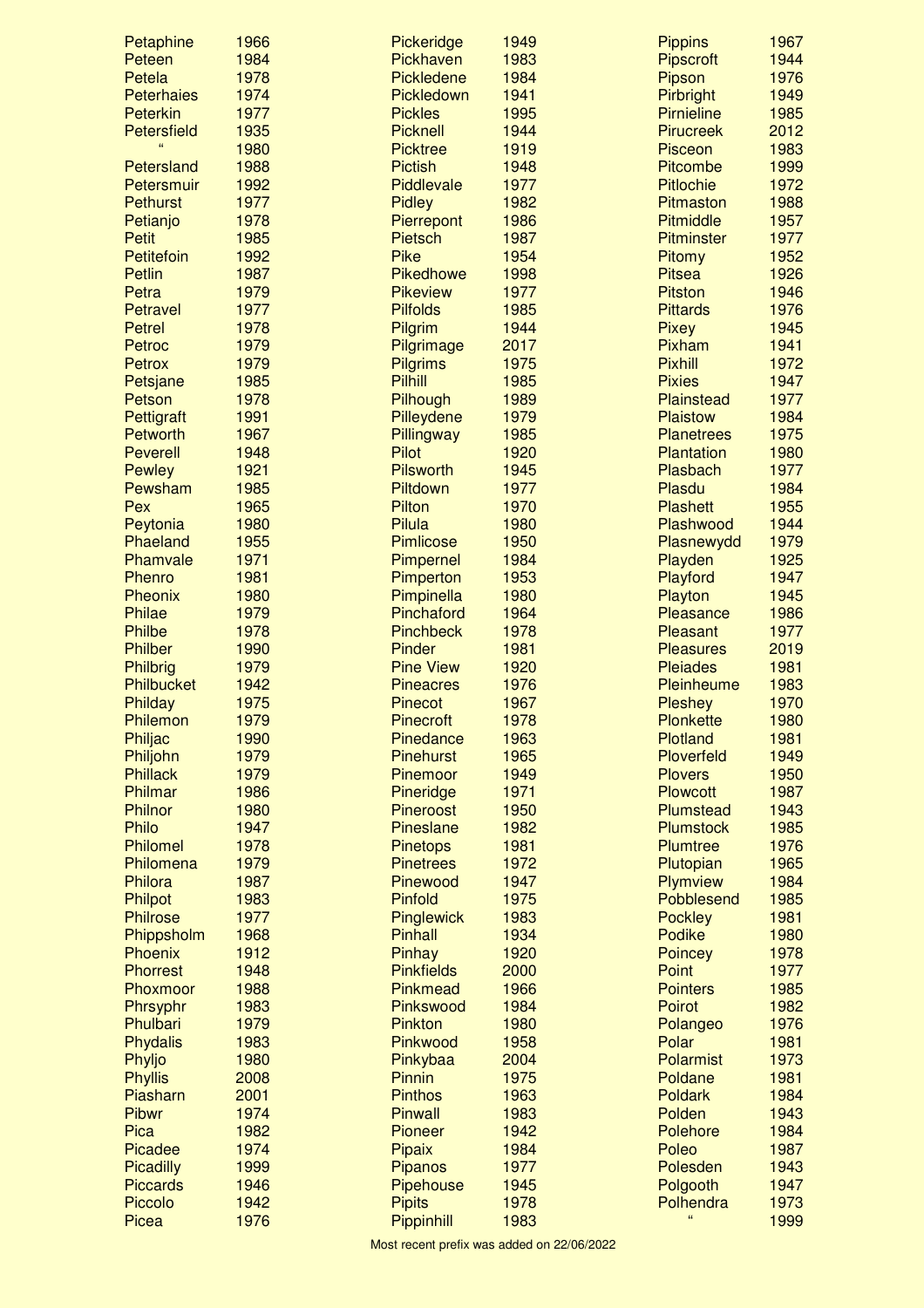| | |
|---|---|
| Petaphine | 1966 |
| Peteen | 1984 |
| Petela | 1978 |
| Peterhaies | 1974 |
| Peterkin | 1977 |
| Petersfield | 1935 |
| " | 1980 |
| Petersland | 1988 |
| Petersmuir | 1992 |
| Pethurst | 1977 |
| Petianjo | 1978 |
| Petit | 1985 |
| Petitefoin | 1992 |
| Petlin | 1987 |
| Petra | 1979 |
| Petravel | 1977 |
| Petrel | 1978 |
| Petroc | 1979 |
| Petrox | 1979 |
| Petsjane | 1985 |
| Petson | 1978 |
| Pettigraft | 1991 |
| Petworth | 1967 |
| Peverell | 1948 |
| Pewley | 1921 |
| Pewsham | 1985 |
| Pex | 1965 |
| Peytonia | 1980 |
| Phaeland | 1955 |
| Phamvale | 1971 |
| Phenro | 1981 |
| Pheonix | 1980 |
| Philae | 1979 |
| Philbe | 1978 |
| Philber | 1990 |
| Philbrig | 1979 |
| Philbucket | 1942 |
| Philday | 1975 |
| Philemon | 1979 |
| Philjac | 1990 |
| Philjohn | 1979 |
| Phillack | 1979 |
| Philmar | 1986 |
| Philnor | 1980 |
| Philo | 1947 |
| Philomel | 1978 |
| Philomena | 1979 |
| Philora | 1987 |
| Philpot | 1983 |
| Philrose | 1977 |
| Phippsholm | 1968 |
| Phoenix | 1912 |
| Phorrest | 1948 |
| Phoxmoor | 1988 |
| Phrsyphr | 1983 |
| Phulbari | 1979 |
| Phydalis | 1983 |
| Phyljo | 1980 |
| Phyllis | 2008 |
| Piasharn | 2001 |
| Pibwr | 1974 |
| Pica | 1982 |
| Picadee | 1974 |
| Picadilly | 1999 |
| Piccards | 1946 |
| Piccolo | 1942 |
| Picea | 1976 |
| Pickeridge | 1949 |
| Pickhaven | 1983 |
| Pickledene | 1984 |
| Pickledown | 1941 |
| Pickles | 1995 |
| Picknell | 1944 |
| Picktree | 1919 |
| Pictish | 1948 |
| Piddlevale | 1977 |
| Pidley | 1982 |
| Pierrepont | 1986 |
| Pietsch | 1987 |
| Pike | 1954 |
| Pikedhowe | 1998 |
| Pikeview | 1977 |
| Pilfolds | 1985 |
| Pilgrim | 1944 |
| Pilgrimage | 2017 |
| Pilgrims | 1975 |
| Pilhill | 1985 |
| Pilhough | 1989 |
| Pilleydene | 1979 |
| Pillingway | 1985 |
| Pilot | 1920 |
| Pilsworth | 1945 |
| Piltdown | 1977 |
| Pilton | 1970 |
| Pilula | 1980 |
| Pimlicose | 1950 |
| Pimpernel | 1984 |
| Pimperton | 1953 |
| Pimpinella | 1980 |
| Pinchaford | 1964 |
| Pinchbeck | 1978 |
| Pinder | 1981 |
| Pine View | 1920 |
| Pineacres | 1976 |
| Pinecot | 1967 |
| Pinecroft | 1978 |
| Pinedance | 1963 |
| Pinehurst | 1965 |
| Pinemoor | 1949 |
| Pineridge | 1971 |
| Pineroost | 1950 |
| Pineslane | 1982 |
| Pinetops | 1981 |
| Pinetrees | 1972 |
| Pinewood | 1947 |
| Pinfold | 1975 |
| Pinglewick | 1983 |
| Pinhall | 1934 |
| Pinhay | 1920 |
| Pinkfields | 2000 |
| Pinkmead | 1966 |
| Pinkswood | 1984 |
| Pinkton | 1980 |
| Pinkwood | 1958 |
| Pinkybaa | 2004 |
| Pinnin | 1975 |
| Pinthos | 1963 |
| Pinwall | 1983 |
| Pioneer | 1942 |
| Pipaix | 1984 |
| Pipanos | 1977 |
| Pipehouse | 1945 |
| Pipits | 1978 |
| Pippinhill | 1983 |
| Pippins | 1967 |
| Pipscroft | 1944 |
| Pipson | 1976 |
| Pirbright | 1949 |
| Pirnieline | 1985 |
| Pirucreek | 2012 |
| Pisceon | 1983 |
| Pitcombe | 1999 |
| Pitlochie | 1972 |
| Pitmaston | 1988 |
| Pitmiddle | 1957 |
| Pitminster | 1977 |
| Pitomy | 1952 |
| Pitsea | 1926 |
| Pitston | 1946 |
| Pittards | 1976 |
| Pixey | 1945 |
| Pixham | 1941 |
| Pixhill | 1972 |
| Pixies | 1947 |
| Plainstead | 1977 |
| Plaistow | 1984 |
| Planetrees | 1975 |
| Plantation | 1980 |
| Plasbach | 1977 |
| Plasdu | 1984 |
| Plashett | 1955 |
| Plashwood | 1944 |
| Plasnewydd | 1979 |
| Playden | 1925 |
| Playford | 1947 |
| Playton | 1945 |
| Pleasance | 1986 |
| Pleasant | 1977 |
| Pleasures | 2019 |
| Pleiades | 1981 |
| Pleinheume | 1983 |
| Pleshey | 1970 |
| Plonkette | 1980 |
| Plotland | 1981 |
| Ploverfeld | 1949 |
| Plovers | 1950 |
| Plowcott | 1987 |
| Plumstead | 1943 |
| Plumstock | 1985 |
| Plumtree | 1976 |
| Plutopian | 1965 |
| Plymview | 1984 |
| Pobblesend | 1985 |
| Pockley | 1981 |
| Podike | 1980 |
| Poincey | 1978 |
| Point | 1977 |
| Pointers | 1985 |
| Poirot | 1982 |
| Polangeo | 1976 |
| Polar | 1981 |
| Polarmist | 1973 |
| Poldane | 1981 |
| Poldark | 1984 |
| Polden | 1943 |
| Polehore | 1984 |
| Poleo | 1987 |
| Polesden | 1943 |
| Polgooth | 1947 |
| Polhendra | 1973 |
| " | 1999 |

Most recent prefix was added on 22/06/2022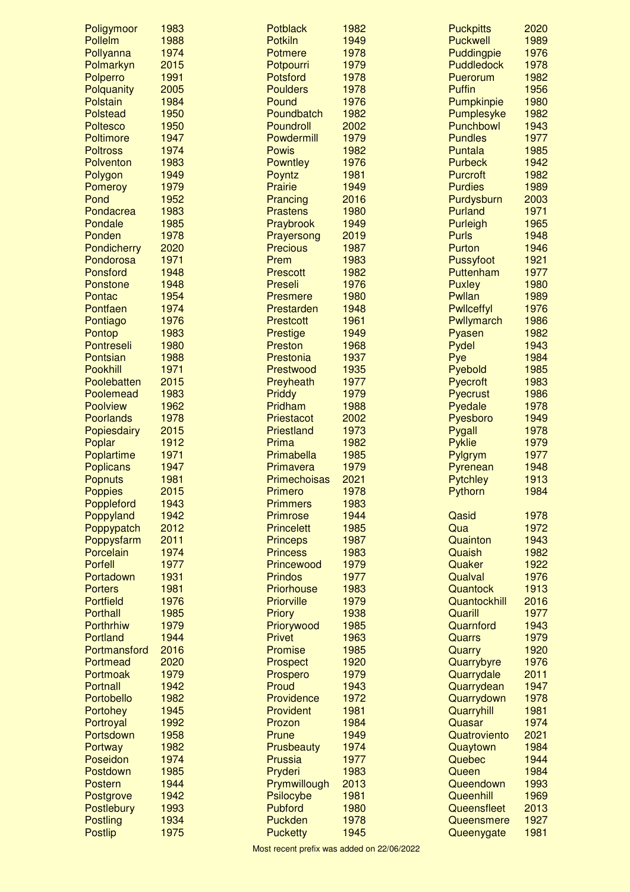| Prefix | Year |
|---|---|
| Poligymoor | 1983 |
| Pollelm | 1988 |
| Pollyanna | 1974 |
| Polmarkyn | 2015 |
| Polperro | 1991 |
| Polquanity | 2005 |
| Polstain | 1984 |
| Polstead | 1950 |
| Poltesco | 1950 |
| Poltimore | 1947 |
| Poltross | 1974 |
| Polventon | 1983 |
| Polygon | 1949 |
| Pomeroy | 1979 |
| Pond | 1952 |
| Pondacrea | 1983 |
| Pondale | 1985 |
| Ponden | 1978 |
| Pondicherry | 2020 |
| Pondorosa | 1971 |
| Ponsford | 1948 |
| Ponstone | 1948 |
| Pontac | 1954 |
| Pontfaen | 1974 |
| Pontiago | 1976 |
| Pontop | 1983 |
| Pontreseli | 1980 |
| Pontsian | 1988 |
| Pookhill | 1971 |
| Poolebatten | 2015 |
| Poolemead | 1983 |
| Poolview | 1962 |
| Poorlands | 1978 |
| Popiesdairy | 2015 |
| Poplar | 1912 |
| Poplartime | 1971 |
| Poplicans | 1947 |
| Popnuts | 1981 |
| Poppies | 2015 |
| Poppleford | 1943 |
| Poppyland | 1942 |
| Poppypatch | 2012 |
| Poppysfarm | 2011 |
| Porcelain | 1974 |
| Porfell | 1977 |
| Portadown | 1931 |
| Porters | 1981 |
| Portfield | 1976 |
| Porthall | 1985 |
| Porthrhiw | 1979 |
| Portland | 1944 |
| Portmansford | 2016 |
| Portmead | 2020 |
| Portmoak | 1979 |
| Portnall | 1942 |
| Portobello | 1982 |
| Portohey | 1945 |
| Portroyal | 1992 |
| Portsdown | 1958 |
| Portway | 1982 |
| Poseidon | 1974 |
| Postdown | 1985 |
| Postern | 1944 |
| Postgrove | 1942 |
| Postlebury | 1993 |
| Postling | 1934 |
| Postlip | 1975 |
| Potblack | 1982 |
| Potkiln | 1949 |
| Potmere | 1978 |
| Potpourri | 1979 |
| Potsford | 1978 |
| Poulders | 1978 |
| Pound | 1976 |
| Poundbatch | 1982 |
| Poundroll | 2002 |
| Powdermill | 1979 |
| Powis | 1982 |
| Powntley | 1976 |
| Poyntz | 1981 |
| Prairie | 1949 |
| Prancing | 2016 |
| Prastens | 1980 |
| Praybrook | 1949 |
| Prayersong | 2019 |
| Precious | 1987 |
| Prem | 1983 |
| Prescott | 1982 |
| Preseli | 1976 |
| Presmere | 1980 |
| Prestarden | 1948 |
| Prestcott | 1961 |
| Prestige | 1949 |
| Preston | 1968 |
| Prestonia | 1937 |
| Prestwood | 1935 |
| Preyheath | 1977 |
| Priddy | 1979 |
| Pridham | 1988 |
| Priestacot | 2002 |
| Priestland | 1973 |
| Prima | 1982 |
| Primabella | 1985 |
| Primavera | 1979 |
| Primechoisas | 2021 |
| Primero | 1978 |
| Primmers | 1983 |
| Primrose | 1944 |
| Princelett | 1985 |
| Princeps | 1987 |
| Princess | 1983 |
| Princewood | 1979 |
| Prindos | 1977 |
| Priorhouse | 1983 |
| Priorville | 1979 |
| Priory | 1938 |
| Priorywood | 1985 |
| Privet | 1963 |
| Promise | 1985 |
| Prospect | 1920 |
| Prospero | 1979 |
| Proud | 1943 |
| Providence | 1972 |
| Provident | 1981 |
| Prozon | 1984 |
| Prune | 1949 |
| Prusbeauty | 1974 |
| Prussia | 1977 |
| Pryderi | 1983 |
| Prymwillough | 2013 |
| Psilocybe | 1981 |
| Pubford | 1980 |
| Puckden | 1978 |
| Pucketty | 1945 |
| Puckpitts | 2020 |
| Puckwell | 1989 |
| Puddingpie | 1976 |
| Puddledock | 1978 |
| Puerorum | 1982 |
| Puffin | 1956 |
| Pumpkinpie | 1980 |
| Pumplesyke | 1982 |
| Punchbowl | 1943 |
| Pundles | 1977 |
| Puntala | 1985 |
| Purbeck | 1942 |
| Purcroft | 1982 |
| Purdies | 1989 |
| Purdysburn | 2003 |
| Purland | 1971 |
| Purleigh | 1965 |
| Purls | 1948 |
| Purton | 1946 |
| Pussyfoot | 1921 |
| Puttenham | 1977 |
| Puxley | 1980 |
| Pwllan | 1989 |
| Pwllceffyl | 1976 |
| Pwllymarch | 1986 |
| Pyasen | 1982 |
| Pydel | 1943 |
| Pye | 1984 |
| Pyebold | 1985 |
| Pyecroft | 1983 |
| Pyecrust | 1986 |
| Pyedale | 1978 |
| Pyesboro | 1949 |
| Pygall | 1978 |
| Pyklie | 1979 |
| Pylgrym | 1977 |
| Pyrenean | 1948 |
| Pytchley | 1913 |
| Pythorn | 1984 |
| Qasid | 1978 |
| Qua | 1972 |
| Quainton | 1943 |
| Quaish | 1982 |
| Quaker | 1922 |
| Qualval | 1976 |
| Quantock | 1913 |
| Quantockhill | 2016 |
| Quarill | 1977 |
| Quarnford | 1943 |
| Quarrs | 1979 |
| Quarry | 1920 |
| Quarrybyre | 1976 |
| Quarrydale | 2011 |
| Quarrydean | 1947 |
| Quarrydown | 1978 |
| Quarryhill | 1981 |
| Quasar | 1974 |
| Quatroviento | 2021 |
| Quaytown | 1984 |
| Quebec | 1944 |
| Queen | 1984 |
| Queendown | 1993 |
| Queenhill | 1969 |
| Queensfleet | 2013 |
| Queensmere | 1927 |
| Queenygate | 1981 |

Most recent prefix was added on 22/06/2022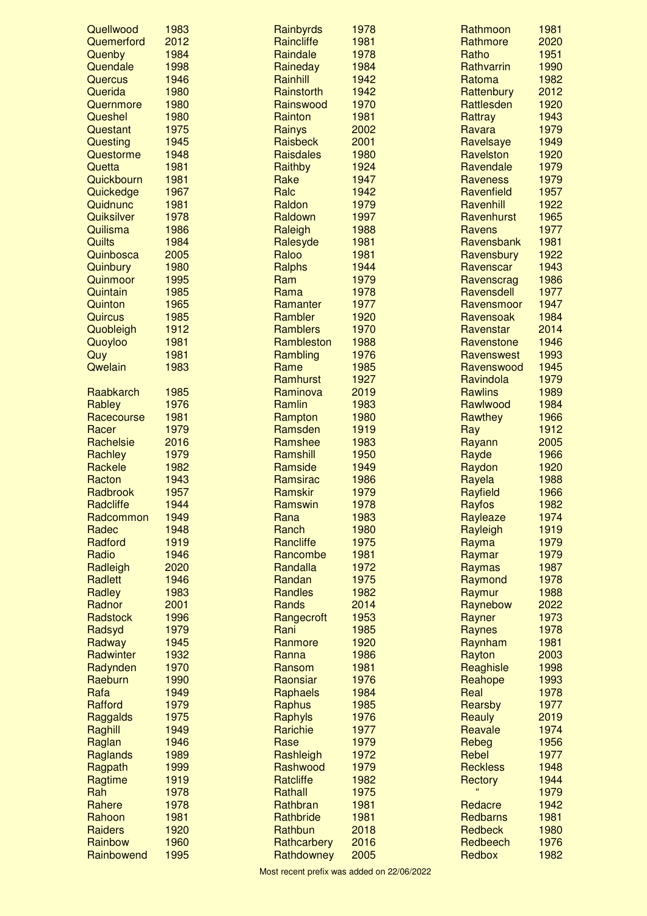| Name | Year |
|---|---|
| Quellwood | 1983 |
| Quemerford | 2012 |
| Quenby | 1984 |
| Quendale | 1998 |
| Quercus | 1946 |
| Querida | 1980 |
| Quernmore | 1980 |
| Queshel | 1980 |
| Questant | 1975 |
| Questing | 1945 |
| Questorme | 1948 |
| Quetta | 1981 |
| Quickbourn | 1981 |
| Quickedge | 1967 |
| Quidnunc | 1981 |
| Quiksilver | 1978 |
| Quilisma | 1986 |
| Quilts | 1984 |
| Quinbosca | 2005 |
| Quinbury | 1980 |
| Quinmoor | 1995 |
| Quintain | 1985 |
| Quinton | 1965 |
| Quircus | 1985 |
| Quobleigh | 1912 |
| Quoyloo | 1981 |
| Quy | 1981 |
| Qwelain | 1983 |
| | |
| Raabkarch | 1985 |
| Rabley | 1976 |
| Racecourse | 1981 |
| Racer | 1979 |
| Rachelsie | 2016 |
| Rachley | 1979 |
| Rackele | 1982 |
| Racton | 1943 |
| Radbrook | 1957 |
| Radcliffe | 1944 |
| Radcommon | 1949 |
| Radec | 1948 |
| Radford | 1919 |
| Radio | 1946 |
| Radleigh | 2020 |
| Radlett | 1946 |
| Radley | 1983 |
| Radnor | 2001 |
| Radstock | 1996 |
| Radsyd | 1979 |
| Radway | 1945 |
| Radwinter | 1932 |
| Radynden | 1970 |
| Raeburn | 1990 |
| Rafa | 1949 |
| Rafford | 1979 |
| Raggalds | 1975 |
| Raghill | 1949 |
| Raglan | 1946 |
| Raglands | 1989 |
| Ragpath | 1999 |
| Ragtime | 1919 |
| Rah | 1978 |
| Rahere | 1978 |
| Rahoon | 1981 |
| Raiders | 1920 |
| Rainbow | 1960 |
| Rainbowend | 1995 |
| Rainbyrds | 1978 |
| Raincliffe | 1981 |
| Raindale | 1978 |
| Raineday | 1984 |
| Rainhill | 1942 |
| Rainstorth | 1942 |
| Rainswood | 1970 |
| Rainton | 1981 |
| Rainys | 2002 |
| Raisbeck | 2001 |
| Raisdales | 1980 |
| Raithby | 1924 |
| Rake | 1947 |
| Ralc | 1942 |
| Raldon | 1979 |
| Raldown | 1997 |
| Raleigh | 1988 |
| Ralesyde | 1981 |
| Raloo | 1981 |
| Ralphs | 1944 |
| Ram | 1979 |
| Rama | 1978 |
| Ramanter | 1977 |
| Rambler | 1920 |
| Ramblers | 1970 |
| Rambleston | 1988 |
| Rambling | 1976 |
| Rame | 1985 |
| Ramhurst | 1927 |
| Raminova | 2019 |
| Ramlin | 1983 |
| Rampton | 1980 |
| Ramsden | 1919 |
| Ramshee | 1983 |
| Ramshill | 1950 |
| Ramside | 1949 |
| Ramsirac | 1986 |
| Ramskir | 1979 |
| Ramswin | 1978 |
| Rana | 1983 |
| Ranch | 1980 |
| Rancliffe | 1975 |
| Rancombe | 1981 |
| Randalla | 1972 |
| Randan | 1975 |
| Randles | 1982 |
| Rands | 2014 |
| Rangecroft | 1953 |
| Rani | 1985 |
| Ranmore | 1920 |
| Ranna | 1986 |
| Ransom | 1981 |
| Raonsiar | 1976 |
| Raphaels | 1984 |
| Raphus | 1985 |
| Raphyls | 1976 |
| Rarichie | 1977 |
| Rase | 1979 |
| Rashleigh | 1972 |
| Rashwood | 1979 |
| Ratcliffe | 1982 |
| Rathall | 1975 |
| Rathbran | 1981 |
| Rathbride | 1981 |
| Rathbun | 2018 |
| Rathcarbery | 2016 |
| Rathdowney | 2005 |
| Rathmoon | 1981 |
| Rathmore | 2020 |
| Ratho | 1951 |
| Rathvarrin | 1990 |
| Ratoma | 1982 |
| Rattenbury | 2012 |
| Rattlesden | 1920 |
| Rattray | 1943 |
| Ravara | 1979 |
| Ravelsaye | 1949 |
| Ravelston | 1920 |
| Ravendale | 1979 |
| Raveness | 1979 |
| Ravenfield | 1957 |
| Ravenhill | 1922 |
| Ravenhurst | 1965 |
| Ravens | 1977 |
| Ravensbank | 1981 |
| Ravensbury | 1922 |
| Ravenscar | 1943 |
| Ravenscrag | 1986 |
| Ravensdell | 1977 |
| Ravensmoor | 1947 |
| Ravensoak | 1984 |
| Ravenstar | 2014 |
| Ravenstone | 1946 |
| Ravenswest | 1993 |
| Ravenswood | 1945 |
| Ravindola | 1979 |
| Rawlins | 1989 |
| Rawlwood | 1984 |
| Rawthey | 1966 |
| Ray | 1912 |
| Rayann | 2005 |
| Rayde | 1966 |
| Raydon | 1920 |
| Rayela | 1988 |
| Rayfield | 1966 |
| Rayfos | 1982 |
| Rayleaze | 1974 |
| Rayleigh | 1919 |
| Rayma | 1979 |
| Raymar | 1979 |
| Raymas | 1987 |
| Raymond | 1978 |
| Raymur | 1988 |
| Raynebow | 2022 |
| Rayner | 1973 |
| Raynes | 1978 |
| Raynham | 1981 |
| Rayton | 2003 |
| Reaghisle | 1998 |
| Reahope | 1993 |
| Real | 1978 |
| Rearsby | 1977 |
| Reauly | 2019 |
| Reavale | 1974 |
| Rebeg | 1956 |
| Rebel | 1977 |
| Reckless | 1948 |
| Rectory | 1944 |
| " | 1979 |
| Redacre | 1942 |
| Redbarns | 1981 |
| Redbeck | 1980 |
| Redbeech | 1976 |
| Redbox | 1982 |

Most recent prefix was added on 22/06/2022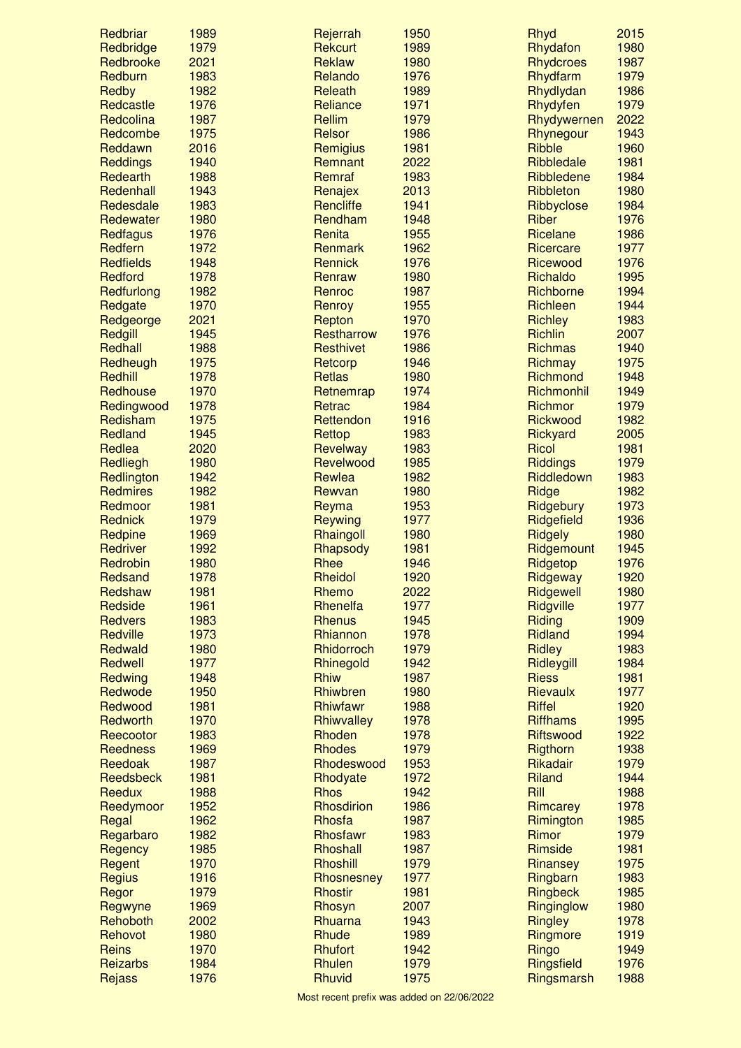| Prefix | Year |
|---|---|
| Redbriar | 1989 |
| Redbridge | 1979 |
| Redbrooke | 2021 |
| Redburn | 1983 |
| Redby | 1982 |
| Redcastle | 1976 |
| Redcolina | 1987 |
| Redcombe | 1975 |
| Reddawn | 2016 |
| Reddings | 1940 |
| Redearth | 1988 |
| Redenhall | 1943 |
| Redesdale | 1983 |
| Redewater | 1980 |
| Redfagus | 1976 |
| Redfern | 1972 |
| Redfields | 1948 |
| Redford | 1978 |
| Redfurlong | 1982 |
| Redgate | 1970 |
| Redgeorge | 2021 |
| Redgill | 1945 |
| Redhall | 1988 |
| Redheugh | 1975 |
| Redhill | 1978 |
| Redhouse | 1970 |
| Redingwood | 1978 |
| Redisham | 1975 |
| Redland | 1945 |
| Redlea | 2020 |
| Redliegh | 1980 |
| Redlington | 1942 |
| Redmires | 1982 |
| Redmoor | 1981 |
| Rednick | 1979 |
| Redpine | 1969 |
| Redriver | 1992 |
| Redrobin | 1980 |
| Redsand | 1978 |
| Redshaw | 1981 |
| Redside | 1961 |
| Redvers | 1983 |
| Redville | 1973 |
| Redwald | 1980 |
| Redwell | 1977 |
| Redwing | 1948 |
| Redwode | 1950 |
| Redwood | 1981 |
| Redworth | 1970 |
| Reecootor | 1983 |
| Reedness | 1969 |
| Reedoak | 1987 |
| Reedsbeck | 1981 |
| Reedux | 1988 |
| Reedymoor | 1952 |
| Regal | 1962 |
| Regarbaro | 1982 |
| Regency | 1985 |
| Regent | 1970 |
| Regius | 1916 |
| Regor | 1979 |
| Regwyne | 1969 |
| Rehoboth | 2002 |
| Rehovot | 1980 |
| Reins | 1970 |
| Reizarbs | 1984 |
| Rejass | 1976 |
| Rejerrah | 1950 |
| Rekcurt | 1989 |
| Reklaw | 1980 |
| Relando | 1976 |
| Releath | 1989 |
| Reliance | 1971 |
| Rellim | 1979 |
| Relsor | 1986 |
| Remigius | 1981 |
| Remnant | 2022 |
| Remraf | 1983 |
| Renajex | 2013 |
| Rencliffe | 1941 |
| Rendham | 1948 |
| Renita | 1955 |
| Renmark | 1962 |
| Rennick | 1976 |
| Renraw | 1980 |
| Renroc | 1987 |
| Renroy | 1955 |
| Repton | 1970 |
| Restharrow | 1976 |
| Resthivet | 1986 |
| Retcorp | 1946 |
| Retlas | 1980 |
| Retnemrap | 1974 |
| Retrac | 1984 |
| Rettendon | 1916 |
| Rettop | 1983 |
| Revelway | 1983 |
| Revelwood | 1985 |
| Rewlea | 1982 |
| Rewvan | 1980 |
| Reyma | 1953 |
| Reywing | 1977 |
| Rhaingoll | 1980 |
| Rhapsody | 1981 |
| Rhee | 1946 |
| Rheidol | 1920 |
| Rhemo | 2022 |
| Rhenelfa | 1977 |
| Rhenus | 1945 |
| Rhiannon | 1978 |
| Rhidorroch | 1979 |
| Rhinegold | 1942 |
| Rhiw | 1987 |
| Rhiwbren | 1980 |
| Rhiwfawr | 1988 |
| Rhiwvalley | 1978 |
| Rhoden | 1978 |
| Rhodes | 1979 |
| Rhodeswood | 1953 |
| Rhodyate | 1972 |
| Rhos | 1942 |
| Rhosdirion | 1986 |
| Rhosfa | 1987 |
| Rhosfawr | 1983 |
| Rhoshall | 1987 |
| Rhoshill | 1979 |
| Rhosnesney | 1977 |
| Rhostir | 1981 |
| Rhosyn | 2007 |
| Rhuarna | 1943 |
| Rhude | 1989 |
| Rhufort | 1942 |
| Rhulen | 1979 |
| Rhuvid | 1975 |
| Rhyd | 2015 |
| Rhydafon | 1980 |
| Rhydcroes | 1987 |
| Rhydfarm | 1979 |
| Rhydlydan | 1986 |
| Rhydyfen | 1979 |
| Rhydywernen | 2022 |
| Rhynegour | 1943 |
| Ribble | 1960 |
| Ribbledale | 1981 |
| Ribbledene | 1984 |
| Ribbleton | 1980 |
| Ribbyclose | 1984 |
| Riber | 1976 |
| Ricelane | 1986 |
| Ricercare | 1977 |
| Ricewood | 1976 |
| Richaldo | 1995 |
| Richborne | 1994 |
| Richleen | 1944 |
| Richley | 1983 |
| Richlin | 2007 |
| Richmas | 1940 |
| Richmay | 1975 |
| Richmond | 1948 |
| Richmonhil | 1949 |
| Richmor | 1979 |
| Rickwood | 1982 |
| Rickyard | 2005 |
| Ricol | 1981 |
| Riddings | 1979 |
| Riddledown | 1983 |
| Ridge | 1982 |
| Ridgebury | 1973 |
| Ridgefield | 1936 |
| Ridgely | 1980 |
| Ridgemount | 1945 |
| Ridgetop | 1976 |
| Ridgeway | 1920 |
| Ridgewell | 1980 |
| Ridgville | 1977 |
| Riding | 1909 |
| Ridland | 1994 |
| Ridley | 1983 |
| Ridleygill | 1984 |
| Riess | 1981 |
| Rievaulx | 1977 |
| Riffel | 1920 |
| Riffhams | 1995 |
| Riftswood | 1922 |
| Rigthorn | 1938 |
| Rikadair | 1979 |
| Riland | 1944 |
| Rill | 1988 |
| Rimcarey | 1978 |
| Rimington | 1985 |
| Rimor | 1979 |
| Rimside | 1981 |
| Rinansey | 1975 |
| Ringbarn | 1983 |
| Ringbeck | 1985 |
| Ringinglow | 1980 |
| Ringley | 1978 |
| Ringmore | 1919 |
| Ringo | 1949 |
| Ringsfield | 1976 |
| Ringsmarsh | 1988 |

Most recent prefix was added on 22/06/2022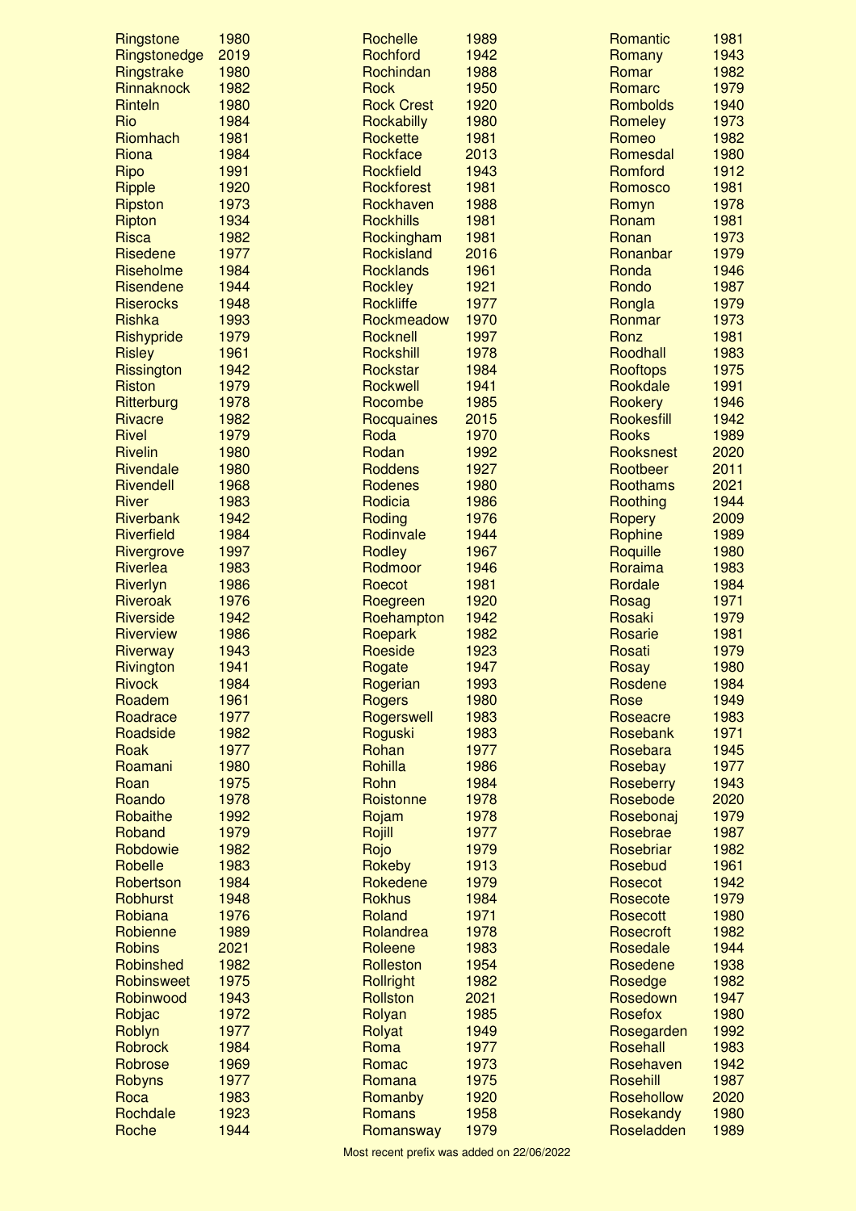| Prefix | Year |
|---|---|
| Ringstone | 1980 |
| Ringstonedge | 2019 |
| Ringstrake | 1980 |
| Rinnaknock | 1982 |
| Rinteln | 1980 |
| Rio | 1984 |
| Riomhach | 1981 |
| Riona | 1984 |
| Ripo | 1991 |
| Ripple | 1920 |
| Ripston | 1973 |
| Ripton | 1934 |
| Risca | 1982 |
| Risedene | 1977 |
| Riseholme | 1984 |
| Risendene | 1944 |
| Riserocks | 1948 |
| Rishka | 1993 |
| Rishypride | 1979 |
| Risley | 1961 |
| Rissington | 1942 |
| Riston | 1979 |
| Ritterburg | 1978 |
| Rivacre | 1982 |
| Rivel | 1979 |
| Rivelin | 1980 |
| Rivendale | 1980 |
| Rivendell | 1968 |
| River | 1983 |
| Riverbank | 1942 |
| Riverfield | 1984 |
| Rivergrove | 1997 |
| Riverlea | 1983 |
| Riverlyn | 1986 |
| Riveroak | 1976 |
| Riverside | 1942 |
| Riverview | 1986 |
| Riverway | 1943 |
| Rivington | 1941 |
| Rivock | 1984 |
| Roadem | 1961 |
| Roadrace | 1977 |
| Roadside | 1982 |
| Roak | 1977 |
| Roamani | 1980 |
| Roan | 1975 |
| Roando | 1978 |
| Robaithe | 1992 |
| Roband | 1979 |
| Robdowie | 1982 |
| Robelle | 1983 |
| Robertson | 1984 |
| Robhurst | 1948 |
| Robiana | 1976 |
| Robienne | 1989 |
| Robins | 2021 |
| Robinshed | 1982 |
| Robinsweet | 1975 |
| Robinwood | 1943 |
| Robjac | 1972 |
| Roblyn | 1977 |
| Robrock | 1984 |
| Robrose | 1969 |
| Robyns | 1977 |
| Roca | 1983 |
| Rochdale | 1923 |
| Roche | 1944 |
| Rochelle | 1989 |
| Rochford | 1942 |
| Rochindan | 1988 |
| Rock | 1950 |
| Rock Crest | 1920 |
| Rockabilly | 1980 |
| Rockette | 1981 |
| Rockface | 2013 |
| Rockfield | 1943 |
| Rockforest | 1981 |
| Rockhaven | 1988 |
| Rockhills | 1981 |
| Rockingham | 1981 |
| Rockisland | 2016 |
| Rocklands | 1961 |
| Rockley | 1921 |
| Rockliffe | 1977 |
| Rockmeadow | 1970 |
| Rocknell | 1997 |
| Rockshill | 1978 |
| Rockstar | 1984 |
| Rockwell | 1941 |
| Rocombe | 1985 |
| Rocquaines | 2015 |
| Roda | 1970 |
| Rodan | 1992 |
| Roddens | 1927 |
| Rodenes | 1980 |
| Rodicia | 1986 |
| Roding | 1976 |
| Rodinvale | 1944 |
| Rodley | 1967 |
| Rodmoor | 1946 |
| Roecot | 1981 |
| Roegreen | 1920 |
| Roehampton | 1942 |
| Roepark | 1982 |
| Roeside | 1923 |
| Rogate | 1947 |
| Rogerian | 1993 |
| Rogers | 1980 |
| Rogerswell | 1983 |
| Roguski | 1983 |
| Rohan | 1977 |
| Rohilla | 1986 |
| Rohn | 1984 |
| Roistonne | 1978 |
| Rojam | 1978 |
| Rojill | 1977 |
| Rojo | 1979 |
| Rokeby | 1913 |
| Rokedene | 1979 |
| Rokhus | 1984 |
| Roland | 1971 |
| Rolandrea | 1978 |
| Roleene | 1983 |
| Rolleston | 1954 |
| Rollright | 1982 |
| Rollston | 2021 |
| Rolyan | 1985 |
| Rolyat | 1949 |
| Roma | 1977 |
| Romac | 1973 |
| Romana | 1975 |
| Romanby | 1920 |
| Romans | 1958 |
| Romansway | 1979 |
| Romantic | 1981 |
| Romany | 1943 |
| Romar | 1982 |
| Romarc | 1979 |
| Rombolds | 1940 |
| Romeley | 1973 |
| Romeo | 1982 |
| Romesdal | 1980 |
| Romford | 1912 |
| Romosco | 1981 |
| Romyn | 1978 |
| Ronam | 1981 |
| Ronan | 1973 |
| Ronanbar | 1979 |
| Ronda | 1946 |
| Rondo | 1987 |
| Rongla | 1979 |
| Ronmar | 1973 |
| Ronz | 1981 |
| Roodhall | 1983 |
| Rooftops | 1975 |
| Rookdale | 1991 |
| Rookery | 1946 |
| Rookesfill | 1942 |
| Rooks | 1989 |
| Rooksnest | 2020 |
| Rootbeer | 2011 |
| Roothams | 2021 |
| Roothing | 1944 |
| Ropery | 2009 |
| Rophine | 1989 |
| Roquille | 1980 |
| Roraima | 1983 |
| Rordale | 1984 |
| Rosag | 1971 |
| Rosaki | 1979 |
| Rosarie | 1981 |
| Rosati | 1979 |
| Rosay | 1980 |
| Rosdene | 1984 |
| Rose | 1949 |
| Roseacre | 1983 |
| Rosebank | 1971 |
| Rosebara | 1945 |
| Rosebay | 1977 |
| Roseberry | 1943 |
| Rosebode | 2020 |
| Rosebonaj | 1979 |
| Rosebrae | 1987 |
| Rosebriar | 1982 |
| Rosebud | 1961 |
| Rosecot | 1942 |
| Rosecote | 1979 |
| Rosecott | 1980 |
| Rosecroft | 1982 |
| Rosedale | 1944 |
| Rosedene | 1938 |
| Rosedge | 1982 |
| Rosedown | 1947 |
| Rosefox | 1980 |
| Rosegarden | 1992 |
| Rosehall | 1983 |
| Rosehaven | 1942 |
| Rosehill | 1987 |
| Rosehollow | 2020 |
| Rosekandy | 1980 |
| Roseladden | 1989 |

Most recent prefix was added on 22/06/2022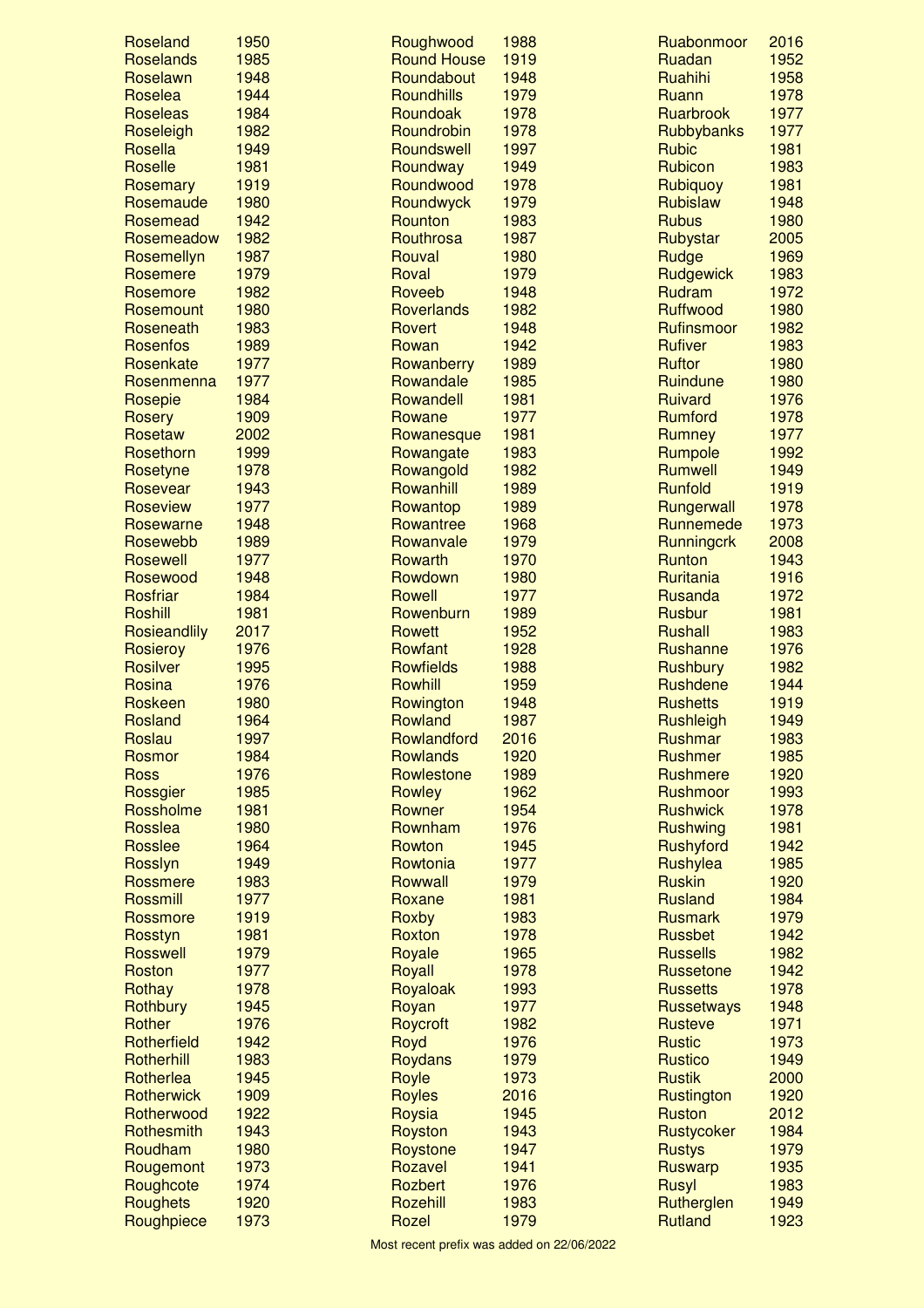| | |
|---|---|
| Roseland | 1950 |
| Roselands | 1985 |
| Roselawn | 1948 |
| Roselea | 1944 |
| Roseleas | 1984 |
| Roseleigh | 1982 |
| Rosella | 1949 |
| Roselle | 1981 |
| Rosemary | 1919 |
| Rosemaude | 1980 |
| Rosemead | 1942 |
| Rosemeadow | 1982 |
| Rosemellyn | 1987 |
| Rosemere | 1979 |
| Rosemore | 1982 |
| Rosemount | 1980 |
| Roseneath | 1983 |
| Rosenfos | 1989 |
| Rosenkate | 1977 |
| Rosenmenna | 1977 |
| Rosepie | 1984 |
| Rosery | 1909 |
| Rosetaw | 2002 |
| Rosethorn | 1999 |
| Rosetyne | 1978 |
| Rosevear | 1943 |
| Roseview | 1977 |
| Rosewarne | 1948 |
| Rosewebb | 1989 |
| Rosewell | 1977 |
| Rosewood | 1948 |
| Rosfriar | 1984 |
| Roshill | 1981 |
| Rosieandlily | 2017 |
| Rosieroy | 1976 |
| Rosilver | 1995 |
| Rosina | 1976 |
| Roskeen | 1980 |
| Rosland | 1964 |
| Roslau | 1997 |
| Rosmor | 1984 |
| Ross | 1976 |
| Rossgier | 1985 |
| Rossholme | 1981 |
| Rosslea | 1980 |
| Rosslee | 1964 |
| Rosslyn | 1949 |
| Rossmere | 1983 |
| Rossmill | 1977 |
| Rossmore | 1919 |
| Rosstyn | 1981 |
| Rosswell | 1979 |
| Roston | 1977 |
| Rothay | 1978 |
| Rothbury | 1945 |
| Rother | 1976 |
| Rotherfield | 1942 |
| Rotherhill | 1983 |
| Rotherlea | 1945 |
| Rotherwick | 1909 |
| Rotherwood | 1922 |
| Rothesmith | 1943 |
| Roudham | 1980 |
| Rougemont | 1973 |
| Roughcote | 1974 |
| Roughets | 1920 |
| Roughpiece | 1973 |
| Roughwood | 1988 |
| Round House | 1919 |
| Roundabout | 1948 |
| Roundhills | 1979 |
| Roundoak | 1978 |
| Roundrobin | 1978 |
| Roundswell | 1997 |
| Roundway | 1949 |
| Roundwood | 1978 |
| Roundwyck | 1979 |
| Rounton | 1983 |
| Routhrosa | 1987 |
| Rouval | 1980 |
| Roval | 1979 |
| Roveeb | 1948 |
| Roverlands | 1982 |
| Rovert | 1948 |
| Rowan | 1942 |
| Rowanberry | 1989 |
| Rowandale | 1985 |
| Rowandell | 1981 |
| Rowane | 1977 |
| Rowanesque | 1981 |
| Rowangate | 1983 |
| Rowangold | 1982 |
| Rowanhill | 1989 |
| Rowantop | 1989 |
| Rowantree | 1968 |
| Rowanvale | 1979 |
| Rowarth | 1970 |
| Rowdown | 1980 |
| Rowell | 1977 |
| Rowenburn | 1989 |
| Rowett | 1952 |
| Rowfant | 1928 |
| Rowfields | 1988 |
| Rowhill | 1959 |
| Rowington | 1948 |
| Rowland | 1987 |
| Rowlandford | 2016 |
| Rowlands | 1920 |
| Rowlestone | 1989 |
| Rowley | 1962 |
| Rowner | 1954 |
| Rownham | 1976 |
| Rowton | 1945 |
| Rowtonia | 1977 |
| Rowwall | 1979 |
| Roxane | 1981 |
| Roxby | 1983 |
| Roxton | 1978 |
| Royale | 1965 |
| Royall | 1978 |
| Royaloak | 1993 |
| Royan | 1977 |
| Roycroft | 1982 |
| Royd | 1976 |
| Roydans | 1979 |
| Royle | 1973 |
| Royles | 2016 |
| Roysia | 1945 |
| Royston | 1943 |
| Roystone | 1947 |
| Rozavel | 1941 |
| Rozbert | 1976 |
| Rozehill | 1983 |
| Rozel | 1979 |
| Ruabonmoor | 2016 |
| Ruadan | 1952 |
| Ruahihi | 1958 |
| Ruann | 1978 |
| Ruarbrook | 1977 |
| Rubbybanks | 1977 |
| Rubic | 1981 |
| Rubicon | 1983 |
| Rubiquoy | 1981 |
| Rubislaw | 1948 |
| Rubus | 1980 |
| Rubystar | 2005 |
| Rudge | 1969 |
| Rudgewick | 1983 |
| Rudram | 1972 |
| Ruffwood | 1980 |
| Rufinsmoor | 1982 |
| Rufiver | 1983 |
| Ruftor | 1980 |
| Ruindune | 1980 |
| Ruivard | 1976 |
| Rumford | 1978 |
| Rumney | 1977 |
| Rumpole | 1992 |
| Rumwell | 1949 |
| Runfold | 1919 |
| Rungerwall | 1978 |
| Runnemede | 1973 |
| Runningcrk | 2008 |
| Runton | 1943 |
| Ruritania | 1916 |
| Rusanda | 1972 |
| Rusbur | 1981 |
| Rushall | 1983 |
| Rushanne | 1976 |
| Rushbury | 1982 |
| Rushdene | 1944 |
| Rushetts | 1919 |
| Rushleigh | 1949 |
| Rushmar | 1983 |
| Rushmer | 1985 |
| Rushmere | 1920 |
| Rushmoor | 1993 |
| Rushwick | 1978 |
| Rushwing | 1981 |
| Rushyford | 1942 |
| Rushylea | 1985 |
| Ruskin | 1920 |
| Rusland | 1984 |
| Rusmark | 1979 |
| Russbet | 1942 |
| Russells | 1982 |
| Russetone | 1942 |
| Russetts | 1978 |
| Russetways | 1948 |
| Rusteve | 1971 |
| Rustic | 1973 |
| Rustico | 1949 |
| Rustik | 2000 |
| Rustington | 1920 |
| Ruston | 2012 |
| Rustycoker | 1984 |
| Rustys | 1979 |
| Ruswarp | 1935 |
| Rusyl | 1983 |
| Rutherglen | 1949 |
| Rutland | 1923 |

Most recent prefix was added on 22/06/2022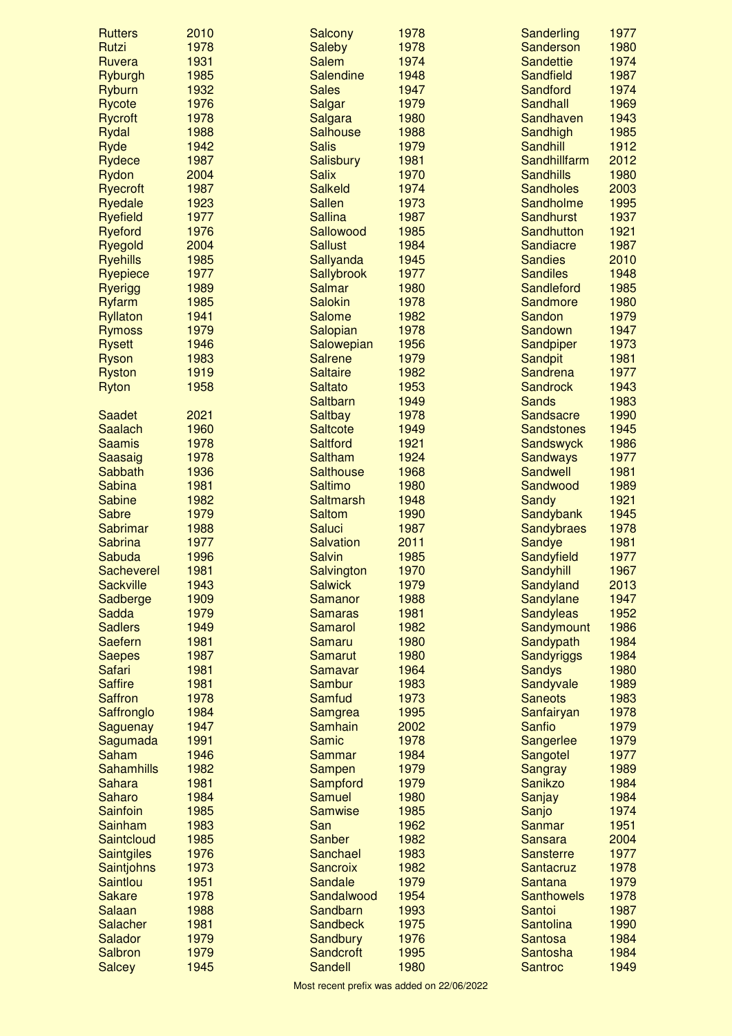| Name | Year |
|---|---|
| Rutters | 2010 |
| Rutzi | 1978 |
| Ruvera | 1931 |
| Ryburgh | 1985 |
| Ryburn | 1932 |
| Rycote | 1976 |
| Rycroft | 1978 |
| Rydal | 1988 |
| Ryde | 1942 |
| Rydece | 1987 |
| Rydon | 2004 |
| Ryecroft | 1987 |
| Ryedale | 1923 |
| Ryefield | 1977 |
| Ryeford | 1976 |
| Ryegold | 2004 |
| Ryehills | 1985 |
| Ryepiece | 1977 |
| Ryerigg | 1989 |
| Ryfarm | 1985 |
| Ryllaton | 1941 |
| Rymoss | 1979 |
| Rysett | 1946 |
| Ryson | 1983 |
| Ryston | 1919 |
| Ryton | 1958 |
| | |
| Saadet | 2021 |
| Saalach | 1960 |
| Saamis | 1978 |
| Saasaig | 1978 |
| Sabbath | 1936 |
| Sabina | 1981 |
| Sabine | 1982 |
| Sabre | 1979 |
| Sabrimar | 1988 |
| Sabrina | 1977 |
| Sabuda | 1996 |
| Sacheverel | 1981 |
| Sackville | 1943 |
| Sadberge | 1909 |
| Sadda | 1979 |
| Sadlers | 1949 |
| Saefern | 1981 |
| Saepes | 1987 |
| Safari | 1981 |
| Saffire | 1981 |
| Saffron | 1978 |
| Saffronglo | 1984 |
| Saguenay | 1947 |
| Sagumada | 1991 |
| Saham | 1946 |
| Sahamhills | 1982 |
| Sahara | 1981 |
| Saharo | 1984 |
| Sainfoin | 1985 |
| Sainham | 1983 |
| Saintcloud | 1985 |
| Saintgiles | 1976 |
| Saintjohns | 1973 |
| Saintlou | 1951 |
| Sakare | 1978 |
| Salaan | 1988 |
| Salacher | 1981 |
| Salador | 1979 |
| Salbron | 1979 |
| Salcey | 1945 |
| Salcony | 1978 |
| Saleby | 1978 |
| Salem | 1974 |
| Salendine | 1948 |
| Sales | 1947 |
| Salgar | 1979 |
| Salgara | 1980 |
| Salhouse | 1988 |
| Salis | 1979 |
| Salisbury | 1981 |
| Salix | 1970 |
| Salkeld | 1974 |
| Sallen | 1973 |
| Sallina | 1987 |
| Sallowood | 1985 |
| Sallust | 1984 |
| Sallyanda | 1945 |
| Sallybrook | 1977 |
| Salmar | 1980 |
| Salokin | 1978 |
| Salome | 1982 |
| Salopian | 1978 |
| Salowepian | 1956 |
| Salrene | 1979 |
| Saltaire | 1982 |
| Saltato | 1953 |
| Saltbarn | 1949 |
| Saltbay | 1978 |
| Saltcote | 1949 |
| Saltford | 1921 |
| Saltham | 1924 |
| Salthouse | 1968 |
| Saltimo | 1980 |
| Saltmarsh | 1948 |
| Saltom | 1990 |
| Saluci | 1987 |
| Salvation | 2011 |
| Salvin | 1985 |
| Salvington | 1970 |
| Salwick | 1979 |
| Samanor | 1988 |
| Samaras | 1981 |
| Samarol | 1982 |
| Samaru | 1980 |
| Samarut | 1980 |
| Samavar | 1964 |
| Sambur | 1983 |
| Samfud | 1973 |
| Samgrea | 1995 |
| Samhain | 2002 |
| Samic | 1978 |
| Sammar | 1984 |
| Sampen | 1979 |
| Sampford | 1979 |
| Samuel | 1980 |
| Samwise | 1985 |
| San | 1962 |
| Sanber | 1982 |
| Sanchael | 1983 |
| Sancroix | 1982 |
| Sandale | 1979 |
| Sandalwood | 1954 |
| Sandbarn | 1993 |
| Sandbeck | 1975 |
| Sandbury | 1976 |
| Sandcroft | 1995 |
| Sandell | 1980 |
| Sanderling | 1977 |
| Sanderson | 1980 |
| Sandettie | 1974 |
| Sandfield | 1987 |
| Sandford | 1974 |
| Sandhall | 1969 |
| Sandhaven | 1943 |
| Sandhigh | 1985 |
| Sandhill | 1912 |
| Sandhillfarm | 2012 |
| Sandhills | 1980 |
| Sandholes | 2003 |
| Sandholme | 1995 |
| Sandhurst | 1937 |
| Sandhutton | 1921 |
| Sandiacre | 1987 |
| Sandies | 2010 |
| Sandiles | 1948 |
| Sandleford | 1985 |
| Sandmore | 1980 |
| Sandon | 1979 |
| Sandown | 1947 |
| Sandpiper | 1973 |
| Sandpit | 1981 |
| Sandrena | 1977 |
| Sandrock | 1943 |
| Sands | 1983 |
| Sandsacre | 1990 |
| Sandstones | 1945 |
| Sandswyck | 1986 |
| Sandways | 1977 |
| Sandwell | 1981 |
| Sandwood | 1989 |
| Sandy | 1921 |
| Sandybank | 1945 |
| Sandybraes | 1978 |
| Sandye | 1981 |
| Sandyfield | 1977 |
| Sandyhill | 1967 |
| Sandyland | 2013 |
| Sandylane | 1947 |
| Sandyleas | 1952 |
| Sandymount | 1986 |
| Sandypath | 1984 |
| Sandyriggs | 1984 |
| Sandys | 1980 |
| Sandyvale | 1989 |
| Saneots | 1983 |
| Sanfairyan | 1978 |
| Sanfio | 1979 |
| Sangerlee | 1979 |
| Sangotel | 1977 |
| Sangray | 1989 |
| Sanikzo | 1984 |
| Sanjay | 1984 |
| Sanjo | 1974 |
| Sanmar | 1951 |
| Sansara | 2004 |
| Sansterre | 1977 |
| Santacruz | 1978 |
| Santana | 1979 |
| Santhowels | 1978 |
| Santoi | 1987 |
| Santolina | 1990 |
| Santosa | 1984 |
| Santosha | 1984 |
| Santroc | 1949 |

Most recent prefix was added on 22/06/2022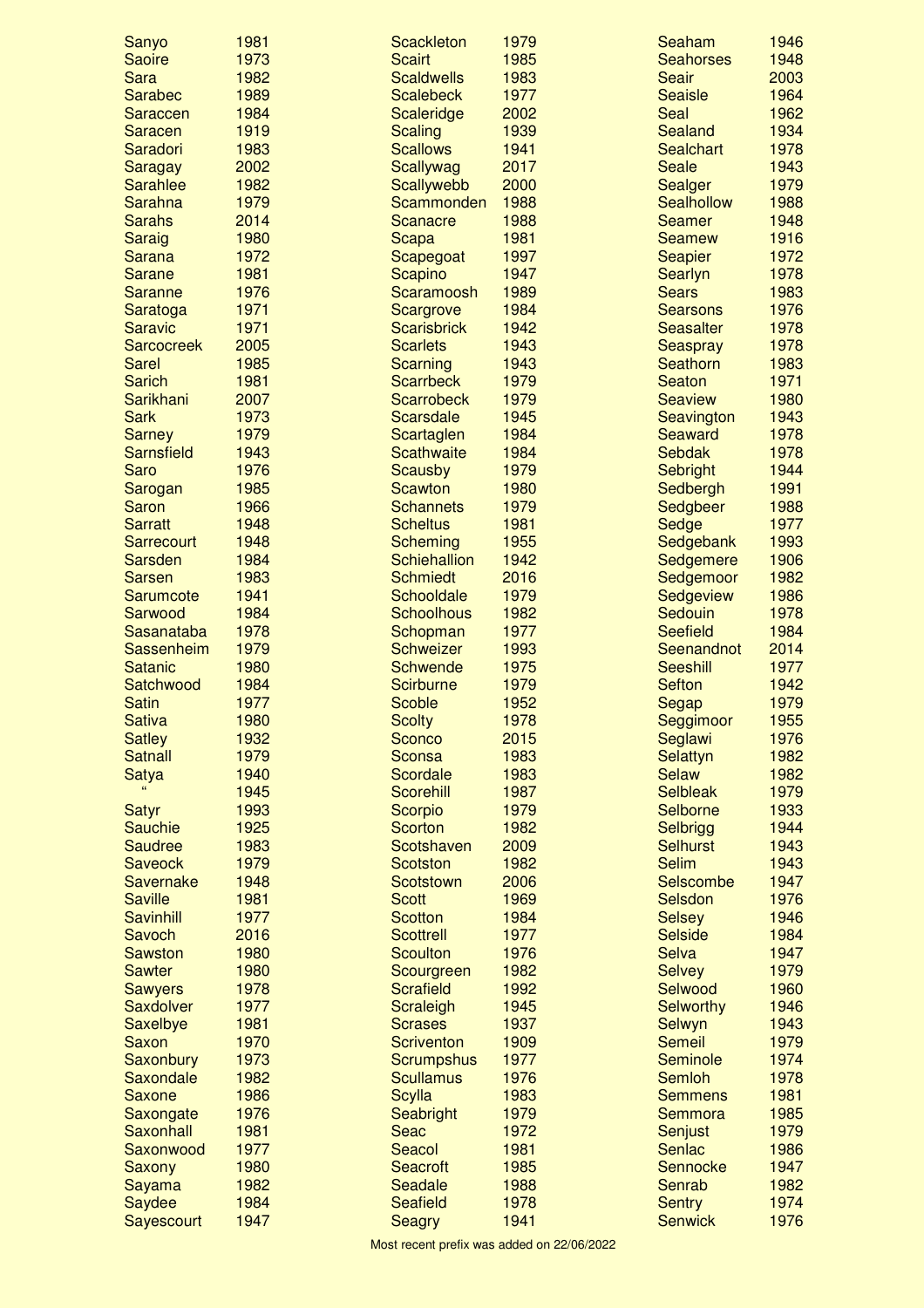| Name | Year |
|---|---|
| Sanyo | 1981 |
| Saoire | 1973 |
| Sara | 1982 |
| Sarabec | 1989 |
| Saraccen | 1984 |
| Saracen | 1919 |
| Saradori | 1983 |
| Saragay | 2002 |
| Sarahlee | 1982 |
| Sarahna | 1979 |
| Sarahs | 2014 |
| Saraig | 1980 |
| Sarana | 1972 |
| Sarane | 1981 |
| Saranne | 1976 |
| Saratoga | 1971 |
| Saravic | 1971 |
| Sarcocreek | 2005 |
| Sarel | 1985 |
| Sarich | 1981 |
| Sarikhani | 2007 |
| Sark | 1973 |
| Sarney | 1979 |
| Sarnsfield | 1943 |
| Saro | 1976 |
| Sarogan | 1985 |
| Saron | 1966 |
| Sarratt | 1948 |
| Sarrecourt | 1948 |
| Sarsden | 1984 |
| Sarsen | 1983 |
| Sarumcote | 1941 |
| Sarwood | 1984 |
| Sasanataba | 1978 |
| Sassenheim | 1979 |
| Satanic | 1980 |
| Satchwood | 1984 |
| Satin | 1977 |
| Sativa | 1980 |
| Satley | 1932 |
| Satnall | 1979 |
| Satya | 1940 |
| " | 1945 |
| Satyr | 1993 |
| Sauchie | 1925 |
| Saudree | 1983 |
| Saveock | 1979 |
| Savernake | 1948 |
| Saville | 1981 |
| Savinhill | 1977 |
| Savoch | 2016 |
| Sawston | 1980 |
| Sawter | 1980 |
| Sawyers | 1978 |
| Saxdolver | 1977 |
| Saxelbye | 1981 |
| Saxon | 1970 |
| Saxonbury | 1973 |
| Saxondale | 1982 |
| Saxone | 1986 |
| Saxongate | 1976 |
| Saxonhall | 1981 |
| Saxonwood | 1977 |
| Saxony | 1980 |
| Sayama | 1982 |
| Saydee | 1984 |
| Sayescourt | 1947 |
| Scackleton | 1979 |
| Scairt | 1985 |
| Scaldwells | 1983 |
| Scalebeck | 1977 |
| Scaleridge | 2002 |
| Scaling | 1939 |
| Scallows | 1941 |
| Scallywag | 2017 |
| Scallywebb | 2000 |
| Scammonden | 1988 |
| Scanacre | 1988 |
| Scapa | 1981 |
| Scapegoat | 1997 |
| Scapino | 1947 |
| Scaramoosh | 1989 |
| Scargrove | 1984 |
| Scarisbrick | 1942 |
| Scarlets | 1943 |
| Scarning | 1943 |
| Scarrbeck | 1979 |
| Scarrobeck | 1979 |
| Scarsdale | 1945 |
| Scartaglen | 1984 |
| Scathwaite | 1984 |
| Scausby | 1979 |
| Scawton | 1980 |
| Schannets | 1979 |
| Scheltus | 1981 |
| Scheming | 1955 |
| Schiehallion | 1942 |
| Schmiedt | 2016 |
| Schooldale | 1979 |
| Schoolhous | 1982 |
| Schopman | 1977 |
| Schweizer | 1993 |
| Schwende | 1975 |
| Scirburne | 1979 |
| Scoble | 1952 |
| Scolty | 1978 |
| Sconco | 2015 |
| Sconsa | 1983 |
| Scordale | 1983 |
| Scorehill | 1987 |
| Scorpio | 1979 |
| Scorton | 1982 |
| Scotshaven | 2009 |
| Scotston | 1982 |
| Scotstown | 2006 |
| Scott | 1969 |
| Scotton | 1984 |
| Scottrell | 1977 |
| Scoulton | 1976 |
| Scourgreen | 1982 |
| Scrafield | 1992 |
| Scraleigh | 1945 |
| Scrases | 1937 |
| Scriventon | 1909 |
| Scrumpshus | 1977 |
| Scullamus | 1976 |
| Scylla | 1983 |
| Seabright | 1979 |
| Seac | 1972 |
| Seacol | 1981 |
| Seacroft | 1985 |
| Seadale | 1988 |
| Seafield | 1978 |
| Seagry | 1941 |
| Seaham | 1946 |
| Seahorses | 1948 |
| Seair | 2003 |
| Seaisle | 1964 |
| Seal | 1962 |
| Sealand | 1934 |
| Sealchart | 1978 |
| Seale | 1943 |
| Sealger | 1979 |
| Sealhollow | 1988 |
| Seamer | 1948 |
| Seamew | 1916 |
| Seapier | 1972 |
| Searlyn | 1978 |
| Sears | 1983 |
| Searsons | 1976 |
| Seasalter | 1978 |
| Seaspray | 1978 |
| Seathorn | 1983 |
| Seaton | 1971 |
| Seaview | 1980 |
| Seavington | 1943 |
| Seaward | 1978 |
| Sebdak | 1978 |
| Sebright | 1944 |
| Sedbergh | 1991 |
| Sedgbeer | 1988 |
| Sedge | 1977 |
| Sedgebank | 1993 |
| Sedgemere | 1906 |
| Sedgemoor | 1982 |
| Sedgeview | 1986 |
| Sedouin | 1978 |
| Seefield | 1984 |
| Seenandnot | 2014 |
| Seeshill | 1977 |
| Sefton | 1942 |
| Segap | 1979 |
| Seggimoor | 1955 |
| Seglawi | 1976 |
| Selattyn | 1982 |
| Selaw | 1982 |
| Selbleak | 1979 |
| Selborne | 1933 |
| Selbrigg | 1944 |
| Selhurst | 1943 |
| Selim | 1943 |
| Selscombe | 1947 |
| Selsdon | 1976 |
| Selsey | 1946 |
| Selside | 1984 |
| Selva | 1947 |
| Selvey | 1979 |
| Selwood | 1960 |
| Selworthy | 1946 |
| Selwyn | 1943 |
| Semeil | 1979 |
| Seminole | 1974 |
| Semloh | 1978 |
| Semmens | 1981 |
| Semmora | 1985 |
| Senjust | 1979 |
| Senlac | 1986 |
| Sennocke | 1947 |
| Senrab | 1982 |
| Sentry | 1974 |
| Senwick | 1976 |

Most recent prefix was added on 22/06/2022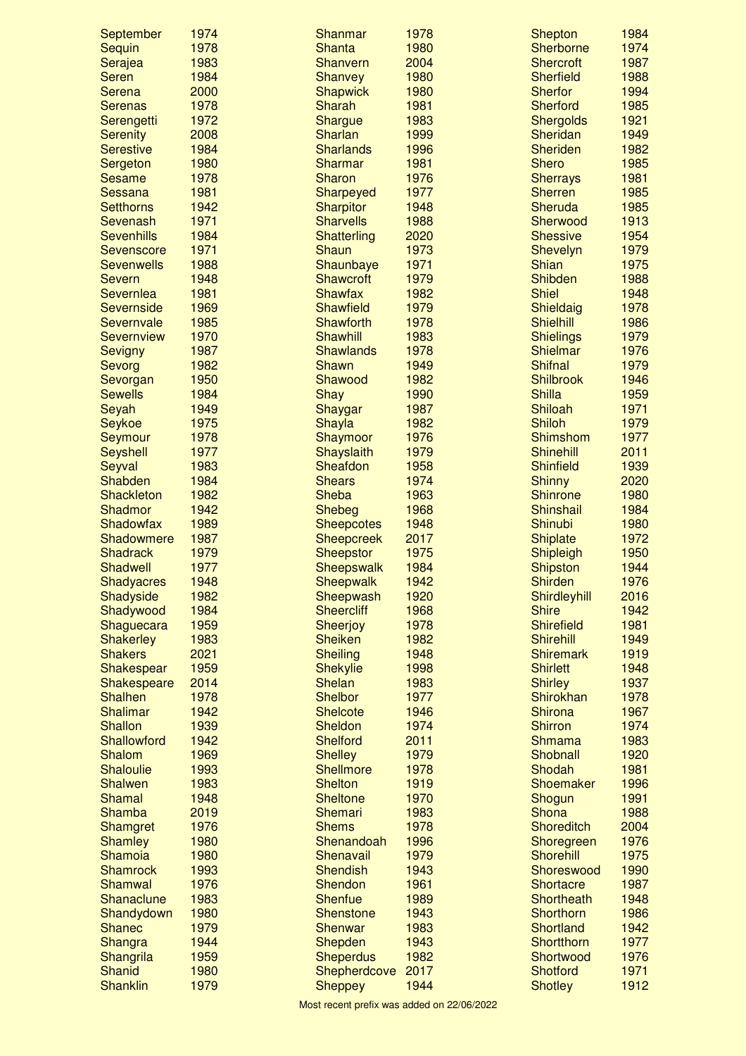| Name | Year |
|---|---|
| September | 1974 |
| Sequin | 1978 |
| Serajea | 1983 |
| Seren | 1984 |
| Serena | 2000 |
| Serenas | 1978 |
| Serengetti | 1972 |
| Serenity | 2008 |
| Serestive | 1984 |
| Sergeton | 1980 |
| Sesame | 1978 |
| Sessana | 1981 |
| Setthorns | 1942 |
| Sevenash | 1971 |
| Sevenhills | 1984 |
| Sevenscore | 1971 |
| Sevenwells | 1988 |
| Severn | 1948 |
| Severnlea | 1981 |
| Severnside | 1969 |
| Severnvale | 1985 |
| Severnview | 1970 |
| Sevigny | 1987 |
| Sevorg | 1982 |
| Sevorgan | 1950 |
| Sewells | 1984 |
| Seyah | 1949 |
| Seykoe | 1975 |
| Seymour | 1978 |
| Seyshell | 1977 |
| Seyval | 1983 |
| Shabden | 1984 |
| Shackleton | 1982 |
| Shadmor | 1942 |
| Shadowfax | 1989 |
| Shadowmere | 1987 |
| Shadrack | 1979 |
| Shadwell | 1977 |
| Shadyacres | 1948 |
| Shadyside | 1982 |
| Shadywood | 1984 |
| Shaguecara | 1959 |
| Shakerley | 1983 |
| Shakers | 2021 |
| Shakespear | 1959 |
| Shakespeare | 2014 |
| Shalhen | 1978 |
| Shalimar | 1942 |
| Shallon | 1939 |
| Shallowford | 1942 |
| Shalom | 1969 |
| Shaloulie | 1993 |
| Shalwen | 1983 |
| Shamal | 1948 |
| Shamba | 2019 |
| Shamgret | 1976 |
| Shamley | 1980 |
| Shamoia | 1980 |
| Shamrock | 1993 |
| Shamwal | 1976 |
| Shanaclune | 1983 |
| Shandydown | 1980 |
| Shanec | 1979 |
| Shangra | 1944 |
| Shangrila | 1959 |
| Shanid | 1980 |
| Shanklin | 1979 |
| Shanmar | 1978 |
| Shanta | 1980 |
| Shanvern | 2004 |
| Shanvey | 1980 |
| Shapwick | 1980 |
| Sharah | 1981 |
| Shargue | 1983 |
| Sharlan | 1999 |
| Sharlands | 1996 |
| Sharmar | 1981 |
| Sharon | 1976 |
| Sharpeyed | 1977 |
| Sharpitor | 1948 |
| Sharvells | 1988 |
| Shatterling | 2020 |
| Shaun | 1973 |
| Shaunbaye | 1971 |
| Shawcroft | 1979 |
| Shawfax | 1982 |
| Shawfield | 1979 |
| Shawforth | 1978 |
| Shawhill | 1983 |
| Shawlands | 1978 |
| Shawn | 1949 |
| Shawood | 1982 |
| Shay | 1990 |
| Shaygar | 1987 |
| Shayla | 1982 |
| Shaymoor | 1976 |
| Shayslaith | 1979 |
| Sheafdon | 1958 |
| Shears | 1974 |
| Sheba | 1963 |
| Shebeg | 1968 |
| Sheepcotes | 1948 |
| Sheepcreek | 2017 |
| Sheepstor | 1975 |
| Sheepswalk | 1984 |
| Sheepwalk | 1942 |
| Sheepwash | 1920 |
| Sheercliff | 1968 |
| Sheerjoy | 1978 |
| Sheiken | 1982 |
| Sheiling | 1948 |
| Shekylie | 1998 |
| Shelan | 1983 |
| Shelbor | 1977 |
| Shelcote | 1946 |
| Sheldon | 1974 |
| Shelford | 2011 |
| Shelley | 1979 |
| Shellmore | 1978 |
| Shelton | 1919 |
| Sheltone | 1970 |
| Shemari | 1983 |
| Shems | 1978 |
| Shenandoah | 1996 |
| Shenavail | 1979 |
| Shendish | 1943 |
| Shendon | 1961 |
| Shenfue | 1989 |
| Shenstone | 1943 |
| Shenwar | 1983 |
| Shepden | 1943 |
| Sheperdus | 1982 |
| Shepherdcove | 2017 |
| Sheppey | 1944 |
| Shepton | 1984 |
| Sherborne | 1974 |
| Shercroft | 1987 |
| Sherfield | 1988 |
| Sherfor | 1994 |
| Sherford | 1985 |
| Shergolds | 1921 |
| Sheridan | 1949 |
| Sheriden | 1982 |
| Shero | 1985 |
| Sherrays | 1981 |
| Sherren | 1985 |
| Sheruda | 1985 |
| Sherwood | 1913 |
| Shessive | 1954 |
| Shevelyn | 1979 |
| Shian | 1975 |
| Shibden | 1988 |
| Shiel | 1948 |
| Shieldaig | 1978 |
| Shielhill | 1986 |
| Shielings | 1979 |
| Shielmar | 1976 |
| Shifnal | 1979 |
| Shilbrook | 1946 |
| Shilla | 1959 |
| Shiloah | 1971 |
| Shiloh | 1979 |
| Shimshom | 1977 |
| Shinehill | 2011 |
| Shinfield | 1939 |
| Shinny | 2020 |
| Shinrone | 1980 |
| Shinshail | 1984 |
| Shinubi | 1980 |
| Shiplate | 1972 |
| Shipleigh | 1950 |
| Shipston | 1944 |
| Shirden | 1976 |
| Shirdleyhill | 2016 |
| Shire | 1942 |
| Shirefield | 1981 |
| Shirehill | 1949 |
| Shiremark | 1919 |
| Shirlett | 1948 |
| Shirley | 1937 |
| Shirokhan | 1978 |
| Shirona | 1967 |
| Shirron | 1974 |
| Shmama | 1983 |
| Shobnall | 1920 |
| Shodah | 1981 |
| Shoemaker | 1996 |
| Shogun | 1991 |
| Shona | 1988 |
| Shoreditch | 2004 |
| Shoregreen | 1976 |
| Shorehill | 1975 |
| Shoreswood | 1990 |
| Shortacre | 1987 |
| Shortheath | 1948 |
| Shorthorn | 1986 |
| Shortland | 1942 |
| Shortthorn | 1977 |
| Shortwood | 1976 |
| Shotford | 1971 |
| Shotley | 1912 |

Most recent prefix was added on 22/06/2022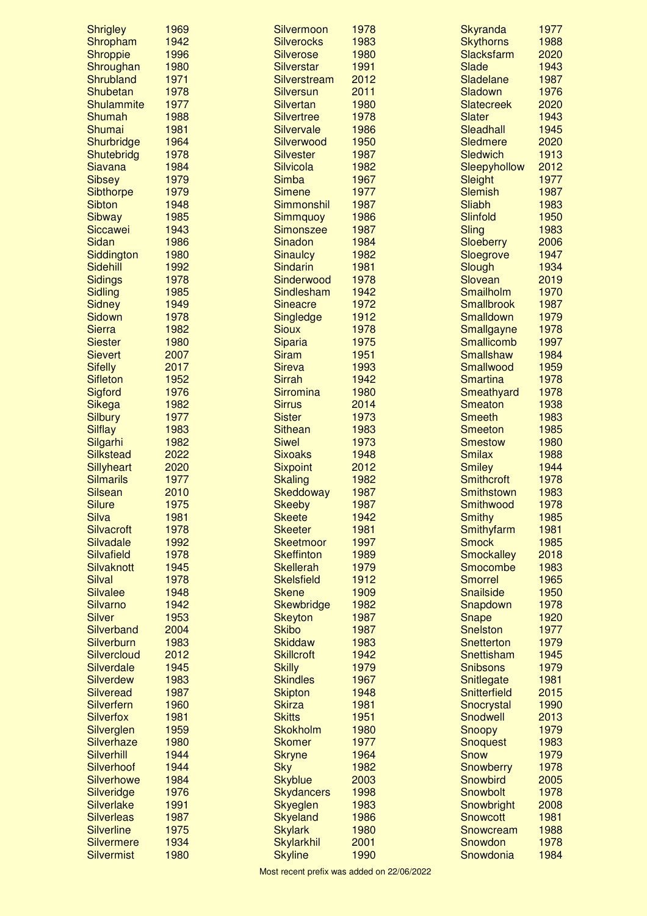| Prefix | Year |
|---|---|
| Shrigley | 1969 |
| Shropham | 1942 |
| Shroppie | 1996 |
| Shroughan | 1980 |
| Shrubland | 1971 |
| Shubetan | 1978 |
| Shulammite | 1977 |
| Shumah | 1988 |
| Shumai | 1981 |
| Shurbridge | 1964 |
| Shutebridg | 1978 |
| Siavana | 1984 |
| Sibsey | 1979 |
| Sibthorpe | 1979 |
| Sibton | 1948 |
| Sibway | 1985 |
| Siccawei | 1943 |
| Sidan | 1986 |
| Siddington | 1980 |
| Sidehill | 1992 |
| Sidings | 1978 |
| Sidling | 1985 |
| Sidney | 1949 |
| Sidown | 1978 |
| Sierra | 1982 |
| Siester | 1980 |
| Sievert | 2007 |
| Sifelly | 2017 |
| Sifleton | 1952 |
| Sigford | 1976 |
| Sikega | 1982 |
| Silbury | 1977 |
| Silflay | 1983 |
| Silgarhi | 1982 |
| Silkstead | 2022 |
| Sillyheart | 2020 |
| Silmarils | 1977 |
| Silsean | 2010 |
| Silure | 1975 |
| Silva | 1981 |
| Silvacroft | 1978 |
| Silvadale | 1992 |
| Silvafield | 1978 |
| Silvaknott | 1945 |
| Silval | 1978 |
| Silvalee | 1948 |
| Silvarno | 1942 |
| Silver | 1953 |
| Silverband | 2004 |
| Silverburn | 1983 |
| Silvercloud | 2012 |
| Silverdale | 1945 |
| Silverdew | 1983 |
| Silveread | 1987 |
| Silverfern | 1960 |
| Silverfox | 1981 |
| Silverglen | 1959 |
| Silverhaze | 1980 |
| Silverhill | 1944 |
| Silverhoof | 1944 |
| Silverhowe | 1984 |
| Silveridge | 1976 |
| Silverlake | 1991 |
| Silverleas | 1987 |
| Silverline | 1975 |
| Silvermere | 1934 |
| Silvermist | 1980 |
| Silvermoon | 1978 |
| Silverocks | 1983 |
| Silverose | 1980 |
| Silverstar | 1991 |
| Silverstream | 2012 |
| Silversun | 2011 |
| Silvertan | 1980 |
| Silvertree | 1978 |
| Silvervale | 1986 |
| Silverwood | 1950 |
| Silvester | 1987 |
| Silvicola | 1982 |
| Simba | 1967 |
| Simene | 1977 |
| Simmonshil | 1987 |
| Simmquoy | 1986 |
| Simonszee | 1987 |
| Sinadon | 1984 |
| Sinaulcy | 1982 |
| Sindarin | 1981 |
| Sinderwood | 1978 |
| Sindlesham | 1942 |
| Sineacre | 1972 |
| Singledge | 1912 |
| Sioux | 1978 |
| Siparia | 1975 |
| Siram | 1951 |
| Sireva | 1993 |
| Sirrah | 1942 |
| Sirromina | 1980 |
| Sirrus | 2014 |
| Sister | 1973 |
| Sithean | 1983 |
| Siwel | 1973 |
| Sixoaks | 1948 |
| Sixpoint | 2012 |
| Skaling | 1982 |
| Skeddoway | 1987 |
| Skeeby | 1987 |
| Skeete | 1942 |
| Skeeter | 1981 |
| Skeetmoor | 1997 |
| Skeffinton | 1989 |
| Skellerah | 1979 |
| Skelsfield | 1912 |
| Skene | 1909 |
| Skewbridge | 1982 |
| Skeyton | 1987 |
| Skibo | 1987 |
| Skiddaw | 1983 |
| Skillcroft | 1942 |
| Skilly | 1979 |
| Skindles | 1967 |
| Skipton | 1948 |
| Skirza | 1981 |
| Skitts | 1951 |
| Skokholm | 1980 |
| Skomer | 1977 |
| Skryne | 1964 |
| Sky | 1982 |
| Skyblue | 2003 |
| Skydancers | 1998 |
| Skyeglen | 1983 |
| Skyeland | 1986 |
| Skylark | 1980 |
| Skylarkhil | 2001 |
| Skyline | 1990 |
| Skyranda | 1977 |
| Skythorns | 1988 |
| Slacksfarm | 2020 |
| Slade | 1943 |
| Sladelane | 1987 |
| Sladown | 1976 |
| Slatecreek | 2020 |
| Slater | 1943 |
| Sleadhall | 1945 |
| Sledmere | 2020 |
| Sledwich | 1913 |
| Sleepyhollow | 2012 |
| Sleight | 1977 |
| Slemish | 1987 |
| Sliabh | 1983 |
| Slinfold | 1950 |
| Sling | 1983 |
| Sloeberry | 2006 |
| Sloegrove | 1947 |
| Slough | 1934 |
| Slovean | 2019 |
| Smailholm | 1970 |
| Smallbrook | 1987 |
| Smalldown | 1979 |
| Smallgayne | 1978 |
| Smallicomb | 1997 |
| Smallshaw | 1984 |
| Smallwood | 1959 |
| Smartina | 1978 |
| Smeathyard | 1978 |
| Smeaton | 1938 |
| Smeeth | 1983 |
| Smeeton | 1985 |
| Smestow | 1980 |
| Smilax | 1988 |
| Smiley | 1944 |
| Smithcroft | 1978 |
| Smithstown | 1983 |
| Smithwood | 1978 |
| Smithy | 1985 |
| Smithyfarm | 1981 |
| Smock | 1985 |
| Smockalley | 2018 |
| Smocombe | 1983 |
| Smorrel | 1965 |
| Snailside | 1950 |
| Snapdown | 1978 |
| Snape | 1920 |
| Snelston | 1977 |
| Snetterton | 1979 |
| Snettisham | 1945 |
| Snibsons | 1979 |
| Snitlegate | 1981 |
| Snitterfield | 2015 |
| Snocrystal | 1990 |
| Snodwell | 2013 |
| Snoopy | 1979 |
| Snoquest | 1983 |
| Snow | 1979 |
| Snowberry | 1978 |
| Snowbird | 2005 |
| Snowbolt | 1978 |
| Snowbright | 2008 |
| Snowcott | 1981 |
| Snowcream | 1988 |
| Snowdon | 1978 |
| Snowdonia | 1984 |

Most recent prefix was added on 22/06/2022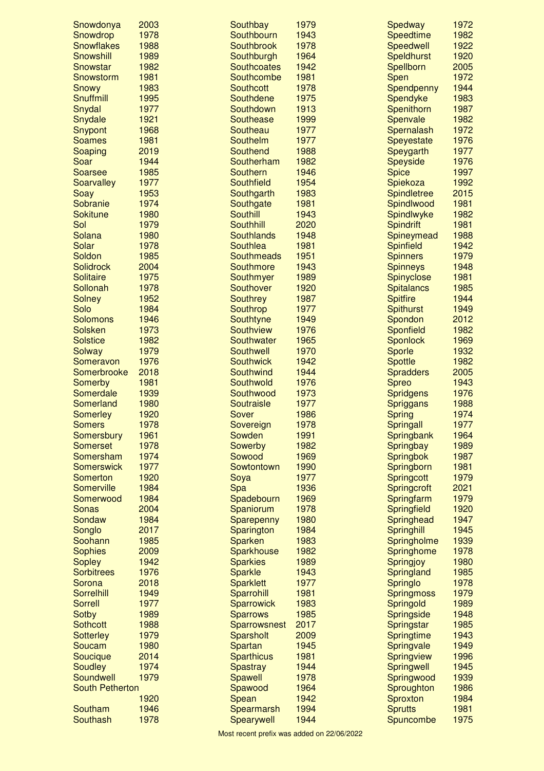| Prefix | Year |
|---|---|
| Snowdonya | 2003 |
| Snowdrop | 1978 |
| Snowflakes | 1988 |
| Snowshill | 1989 |
| Snowstar | 1982 |
| Snowstorm | 1981 |
| Snowy | 1983 |
| Snuffmill | 1995 |
| Snydal | 1977 |
| Snydale | 1921 |
| Snypont | 1968 |
| Soames | 1981 |
| Soaping | 2019 |
| Soar | 1944 |
| Soarsee | 1985 |
| Soarvalley | 1977 |
| Soay | 1953 |
| Sobranie | 1974 |
| Sokitune | 1980 |
| Sol | 1979 |
| Solana | 1980 |
| Solar | 1978 |
| Soldon | 1985 |
| Solidrock | 2004 |
| Solitaire | 1975 |
| Sollonah | 1978 |
| Solney | 1952 |
| Solo | 1984 |
| Solomons | 1946 |
| Solsken | 1973 |
| Solstice | 1982 |
| Solway | 1979 |
| Someravon | 1976 |
| Somerbrooke | 2018 |
| Somerby | 1981 |
| Somerdale | 1939 |
| Somerland | 1980 |
| Somerley | 1920 |
| Somers | 1978 |
| Somersbury | 1961 |
| Somerset | 1978 |
| Somersham | 1974 |
| Somerswick | 1977 |
| Somerton | 1920 |
| Somerville | 1984 |
| Somerwood | 1984 |
| Sonas | 2004 |
| Sondaw | 1984 |
| Songlo | 2017 |
| Soohann | 1985 |
| Sophies | 2009 |
| Sopley | 1942 |
| Sorbitrees | 1976 |
| Sorona | 2018 |
| Sorrelhill | 1949 |
| Sorrell | 1977 |
| Sotby | 1989 |
| Sothcott | 1988 |
| Sotterley | 1979 |
| Soucam | 1980 |
| Soucique | 2014 |
| Soudley | 1974 |
| Soundwell | 1979 |
| South Petherton | 1920 |
| Southam | 1946 |
| Southash | 1978 |
| Southbay | 1979 |
| Southbourn | 1943 |
| Southbrook | 1978 |
| Southburgh | 1964 |
| Southcoates | 1942 |
| Southcombe | 1981 |
| Southcott | 1978 |
| Southdene | 1975 |
| Southdown | 1913 |
| Southease | 1999 |
| Southeau | 1977 |
| Southelm | 1977 |
| Southend | 1988 |
| Southerham | 1982 |
| Southern | 1946 |
| Southfield | 1954 |
| Southgarth | 1983 |
| Southgate | 1981 |
| Southill | 1943 |
| Southhill | 2020 |
| Southlands | 1948 |
| Southlea | 1981 |
| Southmeads | 1951 |
| Southmore | 1943 |
| Southmyer | 1989 |
| Southover | 1920 |
| Southrey | 1987 |
| Southrop | 1977 |
| Southtyne | 1949 |
| Southview | 1976 |
| Southwater | 1965 |
| Southwell | 1970 |
| Southwick | 1942 |
| Southwind | 1944 |
| Southwold | 1976 |
| Southwood | 1973 |
| Soutraisle | 1977 |
| Sover | 1986 |
| Sovereign | 1978 |
| Sowden | 1991 |
| Sowerby | 1982 |
| Sowood | 1969 |
| Sowtontown | 1990 |
| Soya | 1977 |
| Spa | 1936 |
| Spadebourn | 1969 |
| Spaniorum | 1978 |
| Sparepenny | 1980 |
| Sparington | 1984 |
| Sparken | 1983 |
| Sparkhouse | 1982 |
| Sparkies | 1989 |
| Sparkle | 1943 |
| Sparklett | 1977 |
| Sparrohill | 1981 |
| Sparrowick | 1983 |
| Sparrows | 1985 |
| Sparrowsnest | 2017 |
| Sparsholt | 2009 |
| Spartan | 1945 |
| Sparthicus | 1981 |
| Spastray | 1944 |
| Spawell | 1978 |
| Spawood | 1964 |
| Spean | 1942 |
| Spearmarsh | 1994 |
| Spearywell | 1944 |
| Spedway | 1972 |
| Speedtime | 1982 |
| Speedwell | 1922 |
| Speldhurst | 1920 |
| Spellborn | 2005 |
| Spen | 1972 |
| Spendpenny | 1944 |
| Spendyke | 1983 |
| Spenithorn | 1987 |
| Spenvale | 1982 |
| Spernalash | 1972 |
| Speyestate | 1976 |
| Speygarth | 1977 |
| Speyside | 1976 |
| Spice | 1997 |
| Spiekoza | 1992 |
| Spindletree | 2015 |
| Spindlwood | 1981 |
| Spindlwyke | 1982 |
| Spindrift | 1981 |
| Spineymead | 1988 |
| Spinfield | 1942 |
| Spinners | 1979 |
| Spinneys | 1948 |
| Spinyclose | 1981 |
| Spitalancs | 1985 |
| Spitfire | 1944 |
| Spithurst | 1949 |
| Spondon | 2012 |
| Sponfield | 1982 |
| Sponlock | 1969 |
| Sporle | 1932 |
| Spottle | 1982 |
| Spradders | 2005 |
| Spreo | 1943 |
| Spridgens | 1976 |
| Spriggans | 1988 |
| Spring | 1974 |
| Springall | 1977 |
| Springbank | 1964 |
| Springbay | 1989 |
| Springbok | 1987 |
| Springborn | 1981 |
| Springcott | 1979 |
| Springcroft | 2021 |
| Springfarm | 1979 |
| Springfield | 1920 |
| Springhead | 1947 |
| Springhill | 1945 |
| Springholme | 1939 |
| Springhome | 1978 |
| Springjoy | 1980 |
| Springland | 1985 |
| Springlo | 1978 |
| Springmoss | 1979 |
| Springold | 1989 |
| Springside | 1948 |
| Springstar | 1985 |
| Springtime | 1943 |
| Springvale | 1949 |
| Springview | 1996 |
| Springwell | 1945 |
| Springwood | 1939 |
| Sproughton | 1986 |
| Sproxton | 1984 |
| Sprutts | 1981 |
| Spuncombe | 1975 |

Most recent prefix was added on 22/06/2022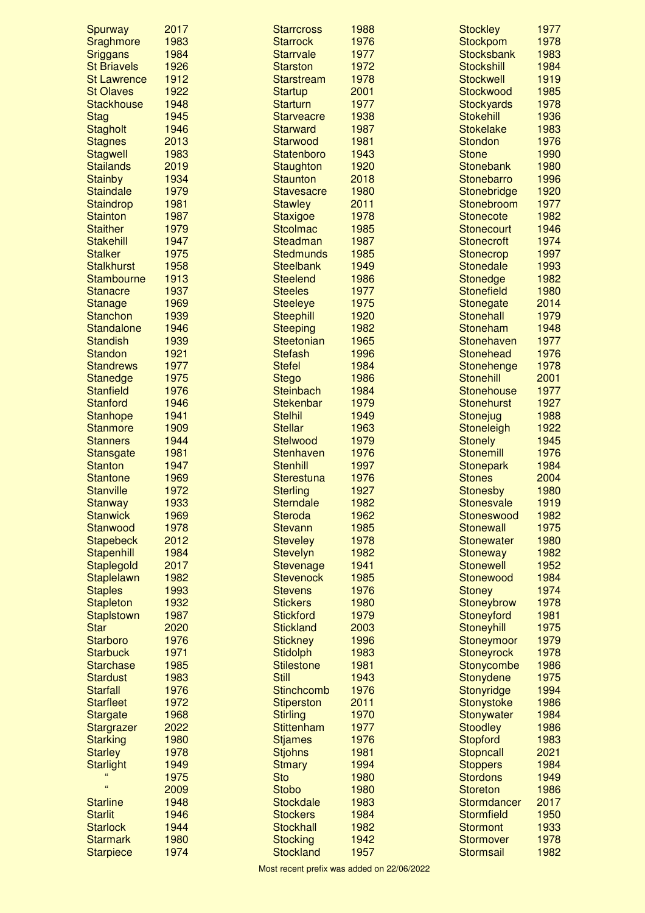| Prefix | Year |
|---|---|
| Spurway | 2017 |
| Sraghmore | 1983 |
| Sriggans | 1984 |
| St Briavels | 1926 |
| St Lawrence | 1912 |
| St Olaves | 1922 |
| Stackhouse | 1948 |
| Stag | 1945 |
| Stagholt | 1946 |
| Stagnes | 2013 |
| Stagwell | 1983 |
| Stailands | 2019 |
| Stainby | 1934 |
| Staindale | 1979 |
| Staindrop | 1981 |
| Stainton | 1987 |
| Staither | 1979 |
| Stakehill | 1947 |
| Stalker | 1975 |
| Stalkhurst | 1958 |
| Stambourne | 1913 |
| Stanacre | 1937 |
| Stanage | 1969 |
| Stanchon | 1939 |
| Standalone | 1946 |
| Standish | 1939 |
| Standon | 1921 |
| Standrews | 1977 |
| Stanedge | 1975 |
| Stanfield | 1976 |
| Stanford | 1946 |
| Stanhope | 1941 |
| Stanmore | 1909 |
| Stanners | 1944 |
| Stansgate | 1981 |
| Stanton | 1947 |
| Stantone | 1969 |
| Stanville | 1972 |
| Stanway | 1933 |
| Stanwick | 1969 |
| Stanwood | 1978 |
| Stapebeck | 2012 |
| Stapenhill | 1984 |
| Staplegold | 2017 |
| Staplelawn | 1982 |
| Staples | 1993 |
| Stapleton | 1932 |
| Staplstown | 1987 |
| Star | 2020 |
| Starboro | 1976 |
| Starbuck | 1971 |
| Starchase | 1985 |
| Stardust | 1983 |
| Starfall | 1976 |
| Starfleet | 1972 |
| Stargate | 1968 |
| Stargrazer | 2022 |
| Starking | 1980 |
| Starley | 1978 |
| Starlight | 1949 |
| " | 1975 |
| " | 2009 |
| Starline | 1948 |
| Starlit | 1946 |
| Starlock | 1944 |
| Starmark | 1980 |
| Starpiece | 1974 |
| Starrcross | 1988 |
| Starrock | 1976 |
| Starrvale | 1977 |
| Starston | 1972 |
| Starstream | 1978 |
| Startup | 2001 |
| Starturn | 1977 |
| Starveacre | 1938 |
| Starward | 1987 |
| Starwood | 1981 |
| Statenboro | 1943 |
| Staughton | 1920 |
| Staunton | 2018 |
| Stavesacre | 1980 |
| Stawley | 2011 |
| Staxigoe | 1978 |
| Stcolmac | 1985 |
| Steadman | 1987 |
| Stedmunds | 1985 |
| Steelbank | 1949 |
| Steelend | 1986 |
| Steeles | 1977 |
| Steeleye | 1975 |
| Steephill | 1920 |
| Steeping | 1982 |
| Steetonian | 1965 |
| Stefash | 1996 |
| Stefel | 1984 |
| Stego | 1986 |
| Steinbach | 1984 |
| Stekenbar | 1979 |
| Stelhil | 1949 |
| Stellar | 1963 |
| Stelwood | 1979 |
| Stenhaven | 1976 |
| Stenhill | 1997 |
| Sterestuna | 1976 |
| Sterling | 1927 |
| Sterndale | 1982 |
| Steroda | 1962 |
| Stevann | 1985 |
| Steveley | 1978 |
| Stevelyn | 1982 |
| Stevenage | 1941 |
| Stevenock | 1985 |
| Stevens | 1976 |
| Stickers | 1980 |
| Stickford | 1979 |
| Stickland | 2003 |
| Stickney | 1996 |
| Stidolph | 1983 |
| Stilestone | 1981 |
| Still | 1943 |
| Stinchcomb | 1976 |
| Stiperston | 2011 |
| Stirling | 1970 |
| Stittenham | 1977 |
| Stjames | 1976 |
| Stjohns | 1981 |
| Stmary | 1994 |
| Sto | 1980 |
| Stobo | 1980 |
| Stockdale | 1983 |
| Stockers | 1984 |
| Stockhall | 1982 |
| Stocking | 1942 |
| Stockland | 1957 |
| Stockley | 1977 |
| Stockpom | 1978 |
| Stocksbank | 1983 |
| Stockshill | 1984 |
| Stockwell | 1919 |
| Stockwood | 1985 |
| Stockyards | 1978 |
| Stokehill | 1936 |
| Stokelake | 1983 |
| Stondon | 1976 |
| Stone | 1990 |
| Stonebank | 1980 |
| Stonebarro | 1996 |
| Stonebridge | 1920 |
| Stonebroom | 1977 |
| Stonecote | 1982 |
| Stonecourt | 1946 |
| Stonecroft | 1974 |
| Stonecrop | 1997 |
| Stonedale | 1993 |
| Stonedge | 1982 |
| Stonefield | 1980 |
| Stonegate | 2014 |
| Stonehall | 1979 |
| Stoneham | 1948 |
| Stonehaven | 1977 |
| Stonehead | 1976 |
| Stonehenge | 1978 |
| Stonehill | 2001 |
| Stonehouse | 1977 |
| Stonehurst | 1927 |
| Stonejug | 1988 |
| Stoneleigh | 1922 |
| Stonely | 1945 |
| Stonemill | 1976 |
| Stonepark | 1984 |
| Stones | 2004 |
| Stonesby | 1980 |
| Stonesvale | 1919 |
| Stoneswood | 1982 |
| Stonewall | 1975 |
| Stonewater | 1980 |
| Stoneway | 1982 |
| Stonewell | 1952 |
| Stonewood | 1984 |
| Stoney | 1974 |
| Stoneybrow | 1978 |
| Stoneyford | 1981 |
| Stoneyhill | 1975 |
| Stoneymoor | 1979 |
| Stoneyrock | 1978 |
| Stonycombe | 1986 |
| Stonydene | 1975 |
| Stonyridge | 1994 |
| Stonystoke | 1986 |
| Stonywater | 1984 |
| Stoodley | 1986 |
| Stopford | 1983 |
| Stopncall | 2021 |
| Stoppers | 1984 |
| Stordons | 1949 |
| Storeton | 1986 |
| Stormdancer | 2017 |
| Stormfield | 1950 |
| Stormont | 1933 |
| Stormover | 1978 |
| Stormsail | 1982 |

Most recent prefix was added on 22/06/2022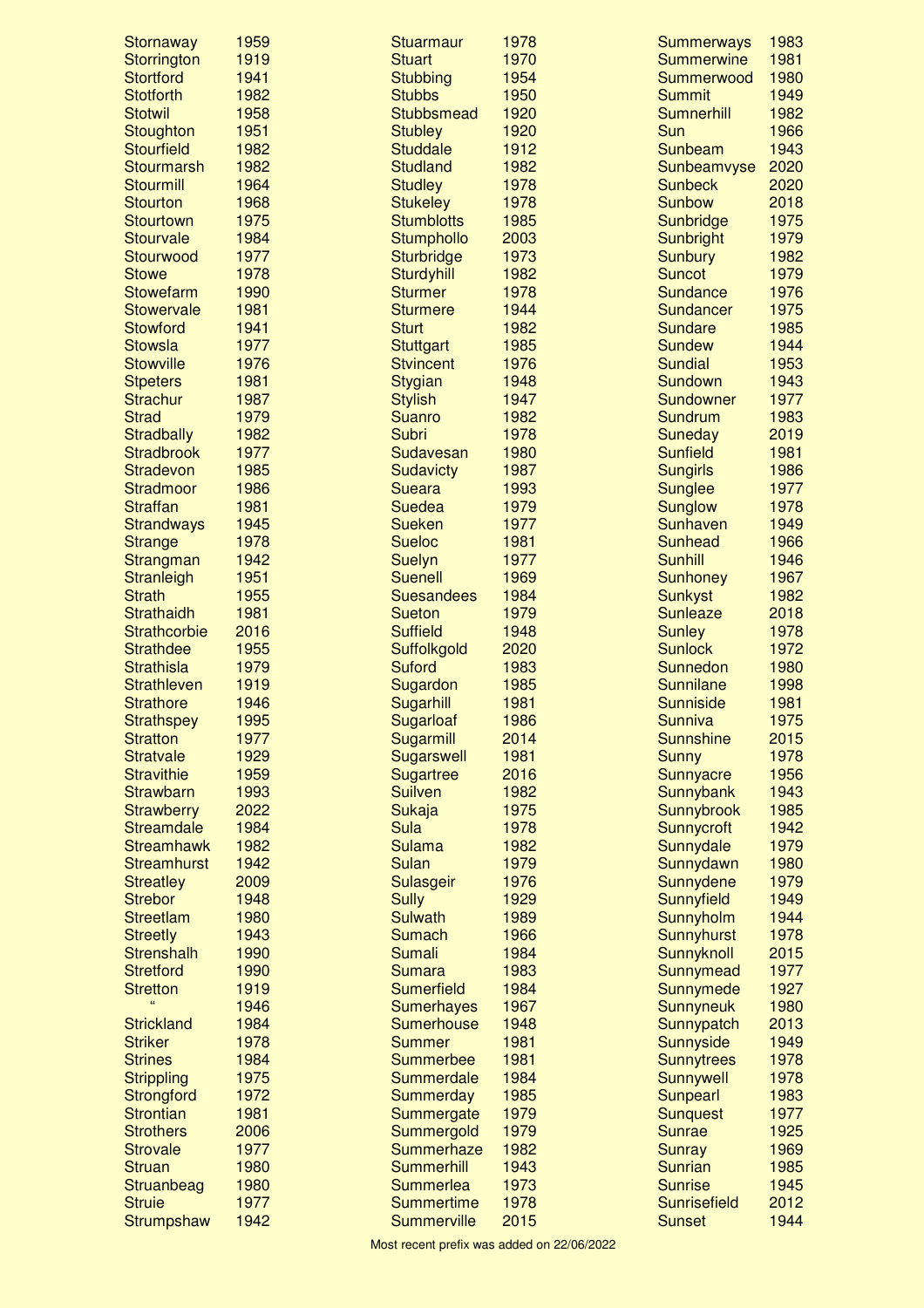| Name | Year |
|---|---|
| Stornaway | 1959 |
| Storrington | 1919 |
| Stortford | 1941 |
| Stotforth | 1982 |
| Stotwil | 1958 |
| Stoughton | 1951 |
| Stourfield | 1982 |
| Stourmarsh | 1982 |
| Stourmill | 1964 |
| Stourton | 1968 |
| Stourtown | 1975 |
| Stourvale | 1984 |
| Stourwood | 1977 |
| Stowe | 1978 |
| Stowefarm | 1990 |
| Stowervale | 1981 |
| Stowford | 1941 |
| Stowsla | 1977 |
| Stowville | 1976 |
| Stpeters | 1981 |
| Strachur | 1987 |
| Strad | 1979 |
| Stradbally | 1982 |
| Stradbrook | 1977 |
| Stradevon | 1985 |
| Stradmoor | 1986 |
| Straffan | 1981 |
| Strandways | 1945 |
| Strange | 1978 |
| Strangman | 1942 |
| Stranleigh | 1951 |
| Strath | 1955 |
| Strathaidh | 1981 |
| Strathcorbie | 2016 |
| Strathdee | 1955 |
| Strathisla | 1979 |
| Strathleven | 1919 |
| Strathore | 1946 |
| Strathspey | 1995 |
| Stratton | 1977 |
| Stratvale | 1929 |
| Stravithie | 1959 |
| Strawbarn | 1993 |
| Strawberry | 2022 |
| Streamdale | 1984 |
| Streamhawk | 1982 |
| Streamhurst | 1942 |
| Streatley | 2009 |
| Strebor | 1948 |
| Streetlam | 1980 |
| Streetly | 1943 |
| Strenshalh | 1990 |
| Stretford | 1990 |
| Stretton | 1919 |
| " | 1946 |
| Strickland | 1984 |
| Striker | 1978 |
| Strines | 1984 |
| Strippling | 1975 |
| Strongford | 1972 |
| Strontian | 1981 |
| Strothers | 2006 |
| Strovale | 1977 |
| Struan | 1980 |
| Struanbeag | 1980 |
| Struie | 1977 |
| Strumpshaw | 1942 |
| Stuarmaur | 1978 |
| Stuart | 1970 |
| Stubbing | 1954 |
| Stubbs | 1950 |
| Stubbsmead | 1920 |
| Stubley | 1920 |
| Studdale | 1912 |
| Studland | 1982 |
| Studley | 1978 |
| Stukeley | 1978 |
| Stumblotts | 1985 |
| Stumphollo | 2003 |
| Sturbridge | 1973 |
| Sturdyhill | 1982 |
| Sturmer | 1978 |
| Sturmere | 1944 |
| Sturt | 1982 |
| Stuttgart | 1985 |
| Stvincent | 1976 |
| Stygian | 1948 |
| Stylish | 1947 |
| Suanro | 1982 |
| Subri | 1978 |
| Sudavesan | 1980 |
| Sudavicty | 1987 |
| Sueara | 1993 |
| Suedea | 1979 |
| Sueken | 1977 |
| Sueloc | 1981 |
| Suelyn | 1977 |
| Suenell | 1969 |
| Suesandees | 1984 |
| Sueton | 1979 |
| Suffield | 1948 |
| Suffolkgold | 2020 |
| Suford | 1983 |
| Sugardon | 1985 |
| Sugarhill | 1981 |
| Sugarloaf | 1986 |
| Sugarmill | 2014 |
| Sugarswell | 1981 |
| Sugartree | 2016 |
| Suilven | 1982 |
| Sukaja | 1975 |
| Sula | 1978 |
| Sulama | 1982 |
| Sulan | 1979 |
| Sulasgeir | 1976 |
| Sully | 1929 |
| Sulwath | 1989 |
| Sumach | 1966 |
| Sumali | 1984 |
| Sumara | 1983 |
| Sumerfield | 1984 |
| Sumerhayes | 1967 |
| Sumerhouse | 1948 |
| Summer | 1981 |
| Summerbee | 1981 |
| Summerdale | 1984 |
| Summerday | 1985 |
| Summergate | 1979 |
| Summergold | 1979 |
| Summerhaze | 1982 |
| Summerhill | 1943 |
| Summerlea | 1973 |
| Summertime | 1978 |
| Summerville | 2015 |
| Summerways | 1983 |
| Summerwine | 1981 |
| Summerwood | 1980 |
| Summit | 1949 |
| Sumnerhill | 1982 |
| Sun | 1966 |
| Sunbeam | 1943 |
| Sunbeamvyse | 2020 |
| Sunbeck | 2020 |
| Sunbow | 2018 |
| Sunbridge | 1975 |
| Sunbright | 1979 |
| Sunbury | 1982 |
| Suncot | 1979 |
| Sundance | 1976 |
| Sundancer | 1975 |
| Sundare | 1985 |
| Sundew | 1944 |
| Sundial | 1953 |
| Sundown | 1943 |
| Sundowner | 1977 |
| Sundrum | 1983 |
| Suneday | 2019 |
| Sunfield | 1981 |
| Sungirls | 1986 |
| Sunglee | 1977 |
| Sunglow | 1978 |
| Sunhaven | 1949 |
| Sunhead | 1966 |
| Sunhill | 1946 |
| Sunhoney | 1967 |
| Sunkyst | 1982 |
| Sunleaze | 2018 |
| Sunley | 1978 |
| Sunlock | 1972 |
| Sunnedon | 1980 |
| Sunnilane | 1998 |
| Sunniside | 1981 |
| Sunniva | 1975 |
| Sunnshine | 2015 |
| Sunny | 1978 |
| Sunnyacre | 1956 |
| Sunnybank | 1943 |
| Sunnybrook | 1985 |
| Sunnycroft | 1942 |
| Sunnydale | 1979 |
| Sunnydawn | 1980 |
| Sunnydene | 1979 |
| Sunnyfield | 1949 |
| Sunnyholm | 1944 |
| Sunnyhurst | 1978 |
| Sunnyknoll | 2015 |
| Sunnymead | 1977 |
| Sunnymede | 1927 |
| Sunnyneuk | 1980 |
| Sunnypatch | 2013 |
| Sunnyside | 1949 |
| Sunnytrees | 1978 |
| Sunnywell | 1978 |
| Sunpearl | 1983 |
| Sunquest | 1977 |
| Sunrae | 1925 |
| Sunray | 1969 |
| Sunrian | 1985 |
| Sunrise | 1945 |
| Sunrisefield | 2012 |
| Sunset | 1944 |

Most recent prefix was added on 22/06/2022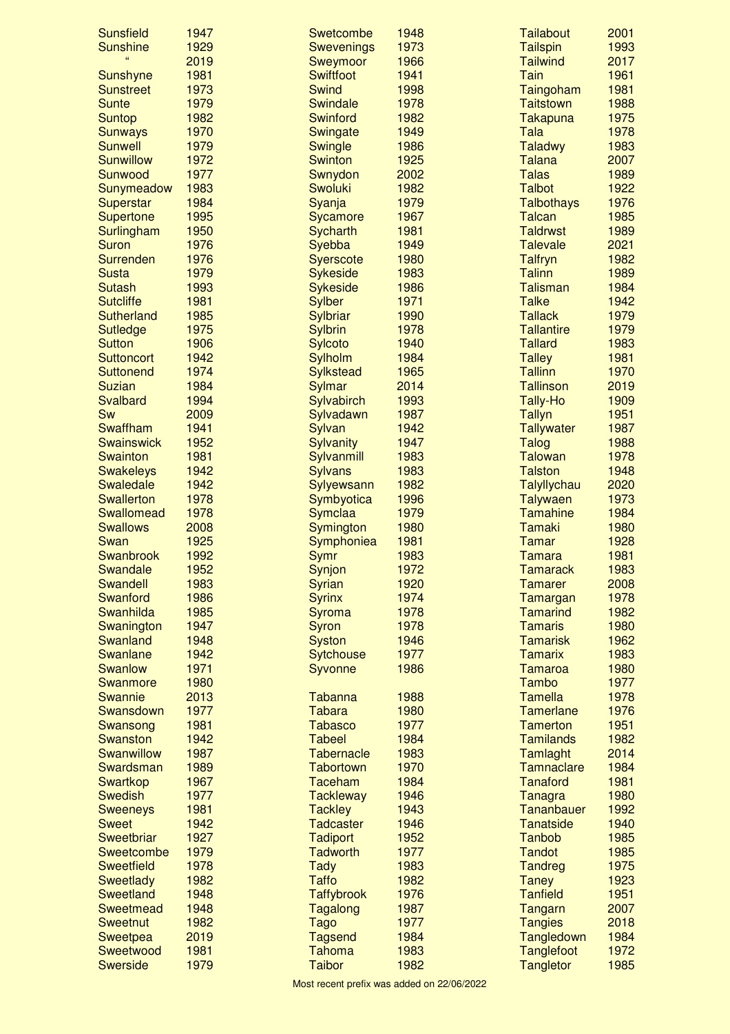| Prefix | Year |
|---|---|
| Sunsfield | 1947 |
| Sunshine | 1929 |
| " | 2019 |
| Sunshyne | 1981 |
| Sunstreet | 1973 |
| Sunte | 1979 |
| Suntop | 1982 |
| Sunways | 1970 |
| Sunwell | 1979 |
| Sunwillow | 1972 |
| Sunwood | 1977 |
| Sunymeadow | 1983 |
| Superstar | 1984 |
| Supertone | 1995 |
| Surlingham | 1950 |
| Suron | 1976 |
| Surrenden | 1976 |
| Susta | 1979 |
| Sutash | 1993 |
| Sutcliffe | 1981 |
| Sutherland | 1985 |
| Sutledge | 1975 |
| Sutton | 1906 |
| Suttoncort | 1942 |
| Suttonend | 1974 |
| Suzian | 1984 |
| Svalbard | 1994 |
| Sw | 2009 |
| Swaffham | 1941 |
| Swainswick | 1952 |
| Swainton | 1981 |
| Swakeleys | 1942 |
| Swaledale | 1942 |
| Swallerton | 1978 |
| Swallomead | 1978 |
| Swallows | 2008 |
| Swan | 1925 |
| Swanbrook | 1992 |
| Swandale | 1952 |
| Swandell | 1983 |
| Swanford | 1986 |
| Swanhilda | 1985 |
| Swanington | 1947 |
| Swanland | 1948 |
| Swanlane | 1942 |
| Swanlow | 1971 |
| Swanmore | 1980 |
| Swannie | 2013 |
| Swansdown | 1977 |
| Swansong | 1981 |
| Swanston | 1942 |
| Swanwillow | 1987 |
| Swardsman | 1989 |
| Swartkop | 1967 |
| Swedish | 1977 |
| Sweeneys | 1981 |
| Sweet | 1942 |
| Sweetbriar | 1927 |
| Sweetcombe | 1979 |
| Sweetfield | 1978 |
| Sweetlady | 1982 |
| Sweetland | 1948 |
| Sweetmead | 1948 |
| Sweetnut | 1982 |
| Sweetpea | 2019 |
| Sweetwood | 1981 |
| Swerside | 1979 |
| Swetcombe | 1948 |
| Swevenings | 1973 |
| Sweymoor | 1966 |
| Swiftfoot | 1941 |
| Swind | 1998 |
| Swindale | 1978 |
| Swinford | 1982 |
| Swingate | 1949 |
| Swingle | 1986 |
| Swinton | 1925 |
| Swnydon | 2002 |
| Swoluki | 1982 |
| Syanja | 1979 |
| Sycamore | 1967 |
| Sycharth | 1981 |
| Syebba | 1949 |
| Syerscote | 1980 |
| Sykeside | 1983 |
| Sykeside | 1986 |
| Sylber | 1971 |
| Sylbriar | 1990 |
| Sylbrin | 1978 |
| Sylcoto | 1940 |
| Sylholm | 1984 |
| Sylkstead | 1965 |
| Sylmar | 2014 |
| Sylvabirch | 1993 |
| Sylvadawn | 1987 |
| Sylvan | 1942 |
| Sylvanity | 1947 |
| Sylvanmill | 1983 |
| Sylvans | 1983 |
| Sylyewsann | 1982 |
| Symbyotica | 1996 |
| Symclaa | 1979 |
| Symington | 1980 |
| Symphoniea | 1981 |
| Symr | 1983 |
| Synjon | 1972 |
| Syrian | 1920 |
| Syrinx | 1974 |
| Syroma | 1978 |
| Syron | 1978 |
| Syston | 1946 |
| Sytchouse | 1977 |
| Syvonne | 1986 |
| Tabanna | 1988 |
| Tabara | 1980 |
| Tabasco | 1977 |
| Tabeel | 1984 |
| Tabernacle | 1983 |
| Tabortown | 1970 |
| Taceham | 1984 |
| Tackleway | 1946 |
| Tackley | 1943 |
| Tadcaster | 1946 |
| Tadiport | 1952 |
| Tadworth | 1977 |
| Tady | 1983 |
| Taffo | 1982 |
| Taffybrook | 1976 |
| Tagalong | 1987 |
| Tago | 1977 |
| Tagsend | 1984 |
| Tahoma | 1983 |
| Taibor | 1982 |
| Tailabout | 2001 |
| Tailspin | 1993 |
| Tailwind | 2017 |
| Tain | 1961 |
| Taingoham | 1981 |
| Taitstown | 1988 |
| Takapuna | 1975 |
| Tala | 1978 |
| Taladwy | 1983 |
| Talana | 2007 |
| Talas | 1989 |
| Talbot | 1922 |
| Talbothays | 1976 |
| Talcan | 1985 |
| Taldrwst | 1989 |
| Talevale | 2021 |
| Talfryn | 1982 |
| Talinn | 1989 |
| Talisman | 1984 |
| Talke | 1942 |
| Tallack | 1979 |
| Tallantire | 1979 |
| Tallard | 1983 |
| Talley | 1981 |
| Tallinn | 1970 |
| Tallinson | 2019 |
| Tally-Ho | 1909 |
| Tallyn | 1951 |
| Tallywater | 1987 |
| Talog | 1988 |
| Talowan | 1978 |
| Talston | 1948 |
| Talyllychau | 2020 |
| Talywaen | 1973 |
| Tamahine | 1984 |
| Tamaki | 1980 |
| Tamar | 1928 |
| Tamara | 1981 |
| Tamarack | 1983 |
| Tamarer | 2008 |
| Tamargan | 1978 |
| Tamarind | 1982 |
| Tamaris | 1980 |
| Tamarisk | 1962 |
| Tamarix | 1983 |
| Tamaroa | 1980 |
| Tambo | 1977 |
| Tamella | 1978 |
| Tamerlane | 1976 |
| Tamerton | 1951 |
| Tamilands | 1982 |
| Tamlaght | 2014 |
| Tamnaclare | 1984 |
| Tanaford | 1981 |
| Tanagra | 1980 |
| Tananbauer | 1992 |
| Tanatside | 1940 |
| Tanbob | 1985 |
| Tandot | 1985 |
| Tandreg | 1975 |
| Taney | 1923 |
| Tanfield | 1951 |
| Tangarn | 2007 |
| Tangies | 2018 |
| Tangledown | 1984 |
| Tanglefoot | 1972 |
| Tangletor | 1985 |

Most recent prefix was added on 22/06/2022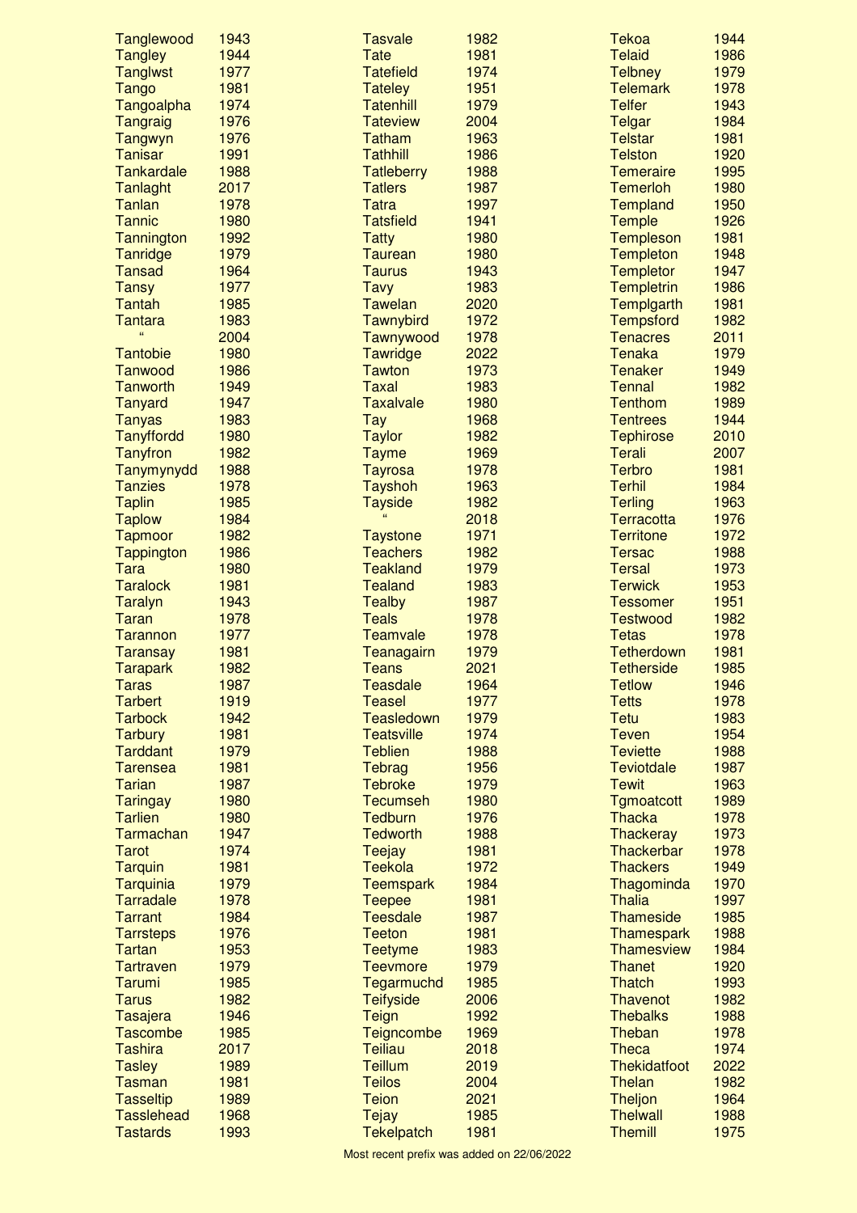| Name | Year |
|---|---|
| Tanglewood | 1943 |
| Tangley | 1944 |
| Tanglwst | 1977 |
| Tango | 1981 |
| Tangoalpha | 1974 |
| Tangraig | 1976 |
| Tangwyn | 1976 |
| Tanisar | 1991 |
| Tankardale | 1988 |
| Tanlaght | 2017 |
| Tanlan | 1978 |
| Tannic | 1980 |
| Tannington | 1992 |
| Tanridge | 1979 |
| Tansad | 1964 |
| Tansy | 1977 |
| Tantah | 1985 |
| Tantara | 1983 |
| “ | 2004 |
| Tantobie | 1980 |
| Tanwood | 1986 |
| Tanworth | 1949 |
| Tanyard | 1947 |
| Tanyas | 1983 |
| Tanyffordd | 1980 |
| Tanyfron | 1982 |
| Tanymynydd | 1988 |
| Tanzies | 1978 |
| Taplin | 1985 |
| Taplow | 1984 |
| Tapmoor | 1982 |
| Tappington | 1986 |
| Tara | 1980 |
| Taralock | 1981 |
| Taralyn | 1943 |
| Taran | 1978 |
| Tarannon | 1977 |
| Taransay | 1981 |
| Tarapark | 1982 |
| Taras | 1987 |
| Tarbert | 1919 |
| Tarbock | 1942 |
| Tarbury | 1981 |
| Tarddant | 1979 |
| Tarensea | 1981 |
| Tarian | 1987 |
| Taringay | 1980 |
| Tarlien | 1980 |
| Tarmachan | 1947 |
| Tarot | 1974 |
| Tarquin | 1981 |
| Tarquinia | 1979 |
| Tarradale | 1978 |
| Tarrant | 1984 |
| Tarrsteps | 1976 |
| Tartan | 1953 |
| Tartraven | 1979 |
| Tarumi | 1985 |
| Tarus | 1982 |
| Tasajera | 1946 |
| Tascombe | 1985 |
| Tashira | 2017 |
| Tasley | 1989 |
| Tasman | 1981 |
| Tasseltip | 1989 |
| Tasslehead | 1968 |
| Tastards | 1993 |
| Tasvale | 1982 |
| Tate | 1981 |
| Tatefield | 1974 |
| Tateley | 1951 |
| Tatenhill | 1979 |
| Tateview | 2004 |
| Tatham | 1963 |
| Tathhill | 1986 |
| Tatleberry | 1988 |
| Tatlers | 1987 |
| Tatra | 1997 |
| Tatsfield | 1941 |
| Tatty | 1980 |
| Taurean | 1980 |
| Taurus | 1943 |
| Tavy | 1983 |
| Tawelan | 2020 |
| Tawnybird | 1972 |
| Tawnywood | 1978 |
| Tawridge | 2022 |
| Tawton | 1973 |
| Taxal | 1983 |
| Taxalvale | 1980 |
| Tay | 1968 |
| Taylor | 1982 |
| Tayme | 1969 |
| Tayrosa | 1978 |
| Tayshoh | 1963 |
| Tayside | 1982 |
| “ | 2018 |
| Taystone | 1971 |
| Teachers | 1982 |
| Teakland | 1979 |
| Tealand | 1983 |
| Tealby | 1987 |
| Teals | 1978 |
| Teamvale | 1978 |
| Teanagairn | 1979 |
| Teans | 2021 |
| Teasdale | 1964 |
| Teasel | 1977 |
| Teasledown | 1979 |
| Teatsville | 1974 |
| Teblien | 1988 |
| Tebrag | 1956 |
| Tebroke | 1979 |
| Tecumseh | 1980 |
| Tedburn | 1976 |
| Tedworth | 1988 |
| Teejay | 1981 |
| Teekola | 1972 |
| Teemspark | 1984 |
| Teepee | 1981 |
| Teesdale | 1987 |
| Teeton | 1981 |
| Teetyme | 1983 |
| Teevmore | 1979 |
| Tegarmuchd | 1985 |
| Teifyside | 2006 |
| Teign | 1992 |
| Teigncombe | 1969 |
| Teiliau | 2018 |
| Teillum | 2019 |
| Teilos | 2004 |
| Teion | 2021 |
| Tejay | 1985 |
| Tekelpatch | 1981 |
| Tekoa | 1944 |
| Telaid | 1986 |
| Telbney | 1979 |
| Telemark | 1978 |
| Telfer | 1943 |
| Telgar | 1984 |
| Telstar | 1981 |
| Telston | 1920 |
| Temeraire | 1995 |
| Temerloh | 1980 |
| Templand | 1950 |
| Temple | 1926 |
| Templeson | 1981 |
| Templeton | 1948 |
| Templetor | 1947 |
| Templetrin | 1986 |
| Templgarth | 1981 |
| Tempsford | 1982 |
| Tenacres | 2011 |
| Tenaka | 1979 |
| Tenaker | 1949 |
| Tennal | 1982 |
| Tenthom | 1989 |
| Tentrees | 1944 |
| Tephirose | 2010 |
| Terali | 2007 |
| Terbro | 1981 |
| Terhil | 1984 |
| Terling | 1963 |
| Terracotta | 1976 |
| Territone | 1972 |
| Tersac | 1988 |
| Tersal | 1973 |
| Terwick | 1953 |
| Tessomer | 1951 |
| Testwood | 1982 |
| Tetas | 1978 |
| Tetherdown | 1981 |
| Tetherside | 1985 |
| Tetlow | 1946 |
| Tetts | 1978 |
| Tetu | 1983 |
| Teven | 1954 |
| Teviette | 1988 |
| Teviotdale | 1987 |
| Tewit | 1963 |
| Tgmoatcott | 1989 |
| Thacka | 1978 |
| Thackeray | 1973 |
| Thackerbar | 1978 |
| Thackers | 1949 |
| Thagominda | 1970 |
| Thalia | 1997 |
| Thameside | 1985 |
| Thamespark | 1988 |
| Thamesview | 1984 |
| Thanet | 1920 |
| Thatch | 1993 |
| Thavenot | 1982 |
| Thebalks | 1988 |
| Theban | 1978 |
| Theca | 1974 |
| Thekidatfoot | 2022 |
| Thelan | 1982 |
| Theljon | 1964 |
| Thelwall | 1988 |
| Themill | 1975 |

Most recent prefix was added on 22/06/2022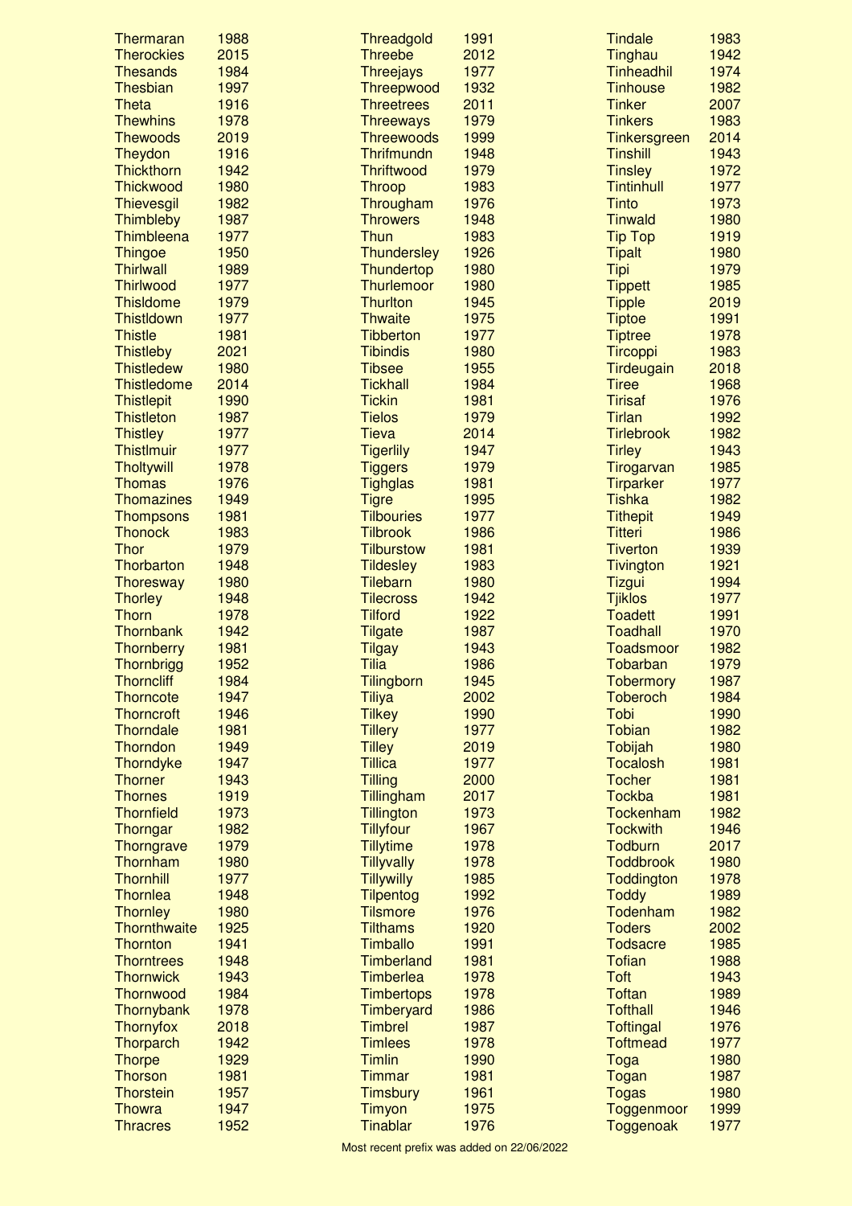| Name | Year |
|---|---|
| Thermaran | 1988 |
| Therockies | 2015 |
| Thesands | 1984 |
| Thesbian | 1997 |
| Theta | 1916 |
| Thewhins | 1978 |
| Thewoods | 2019 |
| Theydon | 1916 |
| Thickthorn | 1942 |
| Thickwood | 1980 |
| Thievesgil | 1982 |
| Thimbleby | 1987 |
| Thimbleena | 1977 |
| Thingoe | 1950 |
| Thirlwall | 1989 |
| Thirlwood | 1977 |
| Thisldome | 1979 |
| Thistldown | 1977 |
| Thistle | 1981 |
| Thistleby | 2021 |
| Thistledew | 1980 |
| Thistledome | 2014 |
| Thistlepit | 1990 |
| Thistleton | 1987 |
| Thistley | 1977 |
| Thistlmuir | 1977 |
| Tholtywill | 1978 |
| Thomas | 1976 |
| Thomazines | 1949 |
| Thompsons | 1981 |
| Thonock | 1983 |
| Thor | 1979 |
| Thorbarton | 1948 |
| Thoresway | 1980 |
| Thorley | 1948 |
| Thorn | 1978 |
| Thornbank | 1942 |
| Thornberry | 1981 |
| Thornbrigg | 1952 |
| Thorncliff | 1984 |
| Thorncote | 1947 |
| Thorncroft | 1946 |
| Thorndale | 1981 |
| Thorndon | 1949 |
| Thorndyke | 1947 |
| Thorner | 1943 |
| Thornes | 1919 |
| Thornfield | 1973 |
| Thorngar | 1982 |
| Thorngrave | 1979 |
| Thornham | 1980 |
| Thornhill | 1977 |
| Thornlea | 1948 |
| Thornley | 1980 |
| Thornthwaite | 1925 |
| Thornton | 1941 |
| Thorntrees | 1948 |
| Thornwick | 1943 |
| Thornwood | 1984 |
| Thornybank | 1978 |
| Thornyfox | 2018 |
| Thorparch | 1942 |
| Thorpe | 1929 |
| Thorson | 1981 |
| Thorstein | 1957 |
| Thowra | 1947 |
| Thracres | 1952 |
| Threadgold | 1991 |
| Threebe | 2012 |
| Threejays | 1977 |
| Threepwood | 1932 |
| Threetrees | 2011 |
| Threeways | 1979 |
| Threewoods | 1999 |
| Thrifmundn | 1948 |
| Thriftwood | 1979 |
| Throop | 1983 |
| Througham | 1976 |
| Throwers | 1948 |
| Thun | 1983 |
| Thundersley | 1926 |
| Thundertop | 1980 |
| Thurlemoor | 1980 |
| Thurlton | 1945 |
| Thwaite | 1975 |
| Tibberton | 1977 |
| Tibindis | 1980 |
| Tibsee | 1955 |
| Tickhall | 1984 |
| Tickin | 1981 |
| Tielos | 1979 |
| Tieva | 2014 |
| Tigerlily | 1947 |
| Tiggers | 1979 |
| Tighglas | 1981 |
| Tigre | 1995 |
| Tilbouries | 1977 |
| Tilbrook | 1986 |
| Tilburstow | 1981 |
| Tildesley | 1983 |
| Tilebarn | 1980 |
| Tilecross | 1942 |
| Tilford | 1922 |
| Tilgate | 1987 |
| Tilgay | 1943 |
| Tilia | 1986 |
| Tilingborn | 1945 |
| Tiliya | 2002 |
| Tilkey | 1990 |
| Tillery | 1977 |
| Tilley | 2019 |
| Tillica | 1977 |
| Tilling | 2000 |
| Tillingham | 2017 |
| Tillington | 1973 |
| Tillyfour | 1967 |
| Tillytime | 1978 |
| Tillyvally | 1978 |
| Tillywilly | 1985 |
| Tilpentog | 1992 |
| Tilsmore | 1976 |
| Tilthams | 1920 |
| Timballo | 1991 |
| Timberland | 1981 |
| Timberlea | 1978 |
| Timbertops | 1978 |
| Timberyard | 1986 |
| Timbrel | 1987 |
| Timlees | 1978 |
| Timlin | 1990 |
| Timmar | 1981 |
| Timsbury | 1961 |
| Timyon | 1975 |
| Tinablar | 1976 |
| Tindale | 1983 |
| Tinghau | 1942 |
| Tinheadhil | 1974 |
| Tinhouse | 1982 |
| Tinker | 2007 |
| Tinkers | 1983 |
| Tinkersgreen | 2014 |
| Tinshill | 1943 |
| Tinsley | 1972 |
| Tintinhull | 1977 |
| Tinto | 1973 |
| Tinwald | 1980 |
| Tip Top | 1919 |
| Tipalt | 1980 |
| Tipi | 1979 |
| Tippett | 1985 |
| Tipple | 2019 |
| Tiptoe | 1991 |
| Tiptree | 1978 |
| Tircoppi | 1983 |
| Tirdeugain | 2018 |
| Tiree | 1968 |
| Tirisaf | 1976 |
| Tirlan | 1992 |
| Tirlebrook | 1982 |
| Tirley | 1943 |
| Tirogarvan | 1985 |
| Tirparker | 1977 |
| Tishka | 1982 |
| Tithepit | 1949 |
| Titteri | 1986 |
| Tiverton | 1939 |
| Tivington | 1921 |
| Tizgui | 1994 |
| Tjiklos | 1977 |
| Toadett | 1991 |
| Toadhall | 1970 |
| Toadsmoor | 1982 |
| Tobarban | 1979 |
| Tobermory | 1987 |
| Toberoch | 1984 |
| Tobi | 1990 |
| Tobian | 1982 |
| Tobijah | 1980 |
| Tocalosh | 1981 |
| Tocher | 1981 |
| Tockba | 1981 |
| Tockenham | 1982 |
| Tockwith | 1946 |
| Todburn | 2017 |
| Toddbrook | 1980 |
| Toddington | 1978 |
| Toddy | 1989 |
| Todenham | 1982 |
| Toders | 2002 |
| Todsacre | 1985 |
| Tofian | 1988 |
| Toft | 1943 |
| Toftan | 1989 |
| Tofthall | 1946 |
| Toftingal | 1976 |
| Toftmead | 1977 |
| Toga | 1980 |
| Togan | 1987 |
| Togas | 1980 |
| Toggenmoor | 1999 |
| Toggenoak | 1977 |

Most recent prefix was added on 22/06/2022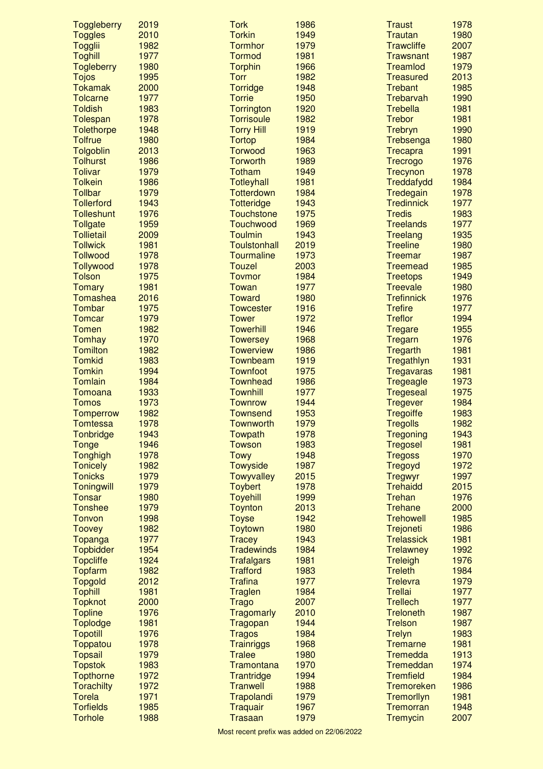| Prefix | Year |
|---|---|
| Toggleberry | 2019 |
| Toggles | 2010 |
| Togglii | 1982 |
| Toghill | 1977 |
| Togleberry | 1980 |
| Tojos | 1995 |
| Tokamak | 2000 |
| Tolcarne | 1977 |
| Toldish | 1983 |
| Tolespan | 1978 |
| Tolethorpe | 1948 |
| Tolfrue | 1980 |
| Tolgoblin | 2013 |
| Tolhurst | 1986 |
| Tolivar | 1979 |
| Tolkein | 1986 |
| Tollbar | 1979 |
| Tollerford | 1943 |
| Tolleshunt | 1976 |
| Tollgate | 1959 |
| Tollietail | 2009 |
| Tollwick | 1981 |
| Tollwood | 1978 |
| Tollywood | 1978 |
| Tolson | 1975 |
| Tomary | 1981 |
| Tomashea | 2016 |
| Tombar | 1975 |
| Tomcar | 1979 |
| Tomen | 1982 |
| Tomhay | 1970 |
| Tomilton | 1982 |
| Tomkid | 1983 |
| Tomkin | 1994 |
| Tomlain | 1984 |
| Tomoana | 1933 |
| Tomos | 1973 |
| Tomperrow | 1982 |
| Tomtessa | 1978 |
| Tonbridge | 1943 |
| Tonge | 1946 |
| Tonghigh | 1978 |
| Tonicely | 1982 |
| Tonicks | 1979 |
| Toningwill | 1979 |
| Tonsar | 1980 |
| Tonshee | 1979 |
| Tonvon | 1998 |
| Toovey | 1982 |
| Topanga | 1977 |
| Topbidder | 1954 |
| Topcliffe | 1924 |
| Topfarm | 1982 |
| Topgold | 2012 |
| Tophill | 1981 |
| Topknot | 2000 |
| Topline | 1976 |
| Toplodge | 1981 |
| Topotill | 1976 |
| Toppatou | 1978 |
| Topsail | 1979 |
| Topstok | 1983 |
| Topthorne | 1972 |
| Torachilty | 1972 |
| Torela | 1971 |
| Torfields | 1985 |
| Torhole | 1988 |
| Tork | 1986 |
| Torkin | 1949 |
| Tormhor | 1979 |
| Tormod | 1981 |
| Torphin | 1966 |
| Torr | 1982 |
| Torridge | 1948 |
| Torrie | 1950 |
| Torrington | 1920 |
| Torrisoule | 1982 |
| Torry Hill | 1919 |
| Tortop | 1984 |
| Torwood | 1963 |
| Torworth | 1989 |
| Totham | 1949 |
| Totleyhall | 1981 |
| Totterdown | 1984 |
| Totteridge | 1943 |
| Touchstone | 1975 |
| Touchwood | 1969 |
| Toulmin | 1943 |
| Toulstonhall | 2019 |
| Tourmaline | 1973 |
| Touzel | 2003 |
| Tovmor | 1984 |
| Towan | 1977 |
| Toward | 1980 |
| Towcester | 1916 |
| Tower | 1972 |
| Towerhill | 1946 |
| Towersey | 1968 |
| Towerview | 1986 |
| Townbeam | 1919 |
| Townfoot | 1975 |
| Townhead | 1986 |
| Townhill | 1977 |
| Townrow | 1944 |
| Townsend | 1953 |
| Townworth | 1979 |
| Towpath | 1978 |
| Towson | 1983 |
| Towy | 1948 |
| Towyside | 1987 |
| Towyvalley | 2015 |
| Toybert | 1978 |
| Toyehill | 1999 |
| Toynton | 2013 |
| Toyse | 1942 |
| Toytown | 1980 |
| Tracey | 1943 |
| Tradewinds | 1984 |
| Trafalgars | 1981 |
| Trafford | 1983 |
| Trafina | 1977 |
| Traglen | 1984 |
| Trago | 2007 |
| Tragomarly | 2010 |
| Tragopan | 1944 |
| Tragos | 1984 |
| Trainriggs | 1968 |
| Tralee | 1980 |
| Tramontana | 1970 |
| Trantridge | 1994 |
| Tranwell | 1988 |
| Trapolandi | 1979 |
| Traquair | 1967 |
| Trasaan | 1979 |
| Traust | 1978 |
| Trautan | 1980 |
| Trawcliffe | 2007 |
| Trawsnant | 1987 |
| Treamlod | 1979 |
| Treasured | 2013 |
| Trebant | 1985 |
| Trebarvah | 1990 |
| Trebella | 1981 |
| Trebor | 1981 |
| Trebryn | 1990 |
| Trebsenga | 1980 |
| Trecapra | 1991 |
| Trecrogo | 1976 |
| Trecynon | 1978 |
| Treddafydd | 1984 |
| Tredegain | 1978 |
| Tredinnick | 1977 |
| Tredis | 1983 |
| Treelands | 1977 |
| Treelang | 1935 |
| Treeline | 1980 |
| Treemar | 1987 |
| Treemead | 1985 |
| Treetops | 1949 |
| Treevale | 1980 |
| Trefinnick | 1976 |
| Trefire | 1977 |
| Treflor | 1994 |
| Tregare | 1955 |
| Tregarn | 1976 |
| Tregarth | 1981 |
| Tregathlyn | 1931 |
| Tregavaras | 1981 |
| Tregeagle | 1973 |
| Tregeseal | 1975 |
| Tregever | 1984 |
| Tregoiffe | 1983 |
| Tregolls | 1982 |
| Tregoning | 1943 |
| Tregosel | 1981 |
| Tregoss | 1970 |
| Tregoyd | 1972 |
| Tregwyr | 1997 |
| Trehaidd | 2015 |
| Trehan | 1976 |
| Trehane | 2000 |
| Trehowell | 1985 |
| Trejoneti | 1986 |
| Trelassick | 1981 |
| Trelawney | 1992 |
| Treleigh | 1976 |
| Treleth | 1984 |
| Trelevra | 1979 |
| Trellai | 1977 |
| Trellech | 1977 |
| Treloneth | 1987 |
| Trelson | 1987 |
| Trelyn | 1983 |
| Tremarne | 1981 |
| Tremedda | 1913 |
| Tremeddan | 1974 |
| Tremfield | 1984 |
| Tremoreken | 1986 |
| Tremorllyn | 1981 |
| Tremorran | 1948 |
| Tremycin | 2007 |

Most recent prefix was added on 22/06/2022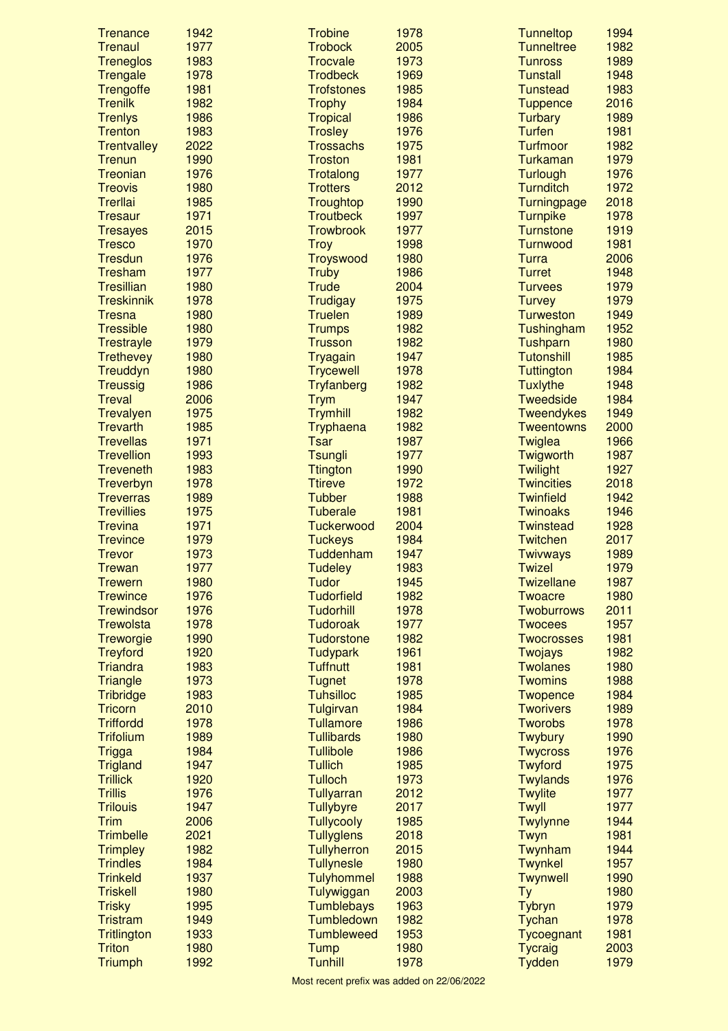| Prefix | Year |
|---|---|
| Trenance | 1942 |
| Trenaul | 1977 |
| Treneglos | 1983 |
| Trengale | 1978 |
| Trengoffe | 1981 |
| Trenilk | 1982 |
| Trenlys | 1986 |
| Trenton | 1983 |
| Trentvalley | 2022 |
| Trenun | 1990 |
| Treonian | 1976 |
| Treovis | 1980 |
| Trerllai | 1985 |
| Tresaur | 1971 |
| Tresayes | 2015 |
| Tresco | 1970 |
| Tresdun | 1976 |
| Tresham | 1977 |
| Tresillian | 1980 |
| Treskinnik | 1978 |
| Tresna | 1980 |
| Tressible | 1980 |
| Trestrayle | 1979 |
| Trethevey | 1980 |
| Treuddyn | 1980 |
| Treussig | 1986 |
| Treval | 2006 |
| Trevalyen | 1975 |
| Trevarth | 1985 |
| Trevellas | 1971 |
| Trevellion | 1993 |
| Treveneth | 1983 |
| Treverbyn | 1978 |
| Treverras | 1989 |
| Trevillies | 1975 |
| Trevina | 1971 |
| Trevince | 1979 |
| Trevor | 1973 |
| Trewan | 1977 |
| Trewern | 1980 |
| Trewince | 1976 |
| Trewindsor | 1976 |
| Trewolsta | 1978 |
| Treworgie | 1990 |
| Treyford | 1920 |
| Triandra | 1983 |
| Triangle | 1973 |
| Tribridge | 1983 |
| Tricorn | 2010 |
| Triffordd | 1978 |
| Trifolium | 1989 |
| Trigga | 1984 |
| Trigland | 1947 |
| Trillick | 1920 |
| Trillis | 1976 |
| Trilouis | 1947 |
| Trim | 2006 |
| Trimbelle | 2021 |
| Trimpley | 1982 |
| Trindles | 1984 |
| Trinkeld | 1937 |
| Triskell | 1980 |
| Trisky | 1995 |
| Tristram | 1949 |
| Tritlington | 1933 |
| Triton | 1980 |
| Triumph | 1992 |
| Trobine | 1978 |
| Trobock | 2005 |
| Trocvale | 1973 |
| Trodbeck | 1969 |
| Trofstones | 1985 |
| Trophy | 1984 |
| Tropical | 1986 |
| Trosley | 1976 |
| Trossachs | 1975 |
| Troston | 1981 |
| Trotalong | 1977 |
| Trotters | 2012 |
| Troughtop | 1990 |
| Troutbeck | 1997 |
| Trowbrook | 1977 |
| Troy | 1998 |
| Troyswood | 1980 |
| Truby | 1986 |
| Trude | 2004 |
| Trudigay | 1975 |
| Truelen | 1989 |
| Trumps | 1982 |
| Trusson | 1982 |
| Tryagain | 1947 |
| Trycewell | 1978 |
| Tryfanberg | 1982 |
| Trym | 1947 |
| Trymhill | 1982 |
| Tryphaena | 1982 |
| Tsar | 1987 |
| Tsungli | 1977 |
| Ttington | 1990 |
| Ttireve | 1972 |
| Tubber | 1988 |
| Tuberale | 1981 |
| Tuckerwood | 2004 |
| Tuckeys | 1984 |
| Tuddenham | 1947 |
| Tudeley | 1983 |
| Tudor | 1945 |
| Tudorfield | 1982 |
| Tudorhill | 1978 |
| Tudoroak | 1977 |
| Tudorstone | 1982 |
| Tudypark | 1961 |
| Tuffnutt | 1981 |
| Tugnet | 1978 |
| Tuhsilloc | 1985 |
| Tulgirvan | 1984 |
| Tullamore | 1986 |
| Tullibards | 1980 |
| Tullibole | 1986 |
| Tullich | 1985 |
| Tulloch | 1973 |
| Tullyarran | 2012 |
| Tullybyre | 2017 |
| Tullycooly | 1985 |
| Tullyglens | 2018 |
| Tullyherron | 2015 |
| Tullynesle | 1980 |
| Tulyhommel | 1988 |
| Tulywiggan | 2003 |
| Tumblebays | 1963 |
| Tumbledown | 1982 |
| Tumbleweed | 1953 |
| Tump | 1980 |
| Tunhill | 1978 |
| Tunneltop | 1994 |
| Tunneltree | 1982 |
| Tunross | 1989 |
| Tunstall | 1948 |
| Tunstead | 1983 |
| Tuppence | 2016 |
| Turbary | 1989 |
| Turfen | 1981 |
| Turfmoor | 1982 |
| Turkaman | 1979 |
| Turlough | 1976 |
| Turnditch | 1972 |
| Turningpage | 2018 |
| Turnpike | 1978 |
| Turnstone | 1919 |
| Turnwood | 1981 |
| Turra | 2006 |
| Turret | 1948 |
| Turvees | 1979 |
| Turvey | 1979 |
| Turweston | 1949 |
| Tushingham | 1952 |
| Tushparn | 1980 |
| Tutonshill | 1985 |
| Tuttington | 1984 |
| Tuxlythe | 1948 |
| Tweedside | 1984 |
| Tweendykes | 1949 |
| Tweentowns | 2000 |
| Twiglea | 1966 |
| Twigworth | 1987 |
| Twilight | 1927 |
| Twincities | 2018 |
| Twinfield | 1942 |
| Twinoaks | 1946 |
| Twinstead | 1928 |
| Twitchen | 2017 |
| Twivways | 1989 |
| Twizel | 1979 |
| Twizellane | 1987 |
| Twoacre | 1980 |
| Twoburrows | 2011 |
| Twocees | 1957 |
| Twocrosses | 1981 |
| Twojays | 1982 |
| Twolanes | 1980 |
| Twomins | 1988 |
| Twopence | 1984 |
| Tworivers | 1989 |
| Tworobs | 1978 |
| Twybury | 1990 |
| Twycross | 1976 |
| Twyford | 1975 |
| Twylands | 1976 |
| Twylite | 1977 |
| Twyll | 1977 |
| Twylynne | 1944 |
| Twyn | 1981 |
| Twynham | 1944 |
| Twynkel | 1957 |
| Twynwell | 1990 |
| Ty | 1980 |
| Tybryn | 1979 |
| Tychan | 1978 |
| Tycoegnant | 1981 |
| Tycraig | 2003 |
| Tydden | 1979 |

Most recent prefix was added on 22/06/2022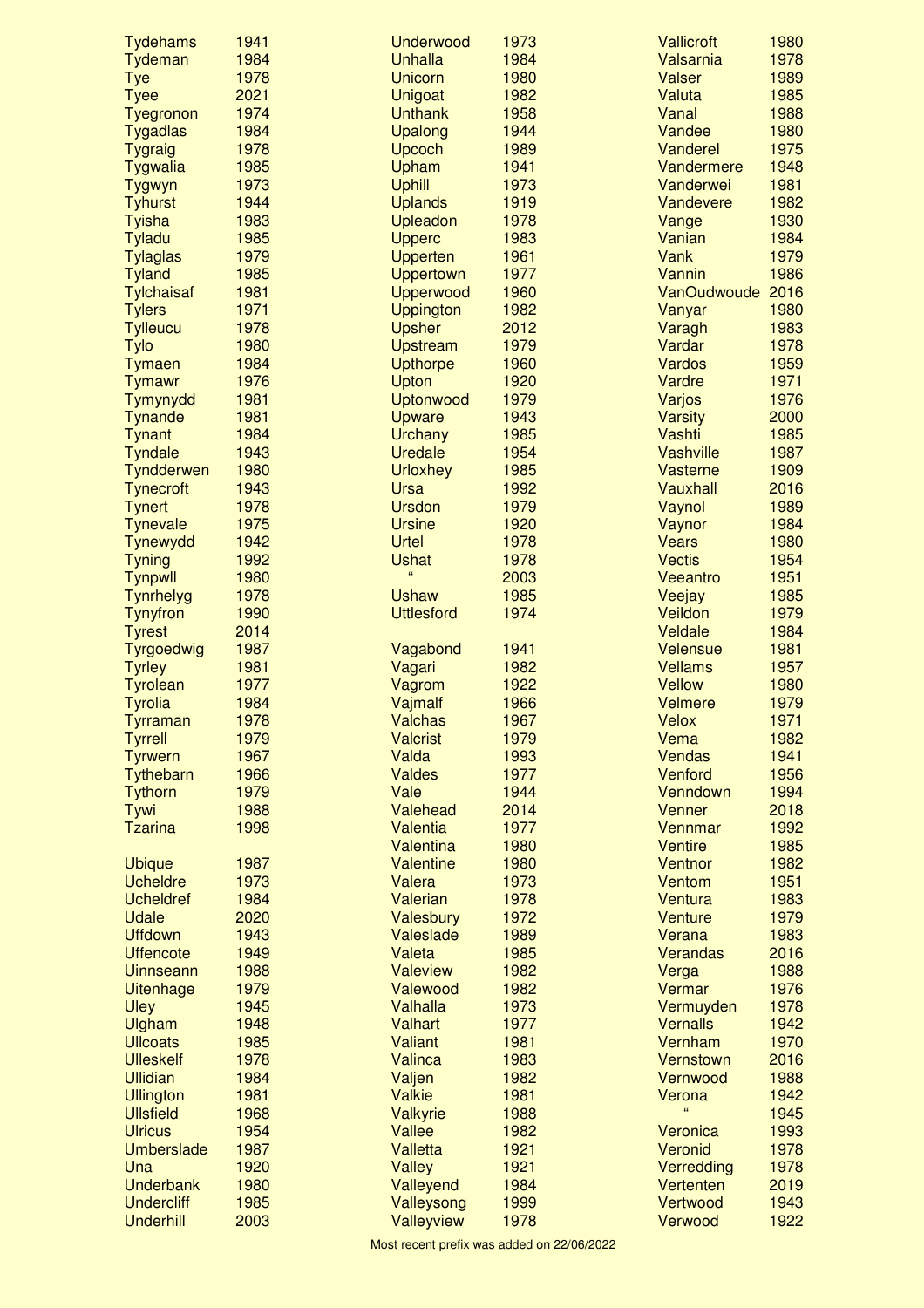| Name | Year |
| --- | --- |
| Tydehams | 1941 |
| Tydeman | 1984 |
| Tye | 1978 |
| Tyee | 2021 |
| Tyegronon | 1974 |
| Tygadlas | 1984 |
| Tygraig | 1978 |
| Tygwalia | 1985 |
| Tygwyn | 1973 |
| Tyhurst | 1944 |
| Tyisha | 1983 |
| Tyladu | 1985 |
| Tylaglas | 1979 |
| Tyland | 1985 |
| Tylchaisaf | 1981 |
| Tylers | 1971 |
| Tylleucu | 1978 |
| Tylo | 1980 |
| Tymaen | 1984 |
| Tymawr | 1976 |
| Tymynydd | 1981 |
| Tynande | 1981 |
| Tynant | 1984 |
| Tyndale | 1943 |
| Tyndderwen | 1980 |
| Tynecroft | 1943 |
| Tynert | 1978 |
| Tynevale | 1975 |
| Tynewydd | 1942 |
| Tyning | 1992 |
| Tynpwll | 1980 |
| Tynrhelyg | 1978 |
| Tynyfron | 1990 |
| Tyrest | 2014 |
| Tyrgoedwig | 1987 |
| Tyrley | 1981 |
| Tyrolean | 1977 |
| Tyrolia | 1984 |
| Tyrraman | 1978 |
| Tyrrell | 1979 |
| Tyrwern | 1967 |
| Tythebarn | 1966 |
| Tythorn | 1979 |
| Tywi | 1988 |
| Tzarina | 1998 |
| | |
| Ubique | 1987 |
| Ucheldre | 1973 |
| Ucheldref | 1984 |
| Udale | 2020 |
| Uffdown | 1943 |
| Uffencote | 1949 |
| Uinnseann | 1988 |
| Uitenhage | 1979 |
| Uley | 1945 |
| Ulgham | 1948 |
| Ullcoats | 1985 |
| Ulleskelf | 1978 |
| Ullidian | 1984 |
| Ullington | 1981 |
| Ullsfield | 1968 |
| Ulricus | 1954 |
| Umberslade | 1987 |
| Una | 1920 |
| Underbank | 1980 |
| Undercliff | 1985 |
| Underhill | 2003 |
| Underwood | 1973 |
| Unhalla | 1984 |
| Unicorn | 1980 |
| Unigoat | 1982 |
| Unthank | 1958 |
| Upalong | 1944 |
| Upcoch | 1989 |
| Upham | 1941 |
| Uphill | 1973 |
| Uplands | 1919 |
| Upleadon | 1978 |
| Upperc | 1983 |
| Upperten | 1961 |
| Uppertown | 1977 |
| Upperwood | 1960 |
| Uppington | 1982 |
| Upsher | 2012 |
| Upstream | 1979 |
| Upthorpe | 1960 |
| Upton | 1920 |
| Uptonwood | 1979 |
| Upware | 1943 |
| Urchany | 1985 |
| Uredale | 1954 |
| Urloxhey | 1985 |
| Ursa | 1992 |
| Ursdon | 1979 |
| Ursine | 1920 |
| Urtel | 1978 |
| Ushat | 1978 |
| " | 2003 |
| Ushaw | 1985 |
| Uttlesford | 1974 |
| | |
| Vagabond | 1941 |
| Vagari | 1982 |
| Vagrom | 1922 |
| Vajmalf | 1966 |
| Valchas | 1967 |
| Valcrist | 1979 |
| Valda | 1993 |
| Valdes | 1977 |
| Vale | 1944 |
| Valehead | 2014 |
| Valentia | 1977 |
| Valentina | 1980 |
| Valentine | 1980 |
| Valera | 1973 |
| Valerian | 1978 |
| Valesbury | 1972 |
| Valeslade | 1989 |
| Valeta | 1985 |
| Valeview | 1982 |
| Valewood | 1982 |
| Valhalla | 1973 |
| Valhart | 1977 |
| Valiant | 1981 |
| Valinca | 1983 |
| Valjen | 1982 |
| Valkie | 1981 |
| Valkyrie | 1988 |
| Vallee | 1982 |
| Valletta | 1921 |
| Valley | 1921 |
| Valleyend | 1984 |
| Valleysong | 1999 |
| Valleyview | 1978 |
| Vallicroft | 1980 |
| Valsarnia | 1978 |
| Valser | 1989 |
| Valuta | 1985 |
| Vanal | 1988 |
| Vandee | 1980 |
| Vanderel | 1975 |
| Vandermere | 1948 |
| Vanderwei | 1981 |
| Vandevere | 1982 |
| Vange | 1930 |
| Vanian | 1984 |
| Vank | 1979 |
| Vannin | 1986 |
| VanOudwoude | 2016 |
| Vanyar | 1980 |
| Varagh | 1983 |
| Vardar | 1978 |
| Vardos | 1959 |
| Vardre | 1971 |
| Varjos | 1976 |
| Varsity | 2000 |
| Vashti | 1985 |
| Vashville | 1987 |
| Vasterne | 1909 |
| Vauxhall | 2016 |
| Vaynol | 1989 |
| Vaynor | 1984 |
| Vears | 1980 |
| Vectis | 1954 |
| Veeantro | 1951 |
| Veejay | 1985 |
| Veildon | 1979 |
| Veldale | 1984 |
| Velensue | 1981 |
| Vellams | 1957 |
| Vellow | 1980 |
| Velmere | 1979 |
| Velox | 1971 |
| Vema | 1982 |
| Vendas | 1941 |
| Venford | 1956 |
| Venndown | 1994 |
| Venner | 2018 |
| Vennmar | 1992 |
| Ventire | 1985 |
| Ventnor | 1982 |
| Ventom | 1951 |
| Ventura | 1983 |
| Venture | 1979 |
| Verana | 1983 |
| Verandas | 2016 |
| Verga | 1988 |
| Vermar | 1976 |
| Vermuyden | 1978 |
| Vernalls | 1942 |
| Vernham | 1970 |
| Vernstown | 2016 |
| Vernwood | 1988 |
| Verona | 1942 |
| " | 1945 |
| Veronica | 1993 |
| Veronid | 1978 |
| Verredding | 1978 |
| Vertenten | 2019 |
| Vertwood | 1943 |
| Verwood | 1922 |

Most recent prefix was added on 22/06/2022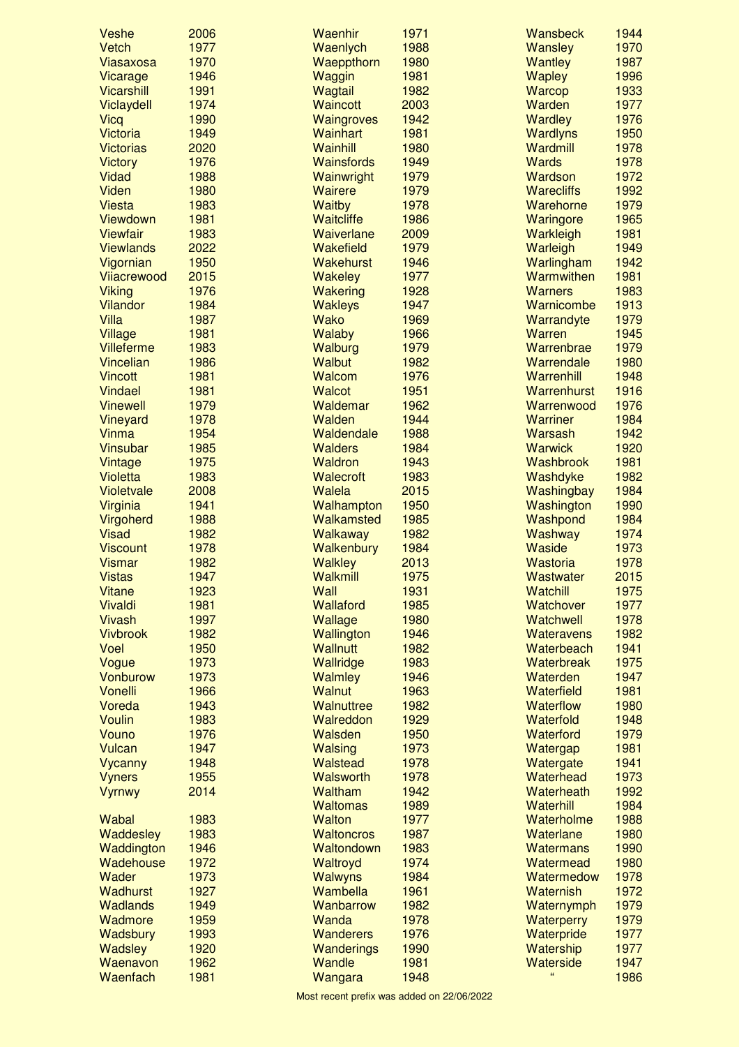| Name | Year |
|---|---|
| Veshe | 2006 |
| Vetch | 1977 |
| Viasaxosa | 1970 |
| Vicarage | 1946 |
| Vicarshill | 1991 |
| Viclaydell | 1974 |
| Vicq | 1990 |
| Victoria | 1949 |
| Victorias | 2020 |
| Victory | 1976 |
| Vidad | 1988 |
| Viden | 1980 |
| Viesta | 1983 |
| Viewdown | 1981 |
| Viewfair | 1983 |
| Viewlands | 2022 |
| Vigornian | 1950 |
| Viiacrewood | 2015 |
| Viking | 1976 |
| Vilandor | 1984 |
| Villa | 1987 |
| Village | 1981 |
| Villeferme | 1983 |
| Vincelian | 1986 |
| Vincott | 1981 |
| Vindael | 1981 |
| Vinewell | 1979 |
| Vineyard | 1978 |
| Vinma | 1954 |
| Vinsubar | 1985 |
| Vintage | 1975 |
| Violetta | 1983 |
| Violetvale | 2008 |
| Virginia | 1941 |
| Virgoherd | 1988 |
| Visad | 1982 |
| Viscount | 1978 |
| Vismar | 1982 |
| Vistas | 1947 |
| Vitane | 1923 |
| Vivaldi | 1981 |
| Vivash | 1997 |
| Vivbrook | 1982 |
| Voel | 1950 |
| Vogue | 1973 |
| Vonburow | 1973 |
| Vonelli | 1966 |
| Voreda | 1943 |
| Voulin | 1983 |
| Vouno | 1976 |
| Vulcan | 1947 |
| Vycanny | 1948 |
| Vyners | 1955 |
| Vyrnwy | 2014 |
| | |
| Wabal | 1983 |
| Waddesley | 1983 |
| Waddington | 1946 |
| Wadehouse | 1972 |
| Wader | 1973 |
| Wadhurst | 1927 |
| Wadlands | 1949 |
| Wadmore | 1959 |
| Wadsbury | 1993 |
| Wadsley | 1920 |
| Waenavon | 1962 |
| Waenfach | 1981 |
| Waenhir | 1971 |
| Waenlych | 1988 |
| Waeppthorn | 1980 |
| Waggin | 1981 |
| Wagtail | 1982 |
| Waincott | 2003 |
| Waingroves | 1942 |
| Wainhart | 1981 |
| Wainhill | 1980 |
| Wainsfords | 1949 |
| Wainwright | 1979 |
| Wairere | 1979 |
| Waitby | 1978 |
| Waitcliffe | 1986 |
| Waiverlane | 2009 |
| Wakefield | 1979 |
| Wakehurst | 1946 |
| Wakeley | 1977 |
| Wakering | 1928 |
| Wakleys | 1947 |
| Wako | 1969 |
| Walaby | 1966 |
| Walburg | 1979 |
| Walbut | 1982 |
| Walcom | 1976 |
| Walcot | 1951 |
| Waldemar | 1962 |
| Walden | 1944 |
| Waldendale | 1988 |
| Walders | 1984 |
| Waldron | 1943 |
| Walecroft | 1983 |
| Walela | 2015 |
| Walhampton | 1950 |
| Walkamsted | 1985 |
| Walkaway | 1982 |
| Walkenbury | 1984 |
| Walkley | 2013 |
| Walkmill | 1975 |
| Wall | 1931 |
| Wallaford | 1985 |
| Wallage | 1980 |
| Wallington | 1946 |
| Wallnutt | 1982 |
| Wallridge | 1983 |
| Walmley | 1946 |
| Walnut | 1963 |
| Walnuttree | 1982 |
| Walreddon | 1929 |
| Walsden | 1950 |
| Walsing | 1973 |
| Walstead | 1978 |
| Walsworth | 1978 |
| Waltham | 1942 |
| Waltomas | 1989 |
| Walton | 1977 |
| Waltoncros | 1987 |
| Waltondown | 1983 |
| Waltroyd | 1974 |
| Walwyns | 1984 |
| Wambella | 1961 |
| Wanbarrow | 1982 |
| Wanda | 1978 |
| Wanderers | 1976 |
| Wanderings | 1990 |
| Wandle | 1981 |
| Wangara | 1948 |
| Wansbeck | 1944 |
| Wansley | 1970 |
| Wantley | 1987 |
| Wapley | 1996 |
| Warcop | 1933 |
| Warden | 1977 |
| Wardley | 1976 |
| Wardlyns | 1950 |
| Wardmill | 1978 |
| Wards | 1978 |
| Wardson | 1972 |
| Warecliffs | 1992 |
| Warehorne | 1979 |
| Waringore | 1965 |
| Warkleigh | 1981 |
| Warleigh | 1949 |
| Warlingham | 1942 |
| Warmwithen | 1981 |
| Warners | 1983 |
| Warnicombe | 1913 |
| Warrandyte | 1979 |
| Warren | 1945 |
| Warrenbrae | 1979 |
| Warrendale | 1980 |
| Warrenhill | 1948 |
| Warrenhurst | 1916 |
| Warrenwood | 1976 |
| Warriner | 1984 |
| Warsash | 1942 |
| Warwick | 1920 |
| Washbrook | 1981 |
| Washdyke | 1982 |
| Washingbay | 1984 |
| Washington | 1990 |
| Washpond | 1984 |
| Washway | 1974 |
| Waside | 1973 |
| Wastoria | 1978 |
| Wastwater | 2015 |
| Watchill | 1975 |
| Watchover | 1977 |
| Watchwell | 1978 |
| Wateravens | 1982 |
| Waterbeach | 1941 |
| Waterbreak | 1975 |
| Waterden | 1947 |
| Waterfield | 1981 |
| Waterflow | 1980 |
| Waterfold | 1948 |
| Waterford | 1979 |
| Watergap | 1981 |
| Watergate | 1941 |
| Waterhead | 1973 |
| Waterheath | 1992 |
| Waterhill | 1984 |
| Waterholme | 1988 |
| Waterlane | 1980 |
| Watermans | 1990 |
| Watermead | 1980 |
| Watermedow | 1978 |
| Waternish | 1972 |
| Waternymph | 1979 |
| Waterperry | 1979 |
| Waterpride | 1977 |
| Watership | 1977 |
| Waterside | 1947 |
| " | 1986 |

Most recent prefix was added on 22/06/2022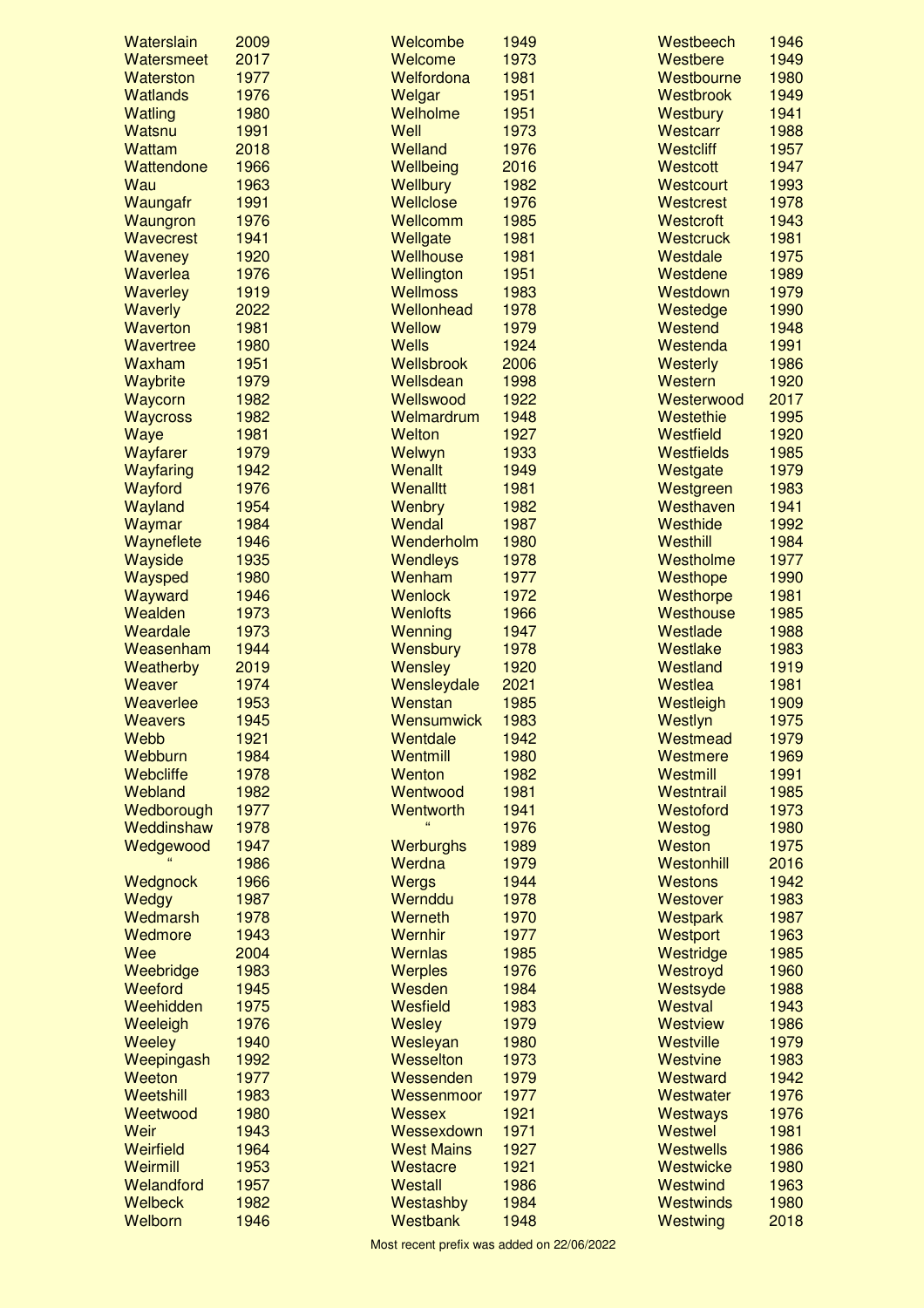| Prefix | Year |
|---|---|
| Waterslain | 2009 |
| Watersmeet | 2017 |
| Waterston | 1977 |
| Watlands | 1976 |
| Watling | 1980 |
| Watsnu | 1991 |
| Wattam | 2018 |
| Wattendone | 1966 |
| Wau | 1963 |
| Waungafr | 1991 |
| Waungron | 1976 |
| Wavecrest | 1941 |
| Waveney | 1920 |
| Waverlea | 1976 |
| Waverley | 1919 |
| Waverly | 2022 |
| Waverton | 1981 |
| Wavertree | 1980 |
| Waxham | 1951 |
| Waybrite | 1979 |
| Waycorn | 1982 |
| Waycross | 1982 |
| Waye | 1981 |
| Wayfarer | 1979 |
| Wayfaring | 1942 |
| Wayford | 1976 |
| Wayland | 1954 |
| Waymar | 1984 |
| Wayneflete | 1946 |
| Wayside | 1935 |
| Wavsped | 1980 |
| Wayward | 1946 |
| Wealden | 1973 |
| Weardale | 1973 |
| Weasenham | 1944 |
| Weatherby | 2019 |
| Weaver | 1974 |
| Weaverlee | 1953 |
| Weavers | 1945 |
| Webb | 1921 |
| Webburn | 1984 |
| Webcliffe | 1978 |
| Webland | 1982 |
| Wedborough | 1977 |
| Weddinshaw | 1978 |
| Wedgewood | 1947 |
| " | 1986 |
| Wedgnock | 1966 |
| Wedgy | 1987 |
| Wedmarsh | 1978 |
| Wedmore | 1943 |
| Wee | 2004 |
| Weebridge | 1983 |
| Weeford | 1945 |
| Weehidden | 1975 |
| Weeleigh | 1976 |
| Weeley | 1940 |
| Weepingash | 1992 |
| Weeton | 1977 |
| Weetshill | 1983 |
| Weetwood | 1980 |
| Weir | 1943 |
| Weirfield | 1964 |
| Weirmill | 1953 |
| Welandford | 1957 |
| Welbeck | 1982 |
| Welborn | 1946 |
| Welcombe | 1949 |
| Welcome | 1973 |
| Welfordona | 1981 |
| Welgar | 1951 |
| Welholme | 1951 |
| Well | 1973 |
| Welland | 1976 |
| Wellbeing | 2016 |
| Wellbury | 1982 |
| Wellclose | 1976 |
| Wellcomm | 1985 |
| Wellgate | 1981 |
| Wellhouse | 1981 |
| Wellington | 1951 |
| Wellmoss | 1983 |
| Wellonhead | 1978 |
| Wellow | 1979 |
| Wells | 1924 |
| Wellsbrook | 2006 |
| Wellsdean | 1998 |
| Wellswood | 1922 |
| Welmardrum | 1948 |
| Welton | 1927 |
| Welwyn | 1933 |
| Wenallt | 1949 |
| Wenalltt | 1981 |
| Wenbry | 1982 |
| Wendal | 1987 |
| Wenderholm | 1980 |
| Wendleys | 1978 |
| Wenham | 1977 |
| Wenlock | 1972 |
| Wenlofts | 1966 |
| Wenning | 1947 |
| Wensbury | 1978 |
| Wensley | 1920 |
| Wensleydale | 2021 |
| Wenstan | 1985 |
| Wensumwick | 1983 |
| Wentdale | 1942 |
| Wentmill | 1980 |
| Wenton | 1982 |
| Wentwood | 1981 |
| Wentworth | 1941 |
| " | 1976 |
| Werburghs | 1989 |
| Werdna | 1979 |
| Wergs | 1944 |
| Wernddu | 1978 |
| Werneth | 1970 |
| Wernhir | 1977 |
| Wernlas | 1985 |
| Werples | 1976 |
| Wesden | 1984 |
| Wesfield | 1983 |
| Wesley | 1979 |
| Wesleyan | 1980 |
| Wesselton | 1973 |
| Wessenden | 1979 |
| Wessenmoor | 1977 |
| Wessex | 1921 |
| Wessexdown | 1971 |
| West Mains | 1927 |
| Westacre | 1921 |
| Westall | 1986 |
| Westashby | 1984 |
| Westbank | 1948 |
| Westbeech | 1946 |
| Westbere | 1949 |
| Westbourne | 1980 |
| Westbrook | 1949 |
| Westbury | 1941 |
| Westcarr | 1988 |
| Westcliff | 1957 |
| Westcott | 1947 |
| Westcourt | 1993 |
| Westcrest | 1978 |
| Westcroft | 1943 |
| Westcruck | 1981 |
| Westdale | 1975 |
| Westdene | 1989 |
| Westdown | 1979 |
| Westedge | 1990 |
| Westend | 1948 |
| Westenda | 1991 |
| Westerly | 1986 |
| Western | 1920 |
| Westerwood | 2017 |
| Westethie | 1995 |
| Westfield | 1920 |
| Westfields | 1985 |
| Westgate | 1979 |
| Westgreen | 1983 |
| Westhaven | 1941 |
| Westhide | 1992 |
| Westhill | 1984 |
| Westholme | 1977 |
| Westhope | 1990 |
| Westhorpe | 1981 |
| Westhouse | 1985 |
| Westlade | 1988 |
| Westlake | 1983 |
| Westland | 1919 |
| Westlea | 1981 |
| Westleigh | 1909 |
| Westlyn | 1975 |
| Westmead | 1979 |
| Westmere | 1969 |
| Westmill | 1991 |
| Westntrail | 1985 |
| Westoford | 1973 |
| Westog | 1980 |
| Weston | 1975 |
| Westonhill | 2016 |
| Westons | 1942 |
| Westover | 1983 |
| Westpark | 1987 |
| Westport | 1963 |
| Westridge | 1985 |
| Westroyd | 1960 |
| Westsyde | 1988 |
| Westval | 1943 |
| Westview | 1986 |
| Westville | 1979 |
| Westvine | 1983 |
| Westward | 1942 |
| Westwater | 1976 |
| Westways | 1976 |
| Westwel | 1981 |
| Westwells | 1986 |
| Westwicke | 1980 |
| Westwind | 1963 |
| Westwinds | 1980 |
| Westwing | 2018 |

Most recent prefix was added on 22/06/2022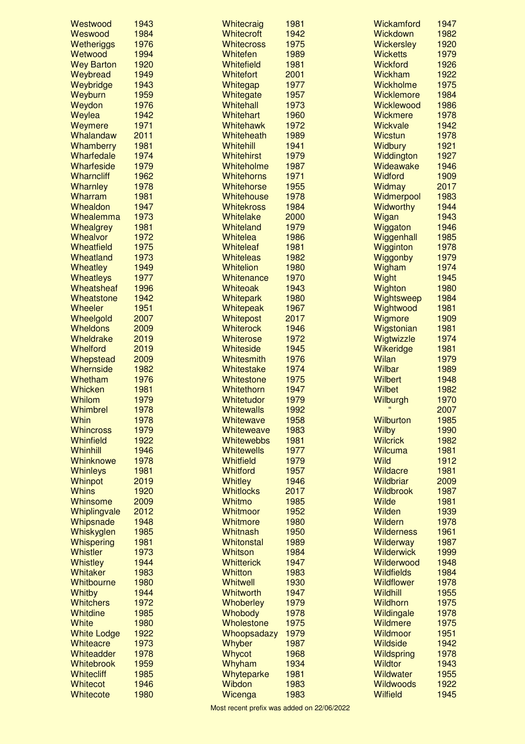| Name | Year |
|---|---|
| Westwood | 1943 |
| Weswood | 1984 |
| Wetheriggs | 1976 |
| Wetwood | 1994 |
| Wey Barton | 1920 |
| Weybread | 1949 |
| Weybridge | 1943 |
| Weyburn | 1959 |
| Weydon | 1976 |
| Weylea | 1942 |
| Weymere | 1971 |
| Whalandaw | 2011 |
| Whamberry | 1981 |
| Wharfedale | 1974 |
| Wharfeside | 1979 |
| Wharncliff | 1962 |
| Wharnley | 1978 |
| Wharram | 1981 |
| Whealdon | 1947 |
| Whealemma | 1973 |
| Whealgrey | 1981 |
| Whealvor | 1972 |
| Wheatfield | 1975 |
| Wheatland | 1973 |
| Wheatley | 1949 |
| Wheatleys | 1977 |
| Wheatsheaf | 1996 |
| Wheatstone | 1942 |
| Wheeler | 1951 |
| Wheelgold | 2007 |
| Wheldons | 2009 |
| Wheldrake | 2019 |
| Whelford | 2019 |
| Whepstead | 2009 |
| Whernside | 1982 |
| Whetham | 1976 |
| Whicken | 1981 |
| Whilom | 1979 |
| Whimbrel | 1978 |
| Whin | 1978 |
| Whincross | 1979 |
| Whinfield | 1922 |
| Whinhill | 1946 |
| Whinknowe | 1978 |
| Whinleys | 1981 |
| Whinpot | 2019 |
| Whins | 1920 |
| Whinsome | 2009 |
| Whiplingvale | 2012 |
| Whipsnade | 1948 |
| Whiskyglen | 1985 |
| Whispering | 1981 |
| Whistler | 1973 |
| Whistley | 1944 |
| Whitaker | 1983 |
| Whitbourne | 1980 |
| Whitby | 1944 |
| Whitchers | 1972 |
| Whitdine | 1985 |
| White | 1980 |
| White Lodge | 1922 |
| Whiteacre | 1973 |
| Whiteadder | 1978 |
| Whitebrook | 1959 |
| Whitecliff | 1985 |
| Whitecot | 1946 |
| Whitecote | 1980 |
| Whitecraig | 1981 |
| Whitecroft | 1942 |
| Whitecross | 1975 |
| Whitefen | 1989 |
| Whitefield | 1981 |
| Whitefort | 2001 |
| Whitegap | 1977 |
| Whitegate | 1957 |
| Whitehall | 1973 |
| Whitehart | 1960 |
| Whitehawk | 1972 |
| Whiteheath | 1989 |
| Whitehill | 1941 |
| Whitehirst | 1979 |
| Whiteholme | 1987 |
| Whitehorns | 1971 |
| Whitehorse | 1955 |
| Whitehouse | 1978 |
| Whitekross | 1984 |
| Whitelake | 2000 |
| Whiteland | 1979 |
| Whitelea | 1986 |
| Whiteleaf | 1981 |
| Whiteleas | 1982 |
| Whitelion | 1980 |
| Whitenance | 1970 |
| Whiteoak | 1943 |
| Whitepark | 1980 |
| Whitepeak | 1967 |
| Whitepost | 2017 |
| Whiterock | 1946 |
| Whiterose | 1972 |
| Whiteside | 1945 |
| Whitesmith | 1976 |
| Whitestake | 1974 |
| Whitestone | 1975 |
| Whitethorn | 1947 |
| Whitetudor | 1979 |
| Whitewalls | 1992 |
| Whitewave | 1958 |
| Whiteweave | 1983 |
| Whitewebbs | 1981 |
| Whitewells | 1977 |
| Whitfield | 1979 |
| Whitford | 1957 |
| Whitley | 1946 |
| Whitlocks | 2017 |
| Whitmo | 1985 |
| Whitmoor | 1952 |
| Whitmore | 1980 |
| Whitnash | 1950 |
| Whitonstal | 1989 |
| Whitson | 1984 |
| Whitterick | 1947 |
| Whitton | 1983 |
| Whitwell | 1930 |
| Whitworth | 1947 |
| Whoberley | 1979 |
| Whobody | 1978 |
| Wholestone | 1975 |
| Whoopsadazy | 1979 |
| Whyber | 1987 |
| Whycot | 1968 |
| Whyham | 1934 |
| Whyteparke | 1981 |
| Wibdon | 1983 |
| Wicenga | 1983 |
| Wickamford | 1947 |
| Wickdown | 1982 |
| Wickersley | 1920 |
| Wicketts | 1979 |
| Wickford | 1926 |
| Wickham | 1922 |
| Wickholme | 1975 |
| Wicklemore | 1984 |
| Wicklewood | 1986 |
| Wickmere | 1978 |
| Wickvale | 1942 |
| Wicstun | 1978 |
| Widbury | 1921 |
| Widdington | 1927 |
| Wideawake | 1946 |
| Widford | 1909 |
| Widmay | 2017 |
| Widmerpool | 1983 |
| Widworthy | 1944 |
| Wigan | 1943 |
| Wiggaton | 1946 |
| Wiggenhall | 1985 |
| Wigginton | 1978 |
| Wiggonby | 1979 |
| Wigham | 1974 |
| Wight | 1945 |
| Wighton | 1980 |
| Wightsweep | 1984 |
| Wightwood | 1981 |
| Wigmore | 1909 |
| Wigstonian | 1981 |
| Wigtwizzle | 1974 |
| Wikeridge | 1981 |
| Wilan | 1979 |
| Wilbar | 1989 |
| Wilbert | 1948 |
| Wilbet | 1982 |
| Wilburgh | 1970 |
| " | 2007 |
| Wilburton | 1985 |
| Wilby | 1990 |
| Wilcrick | 1982 |
| Wilcuma | 1981 |
| Wild | 1912 |
| Wildacre | 1981 |
| Wildbriar | 2009 |
| Wildbrook | 1987 |
| Wilde | 1981 |
| Wilden | 1939 |
| Wildern | 1978 |
| Wilderness | 1961 |
| Wilderway | 1987 |
| Wilderwick | 1999 |
| Wilderwood | 1948 |
| Wildfields | 1984 |
| Wildflower | 1978 |
| Wildhill | 1955 |
| Wildhorn | 1975 |
| Wildingale | 1978 |
| Wildmere | 1975 |
| Wildmoor | 1951 |
| Wildside | 1942 |
| Wildspring | 1978 |
| Wildtor | 1943 |
| Wildwater | 1955 |
| Wildwoods | 1922 |
| Wilfield | 1945 |

Most recent prefix was added on 22/06/2022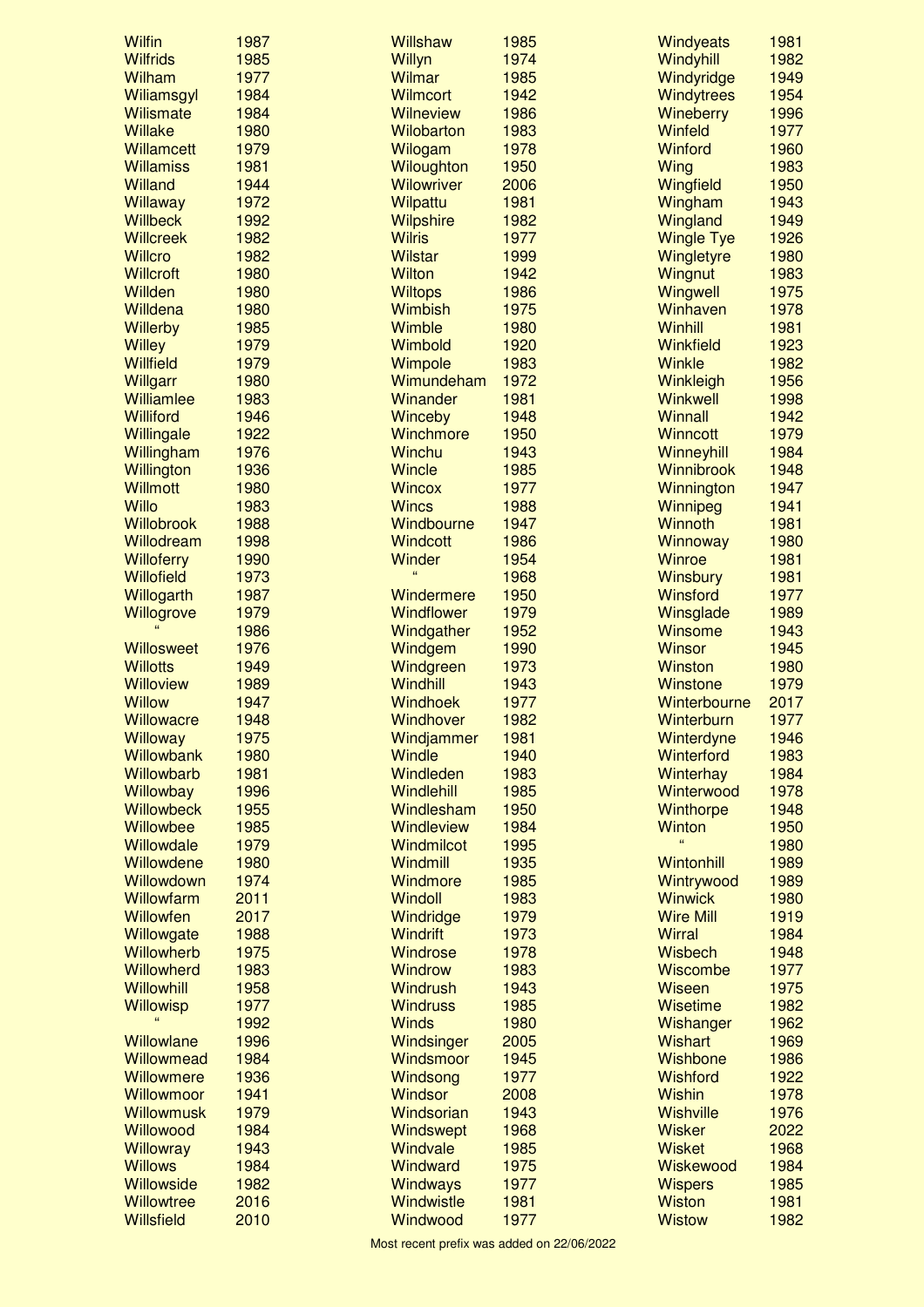| Name | Year |
|---|---|
| Wilfin | 1987 |
| Wilfrids | 1985 |
| Wilham | 1977 |
| Wiliamsgyl | 1984 |
| Wilismate | 1984 |
| Willake | 1980 |
| Willamcett | 1979 |
| Willamiss | 1981 |
| Willand | 1944 |
| Willaway | 1972 |
| Willbeck | 1992 |
| Willcreek | 1982 |
| Willcro | 1982 |
| Willcroft | 1980 |
| Willden | 1980 |
| Willdena | 1980 |
| Willerby | 1985 |
| Willey | 1979 |
| Willfield | 1979 |
| Willgarr | 1980 |
| Williamlee | 1983 |
| Williford | 1946 |
| Willingale | 1922 |
| Willingham | 1976 |
| Willington | 1936 |
| Willmott | 1980 |
| Willo | 1983 |
| Willobrook | 1988 |
| Willodream | 1998 |
| Willoferry | 1990 |
| Willofield | 1973 |
| Willogarth | 1987 |
| Willogrove | 1979 |
| " | 1986 |
| Willosweet | 1976 |
| Willotts | 1949 |
| Willoview | 1989 |
| Willow | 1947 |
| Willowacre | 1948 |
| Willoway | 1975 |
| Willowbank | 1980 |
| Willowbarb | 1981 |
| Willowbay | 1996 |
| Willowbeck | 1955 |
| Willowbee | 1985 |
| Willowdale | 1979 |
| Willowdene | 1980 |
| Willowdown | 1974 |
| Willowfarm | 2011 |
| Willowfen | 2017 |
| Willowgate | 1988 |
| Willowherb | 1975 |
| Willowherd | 1983 |
| Willowhill | 1958 |
| Willowisp | 1977 |
| " | 1992 |
| Willowlane | 1996 |
| Willowmead | 1984 |
| Willowmere | 1936 |
| Willowmoor | 1941 |
| Willowmusk | 1979 |
| Willowood | 1984 |
| Willowray | 1943 |
| Willows | 1984 |
| Willowside | 1982 |
| Willowtree | 2016 |
| Willsfield | 2010 |
| Willshaw | 1985 |
| Willyn | 1974 |
| Wilmar | 1985 |
| Wilmcort | 1942 |
| Wilneview | 1986 |
| Wilobarton | 1983 |
| Wilogam | 1978 |
| Wiloughton | 1950 |
| Wilowriver | 2006 |
| Wilpattu | 1981 |
| Wilpshire | 1982 |
| Wilris | 1977 |
| Wilstar | 1999 |
| Wilton | 1942 |
| Wiltops | 1986 |
| Wimbish | 1975 |
| Wimble | 1980 |
| Wimbold | 1920 |
| Wimpole | 1983 |
| Wimundeham | 1972 |
| Winander | 1981 |
| Winceby | 1948 |
| Winchmore | 1950 |
| Winchu | 1943 |
| Wincle | 1985 |
| Wincox | 1977 |
| Wincs | 1988 |
| Windbourne | 1947 |
| Windcott | 1986 |
| Winder | 1954 |
| " | 1968 |
| Windermere | 1950 |
| Windflower | 1979 |
| Windgather | 1952 |
| Windgem | 1990 |
| Windgreen | 1973 |
| Windhill | 1943 |
| Windhoek | 1977 |
| Windhover | 1982 |
| Windjammer | 1981 |
| Windle | 1940 |
| Windleden | 1983 |
| Windlehill | 1985 |
| Windlesham | 1950 |
| Windleview | 1984 |
| Windmilcot | 1995 |
| Windmill | 1935 |
| Windmore | 1985 |
| Windoll | 1983 |
| Windridge | 1979 |
| Windrift | 1973 |
| Windrose | 1978 |
| Windrow | 1983 |
| Windrush | 1943 |
| Windruss | 1985 |
| Winds | 1980 |
| Windsinger | 2005 |
| Windsmoor | 1945 |
| Windsong | 1977 |
| Windsor | 2008 |
| Windsorian | 1943 |
| Windswept | 1968 |
| Windvale | 1985 |
| Windward | 1975 |
| Windways | 1977 |
| Windwistle | 1981 |
| Windwood | 1977 |
| Windyeats | 1981 |
| Windyhill | 1982 |
| Windyridge | 1949 |
| Windytrees | 1954 |
| Wineberry | 1996 |
| Winfeld | 1977 |
| Winford | 1960 |
| Wing | 1983 |
| Wingfield | 1950 |
| Wingham | 1943 |
| Wingland | 1949 |
| Wingle Tye | 1926 |
| Wingletyre | 1980 |
| Wingnut | 1983 |
| Wingwell | 1975 |
| Winhaven | 1978 |
| Winhill | 1981 |
| Winkfield | 1923 |
| Winkle | 1982 |
| Winkleigh | 1956 |
| Winkwell | 1998 |
| Winnall | 1942 |
| Winncott | 1979 |
| Winneyhill | 1984 |
| Winnibrook | 1948 |
| Winnington | 1947 |
| Winnipeg | 1941 |
| Winnoth | 1981 |
| Winnoway | 1980 |
| Winroe | 1981 |
| Winsbury | 1981 |
| Winsford | 1977 |
| Winsglade | 1989 |
| Winsome | 1943 |
| Winsor | 1945 |
| Winston | 1980 |
| Winstone | 1979 |
| Winterbourne | 2017 |
| Winterburn | 1977 |
| Winterdyne | 1946 |
| Winterford | 1983 |
| Winterhay | 1984 |
| Winterwood | 1978 |
| Winthorpe | 1948 |
| Winton | 1950 |
| " | 1980 |
| Wintonhill | 1989 |
| Wintrywood | 1989 |
| Winwick | 1980 |
| Wire Mill | 1919 |
| Wirral | 1984 |
| Wisbech | 1948 |
| Wiscombe | 1977 |
| Wiseen | 1975 |
| Wisetime | 1982 |
| Wishanger | 1962 |
| Wishart | 1969 |
| Wishbone | 1986 |
| Wishford | 1922 |
| Wishin | 1978 |
| Wishville | 1976 |
| Wisker | 2022 |
| Wisket | 1968 |
| Wiskewood | 1984 |
| Wispers | 1985 |
| Wiston | 1981 |
| Wistow | 1982 |

Most recent prefix was added on 22/06/2022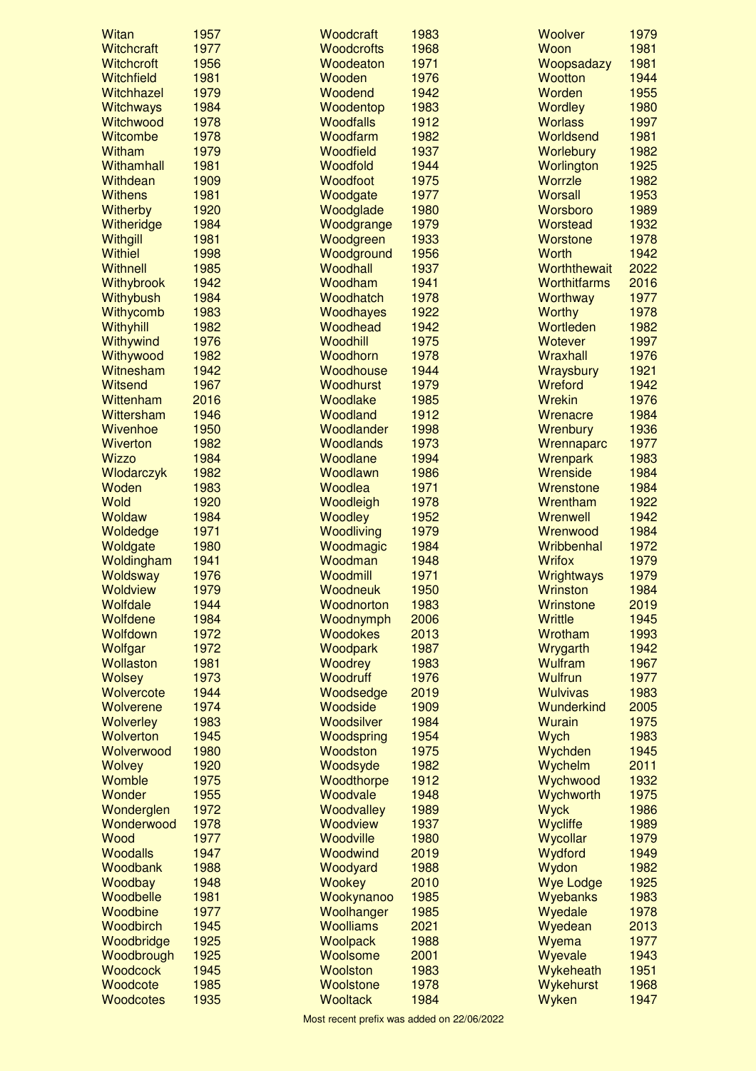| Prefix | Year |
|---|---|
| Witan | 1957 |
| Witchcraft | 1977 |
| Witchcroft | 1956 |
| Witchfield | 1981 |
| Witchhazel | 1979 |
| Witchways | 1984 |
| Witchwood | 1978 |
| Witcombe | 1978 |
| Witham | 1979 |
| Withamhall | 1981 |
| Withdean | 1909 |
| Withens | 1981 |
| Witherby | 1920 |
| Witheridge | 1984 |
| Withgill | 1981 |
| Withiel | 1998 |
| Withnell | 1985 |
| Withybrook | 1942 |
| Withybush | 1984 |
| Withycomb | 1983 |
| Withyhill | 1982 |
| Withywind | 1976 |
| Withywood | 1982 |
| Witnesham | 1942 |
| Witsend | 1967 |
| Wittenham | 2016 |
| Wittersham | 1946 |
| Wivenhoe | 1950 |
| Wiverton | 1982 |
| Wizzo | 1984 |
| Wlodarczyk | 1982 |
| Woden | 1983 |
| Wold | 1920 |
| Woldaw | 1984 |
| Woldedge | 1971 |
| Woldgate | 1980 |
| Woldingham | 1941 |
| Woldsway | 1976 |
| Woldview | 1979 |
| Wolfdale | 1944 |
| Wolfdene | 1984 |
| Wolfdown | 1972 |
| Wolfgar | 1972 |
| Wollaston | 1981 |
| Wolsey | 1973 |
| Wolvercote | 1944 |
| Wolverene | 1974 |
| Wolverley | 1983 |
| Wolverton | 1945 |
| Wolverwood | 1980 |
| Wolvey | 1920 |
| Womble | 1975 |
| Wonder | 1955 |
| Wonderglen | 1972 |
| Wonderwood | 1978 |
| Wood | 1977 |
| Woodalls | 1947 |
| Woodbank | 1988 |
| Woodbay | 1948 |
| Woodbelle | 1981 |
| Woodbine | 1977 |
| Woodbirch | 1945 |
| Woodbridge | 1925 |
| Woodbrough | 1925 |
| Woodcock | 1945 |
| Woodcote | 1985 |
| Woodcotes | 1935 |
| Woodcraft | 1983 |
| Woodcrofts | 1968 |
| Woodeaton | 1971 |
| Wooden | 1976 |
| Woodend | 1942 |
| Woodentop | 1983 |
| Woodfalls | 1912 |
| Woodfarm | 1982 |
| Woodfield | 1937 |
| Woodfold | 1944 |
| Woodfoot | 1975 |
| Woodgate | 1977 |
| Woodglade | 1980 |
| Woodgrange | 1979 |
| Woodgreen | 1933 |
| Woodground | 1956 |
| Woodhall | 1937 |
| Woodham | 1941 |
| Woodhatch | 1978 |
| Woodhayes | 1922 |
| Woodhead | 1942 |
| Woodhill | 1975 |
| Woodhorn | 1978 |
| Woodhouse | 1944 |
| Woodhurst | 1979 |
| Woodlake | 1985 |
| Woodland | 1912 |
| Woodlander | 1998 |
| Woodlands | 1973 |
| Woodlane | 1994 |
| Woodlawn | 1986 |
| Woodlea | 1971 |
| Woodleigh | 1978 |
| Woodley | 1952 |
| Woodliving | 1979 |
| Woodmagic | 1984 |
| Woodman | 1948 |
| Woodmill | 1971 |
| Woodneuk | 1950 |
| Woodnorton | 1983 |
| Woodnymph | 2006 |
| Woodokes | 2013 |
| Woodpark | 1987 |
| Woodrey | 1983 |
| Woodruff | 1976 |
| Woodsedge | 2019 |
| Woodside | 1909 |
| Woodsilver | 1984 |
| Woodspring | 1954 |
| Woodston | 1975 |
| Woodsyde | 1982 |
| Woodthorpe | 1912 |
| Woodvale | 1948 |
| Woodvalley | 1989 |
| Woodview | 1937 |
| Woodville | 1980 |
| Woodwind | 2019 |
| Woodyard | 1988 |
| Wookey | 2010 |
| Wookynanoo | 1985 |
| Woolhanger | 1985 |
| Woolliams | 2021 |
| Woolpack | 1988 |
| Woolsome | 2001 |
| Woolston | 1983 |
| Woolstone | 1978 |
| Wooltack | 1984 |
| Woolver | 1979 |
| Woon | 1981 |
| Woopsadazy | 1981 |
| Wootton | 1944 |
| Worden | 1955 |
| Wordley | 1980 |
| Worlass | 1997 |
| Worldsend | 1981 |
| Worlebury | 1982 |
| Worlington | 1925 |
| Worrzle | 1982 |
| Worsall | 1953 |
| Worsboro | 1989 |
| Worstead | 1932 |
| Worstone | 1978 |
| Worth | 1942 |
| Worththewait | 2022 |
| Worthitfarms | 2016 |
| Worthway | 1977 |
| Worthy | 1978 |
| Wortleden | 1982 |
| Wotever | 1997 |
| Wraxhall | 1976 |
| Wraysbury | 1921 |
| Wreford | 1942 |
| Wrekin | 1976 |
| Wrenacre | 1984 |
| Wrenbury | 1936 |
| Wrennaparc | 1977 |
| Wrenpark | 1983 |
| Wrenside | 1984 |
| Wrenstone | 1984 |
| Wrentham | 1922 |
| Wrenwell | 1942 |
| Wrenwood | 1984 |
| Wribbenhal | 1972 |
| Wrifox | 1979 |
| Wrightways | 1979 |
| Wrinston | 1984 |
| Wrinstone | 2019 |
| Writtle | 1945 |
| Wrotham | 1993 |
| Wrygarth | 1942 |
| Wulfram | 1967 |
| Wulfrun | 1977 |
| Wulvivas | 1983 |
| Wunderkind | 2005 |
| Wurain | 1975 |
| Wych | 1983 |
| Wychden | 1945 |
| Wychelm | 2011 |
| Wychwood | 1932 |
| Wychworth | 1975 |
| Wyck | 1986 |
| Wycliffe | 1989 |
| Wycollar | 1979 |
| Wydford | 1949 |
| Wydon | 1982 |
| Wye Lodge | 1925 |
| Wyebanks | 1983 |
| Wyedale | 1978 |
| Wyedean | 2013 |
| Wyema | 1977 |
| Wyevale | 1943 |
| Wykeheath | 1951 |
| Wykehurst | 1968 |
| Wyken | 1947 |

Most recent prefix was added on 22/06/2022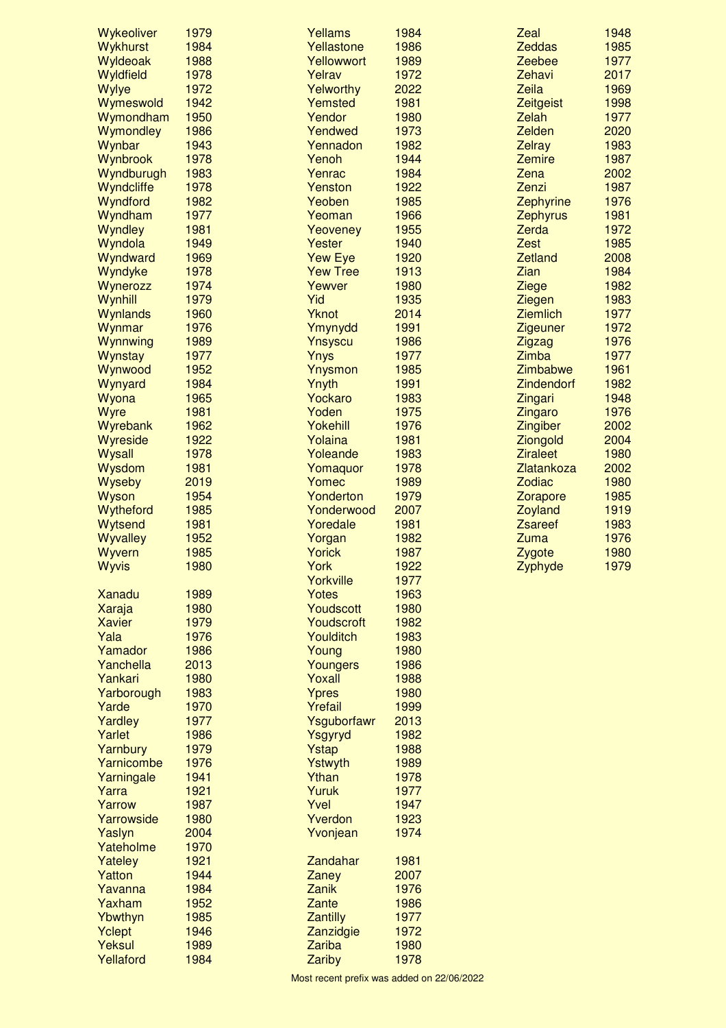| | |
|---|---|
| Wykeoliver | 1979 |
| Wykhurst | 1984 |
| Wyldeoak | 1988 |
| Wyldfield | 1978 |
| Wylye | 1972 |
| Wymeswold | 1942 |
| Wymondham | 1950 |
| Wymondley | 1986 |
| Wynbar | 1943 |
| Wynbrook | 1978 |
| Wyndburugh | 1983 |
| Wyndcliffe | 1978 |
| Wyndford | 1982 |
| Wyndham | 1977 |
| Wyndley | 1981 |
| Wyndola | 1949 |
| Wyndward | 1969 |
| Wyndyke | 1978 |
| Wynerozz | 1974 |
| Wynhill | 1979 |
| Wynlands | 1960 |
| Wynmar | 1976 |
| Wynnwing | 1989 |
| Wynstay | 1977 |
| Wynwood | 1952 |
| Wynyard | 1984 |
| Wyona | 1965 |
| Wyre | 1981 |
| Wyrebank | 1962 |
| Wyreside | 1922 |
| Wysall | 1978 |
| Wysdom | 1981 |
| Wyseby | 2019 |
| Wyson | 1954 |
| Wytheford | 1985 |
| Wytsend | 1981 |
| Wyvalley | 1952 |
| Wyvern | 1985 |
| Wyvis | 1980 |
| | |
| Xanadu | 1989 |
| Xaraja | 1980 |
| Xavier | 1979 |
| Yala | 1976 |
| Yamador | 1986 |
| Yanchella | 2013 |
| Yankari | 1980 |
| Yarborough | 1983 |
| Yarde | 1970 |
| Yardley | 1977 |
| Yarlet | 1986 |
| Yarnbury | 1979 |
| Yarnicombe | 1976 |
| Yarningale | 1941 |
| Yarra | 1921 |
| Yarrow | 1987 |
| Yarrowside | 1980 |
| Yaslyn | 2004 |
| Yateholme | 1970 |
| Yateley | 1921 |
| Yatton | 1944 |
| Yavanna | 1984 |
| Yaxham | 1952 |
| Ybwthyn | 1985 |
| Yclept | 1946 |
| Yeksul | 1989 |
| Yellaford | 1984 |
| Yellams | 1984 |
| Yellastone | 1986 |
| Yellowwort | 1989 |
| Yelrav | 1972 |
| Yelworthy | 2022 |
| Yemsted | 1981 |
| Yendor | 1980 |
| Yendwed | 1973 |
| Yennadon | 1982 |
| Yenoh | 1944 |
| Yenrac | 1984 |
| Yenston | 1922 |
| Yeoben | 1985 |
| Yeoman | 1966 |
| Yeoveney | 1955 |
| Yester | 1940 |
| Yew Eye | 1920 |
| Yew Tree | 1913 |
| Yewver | 1980 |
| Yid | 1935 |
| Yknot | 2014 |
| Ymynydd | 1991 |
| Ynsyscu | 1986 |
| Ynys | 1977 |
| Ynysmon | 1985 |
| Ynyth | 1991 |
| Yockaro | 1983 |
| Yoden | 1975 |
| Yokehill | 1976 |
| Yolaina | 1981 |
| Yoleande | 1983 |
| Yomaquor | 1978 |
| Yomec | 1989 |
| Yonderton | 1979 |
| Yonderwood | 2007 |
| Yoredale | 1981 |
| Yorgan | 1982 |
| Yorick | 1987 |
| York | 1922 |
| Yorkville | 1977 |
| Yotes | 1963 |
| Youdscott | 1980 |
| Youdscroft | 1982 |
| Youlditch | 1983 |
| Young | 1980 |
| Youngers | 1986 |
| Yoxall | 1988 |
| Ypres | 1980 |
| Yrefail | 1999 |
| Ysguborfawr | 2013 |
| Ysgyryd | 1982 |
| Ystap | 1988 |
| Ystwyth | 1989 |
| Ythan | 1978 |
| Yuruk | 1977 |
| Yvel | 1947 |
| Yverdon | 1923 |
| Yvonjean | 1974 |
| | |
| Zandahar | 1981 |
| Zaney | 2007 |
| Zanik | 1976 |
| Zante | 1986 |
| Zantilly | 1977 |
| Zanzidgie | 1972 |
| Zariba | 1980 |
| Zariby | 1978 |
| Zeal | 1948 |
| Zeddas | 1985 |
| Zeebee | 1977 |
| Zehavi | 2017 |
| Zeila | 1969 |
| Zeitgeist | 1998 |
| Zelah | 1977 |
| Zelden | 2020 |
| Zelray | 1983 |
| Zemire | 1987 |
| Zena | 2002 |
| Zenzi | 1987 |
| Zephyrine | 1976 |
| Zephyrus | 1981 |
| Zerda | 1972 |
| Zest | 1985 |
| Zetland | 2008 |
| Zian | 1984 |
| Ziege | 1982 |
| Ziegen | 1983 |
| Ziemlich | 1977 |
| Zigeuner | 1972 |
| Zigzag | 1976 |
| Zimba | 1977 |
| Zimbabwe | 1961 |
| Zindendorf | 1982 |
| Zingari | 1948 |
| Zingaro | 1976 |
| Zingiber | 2002 |
| Ziongold | 2004 |
| Ziraleet | 1980 |
| Zlatankoza | 2002 |
| Zodiac | 1980 |
| Zorapore | 1985 |
| Zoyland | 1919 |
| Zsareef | 1983 |
| Zuma | 1976 |
| Zygote | 1980 |
| Zyphyde | 1979 |

Most recent prefix was added on 22/06/2022